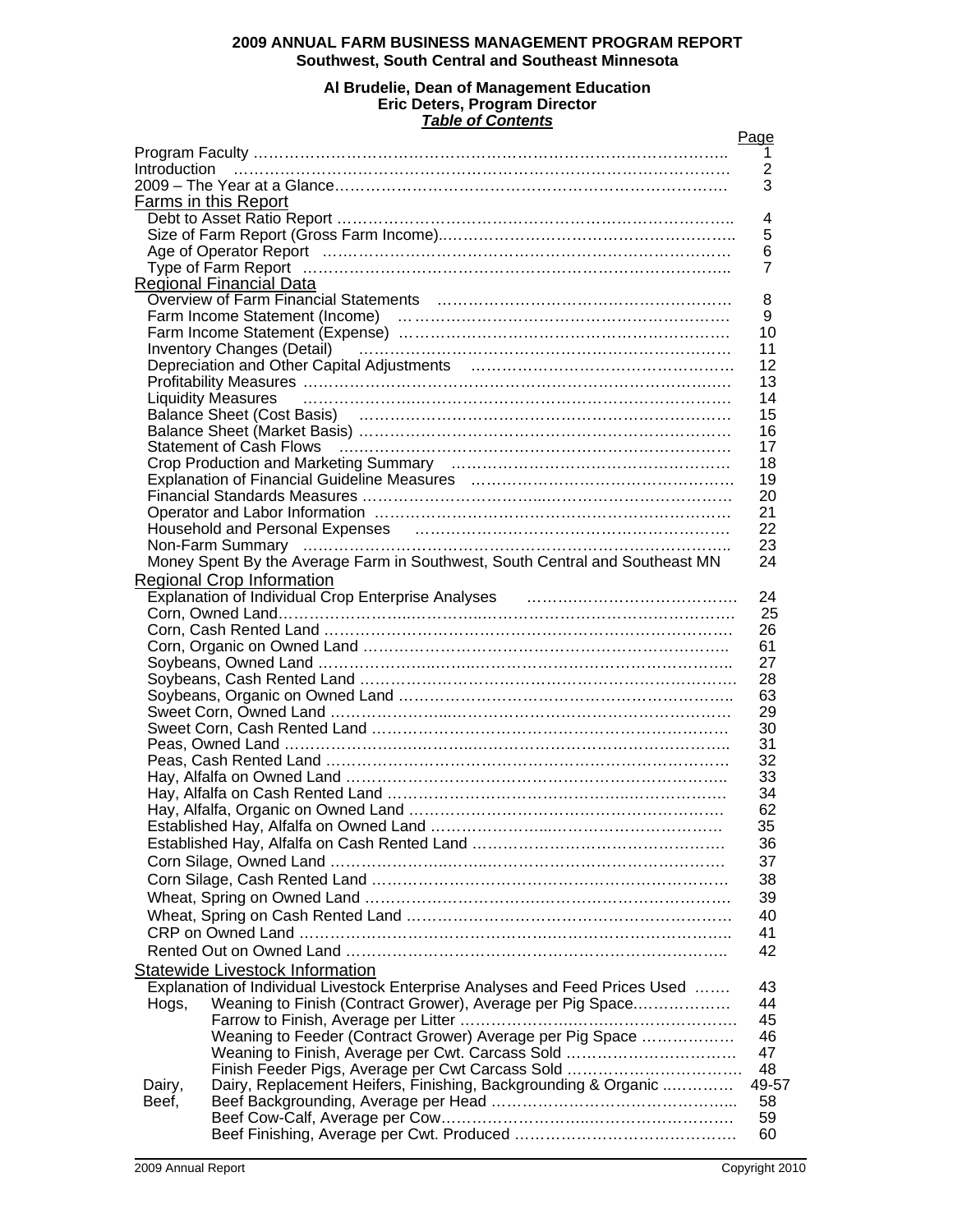# 2009 ANNUAL FARM BUSINESS MANAGEMENT PROGRAM REPORT
## Southwest, South Central and Southeast Minnesota

**Al Brudelie, Dean of Management Education**
**Eric Deters, Program Director**
***Table of Contents***

| | Page |
|---|---|
| Program Faculty | 1 |
| Introduction | 2 |
| 2009 – The Year at a Glance | 3 |
| **Farms in this Report** | |
| Debt to Asset Ratio Report | 4 |
| Size of Farm Report (Gross Farm Income) | 5 |
| Age of Operator Report | 6 |
| Type of Farm Report | 7 |
| **Regional Financial Data** | |
| Overview of Farm Financial Statements | 8 |
| Farm Income Statement (Income) | 9 |
| Farm Income Statement (Expense) | 10 |
| Inventory Changes (Detail) | 11 |
| Depreciation and Other Capital Adjustments | 12 |
| Profitability Measures | 13 |
| Liquidity Measures | 14 |
| Balance Sheet (Cost Basis) | 15 |
| Balance Sheet (Market Basis) | 16 |
| Statement of Cash Flows | 17 |
| Crop Production and Marketing Summary | 18 |
| Explanation of Financial Guideline Measures | 19 |
| Financial Standards Measures | 20 |
| Operator and Labor Information | 21 |
| Household and Personal Expenses | 22 |
| Non-Farm Summary | 23 |
| Money Spent By the Average Farm in Southwest, South Central and Southeast MN | 24 |
| **Regional Crop Information** | |
| Explanation of Individual Crop Enterprise Analyses | 24 |
| Corn, Owned Land | 25 |
| Corn, Cash Rented Land | 26 |
| Corn, Organic on Owned Land | 61 |
| Soybeans, Owned Land | 27 |
| Soybeans, Cash Rented Land | 28 |
| Soybeans, Organic on Owned Land | 63 |
| Sweet Corn, Owned Land | 29 |
| Sweet Corn, Cash Rented Land | 30 |
| Peas, Owned Land | 31 |
| Peas, Cash Rented Land | 32 |
| Hay, Alfalfa on Owned Land | 33 |
| Hay, Alfalfa on Cash Rented Land | 34 |
| Hay, Alfalfa, Organic on Owned Land | 62 |
| Established Hay, Alfalfa on Owned Land | 35 |
| Established Hay, Alfalfa on Cash Rented Land | 36 |
| Corn Silage, Owned Land | 37 |
| Corn Silage, Cash Rented Land | 38 |
| Wheat, Spring on Owned Land | 39 |
| Wheat, Spring on Cash Rented Land | 40 |
| CRP on Owned Land | 41 |
| Rented Out on Owned Land | 42 |
| **Statewide Livestock Information** | |
| Explanation of Individual Livestock Enterprise Analyses and Feed Prices Used | 43 |
| Hogs, Weaning to Finish (Contract Grower), Average per Pig Space | 44 |
| Farrow to Finish, Average per Litter | 45 |
| Weaning to Feeder (Contract Grower) Average per Pig Space | 46 |
| Weaning to Finish, Average per Cwt. Carcass Sold | 47 |
| Finish Feeder Pigs, Average per Cwt Carcass Sold | 48 |
| Dairy, Dairy, Replacement Heifers, Finishing, Backgrounding & Organic | 49-57 |
| Beef, Beef Backgrounding, Average per Head | 58 |
| Beef Cow-Calf, Average per Cow | 59 |
| Beef Finishing, Average per Cwt. Produced | 60 |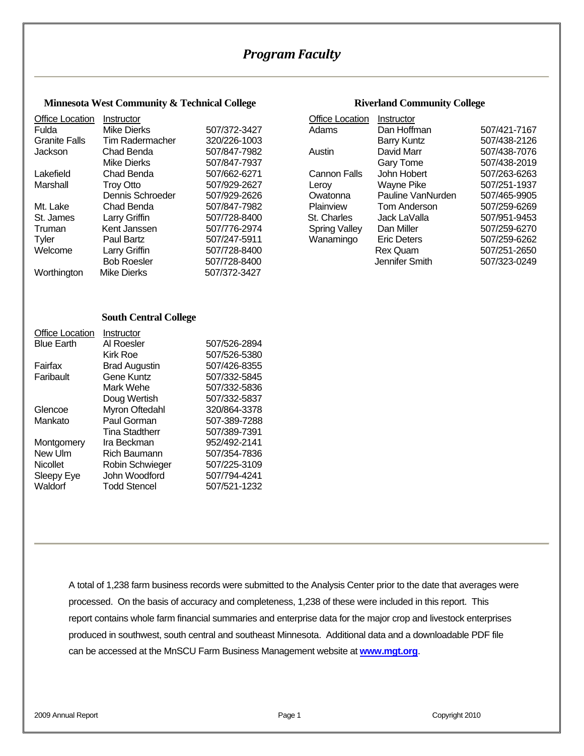# *Program Faculty*

### Minnesota West Community & Technical College

| Office Location | Instructor | |
|---|---|---|
| Fulda | Mike Dierks | 507/372-3427 |
| Granite Falls | Tim Radermacher | 320/226-1003 |
| Jackson | Chad Benda | 507/847-7982 |
| | Mike Dierks | 507/847-7937 |
| Lakefield | Chad Benda | 507/662-6271 |
| Marshall | Troy Otto | 507/929-2627 |
| | Dennis Schroeder | 507/929-2626 |
| Mt. Lake | Chad Benda | 507/847-7982 |
| St. James | Larry Griffin | 507/728-8400 |
| Truman | Kent Janssen | 507/776-2974 |
| Tyler | Paul Bartz | 507/247-5911 |
| Welcome | Larry Griffin | 507/728-8400 |
| | Bob Roesler | 507/728-8400 |
| Worthington | Mike Dierks | 507/372-3427 |

### Riverland Community College

| Office Location | Instructor | |
|---|---|---|
| Adams | Dan Hoffman | 507/421-7167 |
| | Barry Kuntz | 507/438-2126 |
| Austin | David Marr | 507/438-7076 |
| | Gary Tome | 507/438-2019 |
| Cannon Falls | John Hobert | 507/263-6263 |
| Leroy | Wayne Pike | 507/251-1937 |
| Owatonna | Pauline VanNurden | 507/465-9905 |
| Plainview | Tom Anderson | 507/259-6269 |
| St. Charles | Jack LaValla | 507/951-9453 |
| Spring Valley | Dan Miller | 507/259-6270 |
| Wanamingo | Eric Deters | 507/259-6262 |
| | Rex Quam | 507/251-2650 |
| | Jennifer Smith | 507/323-0249 |

### South Central College

| Office Location | Instructor | |
|---|---|---|
| Blue Earth | Al Roesler | 507/526-2894 |
| | Kirk Roe | 507/526-5380 |
| Fairfax | Brad Augustin | 507/426-8355 |
| Faribault | Gene Kuntz | 507/332-5845 |
| | Mark Wehe | 507/332-5836 |
| | Doug Wertish | 507/332-5837 |
| Glencoe | Myron Oftedahl | 320/864-3378 |
| Mankato | Paul Gorman | 507-389-7288 |
| | Tina Stadtherr | 507/389-7391 |
| Montgomery | Ira Beckman | 952/492-2141 |
| New Ulm | Rich Baumann | 507/354-7836 |
| Nicollet | Robin Schwieger | 507/225-3109 |
| Sleepy Eye | John Woodford | 507/794-4241 |
| Waldorf | Todd Stencel | 507/521-1232 |

A total of 1,238 farm business records were submitted to the Analysis Center prior to the date that averages were processed. On the basis of accuracy and completeness, 1,238 of these were included in this report. This report contains whole farm financial summaries and enterprise data for the major crop and livestock enterprises produced in southwest, south central and southeast Minnesota. Additional data and a downloadable PDF file can be accessed at the MnSCU Farm Business Management website at **www.mgt.org**.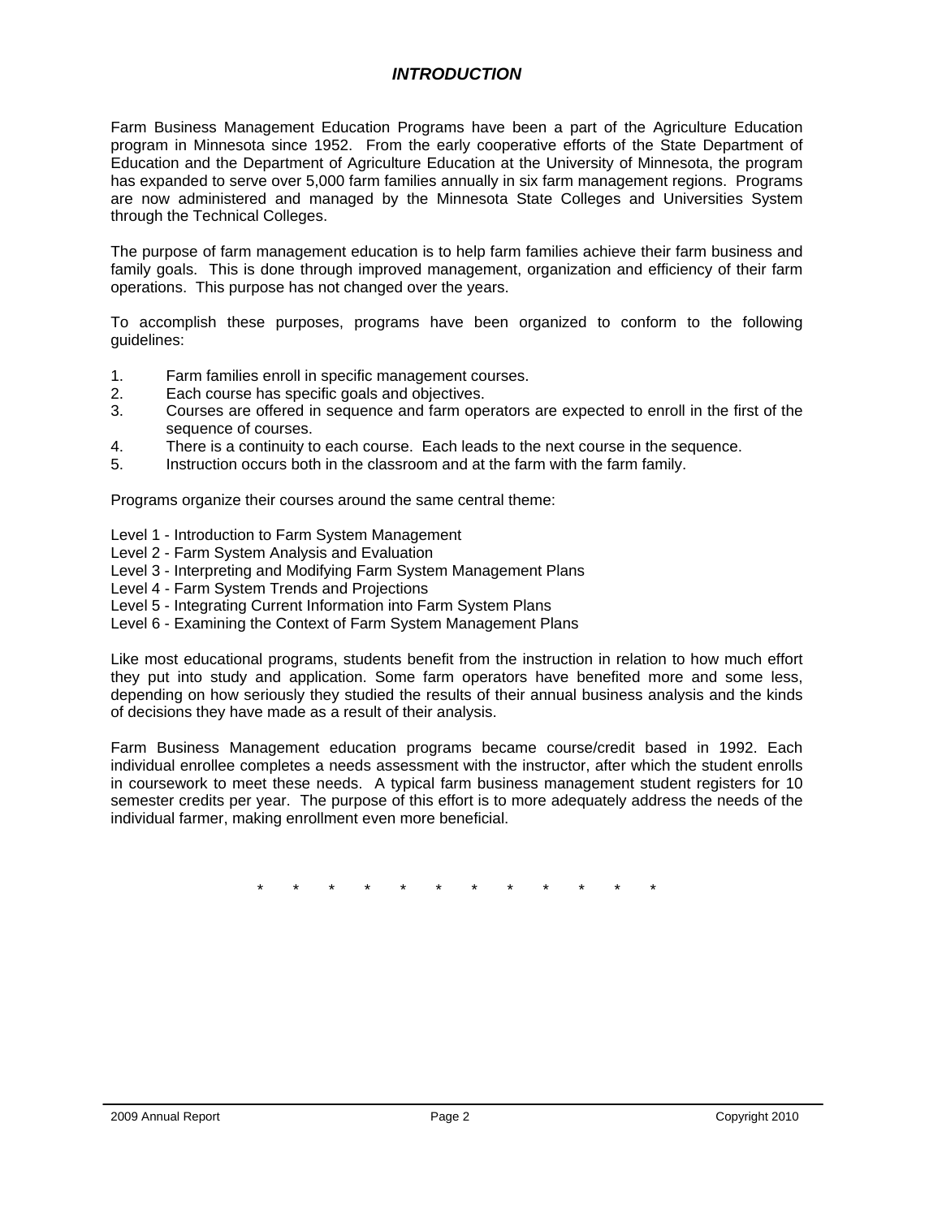## *INTRODUCTION*

Farm Business Management Education Programs have been a part of the Agriculture Education program in Minnesota since 1952. From the early cooperative efforts of the State Department of Education and the Department of Agriculture Education at the University of Minnesota, the program has expanded to serve over 5,000 farm families annually in six farm management regions. Programs are now administered and managed by the Minnesota State Colleges and Universities System through the Technical Colleges.

The purpose of farm management education is to help farm families achieve their farm business and family goals. This is done through improved management, organization and efficiency of their farm operations. This purpose has not changed over the years.

To accomplish these purposes, programs have been organized to conform to the following guidelines:

1. Farm families enroll in specific management courses.
2. Each course has specific goals and objectives.
3. Courses are offered in sequence and farm operators are expected to enroll in the first of the sequence of courses.
4. There is a continuity to each course. Each leads to the next course in the sequence.
5. Instruction occurs both in the classroom and at the farm with the farm family.

Programs organize their courses around the same central theme:

Level 1 - Introduction to Farm System Management
Level 2 - Farm System Analysis and Evaluation
Level 3 - Interpreting and Modifying Farm System Management Plans
Level 4 - Farm System Trends and Projections
Level 5 - Integrating Current Information into Farm System Plans
Level 6 - Examining the Context of Farm System Management Plans

Like most educational programs, students benefit from the instruction in relation to how much effort they put into study and application. Some farm operators have benefited more and some less, depending on how seriously they studied the results of their annual business analysis and the kinds of decisions they have made as a result of their analysis.

Farm Business Management education programs became course/credit based in 1992. Each individual enrollee completes a needs assessment with the instructor, after which the student enrolls in coursework to meet these needs. A typical farm business management student registers for 10 semester credits per year. The purpose of this effort is to more adequately address the needs of the individual farmer, making enrollment even more beneficial.

\* \* \* \* \* \* \* \* \* \* \* \*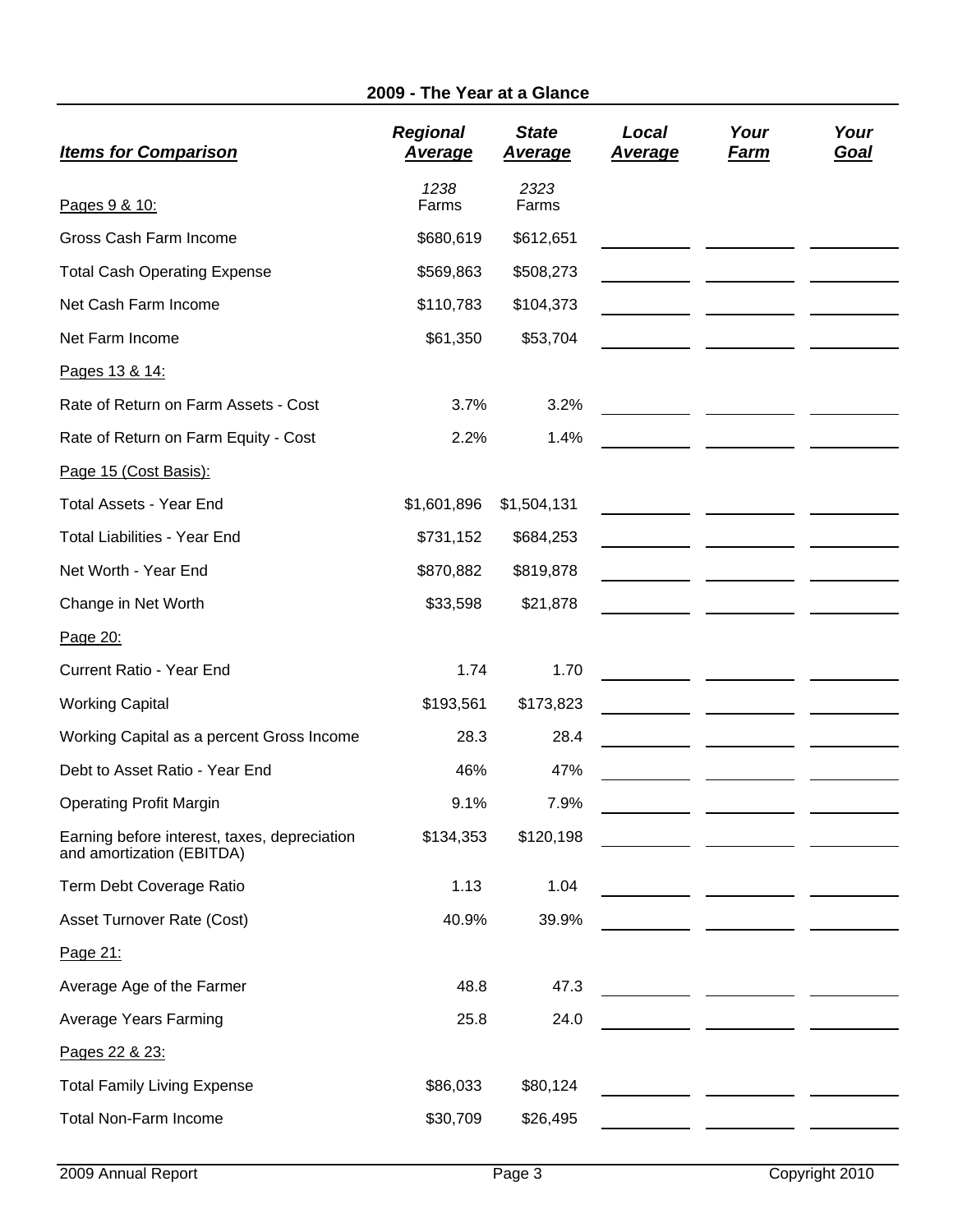## 2009 - The Year at a Glance

| *Items for Comparison* | *Regional Average* | *State Average* | *Local Average* | *Your Farm* | *Your Goal* |
|---|---|---|---|---|---|
| Pages 9 & 10: | *1238* Farms | *2323* Farms | | | |
| Gross Cash Farm Income | $680,619 | $612,651 | | | |
| Total Cash Operating Expense | $569,863 | $508,273 | | | |
| Net Cash Farm Income | $110,783 | $104,373 | | | |
| Net Farm Income | $61,350 | $53,704 | | | |
| Pages 13 & 14: | | | | | |
| Rate of Return on Farm Assets - Cost | 3.7% | 3.2% | | | |
| Rate of Return on Farm Equity - Cost | 2.2% | 1.4% | | | |
| Page 15 (Cost Basis): | | | | | |
| Total Assets - Year End | $1,601,896 | $1,504,131 | | | |
| Total Liabilities - Year End | $731,152 | $684,253 | | | |
| Net Worth - Year End | $870,882 | $819,878 | | | |
| Change in Net Worth | $33,598 | $21,878 | | | |
| Page 20: | | | | | |
| Current Ratio - Year End | 1.74 | 1.70 | | | |
| Working Capital | $193,561 | $173,823 | | | |
| Working Capital as a percent Gross Income | 28.3 | 28.4 | | | |
| Debt to Asset Ratio - Year End | 46% | 47% | | | |
| Operating Profit Margin | 9.1% | 7.9% | | | |
| Earning before interest, taxes, depreciation and amortization (EBITDA) | $134,353 | $120,198 | | | |
| Term Debt Coverage Ratio | 1.13 | 1.04 | | | |
| Asset Turnover Rate (Cost) | 40.9% | 39.9% | | | |
| Page 21: | | | | | |
| Average Age of the Farmer | 48.8 | 47.3 | | | |
| Average Years Farming | 25.8 | 24.0 | | | |
| Pages 22 & 23: | | | | | |
| Total Family Living Expense | $86,033 | $80,124 | | | |
| Total Non-Farm Income | $30,709 | $26,495 | | | |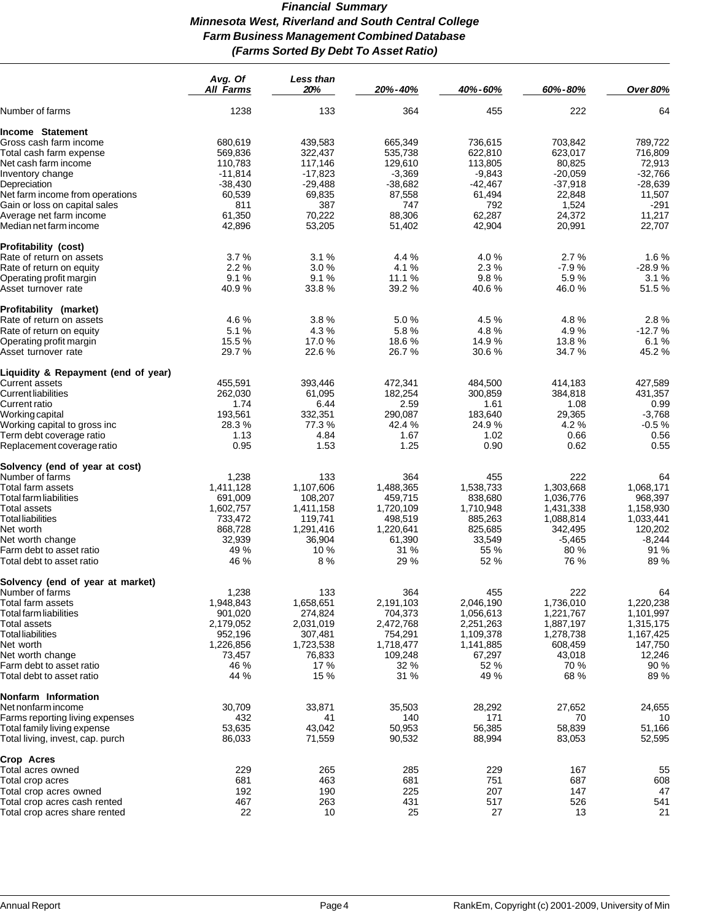# *Financial Summary*
## *Minnesota West, Riverland and South Central College*
## *Farm Business Management Combined Database*
## *(Farms Sorted By Debt To Asset Ratio)*

| | *Avg. Of All Farms* | *Less than 20%* | *20%-40%* | *40%-60%* | *60%-80%* | *Over 80%* |
|---|---|---|---|---|---|---|
| Number of farms | 1238 | 133 | 364 | 455 | 222 | 64 |
| **Income Statement** | | | | | | |
| Gross cash farm income | 680,619 | 439,583 | 665,349 | 736,615 | 703,842 | 789,722 |
| Total cash farm expense | 569,836 | 322,437 | 535,738 | 622,810 | 623,017 | 716,809 |
| Net cash farm income | 110,783 | 117,146 | 129,610 | 113,805 | 80,825 | 72,913 |
| Inventory change | -11,814 | -17,823 | -3,369 | -9,843 | -20,059 | -32,766 |
| Depreciation | -38,430 | -29,488 | -38,682 | -42,467 | -37,918 | -28,639 |
| Net farm income from operations | 60,539 | 69,835 | 87,558 | 61,494 | 22,848 | 11,507 |
| Gain or loss on capital sales | 811 | 387 | 747 | 792 | 1,524 | -291 |
| Average net farm income | 61,350 | 70,222 | 88,306 | 62,287 | 24,372 | 11,217 |
| Median net farm income | 42,896 | 53,205 | 51,402 | 42,904 | 20,991 | 22,707 |
| **Profitability (cost)** | | | | | | |
| Rate of return on assets | 3.7 % | 3.1 % | 4.4 % | 4.0 % | 2.7 % | 1.6 % |
| Rate of return on equity | 2.2 % | 3.0 % | 4.1 % | 2.3 % | -7.9 % | -28.9 % |
| Operating profit margin | 9.1 % | 9.1 % | 11.1 % | 9.8 % | 5.9 % | 3.1 % |
| Asset turnover rate | 40.9 % | 33.8 % | 39.2 % | 40.6 % | 46.0 % | 51.5 % |
| **Profitability (market)** | | | | | | |
| Rate of return on assets | 4.6 % | 3.8 % | 5.0 % | 4.5 % | 4.8 % | 2.8 % |
| Rate of return on equity | 5.1 % | 4.3 % | 5.8 % | 4.8 % | 4.9 % | -12.7 % |
| Operating profit margin | 15.5 % | 17.0 % | 18.6 % | 14.9 % | 13.8 % | 6.1 % |
| Asset turnover rate | 29.7 % | 22.6 % | 26.7 % | 30.6 % | 34.7 % | 45.2 % |
| **Liquidity & Repayment (end of year)** | | | | | | |
| Current assets | 455,591 | 393,446 | 472,341 | 484,500 | 414,183 | 427,589 |
| Current liabilities | 262,030 | 61,095 | 182,254 | 300,859 | 384,818 | 431,357 |
| Current ratio | 1.74 | 6.44 | 2.59 | 1.61 | 1.08 | 0.99 |
| Working capital | 193,561 | 332,351 | 290,087 | 183,640 | 29,365 | -3,768 |
| Working capital to gross inc | 28.3 % | 77.3 % | 42.4 % | 24.9 % | 4.2 % | -0.5 % |
| Term debt coverage ratio | 1.13 | 4.84 | 1.67 | 1.02 | 0.66 | 0.56 |
| Replacement coverage ratio | 0.95 | 1.53 | 1.25 | 0.90 | 0.62 | 0.55 |
| **Solvency (end of year at cost)** | | | | | | |
| Number of farms | 1,238 | 133 | 364 | 455 | 222 | 64 |
| Total farm assets | 1,411,128 | 1,107,606 | 1,488,365 | 1,538,733 | 1,303,668 | 1,068,171 |
| Total farm liabilities | 691,009 | 108,207 | 459,715 | 838,680 | 1,036,776 | 968,397 |
| Total assets | 1,602,757 | 1,411,158 | 1,720,109 | 1,710,948 | 1,431,338 | 1,158,930 |
| Total liabilities | 733,472 | 119,741 | 498,519 | 885,263 | 1,088,814 | 1,033,441 |
| Net worth | 868,728 | 1,291,416 | 1,220,641 | 825,685 | 342,495 | 120,202 |
| Net worth change | 32,939 | 36,904 | 61,390 | 33,549 | -5,465 | -8,244 |
| Farm debt to asset ratio | 49 % | 10 % | 31 % | 55 % | 80 % | 91 % |
| Total debt to asset ratio | 46 % | 8 % | 29 % | 52 % | 76 % | 89 % |
| **Solvency (end of year at market)** | | | | | | |
| Number of farms | 1,238 | 133 | 364 | 455 | 222 | 64 |
| Total farm assets | 1,948,843 | 1,658,651 | 2,191,103 | 2,046,190 | 1,736,010 | 1,220,238 |
| Total farm liabilities | 901,020 | 274,824 | 704,373 | 1,056,613 | 1,221,767 | 1,101,997 |
| Total assets | 2,179,052 | 2,031,019 | 2,472,768 | 2,251,263 | 1,887,197 | 1,315,175 |
| Total liabilities | 952,196 | 307,481 | 754,291 | 1,109,378 | 1,278,738 | 1,167,425 |
| Net worth | 1,226,856 | 1,723,538 | 1,718,477 | 1,141,885 | 608,459 | 147,750 |
| Net worth change | 73,457 | 76,833 | 109,248 | 67,297 | 43,018 | 12,246 |
| Farm debt to asset ratio | 46 % | 17 % | 32 % | 52 % | 70 % | 90 % |
| Total debt to asset ratio | 44 % | 15 % | 31 % | 49 % | 68 % | 89 % |
| **Nonfarm Information** | | | | | | |
| Net nonfarm income | 30,709 | 33,871 | 35,503 | 28,292 | 27,652 | 24,655 |
| Farms reporting living expenses | 432 | 41 | 140 | 171 | 70 | 10 |
| Total family living expense | 53,635 | 43,042 | 50,953 | 56,385 | 58,839 | 51,166 |
| Total living, invest, cap. purch | 86,033 | 71,559 | 90,532 | 88,994 | 83,053 | 52,595 |
| **Crop Acres** | | | | | | |
| Total acres owned | 229 | 265 | 285 | 229 | 167 | 55 |
| Total crop acres | 681 | 463 | 681 | 751 | 687 | 608 |
| Total crop acres owned | 192 | 190 | 225 | 207 | 147 | 47 |
| Total crop acres cash rented | 467 | 263 | 431 | 517 | 526 | 541 |
| Total crop acres share rented | 22 | 10 | 25 | 27 | 13 | 21 |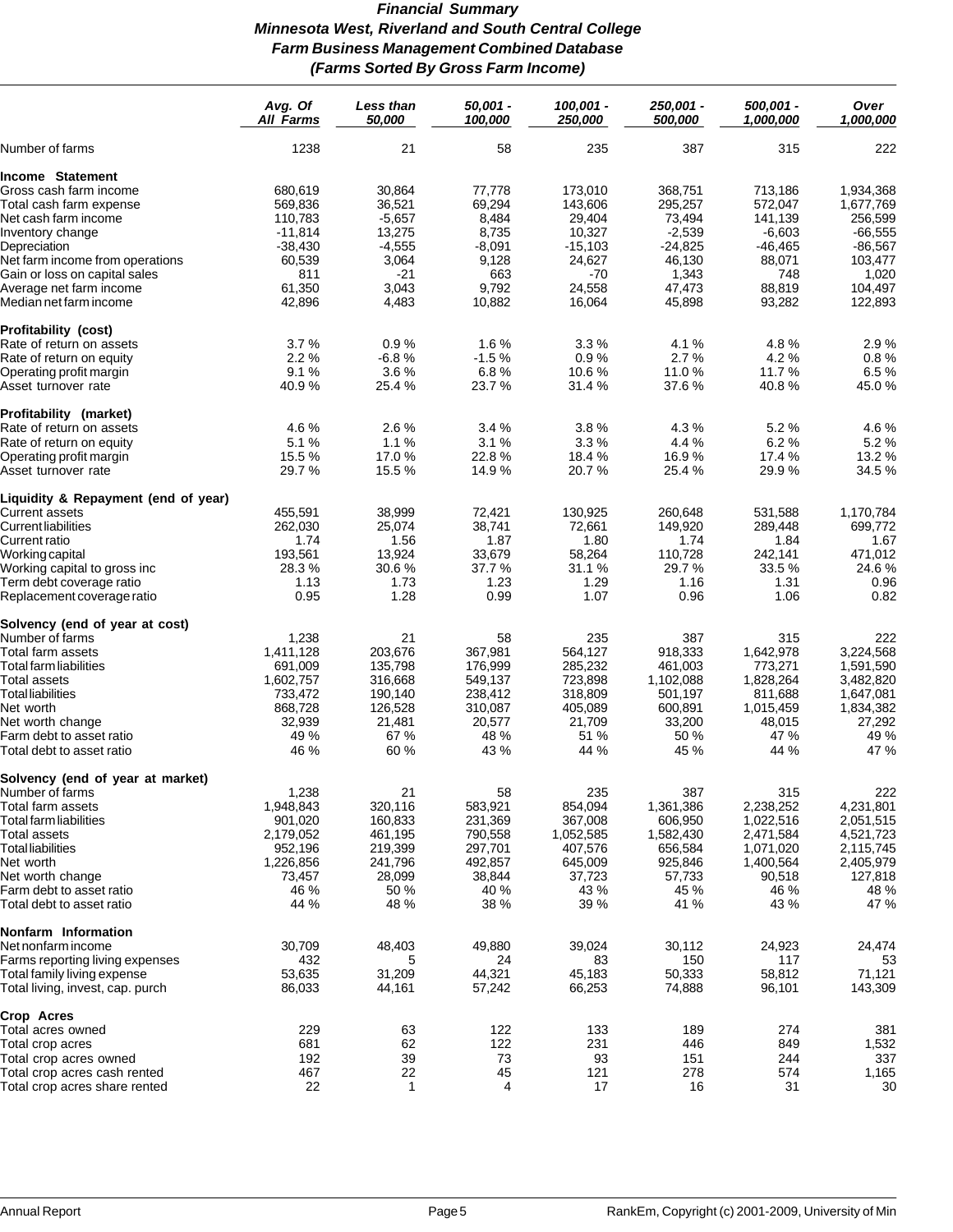# Financial Summary
## Minnesota West, Riverland and South Central College
## Farm Business Management Combined Database
## (Farms Sorted By Gross Farm Income)

| | Avg. Of All Farms | Less than 50,000 | 50,001 - 100,000 | 100,001 - 250,000 | 250,001 - 500,000 | 500,001 - 1,000,000 | Over 1,000,000 |
|---|---|---|---|---|---|---|---|
| Number of farms | 1238 | 21 | 58 | 235 | 387 | 315 | 222 |
| **Income Statement** | | | | | | | |
| Gross cash farm income | 680,619 | 30,864 | 77,778 | 173,010 | 368,751 | 713,186 | 1,934,368 |
| Total cash farm expense | 569,836 | 36,521 | 69,294 | 143,606 | 295,257 | 572,047 | 1,677,769 |
| Net cash farm income | 110,783 | -5,657 | 8,484 | 29,404 | 73,494 | 141,139 | 256,599 |
| Inventory change | -11,814 | 13,275 | 8,735 | 10,327 | -2,539 | -6,603 | -66,555 |
| Depreciation | -38,430 | -4,555 | -8,091 | -15,103 | -24,825 | -46,465 | -86,567 |
| Net farm income from operations | 60,539 | 3,064 | 9,128 | 24,627 | 46,130 | 88,071 | 103,477 |
| Gain or loss on capital sales | 811 | -21 | 663 | -70 | 1,343 | 748 | 1,020 |
| Average net farm income | 61,350 | 3,043 | 9,792 | 24,558 | 47,473 | 88,819 | 104,497 |
| Median net farm income | 42,896 | 4,483 | 10,882 | 16,064 | 45,898 | 93,282 | 122,893 |
| **Profitability (cost)** | | | | | | | |
| Rate of return on assets | 3.7 % | 0.9 % | 1.6 % | 3.3 % | 4.1 % | 4.8 % | 2.9 % |
| Rate of return on equity | 2.2 % | -6.8 % | -1.5 % | 0.9 % | 2.7 % | 4.2 % | 0.8 % |
| Operating profit margin | 9.1 % | 3.6 % | 6.8 % | 10.6 % | 11.0 % | 11.7 % | 6.5 % |
| Asset turnover rate | 40.9 % | 25.4 % | 23.7 % | 31.4 % | 37.6 % | 40.8 % | 45.0 % |
| **Profitability (market)** | | | | | | | |
| Rate of return on assets | 4.6 % | 2.6 % | 3.4 % | 3.8 % | 4.3 % | 5.2 % | 4.6 % |
| Rate of return on equity | 5.1 % | 1.1 % | 3.1 % | 3.3 % | 4.4 % | 6.2 % | 5.2 % |
| Operating profit margin | 15.5 % | 17.0 % | 22.8 % | 18.4 % | 16.9 % | 17.4 % | 13.2 % |
| Asset turnover rate | 29.7 % | 15.5 % | 14.9 % | 20.7 % | 25.4 % | 29.9 % | 34.5 % |
| **Liquidity & Repayment (end of year)** | | | | | | | |
| Current assets | 455,591 | 38,999 | 72,421 | 130,925 | 260,648 | 531,588 | 1,170,784 |
| Current liabilities | 262,030 | 25,074 | 38,741 | 72,661 | 149,920 | 289,448 | 699,772 |
| Current ratio | 1.74 | 1.56 | 1.87 | 1.80 | 1.74 | 1.84 | 1.67 |
| Working capital | 193,561 | 13,924 | 33,679 | 58,264 | 110,728 | 242,141 | 471,012 |
| Working capital to gross inc | 28.3 % | 30.6 % | 37.7 % | 31.1 % | 29.7 % | 33.5 % | 24.6 % |
| Term debt coverage ratio | 1.13 | 1.73 | 1.23 | 1.29 | 1.16 | 1.31 | 0.96 |
| Replacement coverage ratio | 0.95 | 1.28 | 0.99 | 1.07 | 0.96 | 1.06 | 0.82 |
| **Solvency (end of year at cost)** | | | | | | | |
| Number of farms | 1,238 | 21 | 58 | 235 | 387 | 315 | 222 |
| Total farm assets | 1,411,128 | 203,676 | 367,981 | 564,127 | 918,333 | 1,642,978 | 3,224,568 |
| Total farm liabilities | 691,009 | 135,798 | 176,999 | 285,232 | 461,003 | 773,271 | 1,591,590 |
| Total assets | 1,602,757 | 316,668 | 549,137 | 723,898 | 1,102,088 | 1,828,264 | 3,482,820 |
| Total liabilities | 733,472 | 190,140 | 238,412 | 318,809 | 501,197 | 811,688 | 1,647,081 |
| Net worth | 868,728 | 126,528 | 310,087 | 405,089 | 600,891 | 1,015,459 | 1,834,382 |
| Net worth change | 32,939 | 21,481 | 20,577 | 21,709 | 33,200 | 48,015 | 27,292 |
| Farm debt to asset ratio | 49 % | 67 % | 48 % | 51 % | 50 % | 47 % | 49 % |
| Total debt to asset ratio | 46 % | 60 % | 43 % | 44 % | 45 % | 44 % | 47 % |
| **Solvency (end of year at market)** | | | | | | | |
| Number of farms | 1,238 | 21 | 58 | 235 | 387 | 315 | 222 |
| Total farm assets | 1,948,843 | 320,116 | 583,921 | 854,094 | 1,361,386 | 2,238,252 | 4,231,801 |
| Total farm liabilities | 901,020 | 160,833 | 231,369 | 367,008 | 606,950 | 1,022,516 | 2,051,515 |
| Total assets | 2,179,052 | 461,195 | 790,558 | 1,052,585 | 1,582,430 | 2,471,584 | 4,521,723 |
| Total liabilities | 952,196 | 219,399 | 297,701 | 407,576 | 656,584 | 1,071,020 | 2,115,745 |
| Net worth | 1,226,856 | 241,796 | 492,857 | 645,009 | 925,846 | 1,400,564 | 2,405,979 |
| Net worth change | 73,457 | 28,099 | 38,844 | 37,723 | 57,733 | 90,518 | 127,818 |
| Farm debt to asset ratio | 46 % | 50 % | 40 % | 43 % | 45 % | 46 % | 48 % |
| Total debt to asset ratio | 44 % | 48 % | 38 % | 39 % | 41 % | 43 % | 47 % |
| **Nonfarm Information** | | | | | | | |
| Net nonfarm income | 30,709 | 48,403 | 49,880 | 39,024 | 30,112 | 24,923 | 24,474 |
| Farms reporting living expenses | 432 | 5 | 24 | 83 | 150 | 117 | 53 |
| Total family living expense | 53,635 | 31,209 | 44,321 | 45,183 | 50,333 | 58,812 | 71,121 |
| Total living, invest, cap. purch | 86,033 | 44,161 | 57,242 | 66,253 | 74,888 | 96,101 | 143,309 |
| **Crop Acres** | | | | | | | |
| Total acres owned | 229 | 63 | 122 | 133 | 189 | 274 | 381 |
| Total crop acres | 681 | 62 | 122 | 231 | 446 | 849 | 1,532 |
| Total crop acres owned | 192 | 39 | 73 | 93 | 151 | 244 | 337 |
| Total crop acres cash rented | 467 | 22 | 45 | 121 | 278 | 574 | 1,165 |
| Total crop acres share rented | 22 | 1 | 4 | 17 | 16 | 31 | 30 |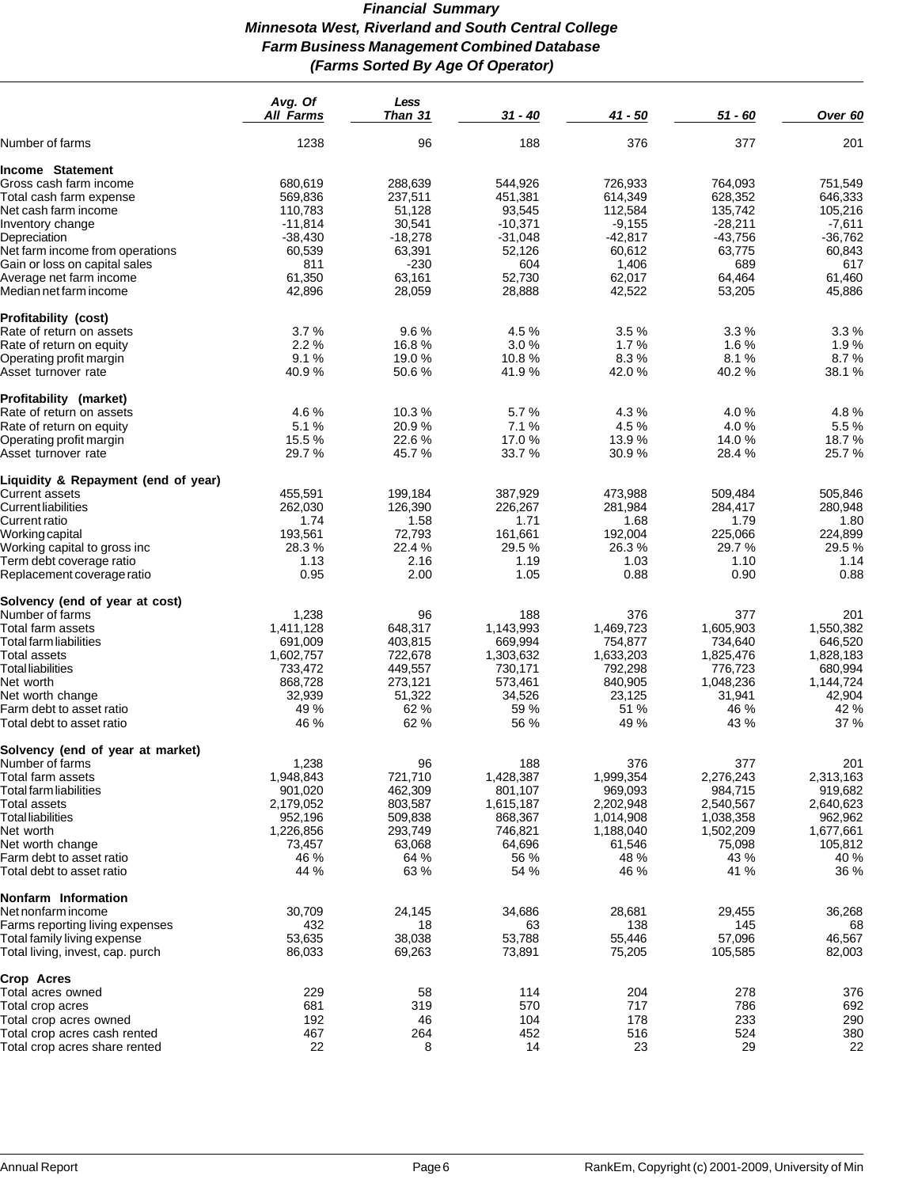# *Financial Summary*
## *Minnesota West, Riverland and South Central College*
## *Farm Business Management Combined Database*
### *(Farms Sorted By Age Of Operator)*

| | *Avg. Of All Farms* | *Less Than 31* | *31 - 40* | *41 - 50* | *51 - 60* | *Over 60* |
|---|---|---|---|---|---|---|
| Number of farms | 1238 | 96 | 188 | 376 | 377 | 201 |
| **Income Statement** | | | | | | |
| Gross cash farm income | 680,619 | 288,639 | 544,926 | 726,933 | 764,093 | 751,549 |
| Total cash farm expense | 569,836 | 237,511 | 451,381 | 614,349 | 628,352 | 646,333 |
| Net cash farm income | 110,783 | 51,128 | 93,545 | 112,584 | 135,742 | 105,216 |
| Inventory change | -11,814 | 30,541 | -10,371 | -9,155 | -28,211 | -7,611 |
| Depreciation | -38,430 | -18,278 | -31,048 | -42,817 | -43,756 | -36,762 |
| Net farm income from operations | 60,539 | 63,391 | 52,126 | 60,612 | 63,775 | 60,843 |
| Gain or loss on capital sales | 811 | -230 | 604 | 1,406 | 689 | 617 |
| Average net farm income | 61,350 | 63,161 | 52,730 | 62,017 | 64,464 | 61,460 |
| Median net farm income | 42,896 | 28,059 | 28,888 | 42,522 | 53,205 | 45,886 |
| **Profitability (cost)** | | | | | | |
| Rate of return on assets | 3.7 % | 9.6 % | 4.5 % | 3.5 % | 3.3 % | 3.3 % |
| Rate of return on equity | 2.2 % | 16.8 % | 3.0 % | 1.7 % | 1.6 % | 1.9 % |
| Operating profit margin | 9.1 % | 19.0 % | 10.8 % | 8.3 % | 8.1 % | 8.7 % |
| Asset turnover rate | 40.9 % | 50.6 % | 41.9 % | 42.0 % | 40.2 % | 38.1 % |
| **Profitability (market)** | | | | | | |
| Rate of return on assets | 4.6 % | 10.3 % | 5.7 % | 4.3 % | 4.0 % | 4.8 % |
| Rate of return on equity | 5.1 % | 20.9 % | 7.1 % | 4.5 % | 4.0 % | 5.5 % |
| Operating profit margin | 15.5 % | 22.6 % | 17.0 % | 13.9 % | 14.0 % | 18.7 % |
| Asset turnover rate | 29.7 % | 45.7 % | 33.7 % | 30.9 % | 28.4 % | 25.7 % |
| **Liquidity & Repayment (end of year)** | | | | | | |
| Current assets | 455,591 | 199,184 | 387,929 | 473,988 | 509,484 | 505,846 |
| Current liabilities | 262,030 | 126,390 | 226,267 | 281,984 | 284,417 | 280,948 |
| Current ratio | 1.74 | 1.58 | 1.71 | 1.68 | 1.79 | 1.80 |
| Working capital | 193,561 | 72,793 | 161,661 | 192,004 | 225,066 | 224,899 |
| Working capital to gross inc | 28.3 % | 22.4 % | 29.5 % | 26.3 % | 29.7 % | 29.5 % |
| Term debt coverage ratio | 1.13 | 2.16 | 1.19 | 1.03 | 1.10 | 1.14 |
| Replacement coverage ratio | 0.95 | 2.00 | 1.05 | 0.88 | 0.90 | 0.88 |
| **Solvency (end of year at cost)** | | | | | | |
| Number of farms | 1,238 | 96 | 188 | 376 | 377 | 201 |
| Total farm assets | 1,411,128 | 648,317 | 1,143,993 | 1,469,723 | 1,605,903 | 1,550,382 |
| Total farm liabilities | 691,009 | 403,815 | 669,994 | 754,877 | 734,640 | 646,520 |
| Total assets | 1,602,757 | 722,678 | 1,303,632 | 1,633,203 | 1,825,476 | 1,828,183 |
| Total liabilities | 733,472 | 449,557 | 730,171 | 792,298 | 776,723 | 680,994 |
| Net worth | 868,728 | 273,121 | 573,461 | 840,905 | 1,048,236 | 1,144,724 |
| Net worth change | 32,939 | 51,322 | 34,526 | 23,125 | 31,941 | 42,904 |
| Farm debt to asset ratio | 49 % | 62 % | 59 % | 51 % | 46 % | 42 % |
| Total debt to asset ratio | 46 % | 62 % | 56 % | 49 % | 43 % | 37 % |
| **Solvency (end of year at market)** | | | | | | |
| Number of farms | 1,238 | 96 | 188 | 376 | 377 | 201 |
| Total farm assets | 1,948,843 | 721,710 | 1,428,387 | 1,999,354 | 2,276,243 | 2,313,163 |
| Total farm liabilities | 901,020 | 462,309 | 801,107 | 969,093 | 984,715 | 919,682 |
| Total assets | 2,179,052 | 803,587 | 1,615,187 | 2,202,948 | 2,540,567 | 2,640,623 |
| Total liabilities | 952,196 | 509,838 | 868,367 | 1,014,908 | 1,038,358 | 962,962 |
| Net worth | 1,226,856 | 293,749 | 746,821 | 1,188,040 | 1,502,209 | 1,677,661 |
| Net worth change | 73,457 | 63,068 | 64,696 | 61,546 | 75,098 | 105,812 |
| Farm debt to asset ratio | 46 % | 64 % | 56 % | 48 % | 43 % | 40 % |
| Total debt to asset ratio | 44 % | 63 % | 54 % | 46 % | 41 % | 36 % |
| **Nonfarm Information** | | | | | | |
| Net nonfarm income | 30,709 | 24,145 | 34,686 | 28,681 | 29,455 | 36,268 |
| Farms reporting living expenses | 432 | 18 | 63 | 138 | 145 | 68 |
| Total family living expense | 53,635 | 38,038 | 53,788 | 55,446 | 57,096 | 46,567 |
| Total living, invest, cap. purch | 86,033 | 69,263 | 73,891 | 75,205 | 105,585 | 82,003 |
| **Crop Acres** | | | | | | |
| Total acres owned | 229 | 58 | 114 | 204 | 278 | 376 |
| Total crop acres | 681 | 319 | 570 | 717 | 786 | 692 |
| Total crop acres owned | 192 | 46 | 104 | 178 | 233 | 290 |
| Total crop acres cash rented | 467 | 264 | 452 | 516 | 524 | 380 |
| Total crop acres share rented | 22 | 8 | 14 | 23 | 29 | 22 |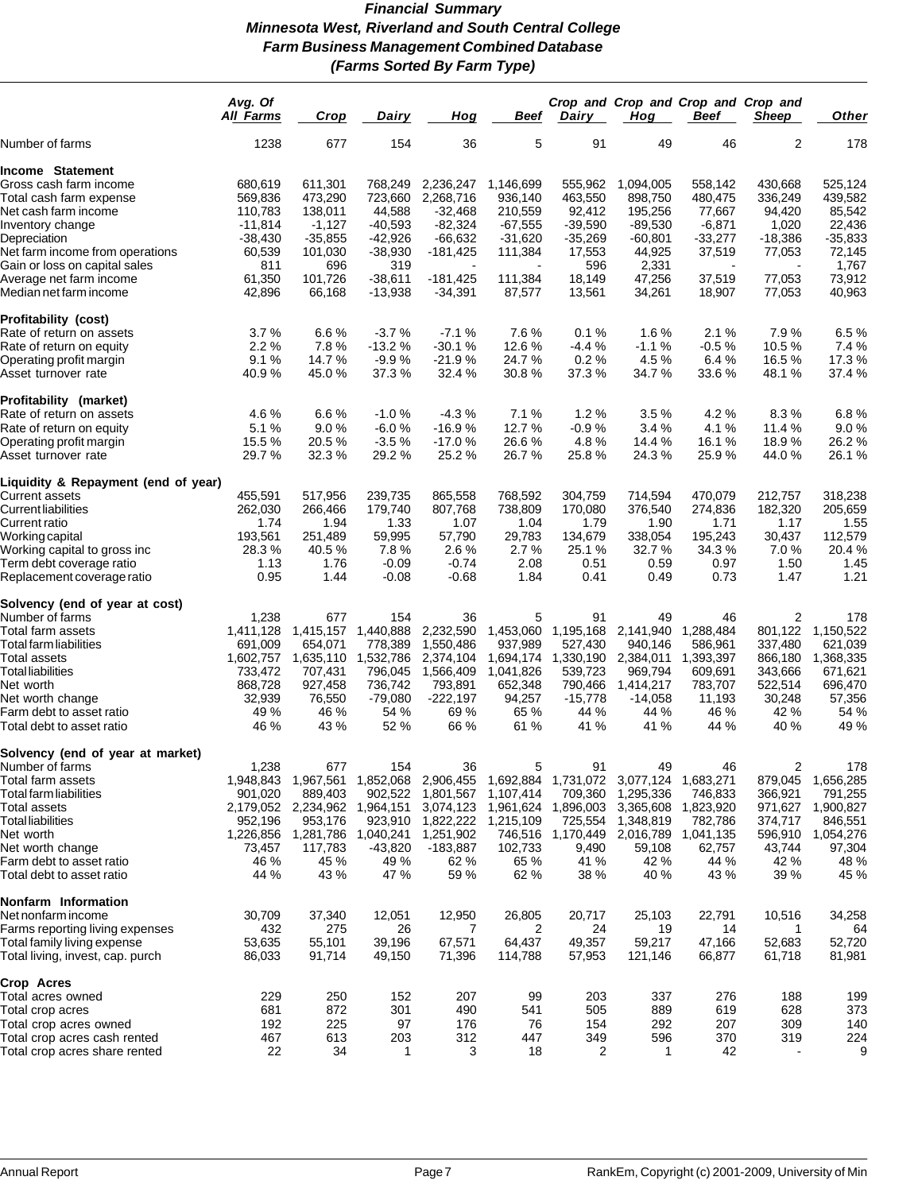# *Financial Summary*
## *Minnesota West, Riverland and South Central College*
## *Farm Business Management Combined Database*
## *(Farms Sorted By Farm Type)*

| | Avg. Of All Farms | Crop | Dairy | Hog | Beef | Crop and Dairy | Crop and Hog | Crop and Beef | Crop and Sheep | Other |
|---|---|---|---|---|---|---|---|---|---|---|
| Number of farms | 1238 | 677 | 154 | 36 | 5 | 91 | 49 | 46 | 2 | 178 |
| **Income Statement** | | | | | | | | | | |
| Gross cash farm income | 680,619 | 611,301 | 768,249 | 2,236,247 | 1,146,699 | 555,962 | 1,094,005 | 558,142 | 430,668 | 525,124 |
| Total cash farm expense | 569,836 | 473,290 | 723,660 | 2,268,716 | 936,140 | 463,550 | 898,750 | 480,475 | 336,249 | 439,582 |
| Net cash farm income | 110,783 | 138,011 | 44,588 | -32,468 | 210,559 | 92,412 | 195,256 | 77,667 | 94,420 | 85,542 |
| Inventory change | -11,814 | -1,127 | -40,593 | -82,324 | -67,555 | -39,590 | -89,530 | -6,871 | 1,020 | 22,436 |
| Depreciation | -38,430 | -35,855 | -42,926 | -66,632 | -31,620 | -35,269 | -60,801 | -33,277 | -18,386 | -35,833 |
| Net farm income from operations | 60,539 | 101,030 | -38,930 | -181,425 | 111,384 | 17,553 | 44,925 | 37,519 | 77,053 | 72,145 |
| Gain or loss on capital sales | 811 | 696 | 319 | - | - | 596 | 2,331 | - | - | 1,767 |
| Average net farm income | 61,350 | 101,726 | -38,611 | -181,425 | 111,384 | 18,149 | 47,256 | 37,519 | 77,053 | 73,912 |
| Median net farm income | 42,896 | 66,168 | -13,938 | -34,391 | 87,577 | 13,561 | 34,261 | 18,907 | 77,053 | 40,963 |
| **Profitability (cost)** | | | | | | | | | | |
| Rate of return on assets | 3.7 % | 6.6 % | -3.7 % | -7.1 % | 7.6 % | 0.1 % | 1.6 % | 2.1 % | 7.9 % | 6.5 % |
| Rate of return on equity | 2.2 % | 7.8 % | -13.2 % | -30.1 % | 12.6 % | -4.4 % | -1.1 % | -0.5 % | 10.5 % | 7.4 % |
| Operating profit margin | 9.1 % | 14.7 % | -9.9 % | -21.9 % | 24.7 % | 0.2 % | 4.5 % | 6.4 % | 16.5 % | 17.3 % |
| Asset turnover rate | 40.9 % | 45.0 % | 37.3 % | 32.4 % | 30.8 % | 37.3 % | 34.7 % | 33.6 % | 48.1 % | 37.4 % |
| **Profitability (market)** | | | | | | | | | | |
| Rate of return on assets | 4.6 % | 6.6 % | -1.0 % | -4.3 % | 7.1 % | 1.2 % | 3.5 % | 4.2 % | 8.3 % | 6.8 % |
| Rate of return on equity | 5.1 % | 9.0 % | -6.0 % | -16.9 % | 12.7 % | -0.9 % | 3.4 % | 4.1 % | 11.4 % | 9.0 % |
| Operating profit margin | 15.5 % | 20.5 % | -3.5 % | -17.0 % | 26.6 % | 4.8 % | 14.4 % | 16.1 % | 18.9 % | 26.2 % |
| Asset turnover rate | 29.7 % | 32.3 % | 29.2 % | 25.2 % | 26.7 % | 25.8 % | 24.3 % | 25.9 % | 44.0 % | 26.1 % |
| **Liquidity & Repayment (end of year)** | | | | | | | | | | |
| Current assets | 455,591 | 517,956 | 239,735 | 865,558 | 768,592 | 304,759 | 714,594 | 470,079 | 212,757 | 318,238 |
| Current liabilities | 262,030 | 266,466 | 179,740 | 807,768 | 738,809 | 170,080 | 376,540 | 274,836 | 182,320 | 205,659 |
| Current ratio | 1.74 | 1.94 | 1.33 | 1.07 | 1.04 | 1.79 | 1.90 | 1.71 | 1.17 | 1.55 |
| Working capital | 193,561 | 251,489 | 59,995 | 57,790 | 29,783 | 134,679 | 338,054 | 195,243 | 30,437 | 112,579 |
| Working capital to gross inc | 28.3 % | 40.5 % | 7.8 % | 2.6 % | 2.7 % | 25.1 % | 32.7 % | 34.3 % | 7.0 % | 20.4 % |
| Term debt coverage ratio | 1.13 | 1.76 | -0.09 | -0.74 | 2.08 | 0.51 | 0.59 | 0.97 | 1.50 | 1.45 |
| Replacement coverage ratio | 0.95 | 1.44 | -0.08 | -0.68 | 1.84 | 0.41 | 0.49 | 0.73 | 1.47 | 1.21 |
| **Solvency (end of year at cost)** | | | | | | | | | | |
| Number of farms | 1,238 | 677 | 154 | 36 | 5 | 91 | 49 | 46 | 2 | 178 |
| Total farm assets | 1,411,128 | 1,415,157 | 1,440,888 | 2,232,590 | 1,453,060 | 1,195,168 | 2,141,940 | 1,288,484 | 801,122 | 1,150,522 |
| Total farm liabilities | 691,009 | 654,071 | 778,389 | 1,550,486 | 937,989 | 527,430 | 940,146 | 586,961 | 337,480 | 621,039 |
| Total assets | 1,602,757 | 1,635,110 | 1,532,786 | 2,374,104 | 1,694,174 | 1,330,190 | 2,384,011 | 1,393,397 | 866,180 | 1,368,335 |
| Total liabilities | 733,472 | 707,431 | 796,045 | 1,566,409 | 1,041,826 | 539,723 | 969,794 | 609,691 | 343,666 | 671,621 |
| Net worth | 868,728 | 927,458 | 736,742 | 793,891 | 652,348 | 790,466 | 1,414,217 | 783,707 | 522,514 | 696,470 |
| Net worth change | 32,939 | 76,550 | -79,080 | -222,197 | 94,257 | -15,778 | -14,058 | 11,193 | 30,248 | 57,356 |
| Farm debt to asset ratio | 49 % | 46 % | 54 % | 69 % | 65 % | 44 % | 44 % | 46 % | 42 % | 54 % |
| Total debt to asset ratio | 46 % | 43 % | 52 % | 66 % | 61 % | 41 % | 41 % | 44 % | 40 % | 49 % |
| **Solvency (end of year at market)** | | | | | | | | | | |
| Number of farms | 1,238 | 677 | 154 | 36 | 5 | 91 | 49 | 46 | 2 | 178 |
| Total farm assets | 1,948,843 | 1,967,561 | 1,852,068 | 2,906,455 | 1,692,884 | 1,731,072 | 3,077,124 | 1,683,271 | 879,045 | 1,656,285 |
| Total farm liabilities | 901,020 | 889,403 | 902,522 | 1,801,567 | 1,107,414 | 709,360 | 1,295,336 | 746,833 | 366,921 | 791,255 |
| Total assets | 2,179,052 | 2,234,962 | 1,964,151 | 3,074,123 | 1,961,624 | 1,896,003 | 3,365,608 | 1,823,920 | 971,627 | 1,900,827 |
| Total liabilities | 952,196 | 953,176 | 923,910 | 1,822,222 | 1,215,109 | 725,554 | 1,348,819 | 782,786 | 374,717 | 846,551 |
| Net worth | 1,226,856 | 1,281,786 | 1,040,241 | 1,251,902 | 746,516 | 1,170,449 | 2,016,789 | 1,041,135 | 596,910 | 1,054,276 |
| Net worth change | 73,457 | 117,783 | -43,820 | -183,887 | 102,733 | 9,490 | 59,108 | 62,757 | 43,744 | 97,304 |
| Farm debt to asset ratio | 46 % | 45 % | 49 % | 62 % | 65 % | 41 % | 42 % | 44 % | 42 % | 48 % |
| Total debt to asset ratio | 44 % | 43 % | 47 % | 59 % | 62 % | 38 % | 40 % | 43 % | 39 % | 45 % |
| **Nonfarm Information** | | | | | | | | | | |
| Net nonfarm income | 30,709 | 37,340 | 12,051 | 12,950 | 26,805 | 20,717 | 25,103 | 22,791 | 10,516 | 34,258 |
| Farms reporting living expenses | 432 | 275 | 26 | 7 | 2 | 24 | 19 | 14 | 1 | 64 |
| Total family living expense | 53,635 | 55,101 | 39,196 | 67,571 | 64,437 | 49,357 | 59,217 | 47,166 | 52,683 | 52,720 |
| Total living, invest, cap. purch | 86,033 | 91,714 | 49,150 | 71,396 | 114,788 | 57,953 | 121,146 | 66,877 | 61,718 | 81,981 |
| **Crop Acres** | | | | | | | | | | |
| Total acres owned | 229 | 250 | 152 | 207 | 99 | 203 | 337 | 276 | 188 | 199 |
| Total crop acres | 681 | 872 | 301 | 490 | 541 | 505 | 889 | 619 | 628 | 373 |
| Total crop acres owned | 192 | 225 | 97 | 176 | 76 | 154 | 292 | 207 | 309 | 140 |
| Total crop acres cash rented | 467 | 613 | 203 | 312 | 447 | 349 | 596 | 370 | 319 | 224 |
| Total crop acres share rented | 22 | 34 | 1 | 3 | 18 | 2 | 1 | 42 | - | 9 |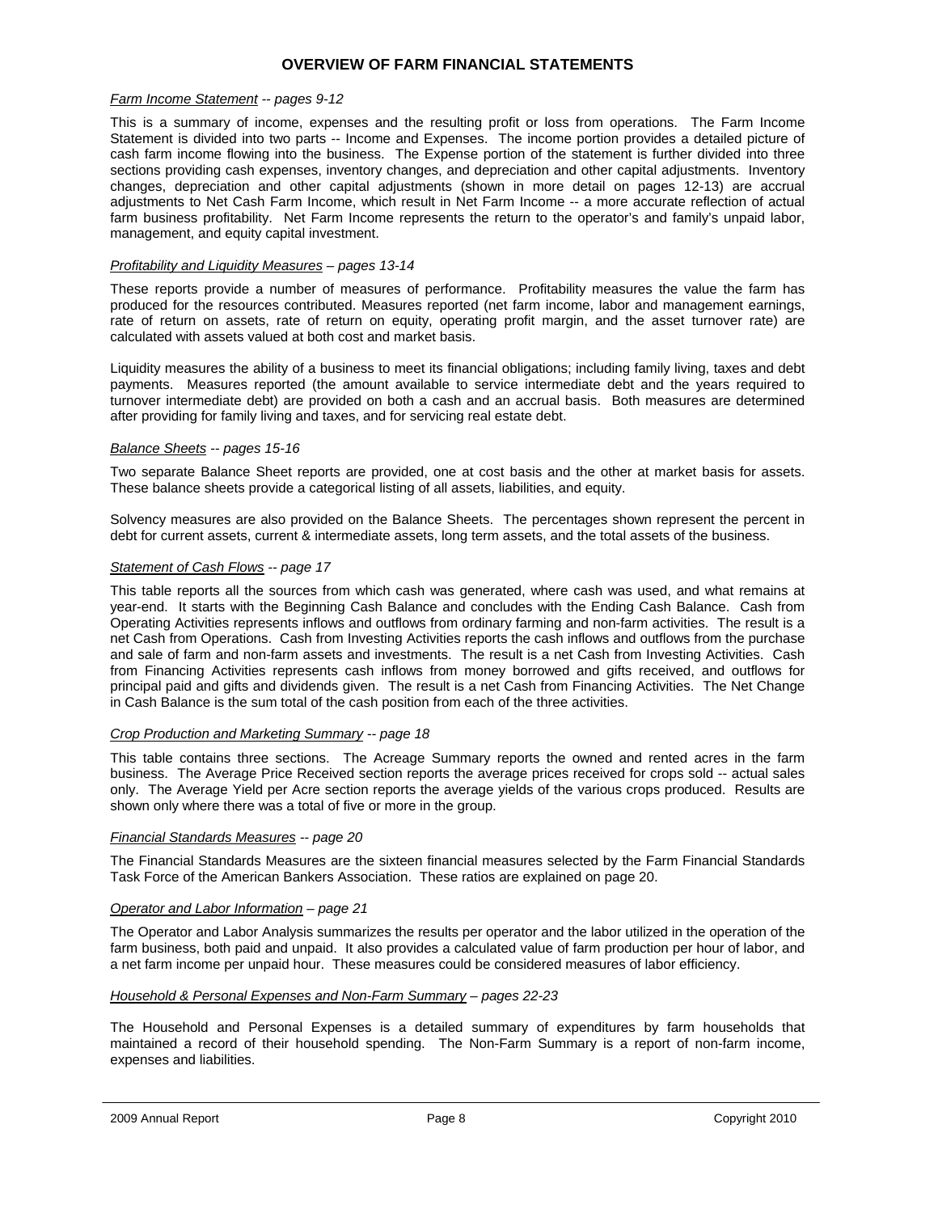# OVERVIEW OF FARM FINANCIAL STATEMENTS

*Farm Income Statement -- pages 9-12*

This is a summary of income, expenses and the resulting profit or loss from operations. The Farm Income Statement is divided into two parts -- Income and Expenses. The income portion provides a detailed picture of cash farm income flowing into the business. The Expense portion of the statement is further divided into three sections providing cash expenses, inventory changes, and depreciation and other capital adjustments. Inventory changes, depreciation and other capital adjustments (shown in more detail on pages 12-13) are accrual adjustments to Net Cash Farm Income, which result in Net Farm Income -- a more accurate reflection of actual farm business profitability. Net Farm Income represents the return to the operator's and family's unpaid labor, management, and equity capital investment.

*Profitability and Liquidity Measures – pages 13-14*

These reports provide a number of measures of performance. Profitability measures the value the farm has produced for the resources contributed. Measures reported (net farm income, labor and management earnings, rate of return on assets, rate of return on equity, operating profit margin, and the asset turnover rate) are calculated with assets valued at both cost and market basis.

Liquidity measures the ability of a business to meet its financial obligations; including family living, taxes and debt payments. Measures reported (the amount available to service intermediate debt and the years required to turnover intermediate debt) are provided on both a cash and an accrual basis. Both measures are determined after providing for family living and taxes, and for servicing real estate debt.

*Balance Sheets -- pages 15-16*

Two separate Balance Sheet reports are provided, one at cost basis and the other at market basis for assets. These balance sheets provide a categorical listing of all assets, liabilities, and equity.

Solvency measures are also provided on the Balance Sheets. The percentages shown represent the percent in debt for current assets, current & intermediate assets, long term assets, and the total assets of the business.

*Statement of Cash Flows -- page 17*

This table reports all the sources from which cash was generated, where cash was used, and what remains at year-end. It starts with the Beginning Cash Balance and concludes with the Ending Cash Balance. Cash from Operating Activities represents inflows and outflows from ordinary farming and non-farm activities. The result is a net Cash from Operations. Cash from Investing Activities reports the cash inflows and outflows from the purchase and sale of farm and non-farm assets and investments. The result is a net Cash from Investing Activities. Cash from Financing Activities represents cash inflows from money borrowed and gifts received, and outflows for principal paid and gifts and dividends given. The result is a net Cash from Financing Activities. The Net Change in Cash Balance is the sum total of the cash position from each of the three activities.

*Crop Production and Marketing Summary -- page 18*

This table contains three sections. The Acreage Summary reports the owned and rented acres in the farm business. The Average Price Received section reports the average prices received for crops sold -- actual sales only. The Average Yield per Acre section reports the average yields of the various crops produced. Results are shown only where there was a total of five or more in the group.

*Financial Standards Measures -- page 20*

The Financial Standards Measures are the sixteen financial measures selected by the Farm Financial Standards Task Force of the American Bankers Association. These ratios are explained on page 20.

*Operator and Labor Information – page 21*

The Operator and Labor Analysis summarizes the results per operator and the labor utilized in the operation of the farm business, both paid and unpaid. It also provides a calculated value of farm production per hour of labor, and a net farm income per unpaid hour. These measures could be considered measures of labor efficiency.

*Household & Personal Expenses and Non-Farm Summary – pages 22-23*

The Household and Personal Expenses is a detailed summary of expenditures by farm households that maintained a record of their household spending. The Non-Farm Summary is a report of non-farm income, expenses and liabilities.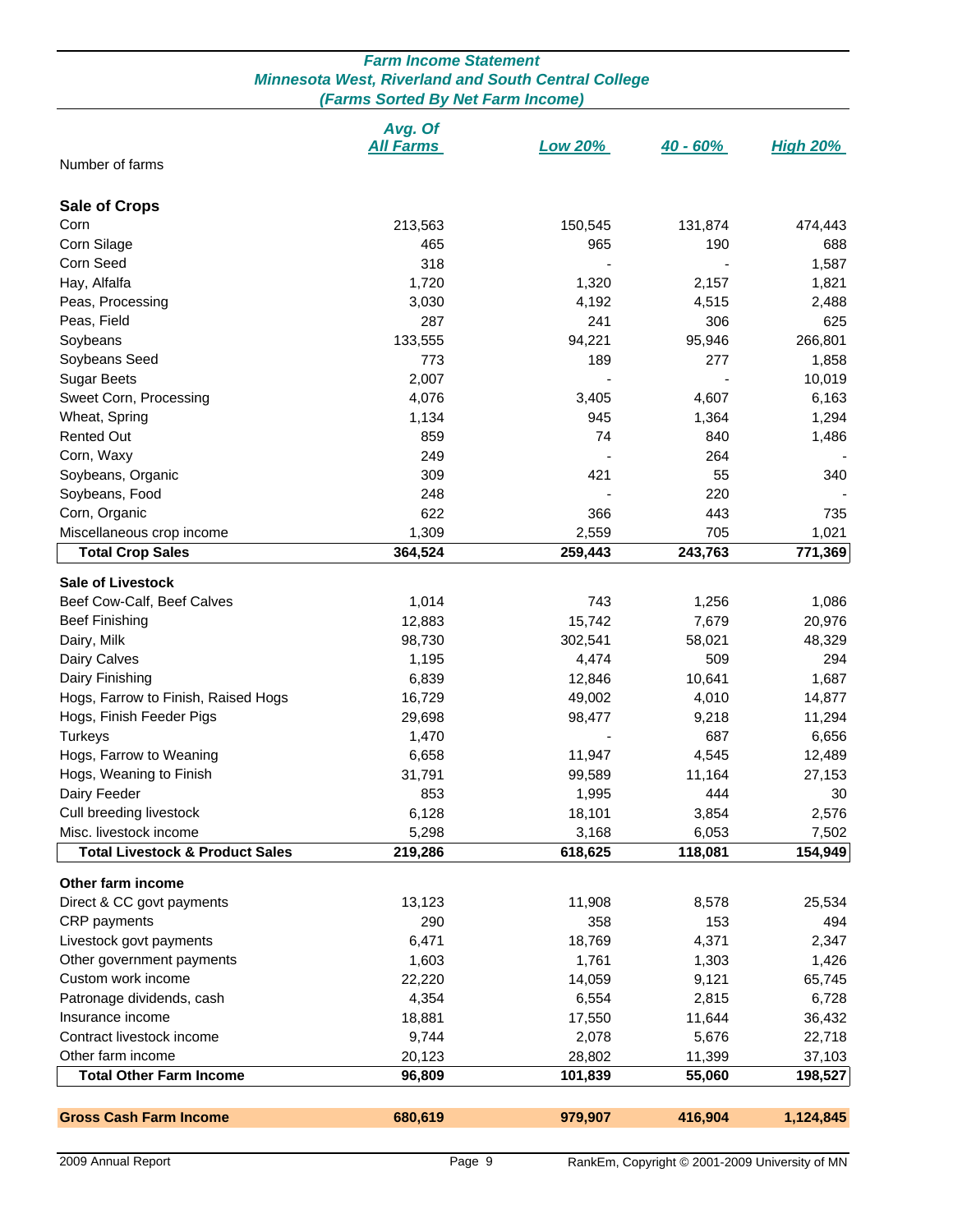## Farm Income Statement
### Minnesota West, Riverland and South Central College
### (Farms Sorted By Net Farm Income)

| | Avg. Of All Farms | Low 20% | 40 - 60% | High 20% |
|---|---|---|---|---|
| Number of farms | | | | |
| **Sale of Crops** | | | | |
| Corn | 213,563 | 150,545 | 131,874 | 474,443 |
| Corn Silage | 465 | 965 | 190 | 688 |
| Corn Seed | 318 | - | - | 1,587 |
| Hay, Alfalfa | 1,720 | 1,320 | 2,157 | 1,821 |
| Peas, Processing | 3,030 | 4,192 | 4,515 | 2,488 |
| Peas, Field | 287 | 241 | 306 | 625 |
| Soybeans | 133,555 | 94,221 | 95,946 | 266,801 |
| Soybeans Seed | 773 | 189 | 277 | 1,858 |
| Sugar Beets | 2,007 | - | - | 10,019 |
| Sweet Corn, Processing | 4,076 | 3,405 | 4,607 | 6,163 |
| Wheat, Spring | 1,134 | 945 | 1,364 | 1,294 |
| Rented Out | 859 | 74 | 840 | 1,486 |
| Corn, Waxy | 249 | - | 264 | - |
| Soybeans, Organic | 309 | 421 | 55 | 340 |
| Soybeans, Food | 248 | - | 220 | - |
| Corn, Organic | 622 | 366 | 443 | 735 |
| Miscellaneous crop income | 1,309 | 2,559 | 705 | 1,021 |
| **Total Crop Sales** | **364,524** | **259,443** | **243,763** | **771,369** |
| **Sale of Livestock** | | | | |
| Beef Cow-Calf, Beef Calves | 1,014 | 743 | 1,256 | 1,086 |
| Beef Finishing | 12,883 | 15,742 | 7,679 | 20,976 |
| Dairy, Milk | 98,730 | 302,541 | 58,021 | 48,329 |
| Dairy Calves | 1,195 | 4,474 | 509 | 294 |
| Dairy Finishing | 6,839 | 12,846 | 10,641 | 1,687 |
| Hogs, Farrow to Finish, Raised Hogs | 16,729 | 49,002 | 4,010 | 14,877 |
| Hogs, Finish Feeder Pigs | 29,698 | 98,477 | 9,218 | 11,294 |
| Turkeys | 1,470 | - | 687 | 6,656 |
| Hogs, Farrow to Weaning | 6,658 | 11,947 | 4,545 | 12,489 |
| Hogs, Weaning to Finish | 31,791 | 99,589 | 11,164 | 27,153 |
| Dairy Feeder | 853 | 1,995 | 444 | 30 |
| Cull breeding livestock | 6,128 | 18,101 | 3,854 | 2,576 |
| Misc. livestock income | 5,298 | 3,168 | 6,053 | 7,502 |
| **Total Livestock & Product Sales** | **219,286** | **618,625** | **118,081** | **154,949** |
| **Other farm income** | | | | |
| Direct & CC govt payments | 13,123 | 11,908 | 8,578 | 25,534 |
| CRP payments | 290 | 358 | 153 | 494 |
| Livestock govt payments | 6,471 | 18,769 | 4,371 | 2,347 |
| Other government payments | 1,603 | 1,761 | 1,303 | 1,426 |
| Custom work income | 22,220 | 14,059 | 9,121 | 65,745 |
| Patronage dividends, cash | 4,354 | 6,554 | 2,815 | 6,728 |
| Insurance income | 18,881 | 17,550 | 11,644 | 36,432 |
| Contract livestock income | 9,744 | 2,078 | 5,676 | 22,718 |
| Other farm income | 20,123 | 28,802 | 11,399 | 37,103 |
| **Total Other Farm Income** | **96,809** | **101,839** | **55,060** | **198,527** |
| **Gross Cash Farm Income** | **680,619** | **979,907** | **416,904** | **1,124,845** |

2009 Annual Report

RankEm, Copyright © 2001-2009 University of MN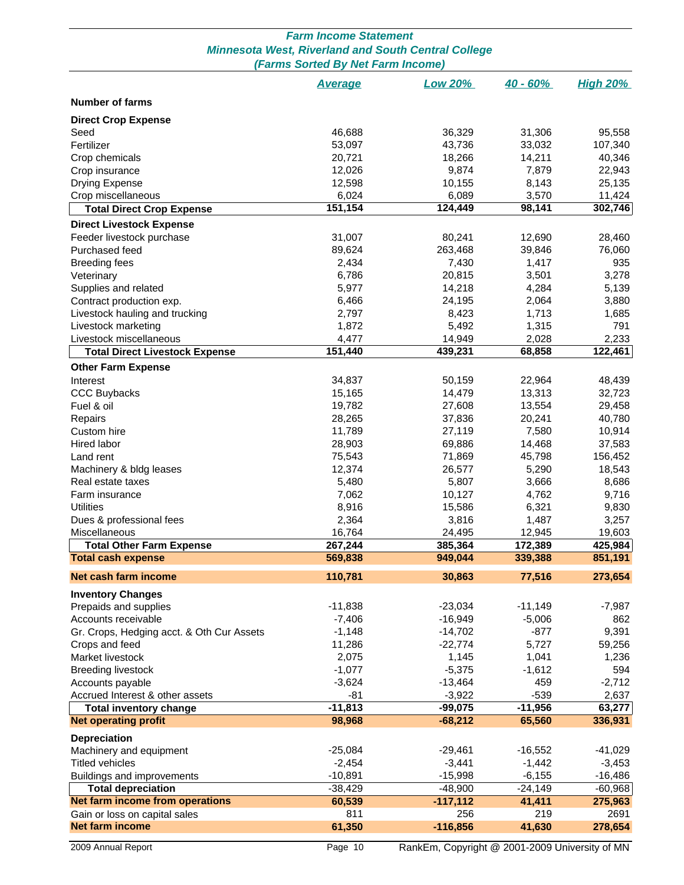## Farm Income Statement
## Minnesota West, Riverland and South Central College
### (Farms Sorted By Net Farm Income)

| | Average | Low 20% | 40 - 60% | High 20% |
|---|---|---|---|---|
| **Number of farms** | | | | |
| **Direct Crop Expense** | | | | |
| Seed | 46,688 | 36,329 | 31,306 | 95,558 |
| Fertilizer | 53,097 | 43,736 | 33,032 | 107,340 |
| Crop chemicals | 20,721 | 18,266 | 14,211 | 40,346 |
| Crop insurance | 12,026 | 9,874 | 7,879 | 22,943 |
| Drying Expense | 12,598 | 10,155 | 8,143 | 25,135 |
| Crop miscellaneous | 6,024 | 6,089 | 3,570 | 11,424 |
| **Total Direct Crop Expense** | **151,154** | **124,449** | **98,141** | **302,746** |
| **Direct Livestock Expense** | | | | |
| Feeder livestock purchase | 31,007 | 80,241 | 12,690 | 28,460 |
| Purchased feed | 89,624 | 263,468 | 39,846 | 76,060 |
| Breeding fees | 2,434 | 7,430 | 1,417 | 935 |
| Veterinary | 6,786 | 20,815 | 3,501 | 3,278 |
| Supplies and related | 5,977 | 14,218 | 4,284 | 5,139 |
| Contract production exp. | 6,466 | 24,195 | 2,064 | 3,880 |
| Livestock hauling and trucking | 2,797 | 8,423 | 1,713 | 1,685 |
| Livestock marketing | 1,872 | 5,492 | 1,315 | 791 |
| Livestock miscellaneous | 4,477 | 14,949 | 2,028 | 2,233 |
| **Total Direct Livestock Expense** | **151,440** | **439,231** | **68,858** | **122,461** |
| **Other Farm Expense** | | | | |
| Interest | 34,837 | 50,159 | 22,964 | 48,439 |
| CCC Buybacks | 15,165 | 14,479 | 13,313 | 32,723 |
| Fuel & oil | 19,782 | 27,608 | 13,554 | 29,458 |
| Repairs | 28,265 | 37,836 | 20,241 | 40,780 |
| Custom hire | 11,789 | 27,119 | 7,580 | 10,914 |
| Hired labor | 28,903 | 69,886 | 14,468 | 37,583 |
| Land rent | 75,543 | 71,869 | 45,798 | 156,452 |
| Machinery & bldg leases | 12,374 | 26,577 | 5,290 | 18,543 |
| Real estate taxes | 5,480 | 5,807 | 3,666 | 8,686 |
| Farm insurance | 7,062 | 10,127 | 4,762 | 9,716 |
| Utilities | 8,916 | 15,586 | 6,321 | 9,830 |
| Dues & professional fees | 2,364 | 3,816 | 1,487 | 3,257 |
| Miscellaneous | 16,764 | 24,495 | 12,945 | 19,603 |
| **Total Other Farm Expense** | **267,244** | **385,364** | **172,389** | **425,984** |
| **Total cash expense** | **569,838** | **949,044** | **339,388** | **851,191** |
| **Net cash farm income** | **110,781** | **30,863** | **77,516** | **273,654** |
| **Inventory Changes** | | | | |
| Prepaids and supplies | -11,838 | -23,034 | -11,149 | -7,987 |
| Accounts receivable | -7,406 | -16,949 | -5,006 | 862 |
| Gr. Crops, Hedging acct. & Oth Cur Assets | -1,148 | -14,702 | -877 | 9,391 |
| Crops and feed | 11,286 | -22,774 | 5,727 | 59,256 |
| Market livestock | 2,075 | 1,145 | 1,041 | 1,236 |
| Breeding livestock | -1,077 | -5,375 | -1,612 | 594 |
| Accounts payable | -3,624 | -13,464 | 459 | -2,712 |
| Accrued Interest & other assets | -81 | -3,922 | -539 | 2,637 |
| **Total inventory change** | **-11,813** | **-99,075** | **-11,956** | **63,277** |
| **Net operating profit** | **98,968** | **-68,212** | **65,560** | **336,931** |
| **Depreciation** | | | | |
| Machinery and equipment | -25,084 | -29,461 | -16,552 | -41,029 |
| Titled vehicles | -2,454 | -3,441 | -1,442 | -3,453 |
| Buildings and improvements | -10,891 | -15,998 | -6,155 | -16,486 |
| **Total depreciation** | -38,429 | -48,900 | -24,149 | -60,968 |
| **Net farm income from operations** | **60,539** | **-117,112** | **41,411** | **275,963** |
| Gain or loss on capital sales | 811 | 256 | 219 | 2691 |
| **Net farm income** | **61,350** | **-116,856** | **41,630** | **278,654** |

2009 Annual Report

RankEm, Copyright @ 2001-2009 University of MN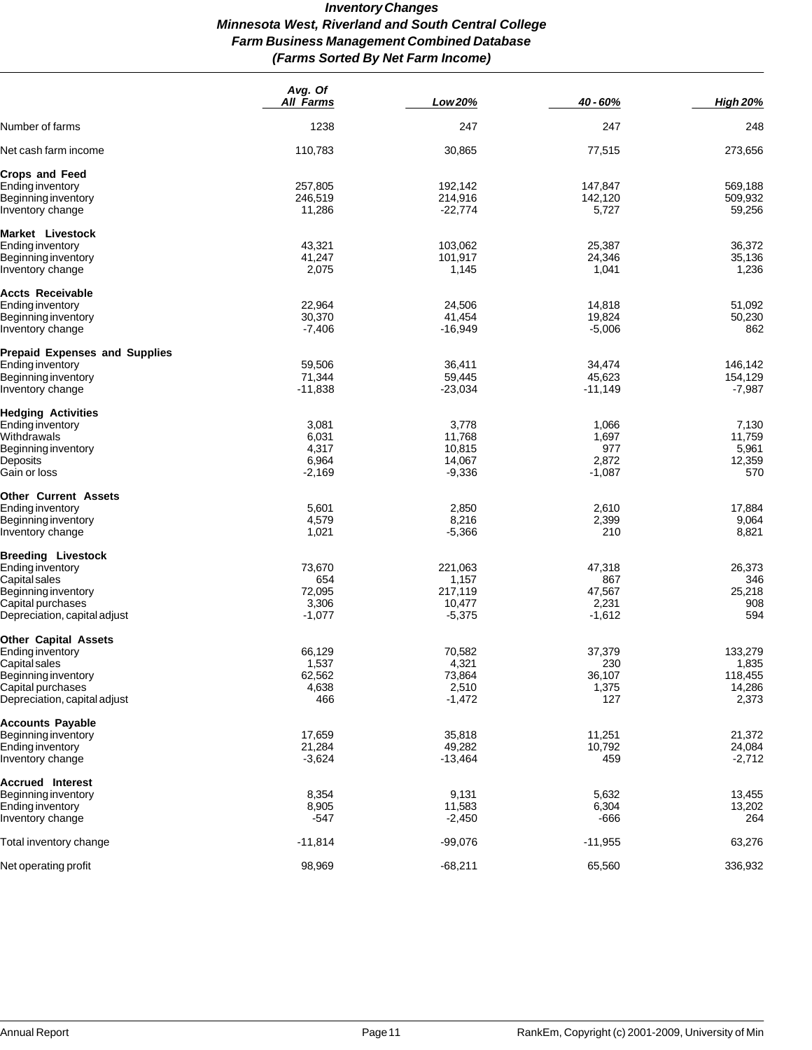# *Inventory Changes*
## *Minnesota West, Riverland and South Central College*
## *Farm Business Management Combined Database*
## *(Farms Sorted By Net Farm Income)*

| | Avg. Of All Farms | Low 20% | 40 - 60% | High 20% |
|---|---|---|---|---|
| Number of farms | 1238 | 247 | 247 | 248 |
| Net cash farm income | 110,783 | 30,865 | 77,515 | 273,656 |
| **Crops and Feed** | | | | |
| Ending inventory | 257,805 | 192,142 | 147,847 | 569,188 |
| Beginning inventory | 246,519 | 214,916 | 142,120 | 509,932 |
| Inventory change | 11,286 | -22,774 | 5,727 | 59,256 |
| **Market Livestock** | | | | |
| Ending inventory | 43,321 | 103,062 | 25,387 | 36,372 |
| Beginning inventory | 41,247 | 101,917 | 24,346 | 35,136 |
| Inventory change | 2,075 | 1,145 | 1,041 | 1,236 |
| **Accts Receivable** | | | | |
| Ending inventory | 22,964 | 24,506 | 14,818 | 51,092 |
| Beginning inventory | 30,370 | 41,454 | 19,824 | 50,230 |
| Inventory change | -7,406 | -16,949 | -5,006 | 862 |
| **Prepaid Expenses and Supplies** | | | | |
| Ending inventory | 59,506 | 36,411 | 34,474 | 146,142 |
| Beginning inventory | 71,344 | 59,445 | 45,623 | 154,129 |
| Inventory change | -11,838 | -23,034 | -11,149 | -7,987 |
| **Hedging Activities** | | | | |
| Ending inventory | 3,081 | 3,778 | 1,066 | 7,130 |
| Withdrawals | 6,031 | 11,768 | 1,697 | 11,759 |
| Beginning inventory | 4,317 | 10,815 | 977 | 5,961 |
| Deposits | 6,964 | 14,067 | 2,872 | 12,359 |
| Gain or loss | -2,169 | -9,336 | -1,087 | 570 |
| **Other Current Assets** | | | | |
| Ending inventory | 5,601 | 2,850 | 2,610 | 17,884 |
| Beginning inventory | 4,579 | 8,216 | 2,399 | 9,064 |
| Inventory change | 1,021 | -5,366 | 210 | 8,821 |
| **Breeding Livestock** | | | | |
| Ending inventory | 73,670 | 221,063 | 47,318 | 26,373 |
| Capital sales | 654 | 1,157 | 867 | 346 |
| Beginning inventory | 72,095 | 217,119 | 47,567 | 25,218 |
| Capital purchases | 3,306 | 10,477 | 2,231 | 908 |
| Depreciation, capital adjust | -1,077 | -5,375 | -1,612 | 594 |
| **Other Capital Assets** | | | | |
| Ending inventory | 66,129 | 70,582 | 37,379 | 133,279 |
| Capital sales | 1,537 | 4,321 | 230 | 1,835 |
| Beginning inventory | 62,562 | 73,864 | 36,107 | 118,455 |
| Capital purchases | 4,638 | 2,510 | 1,375 | 14,286 |
| Depreciation, capital adjust | 466 | -1,472 | 127 | 2,373 |
| **Accounts Payable** | | | | |
| Beginning inventory | 17,659 | 35,818 | 11,251 | 21,372 |
| Ending inventory | 21,284 | 49,282 | 10,792 | 24,084 |
| Inventory change | -3,624 | -13,464 | 459 | -2,712 |
| **Accrued Interest** | | | | |
| Beginning inventory | 8,354 | 9,131 | 5,632 | 13,455 |
| Ending inventory | 8,905 | 11,583 | 6,304 | 13,202 |
| Inventory change | -547 | -2,450 | -666 | 264 |
| Total inventory change | -11,814 | -99,076 | -11,955 | 63,276 |
| Net operating profit | 98,969 | -68,211 | 65,560 | 336,932 |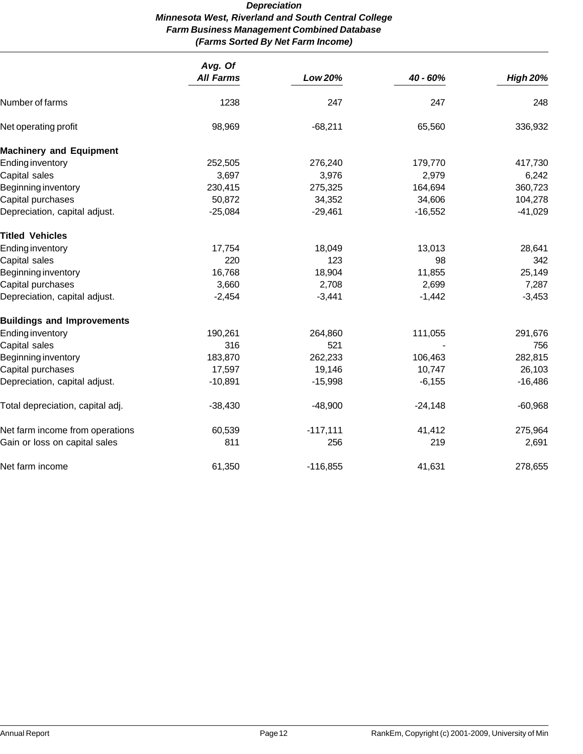# Depreciation

## Minnesota West, Riverland and South Central College
## Farm Business Management Combined Database
## (Farms Sorted By Net Farm Income)

| | Avg. Of All Farms | Low 20% | 40 - 60% | High 20% |
|---|---|---|---|---|
| Number of farms | 1238 | 247 | 247 | 248 |
| Net operating profit | 98,969 | -68,211 | 65,560 | 336,932 |
| **Machinery and Equipment** | | | | |
| Ending inventory | 252,505 | 276,240 | 179,770 | 417,730 |
| Capital sales | 3,697 | 3,976 | 2,979 | 6,242 |
| Beginning inventory | 230,415 | 275,325 | 164,694 | 360,723 |
| Capital purchases | 50,872 | 34,352 | 34,606 | 104,278 |
| Depreciation, capital adjust. | -25,084 | -29,461 | -16,552 | -41,029 |
| **Titled Vehicles** | | | | |
| Ending inventory | 17,754 | 18,049 | 13,013 | 28,641 |
| Capital sales | 220 | 123 | 98 | 342 |
| Beginning inventory | 16,768 | 18,904 | 11,855 | 25,149 |
| Capital purchases | 3,660 | 2,708 | 2,699 | 7,287 |
| Depreciation, capital adjust. | -2,454 | -3,441 | -1,442 | -3,453 |
| **Buildings and Improvements** | | | | |
| Ending inventory | 190,261 | 264,860 | 111,055 | 291,676 |
| Capital sales | 316 | 521 | - | 756 |
| Beginning inventory | 183,870 | 262,233 | 106,463 | 282,815 |
| Capital purchases | 17,597 | 19,146 | 10,747 | 26,103 |
| Depreciation, capital adjust. | -10,891 | -15,998 | -6,155 | -16,486 |
| Total depreciation, capital adj. | -38,430 | -48,900 | -24,148 | -60,968 |
| Net farm income from operations | 60,539 | -117,111 | 41,412 | 275,964 |
| Gain or loss on capital sales | 811 | 256 | 219 | 2,691 |
| Net farm income | 61,350 | -116,855 | 41,631 | 278,655 |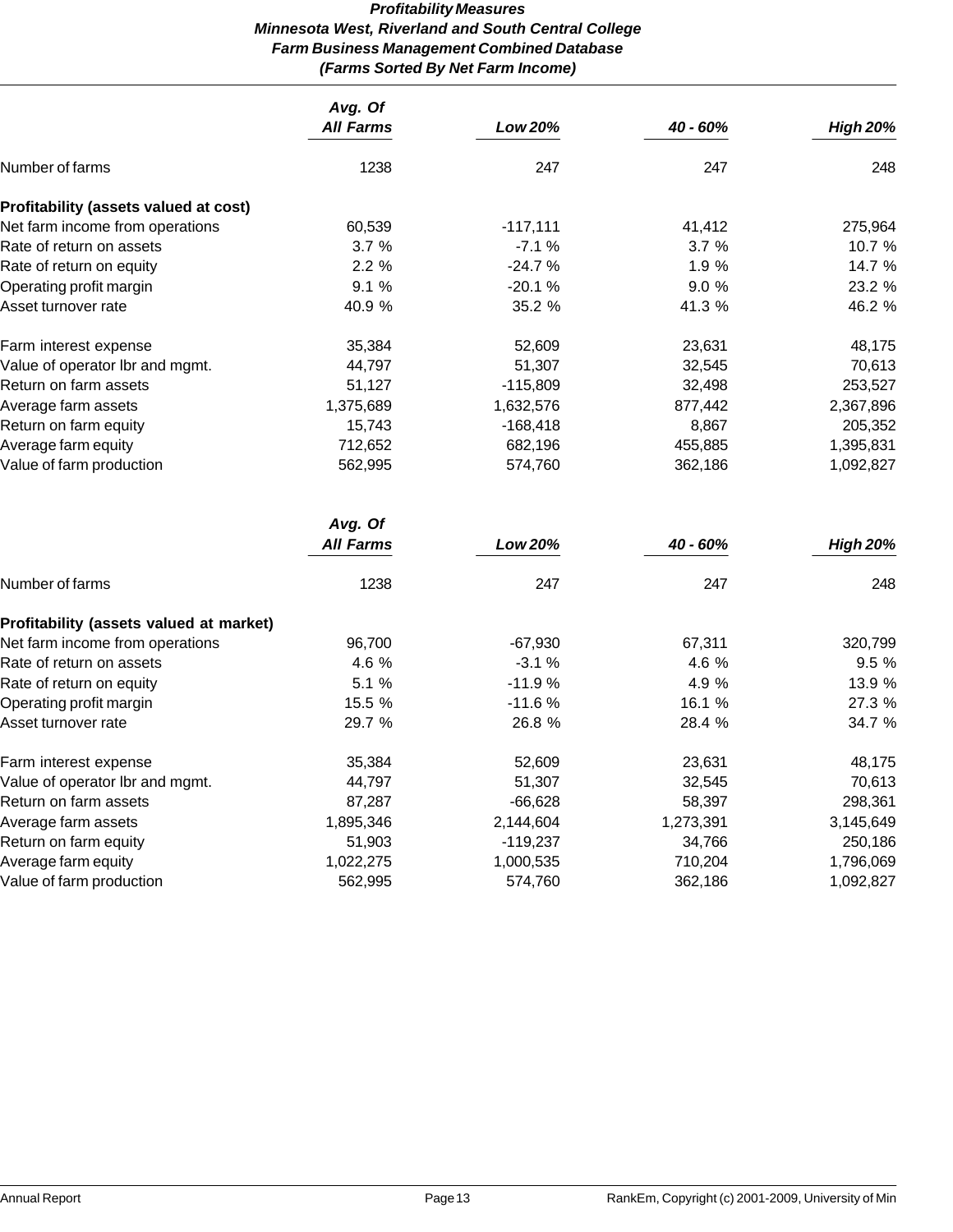# *Profitability Measures*
## *Minnesota West, Riverland and South Central College*
## *Farm Business Management Combined Database*
## *(Farms Sorted By Net Farm Income)*

| | *Avg. Of All Farms* | *Low 20%* | *40 - 60%* | *High 20%* |
|---|---|---|---|---|
| Number of farms | 1238 | 247 | 247 | 248 |
| **Profitability (assets valued at cost)** | | | | |
| Net farm income from operations | 60,539 | -117,111 | 41,412 | 275,964 |
| Rate of return on assets | 3.7 % | -7.1 % | 3.7 % | 10.7 % |
| Rate of return on equity | 2.2 % | -24.7 % | 1.9 % | 14.7 % |
| Operating profit margin | 9.1 % | -20.1 % | 9.0 % | 23.2 % |
| Asset turnover rate | 40.9 % | 35.2 % | 41.3 % | 46.2 % |
| Farm interest expense | 35,384 | 52,609 | 23,631 | 48,175 |
| Value of operator lbr and mgmt. | 44,797 | 51,307 | 32,545 | 70,613 |
| Return on farm assets | 51,127 | -115,809 | 32,498 | 253,527 |
| Average farm assets | 1,375,689 | 1,632,576 | 877,442 | 2,367,896 |
| Return on farm equity | 15,743 | -168,418 | 8,867 | 205,352 |
| Average farm equity | 712,652 | 682,196 | 455,885 | 1,395,831 |
| Value of farm production | 562,995 | 574,760 | 362,186 | 1,092,827 |

| | *Avg. Of All Farms* | *Low 20%* | *40 - 60%* | *High 20%* |
|---|---|---|---|---|
| Number of farms | 1238 | 247 | 247 | 248 |
| **Profitability (assets valued at market)** | | | | |
| Net farm income from operations | 96,700 | -67,930 | 67,311 | 320,799 |
| Rate of return on assets | 4.6 % | -3.1 % | 4.6 % | 9.5 % |
| Rate of return on equity | 5.1 % | -11.9 % | 4.9 % | 13.9 % |
| Operating profit margin | 15.5 % | -11.6 % | 16.1 % | 27.3 % |
| Asset turnover rate | 29.7 % | 26.8 % | 28.4 % | 34.7 % |
| Farm interest expense | 35,384 | 52,609 | 23,631 | 48,175 |
| Value of operator lbr and mgmt. | 44,797 | 51,307 | 32,545 | 70,613 |
| Return on farm assets | 87,287 | -66,628 | 58,397 | 298,361 |
| Average farm assets | 1,895,346 | 2,144,604 | 1,273,391 | 3,145,649 |
| Return on farm equity | 51,903 | -119,237 | 34,766 | 250,186 |
| Average farm equity | 1,022,275 | 1,000,535 | 710,204 | 1,796,069 |
| Value of farm production | 562,995 | 574,760 | 362,186 | 1,092,827 |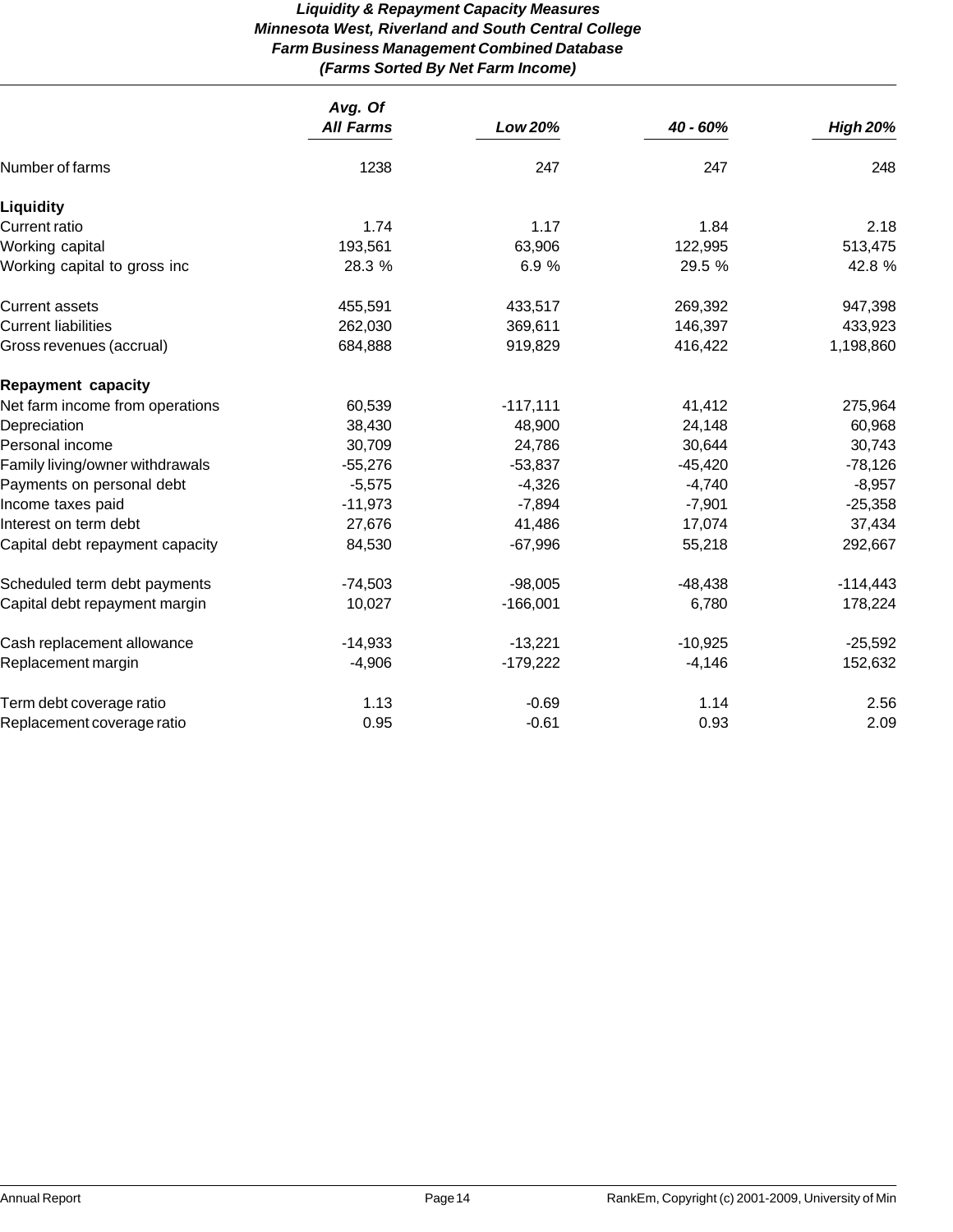# *Liquidity & Repayment Capacity Measures*
## *Minnesota West, Riverland and South Central College*
## *Farm Business Management Combined Database*
## *(Farms Sorted By Net Farm Income)*

| | *Avg. Of All Farms* | *Low 20%* | *40 - 60%* | *High 20%* |
|---|---|---|---|---|
| Number of farms | 1238 | 247 | 247 | 248 |
| **Liquidity** | | | | |
| Current ratio | 1.74 | 1.17 | 1.84 | 2.18 |
| Working capital | 193,561 | 63,906 | 122,995 | 513,475 |
| Working capital to gross inc | 28.3 % | 6.9 % | 29.5 % | 42.8 % |
| Current assets | 455,591 | 433,517 | 269,392 | 947,398 |
| Current liabilities | 262,030 | 369,611 | 146,397 | 433,923 |
| Gross revenues (accrual) | 684,888 | 919,829 | 416,422 | 1,198,860 |
| **Repayment capacity** | | | | |
| Net farm income from operations | 60,539 | -117,111 | 41,412 | 275,964 |
| Depreciation | 38,430 | 48,900 | 24,148 | 60,968 |
| Personal income | 30,709 | 24,786 | 30,644 | 30,743 |
| Family living/owner withdrawals | -55,276 | -53,837 | -45,420 | -78,126 |
| Payments on personal debt | -5,575 | -4,326 | -4,740 | -8,957 |
| Income taxes paid | -11,973 | -7,894 | -7,901 | -25,358 |
| Interest on term debt | 27,676 | 41,486 | 17,074 | 37,434 |
| Capital debt repayment capacity | 84,530 | -67,996 | 55,218 | 292,667 |
| Scheduled term debt payments | -74,503 | -98,005 | -48,438 | -114,443 |
| Capital debt repayment margin | 10,027 | -166,001 | 6,780 | 178,224 |
| Cash replacement allowance | -14,933 | -13,221 | -10,925 | -25,592 |
| Replacement margin | -4,906 | -179,222 | -4,146 | 152,632 |
| Term debt coverage ratio | 1.13 | -0.69 | 1.14 | 2.56 |
| Replacement coverage ratio | 0.95 | -0.61 | 0.93 | 2.09 |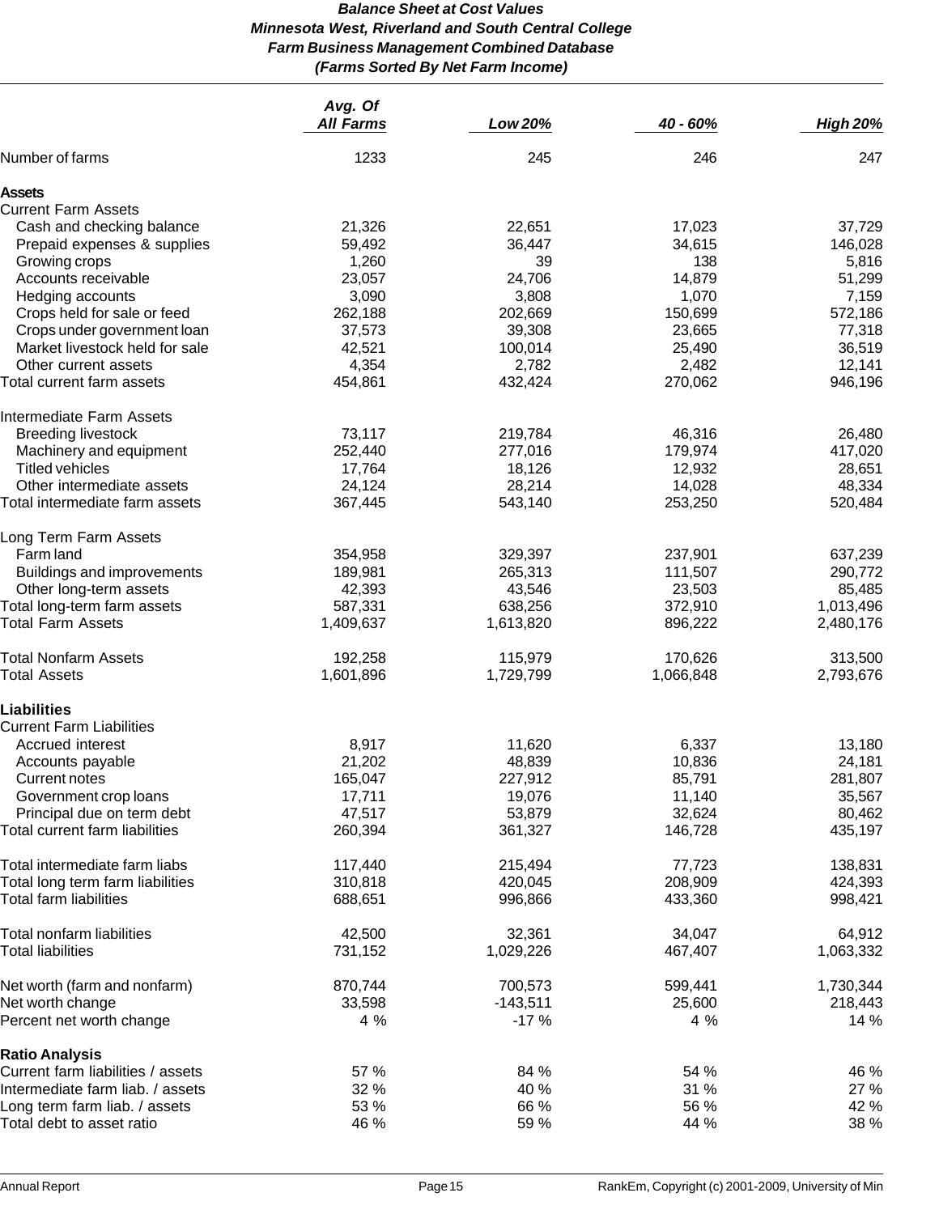# *Balance Sheet at Cost Values*
## *Minnesota West, Riverland and South Central College*
## *Farm Business Management Combined Database*
## *(Farms Sorted By Net Farm Income)*

| | *Avg. Of All Farms* | *Low 20%* | *40 - 60%* | *High 20%* |
|---|---|---|---|---|
| Number of farms | 1233 | 245 | 246 | 247 |
| **Assets** | | | | |
| Current Farm Assets | | | | |
| Cash and checking balance | 21,326 | 22,651 | 17,023 | 37,729 |
| Prepaid expenses & supplies | 59,492 | 36,447 | 34,615 | 146,028 |
| Growing crops | 1,260 | 39 | 138 | 5,816 |
| Accounts receivable | 23,057 | 24,706 | 14,879 | 51,299 |
| Hedging accounts | 3,090 | 3,808 | 1,070 | 7,159 |
| Crops held for sale or feed | 262,188 | 202,669 | 150,699 | 572,186 |
| Crops under government loan | 37,573 | 39,308 | 23,665 | 77,318 |
| Market livestock held for sale | 42,521 | 100,014 | 25,490 | 36,519 |
| Other current assets | 4,354 | 2,782 | 2,482 | 12,141 |
| Total current farm assets | 454,861 | 432,424 | 270,062 | 946,196 |
| Intermediate Farm Assets | | | | |
| Breeding livestock | 73,117 | 219,784 | 46,316 | 26,480 |
| Machinery and equipment | 252,440 | 277,016 | 179,974 | 417,020 |
| Titled vehicles | 17,764 | 18,126 | 12,932 | 28,651 |
| Other intermediate assets | 24,124 | 28,214 | 14,028 | 48,334 |
| Total intermediate farm assets | 367,445 | 543,140 | 253,250 | 520,484 |
| Long Term Farm Assets | | | | |
| Farm land | 354,958 | 329,397 | 237,901 | 637,239 |
| Buildings and improvements | 189,981 | 265,313 | 111,507 | 290,772 |
| Other long-term assets | 42,393 | 43,546 | 23,503 | 85,485 |
| Total long-term farm assets | 587,331 | 638,256 | 372,910 | 1,013,496 |
| Total Farm Assets | 1,409,637 | 1,613,820 | 896,222 | 2,480,176 |
| Total Nonfarm Assets | 192,258 | 115,979 | 170,626 | 313,500 |
| Total Assets | 1,601,896 | 1,729,799 | 1,066,848 | 2,793,676 |
| **Liabilities** | | | | |
| Current Farm Liabilities | | | | |
| Accrued interest | 8,917 | 11,620 | 6,337 | 13,180 |
| Accounts payable | 21,202 | 48,839 | 10,836 | 24,181 |
| Current notes | 165,047 | 227,912 | 85,791 | 281,807 |
| Government crop loans | 17,711 | 19,076 | 11,140 | 35,567 |
| Principal due on term debt | 47,517 | 53,879 | 32,624 | 80,462 |
| Total current farm liabilities | 260,394 | 361,327 | 146,728 | 435,197 |
| Total intermediate farm liabs | 117,440 | 215,494 | 77,723 | 138,831 |
| Total long term farm liabilities | 310,818 | 420,045 | 208,909 | 424,393 |
| Total farm liabilities | 688,651 | 996,866 | 433,360 | 998,421 |
| Total nonfarm liabilities | 42,500 | 32,361 | 34,047 | 64,912 |
| Total liabilities | 731,152 | 1,029,226 | 467,407 | 1,063,332 |
| Net worth (farm and nonfarm) | 870,744 | 700,573 | 599,441 | 1,730,344 |
| Net worth change | 33,598 | -143,511 | 25,600 | 218,443 |
| Percent net worth change | 4 % | -17 % | 4 % | 14 % |
| **Ratio Analysis** | | | | |
| Current farm liabilities / assets | 57 % | 84 % | 54 % | 46 % |
| Intermediate farm liab. / assets | 32 % | 40 % | 31 % | 27 % |
| Long term farm liab. / assets | 53 % | 66 % | 56 % | 42 % |
| Total debt to asset ratio | 46 % | 59 % | 44 % | 38 % |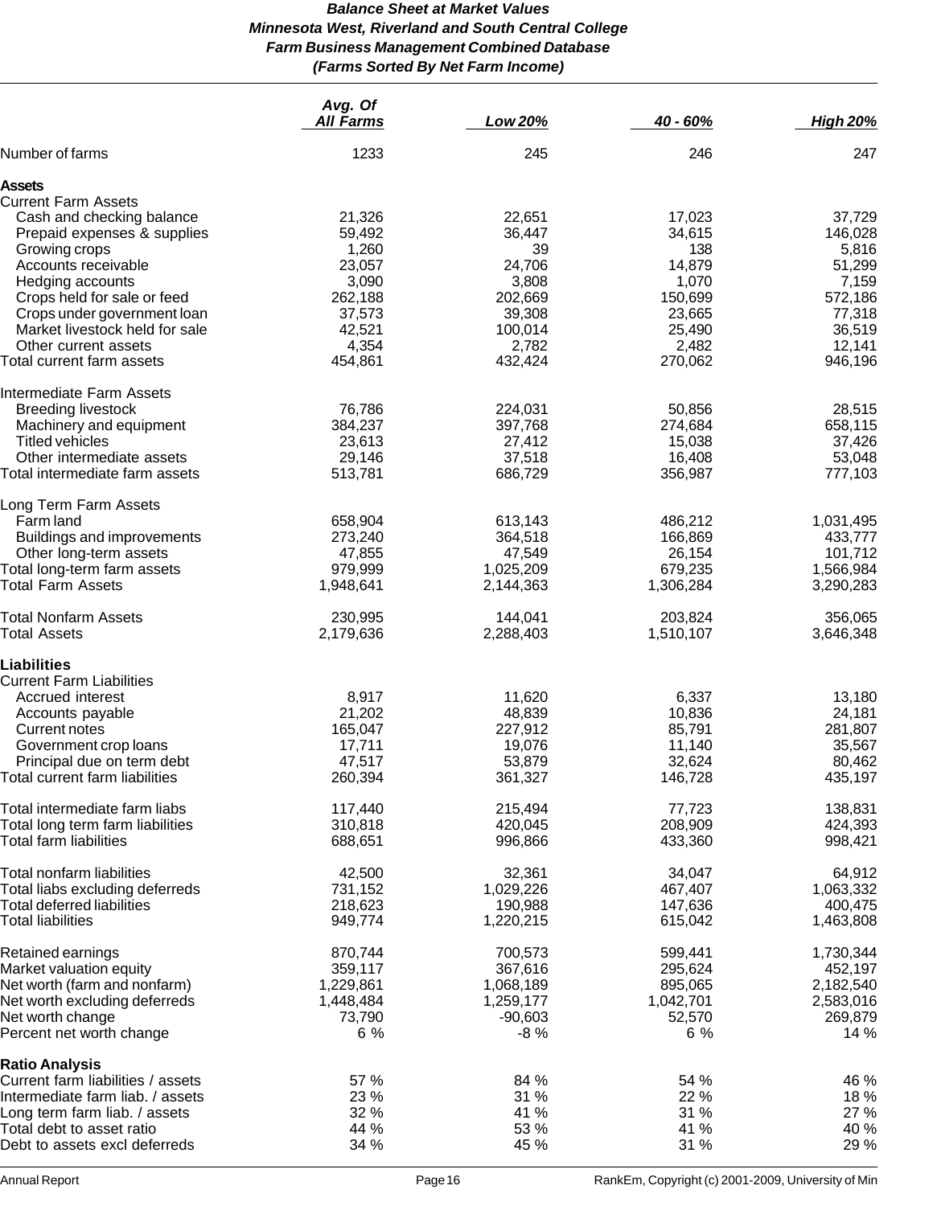# Balance Sheet at Market Values
## Minnesota West, Riverland and South Central College
## Farm Business Management Combined Database
## (Farms Sorted By Net Farm Income)

| | Avg. Of All Farms | Low 20% | 40 - 60% | High 20% |
|---|---|---|---|---|
| Number of farms | 1233 | 245 | 246 | 247 |
| **Assets** | | | | |
| Current Farm Assets | | | | |
| Cash and checking balance | 21,326 | 22,651 | 17,023 | 37,729 |
| Prepaid expenses & supplies | 59,492 | 36,447 | 34,615 | 146,028 |
| Growing crops | 1,260 | 39 | 138 | 5,816 |
| Accounts receivable | 23,057 | 24,706 | 14,879 | 51,299 |
| Hedging accounts | 3,090 | 3,808 | 1,070 | 7,159 |
| Crops held for sale or feed | 262,188 | 202,669 | 150,699 | 572,186 |
| Crops under government loan | 37,573 | 39,308 | 23,665 | 77,318 |
| Market livestock held for sale | 42,521 | 100,014 | 25,490 | 36,519 |
| Other current assets | 4,354 | 2,782 | 2,482 | 12,141 |
| Total current farm assets | 454,861 | 432,424 | 270,062 | 946,196 |
| Intermediate Farm Assets | | | | |
| Breeding livestock | 76,786 | 224,031 | 50,856 | 28,515 |
| Machinery and equipment | 384,237 | 397,768 | 274,684 | 658,115 |
| Titled vehicles | 23,613 | 27,412 | 15,038 | 37,426 |
| Other intermediate assets | 29,146 | 37,518 | 16,408 | 53,048 |
| Total intermediate farm assets | 513,781 | 686,729 | 356,987 | 777,103 |
| Long Term Farm Assets | | | | |
| Farm land | 658,904 | 613,143 | 486,212 | 1,031,495 |
| Buildings and improvements | 273,240 | 364,518 | 166,869 | 433,777 |
| Other long-term assets | 47,855 | 47,549 | 26,154 | 101,712 |
| Total long-term farm assets | 979,999 | 1,025,209 | 679,235 | 1,566,984 |
| Total Farm Assets | 1,948,641 | 2,144,363 | 1,306,284 | 3,290,283 |
| Total Nonfarm Assets | 230,995 | 144,041 | 203,824 | 356,065 |
| Total Assets | 2,179,636 | 2,288,403 | 1,510,107 | 3,646,348 |
| **Liabilities** | | | | |
| Current Farm Liabilities | | | | |
| Accrued interest | 8,917 | 11,620 | 6,337 | 13,180 |
| Accounts payable | 21,202 | 48,839 | 10,836 | 24,181 |
| Current notes | 165,047 | 227,912 | 85,791 | 281,807 |
| Government crop loans | 17,711 | 19,076 | 11,140 | 35,567 |
| Principal due on term debt | 47,517 | 53,879 | 32,624 | 80,462 |
| Total current farm liabilities | 260,394 | 361,327 | 146,728 | 435,197 |
| Total intermediate farm liabs | 117,440 | 215,494 | 77,723 | 138,831 |
| Total long term farm liabilities | 310,818 | 420,045 | 208,909 | 424,393 |
| Total farm liabilities | 688,651 | 996,866 | 433,360 | 998,421 |
| Total nonfarm liabilities | 42,500 | 32,361 | 34,047 | 64,912 |
| Total liabs excluding deferreds | 731,152 | 1,029,226 | 467,407 | 1,063,332 |
| Total deferred liabilities | 218,623 | 190,988 | 147,636 | 400,475 |
| Total liabilities | 949,774 | 1,220,215 | 615,042 | 1,463,808 |
| Retained earnings | 870,744 | 700,573 | 599,441 | 1,730,344 |
| Market valuation equity | 359,117 | 367,616 | 295,624 | 452,197 |
| Net worth (farm and nonfarm) | 1,229,861 | 1,068,189 | 895,065 | 2,182,540 |
| Net worth excluding deferreds | 1,448,484 | 1,259,177 | 1,042,701 | 2,583,016 |
| Net worth change | 73,790 | -90,603 | 52,570 | 269,879 |
| Percent net worth change | 6 % | -8 % | 6 % | 14 % |
| **Ratio Analysis** | | | | |
| Current farm liabilities / assets | 57 % | 84 % | 54 % | 46 % |
| Intermediate farm liab. / assets | 23 % | 31 % | 22 % | 18 % |
| Long term farm liab. / assets | 32 % | 41 % | 31 % | 27 % |
| Total debt to asset ratio | 44 % | 53 % | 41 % | 40 % |
| Debt to assets excl deferreds | 34 % | 45 % | 31 % | 29 % |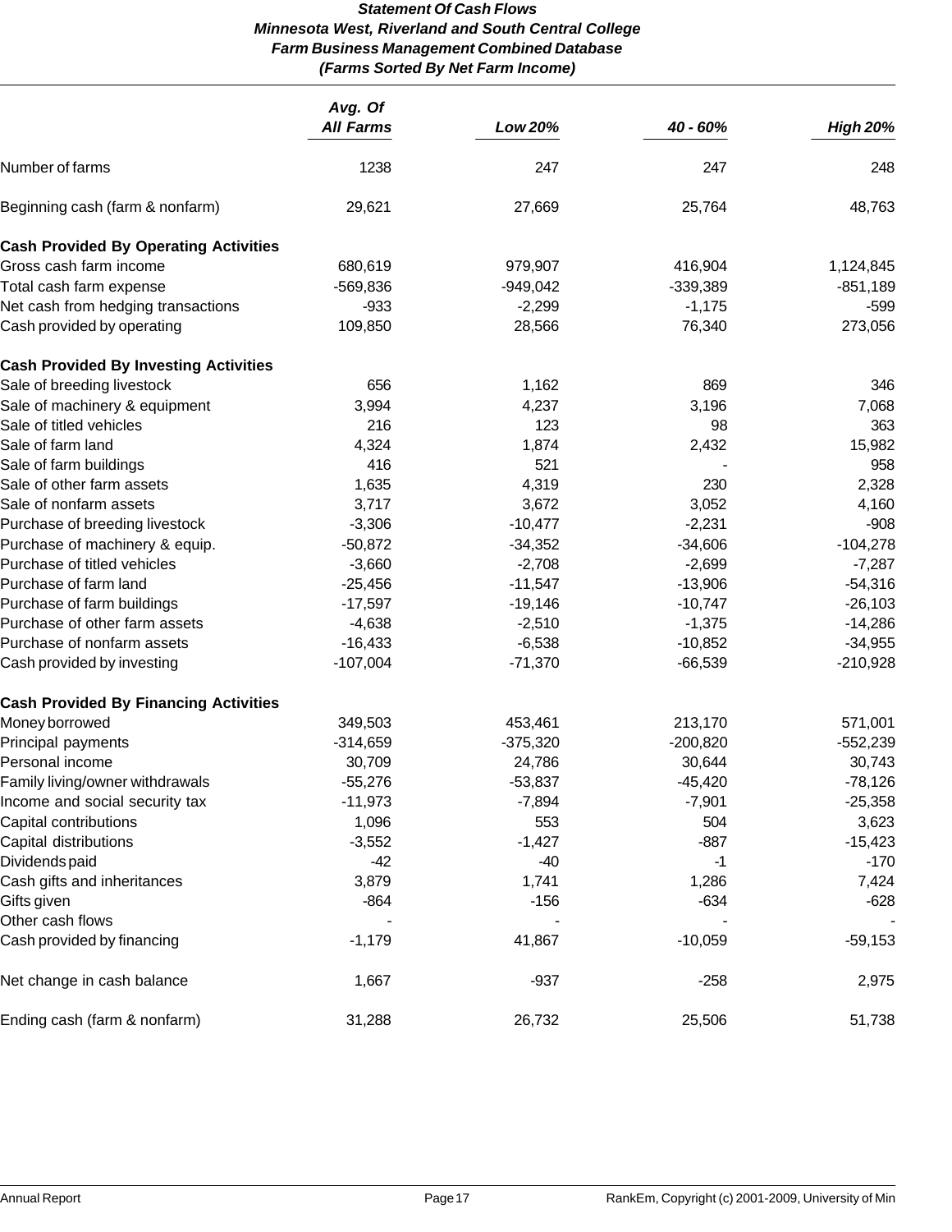**Statement Of Cash Flows**
**Minnesota West, Riverland and South Central College**
**Farm Business Management Combined Database**
**(Farms Sorted By Net Farm Income)**

| | Avg. Of All Farms | Low 20% | 40 - 60% | High 20% |
|---|---|---|---|---|
| Number of farms | 1238 | 247 | 247 | 248 |
| Beginning cash (farm & nonfarm) | 29,621 | 27,669 | 25,764 | 48,763 |
| **Cash Provided By Operating Activities** | | | | |
| Gross cash farm income | 680,619 | 979,907 | 416,904 | 1,124,845 |
| Total cash farm expense | -569,836 | -949,042 | -339,389 | -851,189 |
| Net cash from hedging transactions | -933 | -2,299 | -1,175 | -599 |
| Cash provided by operating | 109,850 | 28,566 | 76,340 | 273,056 |
| **Cash Provided By Investing Activities** | | | | |
| Sale of breeding livestock | 656 | 1,162 | 869 | 346 |
| Sale of machinery & equipment | 3,994 | 4,237 | 3,196 | 7,068 |
| Sale of titled vehicles | 216 | 123 | 98 | 363 |
| Sale of farm land | 4,324 | 1,874 | 2,432 | 15,982 |
| Sale of farm buildings | 416 | 521 | - | 958 |
| Sale of other farm assets | 1,635 | 4,319 | 230 | 2,328 |
| Sale of nonfarm assets | 3,717 | 3,672 | 3,052 | 4,160 |
| Purchase of breeding livestock | -3,306 | -10,477 | -2,231 | -908 |
| Purchase of machinery & equip. | -50,872 | -34,352 | -34,606 | -104,278 |
| Purchase of titled vehicles | -3,660 | -2,708 | -2,699 | -7,287 |
| Purchase of farm land | -25,456 | -11,547 | -13,906 | -54,316 |
| Purchase of farm buildings | -17,597 | -19,146 | -10,747 | -26,103 |
| Purchase of other farm assets | -4,638 | -2,510 | -1,375 | -14,286 |
| Purchase of nonfarm assets | -16,433 | -6,538 | -10,852 | -34,955 |
| Cash provided by investing | -107,004 | -71,370 | -66,539 | -210,928 |
| **Cash Provided By Financing Activities** | | | | |
| Money borrowed | 349,503 | 453,461 | 213,170 | 571,001 |
| Principal payments | -314,659 | -375,320 | -200,820 | -552,239 |
| Personal income | 30,709 | 24,786 | 30,644 | 30,743 |
| Family living/owner withdrawals | -55,276 | -53,837 | -45,420 | -78,126 |
| Income and social security tax | -11,973 | -7,894 | -7,901 | -25,358 |
| Capital contributions | 1,096 | 553 | 504 | 3,623 |
| Capital distributions | -3,552 | -1,427 | -887 | -15,423 |
| Dividends paid | -42 | -40 | -1 | -170 |
| Cash gifts and inheritances | 3,879 | 1,741 | 1,286 | 7,424 |
| Gifts given | -864 | -156 | -634 | -628 |
| Other cash flows | - | - | - | - |
| Cash provided by financing | -1,179 | 41,867 | -10,059 | -59,153 |
| Net change in cash balance | 1,667 | -937 | -258 | 2,975 |
| Ending cash (farm & nonfarm) | 31,288 | 26,732 | 25,506 | 51,738 |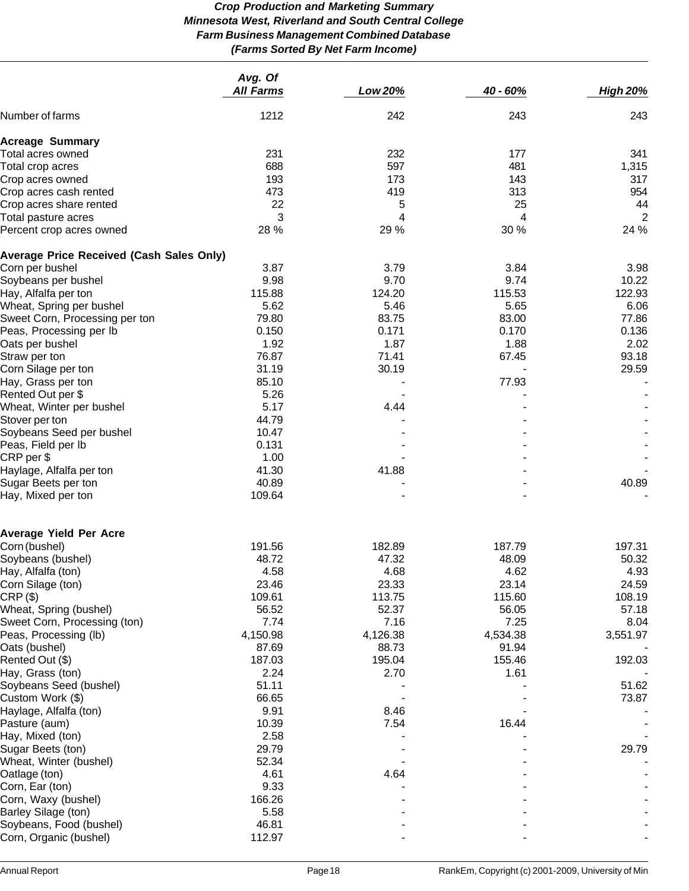# *Crop Production and Marketing Summary*
## *Minnesota West, Riverland and South Central College*
### *Farm Business Management Combined Database*
### *(Farms Sorted By Net Farm Income)*

| | Avg. Of All Farms | Low 20% | 40 - 60% | High 20% |
|---|---|---|---|---|
| Number of farms | 1212 | 242 | 243 | 243 |
| **Acreage Summary** | | | | |
| Total acres owned | 231 | 232 | 177 | 341 |
| Total crop acres | 688 | 597 | 481 | 1,315 |
| Crop acres owned | 193 | 173 | 143 | 317 |
| Crop acres cash rented | 473 | 419 | 313 | 954 |
| Crop acres share rented | 22 | 5 | 25 | 44 |
| Total pasture acres | 3 | 4 | 4 | 2 |
| Percent crop acres owned | 28 % | 29 % | 30 % | 24 % |
| **Average Price Received (Cash Sales Only)** | | | | |
| Corn per bushel | 3.87 | 3.79 | 3.84 | 3.98 |
| Soybeans per bushel | 9.98 | 9.70 | 9.74 | 10.22 |
| Hay, Alfalfa per ton | 115.88 | 124.20 | 115.53 | 122.93 |
| Wheat, Spring per bushel | 5.62 | 5.46 | 5.65 | 6.06 |
| Sweet Corn, Processing per ton | 79.80 | 83.75 | 83.00 | 77.86 |
| Peas, Processing per lb | 0.150 | 0.171 | 0.170 | 0.136 |
| Oats per bushel | 1.92 | 1.87 | 1.88 | 2.02 |
| Straw per ton | 76.87 | 71.41 | 67.45 | 93.18 |
| Corn Silage per ton | 31.19 | 30.19 | - | 29.59 |
| Hay, Grass per ton | 85.10 | - | 77.93 | - |
| Rented Out per $ | 5.26 | - | - | - |
| Wheat, Winter per bushel | 5.17 | 4.44 | - | - |
| Stover per ton | 44.79 | - | - | - |
| Soybeans Seed per bushel | 10.47 | - | - | - |
| Peas, Field per lb | 0.131 | - | - | - |
| CRP per $ | 1.00 | - | - | - |
| Haylage, Alfalfa per ton | 41.30 | 41.88 | - | - |
| Sugar Beets per ton | 40.89 | - | - | 40.89 |
| Hay, Mixed per ton | 109.64 | - | - | - |
| **Average Yield Per Acre** | | | | |
| Corn (bushel) | 191.56 | 182.89 | 187.79 | 197.31 |
| Soybeans (bushel) | 48.72 | 47.32 | 48.09 | 50.32 |
| Hay, Alfalfa (ton) | 4.58 | 4.68 | 4.62 | 4.93 |
| Corn Silage (ton) | 23.46 | 23.33 | 23.14 | 24.59 |
| CRP ($) | 109.61 | 113.75 | 115.60 | 108.19 |
| Wheat, Spring (bushel) | 56.52 | 52.37 | 56.05 | 57.18 |
| Sweet Corn, Processing (ton) | 7.74 | 7.16 | 7.25 | 8.04 |
| Peas, Processing (lb) | 4,150.98 | 4,126.38 | 4,534.38 | 3,551.97 |
| Oats (bushel) | 87.69 | 88.73 | 91.94 | - |
| Rented Out ($) | 187.03 | 195.04 | 155.46 | 192.03 |
| Hay, Grass (ton) | 2.24 | 2.70 | 1.61 | - |
| Soybeans Seed (bushel) | 51.11 | - | - | 51.62 |
| Custom Work ($) | 66.65 | - | - | 73.87 |
| Haylage, Alfalfa (ton) | 9.91 | 8.46 | - | - |
| Pasture (aum) | 10.39 | 7.54 | 16.44 | - |
| Hay, Mixed (ton) | 2.58 | - | - | - |
| Sugar Beets (ton) | 29.79 | - | - | 29.79 |
| Wheat, Winter (bushel) | 52.34 | - | - | - |
| Oatlage (ton) | 4.61 | 4.64 | - | - |
| Corn, Ear (ton) | 9.33 | - | - | - |
| Corn, Waxy (bushel) | 166.26 | - | - | - |
| Barley Silage (ton) | 5.58 | - | - | - |
| Soybeans, Food (bushel) | 46.81 | - | - | - |
| Corn, Organic (bushel) | 112.97 | - | - | - |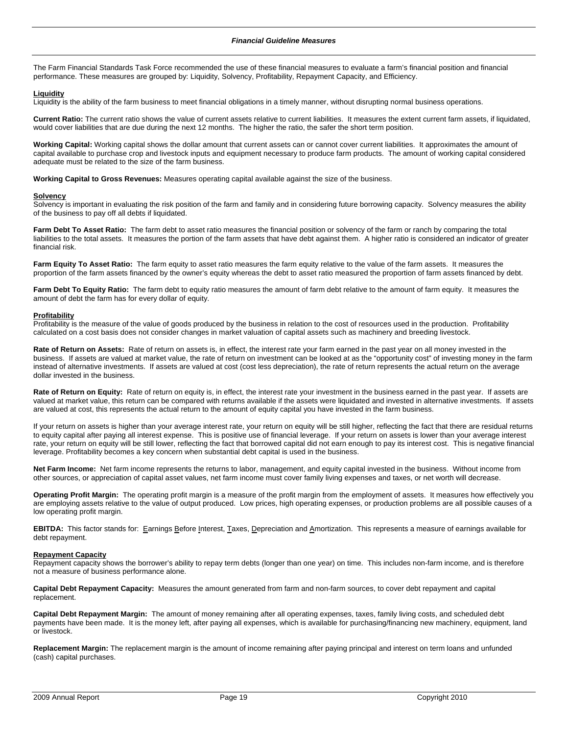## *Financial Guideline Measures*

The Farm Financial Standards Task Force recommended the use of these financial measures to evaluate a farm's financial position and financial performance. These measures are grouped by: Liquidity, Solvency, Profitability, Repayment Capacity, and Efficiency.

### Liquidity

Liquidity is the ability of the farm business to meet financial obligations in a timely manner, without disrupting normal business operations.

**Current Ratio:** The current ratio shows the value of current assets relative to current liabilities. It measures the extent current farm assets, if liquidated, would cover liabilities that are due during the next 12 months. The higher the ratio, the safer the short term position.

**Working Capital:** Working capital shows the dollar amount that current assets can or cannot cover current liabilities. It approximates the amount of capital available to purchase crop and livestock inputs and equipment necessary to produce farm products. The amount of working capital considered adequate must be related to the size of the farm business.

**Working Capital to Gross Revenues:** Measures operating capital available against the size of the business.

### Solvency

Solvency is important in evaluating the risk position of the farm and family and in considering future borrowing capacity. Solvency measures the ability of the business to pay off all debts if liquidated.

**Farm Debt To Asset Ratio:** The farm debt to asset ratio measures the financial position or solvency of the farm or ranch by comparing the total liabilities to the total assets. It measures the portion of the farm assets that have debt against them. A higher ratio is considered an indicator of greater financial risk.

**Farm Equity To Asset Ratio:** The farm equity to asset ratio measures the farm equity relative to the value of the farm assets. It measures the proportion of the farm assets financed by the owner's equity whereas the debt to asset ratio measured the proportion of farm assets financed by debt.

**Farm Debt To Equity Ratio:** The farm debt to equity ratio measures the amount of farm debt relative to the amount of farm equity. It measures the amount of debt the farm has for every dollar of equity.

### Profitability

Profitability is the measure of the value of goods produced by the business in relation to the cost of resources used in the production. Profitability calculated on a cost basis does not consider changes in market valuation of capital assets such as machinery and breeding livestock.

**Rate of Return on Assets:** Rate of return on assets is, in effect, the interest rate your farm earned in the past year on all money invested in the business. If assets are valued at market value, the rate of return on investment can be looked at as the "opportunity cost" of investing money in the farm instead of alternative investments. If assets are valued at cost (cost less depreciation), the rate of return represents the actual return on the average dollar invested in the business.

**Rate of Return on Equity:** Rate of return on equity is, in effect, the interest rate your investment in the business earned in the past year. If assets are valued at market value, this return can be compared with returns available if the assets were liquidated and invested in alternative investments. If assets are valued at cost, this represents the actual return to the amount of equity capital you have invested in the farm business.

If your return on assets is higher than your average interest rate, your return on equity will be still higher, reflecting the fact that there are residual returns to equity capital after paying all interest expense. This is positive use of financial leverage. If your return on assets is lower than your average interest rate, your return on equity will be still lower, reflecting the fact that borrowed capital did not earn enough to pay its interest cost. This is negative financial leverage. Profitability becomes a key concern when substantial debt capital is used in the business.

**Net Farm Income:** Net farm income represents the returns to labor, management, and equity capital invested in the business. Without income from other sources, or appreciation of capital asset values, net farm income must cover family living expenses and taxes, or net worth will decrease.

**Operating Profit Margin:** The operating profit margin is a measure of the profit margin from the employment of assets. It measures how effectively you are employing assets relative to the value of output produced. Low prices, high operating expenses, or production problems are all possible causes of a low operating profit margin.

**EBITDA:** This factor stands for: Earnings Before Interest, Taxes, Depreciation and Amortization. This represents a measure of earnings available for debt repayment.

### Repayment Capacity

Repayment capacity shows the borrower's ability to repay term debts (longer than one year) on time. This includes non-farm income, and is therefore not a measure of business performance alone.

**Capital Debt Repayment Capacity:** Measures the amount generated from farm and non-farm sources, to cover debt repayment and capital replacement.

**Capital Debt Repayment Margin:** The amount of money remaining after all operating expenses, taxes, family living costs, and scheduled debt payments have been made. It is the money left, after paying all expenses, which is available for purchasing/financing new machinery, equipment, land or livestock.

**Replacement Margin:** The replacement margin is the amount of income remaining after paying principal and interest on term loans and unfunded (cash) capital purchases.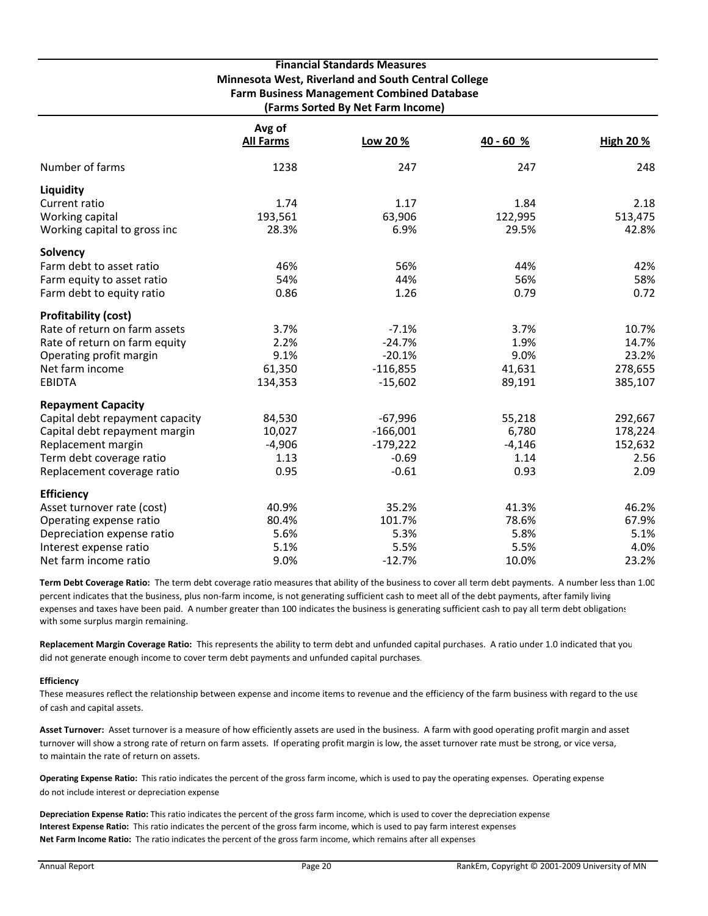# Financial Standards Measures
## Minnesota West, Riverland and South Central College
## Farm Business Management Combined Database
## (Farms Sorted By Net Farm Income)

| | Avg of All Farms | Low 20 % | 40 - 60 % | High 20 % |
|---|---|---|---|---|
| Number of farms | 1238 | 247 | 247 | 248 |
| **Liquidity** | | | | |
| Current ratio | 1.74 | 1.17 | 1.84 | 2.18 |
| Working capital | 193,561 | 63,906 | 122,995 | 513,475 |
| Working capital to gross inc | 28.3% | 6.9% | 29.5% | 42.8% |
| **Solvency** | | | | |
| Farm debt to asset ratio | 46% | 56% | 44% | 42% |
| Farm equity to asset ratio | 54% | 44% | 56% | 58% |
| Farm debt to equity ratio | 0.86 | 1.26 | 0.79 | 0.72 |
| **Profitability (cost)** | | | | |
| Rate of return on farm assets | 3.7% | -7.1% | 3.7% | 10.7% |
| Rate of return on farm equity | 2.2% | -24.7% | 1.9% | 14.7% |
| Operating profit margin | 9.1% | -20.1% | 9.0% | 23.2% |
| Net farm income | 61,350 | -116,855 | 41,631 | 278,655 |
| EBIDTA | 134,353 | -15,602 | 89,191 | 385,107 |
| **Repayment Capacity** | | | | |
| Capital debt repayment capacity | 84,530 | -67,996 | 55,218 | 292,667 |
| Capital debt repayment margin | 10,027 | -166,001 | 6,780 | 178,224 |
| Replacement margin | -4,906 | -179,222 | -4,146 | 152,632 |
| Term debt coverage ratio | 1.13 | -0.69 | 1.14 | 2.56 |
| Replacement coverage ratio | 0.95 | -0.61 | 0.93 | 2.09 |
| **Efficiency** | | | | |
| Asset turnover rate (cost) | 40.9% | 35.2% | 41.3% | 46.2% |
| Operating expense ratio | 80.4% | 101.7% | 78.6% | 67.9% |
| Depreciation expense ratio | 5.6% | 5.3% | 5.8% | 5.1% |
| Interest expense ratio | 5.1% | 5.5% | 5.5% | 4.0% |
| Net farm income ratio | 9.0% | -12.7% | 10.0% | 23.2% |

**Term Debt Coverage Ratio:** The term debt coverage ratio measures that ability of the business to cover all term debt payments. A number less than 1.00 percent indicates that the business, plus non-farm income, is not generating sufficient cash to meet all of the debt payments, after family living expenses and taxes have been paid. A number greater than 100 indicates the business is generating sufficient cash to pay all term debt obligations with some surplus margin remaining.

**Replacement Margin Coverage Ratio:** This represents the ability to term debt and unfunded capital purchases. A ratio under 1.0 indicated that you did not generate enough income to cover term debt payments and unfunded capital purchases.

**Efficiency**

These measures reflect the relationship between expense and income items to revenue and the efficiency of the farm business with regard to the use of cash and capital assets.

**Asset Turnover:** Asset turnover is a measure of how efficiently assets are used in the business. A farm with good operating profit margin and asset turnover will show a strong rate of return on farm assets. If operating profit margin is low, the asset turnover rate must be strong, or vice versa, to maintain the rate of return on assets.

**Operating Expense Ratio:** This ratio indicates the percent of the gross farm income, which is used to pay the operating expenses. Operating expense do not include interest or depreciation expense

**Depreciation Expense Ratio:** This ratio indicates the percent of the gross farm income, which is used to cover the depreciation expense

**Interest Expense Ratio:** This ratio indicates the percent of the gross farm income, which is used to pay farm interest expenses

**Net Farm Income Ratio:** The ratio indicates the percent of the gross farm income, which remains after all expenses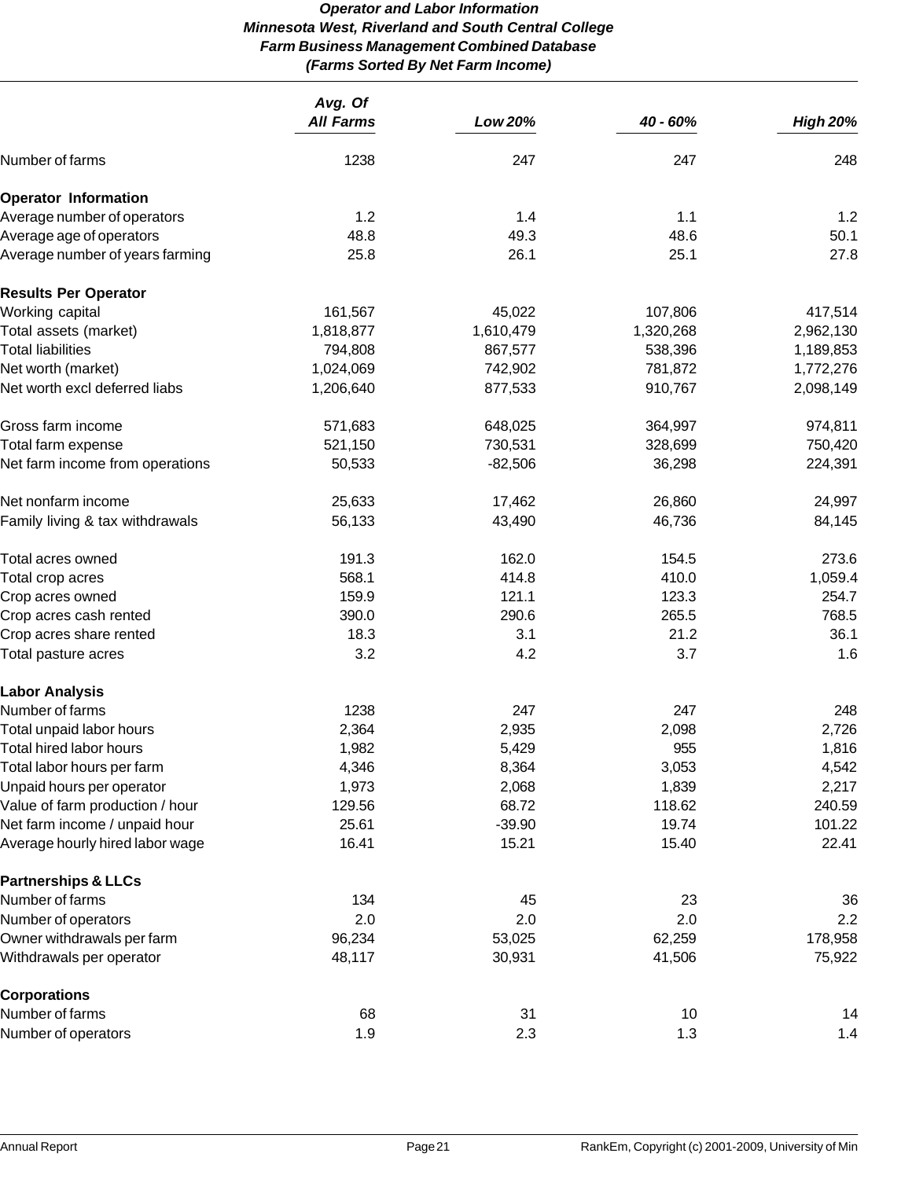# *Operator and Labor Information*
## *Minnesota West, Riverland and South Central College*
## *Farm Business Management Combined Database*
## *(Farms Sorted By Net Farm Income)*

| | *Avg. Of All Farms* | *Low 20%* | *40 - 60%* | *High 20%* |
|---|---|---|---|---|
| Number of farms | 1238 | 247 | 247 | 248 |
| **Operator Information** | | | | |
| Average number of operators | 1.2 | 1.4 | 1.1 | 1.2 |
| Average age of operators | 48.8 | 49.3 | 48.6 | 50.1 |
| Average number of years farming | 25.8 | 26.1 | 25.1 | 27.8 |
| **Results Per Operator** | | | | |
| Working capital | 161,567 | 45,022 | 107,806 | 417,514 |
| Total assets (market) | 1,818,877 | 1,610,479 | 1,320,268 | 2,962,130 |
| Total liabilities | 794,808 | 867,577 | 538,396 | 1,189,853 |
| Net worth (market) | 1,024,069 | 742,902 | 781,872 | 1,772,276 |
| Net worth excl deferred liabs | 1,206,640 | 877,533 | 910,767 | 2,098,149 |
| Gross farm income | 571,683 | 648,025 | 364,997 | 974,811 |
| Total farm expense | 521,150 | 730,531 | 328,699 | 750,420 |
| Net farm income from operations | 50,533 | -82,506 | 36,298 | 224,391 |
| Net nonfarm income | 25,633 | 17,462 | 26,860 | 24,997 |
| Family living & tax withdrawals | 56,133 | 43,490 | 46,736 | 84,145 |
| Total acres owned | 191.3 | 162.0 | 154.5 | 273.6 |
| Total crop acres | 568.1 | 414.8 | 410.0 | 1,059.4 |
| Crop acres owned | 159.9 | 121.1 | 123.3 | 254.7 |
| Crop acres cash rented | 390.0 | 290.6 | 265.5 | 768.5 |
| Crop acres share rented | 18.3 | 3.1 | 21.2 | 36.1 |
| Total pasture acres | 3.2 | 4.2 | 3.7 | 1.6 |
| **Labor Analysis** | | | | |
| Number of farms | 1238 | 247 | 247 | 248 |
| Total unpaid labor hours | 2,364 | 2,935 | 2,098 | 2,726 |
| Total hired labor hours | 1,982 | 5,429 | 955 | 1,816 |
| Total labor hours per farm | 4,346 | 8,364 | 3,053 | 4,542 |
| Unpaid hours per operator | 1,973 | 2,068 | 1,839 | 2,217 |
| Value of farm production / hour | 129.56 | 68.72 | 118.62 | 240.59 |
| Net farm income / unpaid hour | 25.61 | -39.90 | 19.74 | 101.22 |
| Average hourly hired labor wage | 16.41 | 15.21 | 15.40 | 22.41 |
| **Partnerships & LLCs** | | | | |
| Number of farms | 134 | 45 | 23 | 36 |
| Number of operators | 2.0 | 2.0 | 2.0 | 2.2 |
| Owner withdrawals per farm | 96,234 | 53,025 | 62,259 | 178,958 |
| Withdrawals per operator | 48,117 | 30,931 | 41,506 | 75,922 |
| **Corporations** | | | | |
| Number of farms | 68 | 31 | 10 | 14 |
| Number of operators | 1.9 | 2.3 | 1.3 | 1.4 |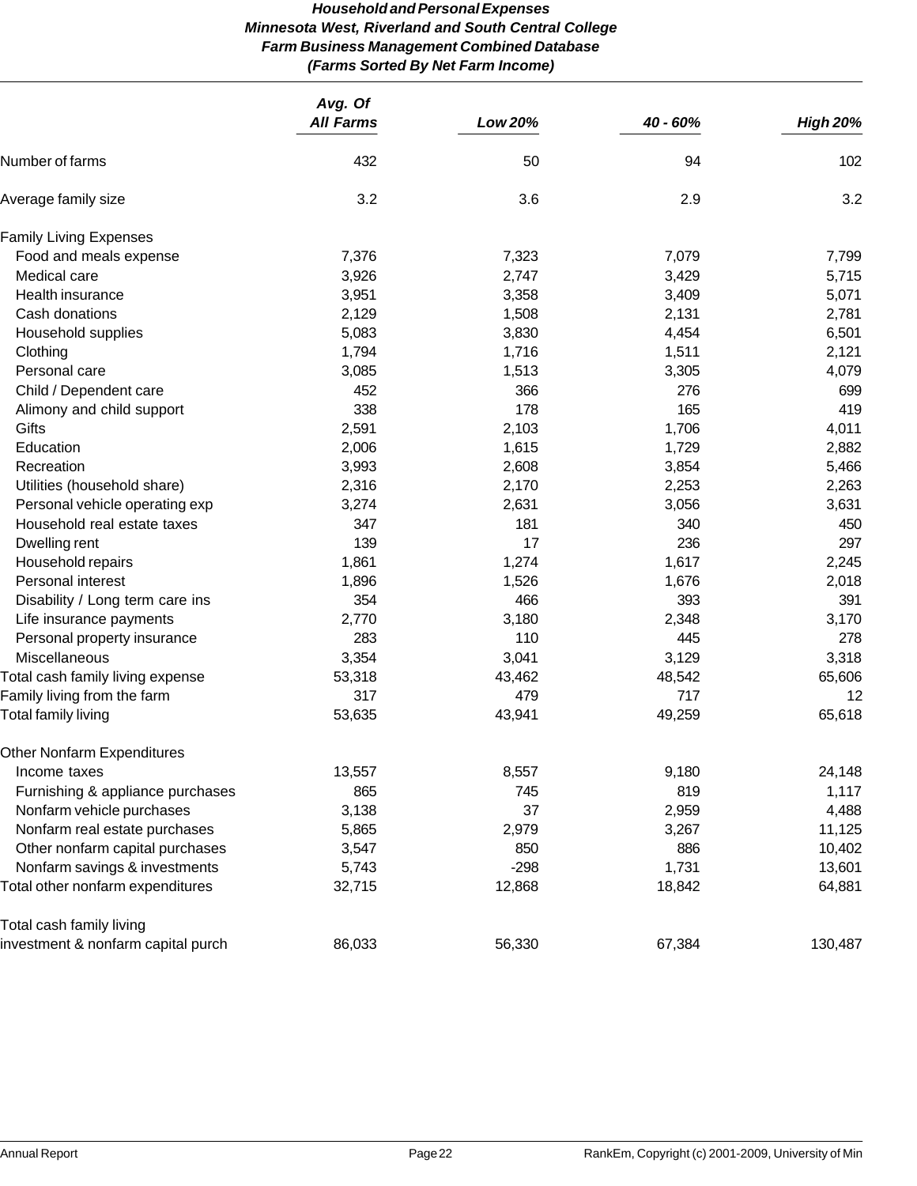# Household and Personal Expenses
## Minnesota West, Riverland and South Central College
## Farm Business Management Combined Database
## (Farms Sorted By Net Farm Income)

| | Avg. Of All Farms | Low 20% | 40 - 60% | High 20% |
|---|---|---|---|---|
| Number of farms | 432 | 50 | 94 | 102 |
| Average family size | 3.2 | 3.6 | 2.9 | 3.2 |
| **Family Living Expenses** | | | | |
| Food and meals expense | 7,376 | 7,323 | 7,079 | 7,799 |
| Medical care | 3,926 | 2,747 | 3,429 | 5,715 |
| Health insurance | 3,951 | 3,358 | 3,409 | 5,071 |
| Cash donations | 2,129 | 1,508 | 2,131 | 2,781 |
| Household supplies | 5,083 | 3,830 | 4,454 | 6,501 |
| Clothing | 1,794 | 1,716 | 1,511 | 2,121 |
| Personal care | 3,085 | 1,513 | 3,305 | 4,079 |
| Child / Dependent care | 452 | 366 | 276 | 699 |
| Alimony and child support | 338 | 178 | 165 | 419 |
| Gifts | 2,591 | 2,103 | 1,706 | 4,011 |
| Education | 2,006 | 1,615 | 1,729 | 2,882 |
| Recreation | 3,993 | 2,608 | 3,854 | 5,466 |
| Utilities (household share) | 2,316 | 2,170 | 2,253 | 2,263 |
| Personal vehicle operating exp | 3,274 | 2,631 | 3,056 | 3,631 |
| Household real estate taxes | 347 | 181 | 340 | 450 |
| Dwelling rent | 139 | 17 | 236 | 297 |
| Household repairs | 1,861 | 1,274 | 1,617 | 2,245 |
| Personal interest | 1,896 | 1,526 | 1,676 | 2,018 |
| Disability / Long term care ins | 354 | 466 | 393 | 391 |
| Life insurance payments | 2,770 | 3,180 | 2,348 | 3,170 |
| Personal property insurance | 283 | 110 | 445 | 278 |
| Miscellaneous | 3,354 | 3,041 | 3,129 | 3,318 |
| Total cash family living expense | 53,318 | 43,462 | 48,542 | 65,606 |
| Family living from the farm | 317 | 479 | 717 | 12 |
| Total family living | 53,635 | 43,941 | 49,259 | 65,618 |
| **Other Nonfarm Expenditures** | | | | |
| Income taxes | 13,557 | 8,557 | 9,180 | 24,148 |
| Furnishing & appliance purchases | 865 | 745 | 819 | 1,117 |
| Nonfarm vehicle purchases | 3,138 | 37 | 2,959 | 4,488 |
| Nonfarm real estate purchases | 5,865 | 2,979 | 3,267 | 11,125 |
| Other nonfarm capital purchases | 3,547 | 850 | 886 | 10,402 |
| Nonfarm savings & investments | 5,743 | -298 | 1,731 | 13,601 |
| Total other nonfarm expenditures | 32,715 | 12,868 | 18,842 | 64,881 |
| Total cash family living investment & nonfarm capital purch | 86,033 | 56,330 | 67,384 | 130,487 |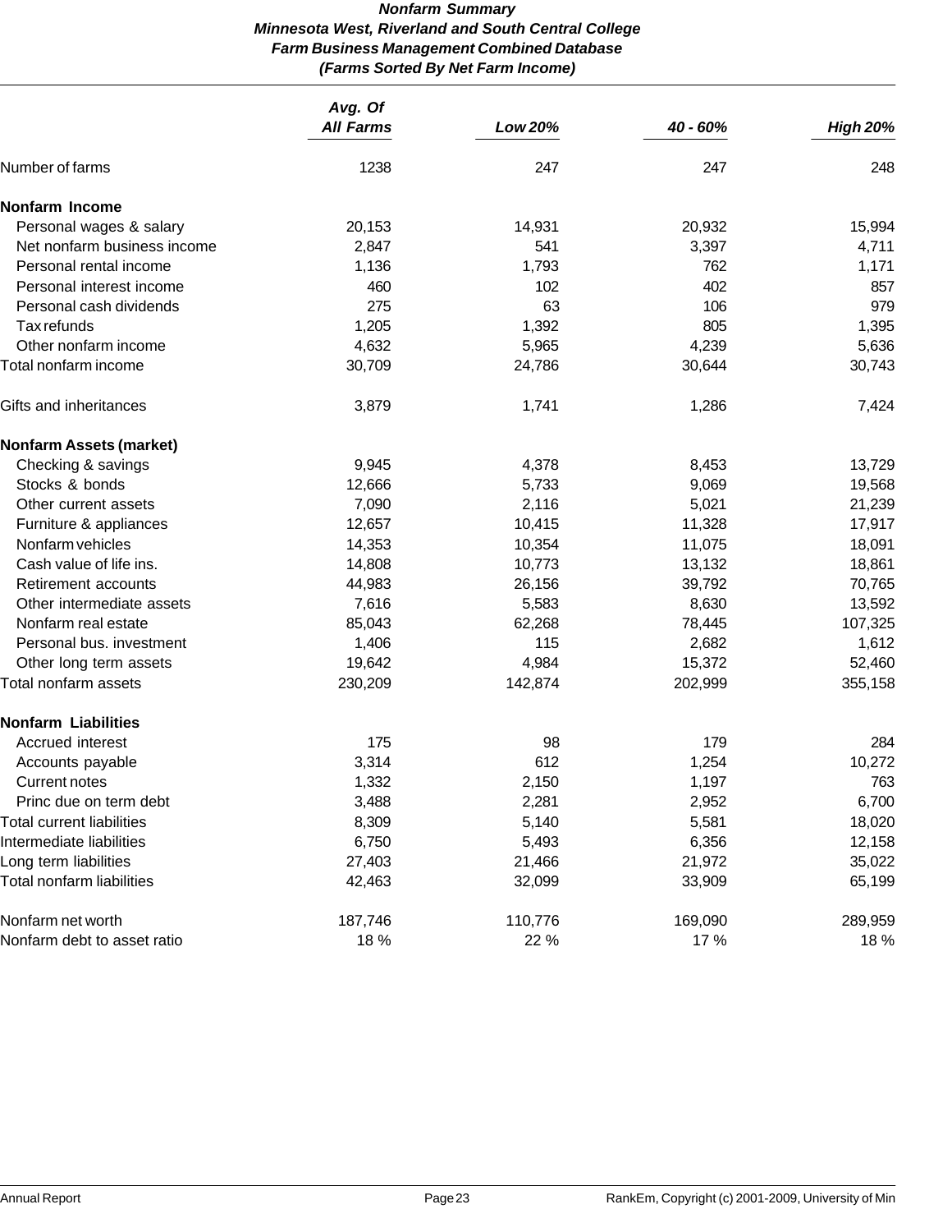# *Nonfarm Summary*
## *Minnesota West, Riverland and South Central College*
## *Farm Business Management Combined Database*
## *(Farms Sorted By Net Farm Income)*

| | *Avg. Of All Farms* | *Low 20%* | *40 - 60%* | *High 20%* |
|---|---|---|---|---|
| Number of farms | 1238 | 247 | 247 | 248 |
| **Nonfarm Income** | | | | |
| Personal wages & salary | 20,153 | 14,931 | 20,932 | 15,994 |
| Net nonfarm business income | 2,847 | 541 | 3,397 | 4,711 |
| Personal rental income | 1,136 | 1,793 | 762 | 1,171 |
| Personal interest income | 460 | 102 | 402 | 857 |
| Personal cash dividends | 275 | 63 | 106 | 979 |
| Tax refunds | 1,205 | 1,392 | 805 | 1,395 |
| Other nonfarm income | 4,632 | 5,965 | 4,239 | 5,636 |
| Total nonfarm income | 30,709 | 24,786 | 30,644 | 30,743 |
| Gifts and inheritances | 3,879 | 1,741 | 1,286 | 7,424 |
| **Nonfarm Assets (market)** | | | | |
| Checking & savings | 9,945 | 4,378 | 8,453 | 13,729 |
| Stocks & bonds | 12,666 | 5,733 | 9,069 | 19,568 |
| Other current assets | 7,090 | 2,116 | 5,021 | 21,239 |
| Furniture & appliances | 12,657 | 10,415 | 11,328 | 17,917 |
| Nonfarm vehicles | 14,353 | 10,354 | 11,075 | 18,091 |
| Cash value of life ins. | 14,808 | 10,773 | 13,132 | 18,861 |
| Retirement accounts | 44,983 | 26,156 | 39,792 | 70,765 |
| Other intermediate assets | 7,616 | 5,583 | 8,630 | 13,592 |
| Nonfarm real estate | 85,043 | 62,268 | 78,445 | 107,325 |
| Personal bus. investment | 1,406 | 115 | 2,682 | 1,612 |
| Other long term assets | 19,642 | 4,984 | 15,372 | 52,460 |
| Total nonfarm assets | 230,209 | 142,874 | 202,999 | 355,158 |
| **Nonfarm Liabilities** | | | | |
| Accrued interest | 175 | 98 | 179 | 284 |
| Accounts payable | 3,314 | 612 | 1,254 | 10,272 |
| Current notes | 1,332 | 2,150 | 1,197 | 763 |
| Princ due on term debt | 3,488 | 2,281 | 2,952 | 6,700 |
| Total current liabilities | 8,309 | 5,140 | 5,581 | 18,020 |
| Intermediate liabilities | 6,750 | 5,493 | 6,356 | 12,158 |
| Long term liabilities | 27,403 | 21,466 | 21,972 | 35,022 |
| Total nonfarm liabilities | 42,463 | 32,099 | 33,909 | 65,199 |
| Nonfarm net worth | 187,746 | 110,776 | 169,090 | 289,959 |
| Nonfarm debt to asset ratio | 18 % | 22 % | 17 % | 18 % |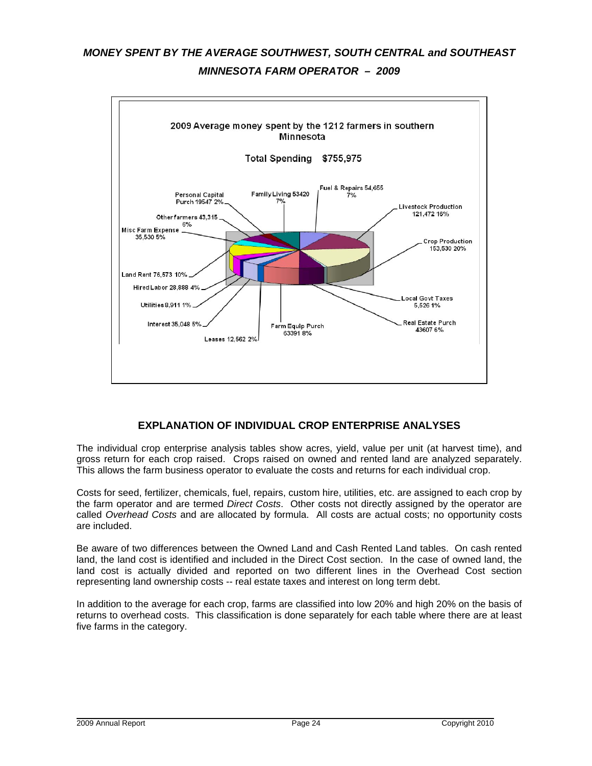# *MONEY SPENT BY THE AVERAGE SOUTHWEST, SOUTH CENTRAL and SOUTHEAST MINNESOTA FARM OPERATOR – 2009*

2009 Average money spent by the 1212 farmers in southern Minnesota

Total Spending $755,975

| Category | Amount | Percent |
|---|---|---|
| Fuel & Repairs | 54,655 | 7% |
| Livestock Production | 121,472 | 16% |
| Crop Production | 153,530 | 20% |
| Local Govt Taxes | 5,526 | 1% |
| Real Estate Purch | 43607 | 6% |
| Farm Equip Purch | 63391 | 8% |
| Leases | 12,562 | 2% |
| Interest | 35,048 | 5% |
| Utilities | 8,911 | 1% |
| Hired Labor | 28,888 | 4% |
| Land Rent | 76,573 | 10% |
| Misc Farm Expense | 35,530 | 5% |
| Other farmers | 43,315 | 6% |
| Personal Capital Purch | 19547 | 2% |
| Family Living | 53420 | 7% |

## EXPLANATION OF INDIVIDUAL CROP ENTERPRISE ANALYSES

The individual crop enterprise analysis tables show acres, yield, value per unit (at harvest time), and gross return for each crop raised. Crops raised on owned and rented land are analyzed separately. This allows the farm business operator to evaluate the costs and returns for each individual crop.

Costs for seed, fertilizer, chemicals, fuel, repairs, custom hire, utilities, etc. are assigned to each crop by the farm operator and are termed *Direct Costs*. Other costs not directly assigned by the operator are called *Overhead Costs* and are allocated by formula. All costs are actual costs; no opportunity costs are included.

Be aware of two differences between the Owned Land and Cash Rented Land tables. On cash rented land, the land cost is identified and included in the Direct Cost section. In the case of owned land, the land cost is actually divided and reported on two different lines in the Overhead Cost section representing land ownership costs -- real estate taxes and interest on long term debt.

In addition to the average for each crop, farms are classified into low 20% and high 20% on the basis of returns to overhead costs. This classification is done separately for each table where there are at least five farms in the category.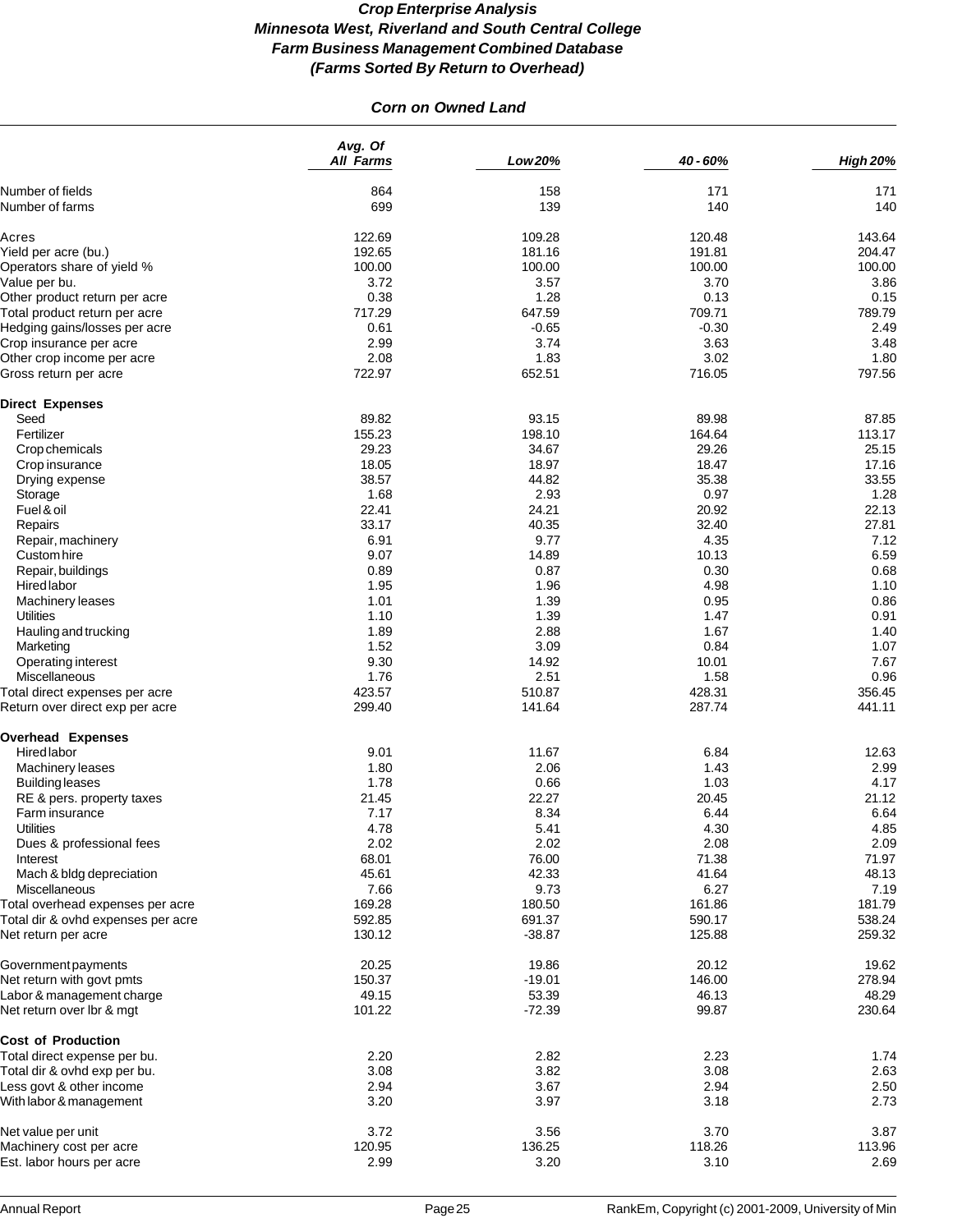***Crop Enterprise Analysis***
***Minnesota West, Riverland and South Central College***
***Farm Business Management Combined Database***
***(Farms Sorted By Return to Overhead)***

***Corn on Owned Land***

| | *Avg. Of All Farms* | *Low 20%* | *40 - 60%* | *High 20%* |
|---|---|---|---|---|
| Number of fields | 864 | 158 | 171 | 171 |
| Number of farms | 699 | 139 | 140 | 140 |
| Acres | 122.69 | 109.28 | 120.48 | 143.64 |
| Yield per acre (bu.) | 192.65 | 181.16 | 191.81 | 204.47 |
| Operators share of yield % | 100.00 | 100.00 | 100.00 | 100.00 |
| Value per bu. | 3.72 | 3.57 | 3.70 | 3.86 |
| Other product return per acre | 0.38 | 1.28 | 0.13 | 0.15 |
| Total product return per acre | 717.29 | 647.59 | 709.71 | 789.79 |
| Hedging gains/losses per acre | 0.61 | -0.65 | -0.30 | 2.49 |
| Crop insurance per acre | 2.99 | 3.74 | 3.63 | 3.48 |
| Other crop income per acre | 2.08 | 1.83 | 3.02 | 1.80 |
| Gross return per acre | 722.97 | 652.51 | 716.05 | 797.56 |
| **Direct Expenses** | | | | |
| Seed | 89.82 | 93.15 | 89.98 | 87.85 |
| Fertilizer | 155.23 | 198.10 | 164.64 | 113.17 |
| Crop chemicals | 29.23 | 34.67 | 29.26 | 25.15 |
| Crop insurance | 18.05 | 18.97 | 18.47 | 17.16 |
| Drying expense | 38.57 | 44.82 | 35.38 | 33.55 |
| Storage | 1.68 | 2.93 | 0.97 | 1.28 |
| Fuel & oil | 22.41 | 24.21 | 20.92 | 22.13 |
| Repairs | 33.17 | 40.35 | 32.40 | 27.81 |
| Repair, machinery | 6.91 | 9.77 | 4.35 | 7.12 |
| Custom hire | 9.07 | 14.89 | 10.13 | 6.59 |
| Repair, buildings | 0.89 | 0.87 | 0.30 | 0.68 |
| Hired labor | 1.95 | 1.96 | 4.98 | 1.10 |
| Machinery leases | 1.01 | 1.39 | 0.95 | 0.86 |
| Utilities | 1.10 | 1.39 | 1.47 | 0.91 |
| Hauling and trucking | 1.89 | 2.88 | 1.67 | 1.40 |
| Marketing | 1.52 | 3.09 | 0.84 | 1.07 |
| Operating interest | 9.30 | 14.92 | 10.01 | 7.67 |
| Miscellaneous | 1.76 | 2.51 | 1.58 | 0.96 |
| Total direct expenses per acre | 423.57 | 510.87 | 428.31 | 356.45 |
| Return over direct exp per acre | 299.40 | 141.64 | 287.74 | 441.11 |
| **Overhead Expenses** | | | | |
| Hired labor | 9.01 | 11.67 | 6.84 | 12.63 |
| Machinery leases | 1.80 | 2.06 | 1.43 | 2.99 |
| Building leases | 1.78 | 0.66 | 1.03 | 4.17 |
| RE & pers. property taxes | 21.45 | 22.27 | 20.45 | 21.12 |
| Farm insurance | 7.17 | 8.34 | 6.44 | 6.64 |
| Utilities | 4.78 | 5.41 | 4.30 | 4.85 |
| Dues & professional fees | 2.02 | 2.02 | 2.08 | 2.09 |
| Interest | 68.01 | 76.00 | 71.38 | 71.97 |
| Mach & bldg depreciation | 45.61 | 42.33 | 41.64 | 48.13 |
| Miscellaneous | 7.66 | 9.73 | 6.27 | 7.19 |
| Total overhead expenses per acre | 169.28 | 180.50 | 161.86 | 181.79 |
| Total dir & ovhd expenses per acre | 592.85 | 691.37 | 590.17 | 538.24 |
| Net return per acre | 130.12 | -38.87 | 125.88 | 259.32 |
| Government payments | 20.25 | 19.86 | 20.12 | 19.62 |
| Net return with govt pmts | 150.37 | -19.01 | 146.00 | 278.94 |
| Labor & management charge | 49.15 | 53.39 | 46.13 | 48.29 |
| Net return over lbr & mgt | 101.22 | -72.39 | 99.87 | 230.64 |
| **Cost of Production** | | | | |
| Total direct expense per bu. | 2.20 | 2.82 | 2.23 | 1.74 |
| Total dir & ovhd exp per bu. | 3.08 | 3.82 | 3.08 | 2.63 |
| Less govt & other income | 2.94 | 3.67 | 2.94 | 2.50 |
| With labor & management | 3.20 | 3.97 | 3.18 | 2.73 |
| Net value per unit | 3.72 | 3.56 | 3.70 | 3.87 |
| Machinery cost per acre | 120.95 | 136.25 | 118.26 | 113.96 |
| Est. labor hours per acre | 2.99 | 3.20 | 3.10 | 2.69 |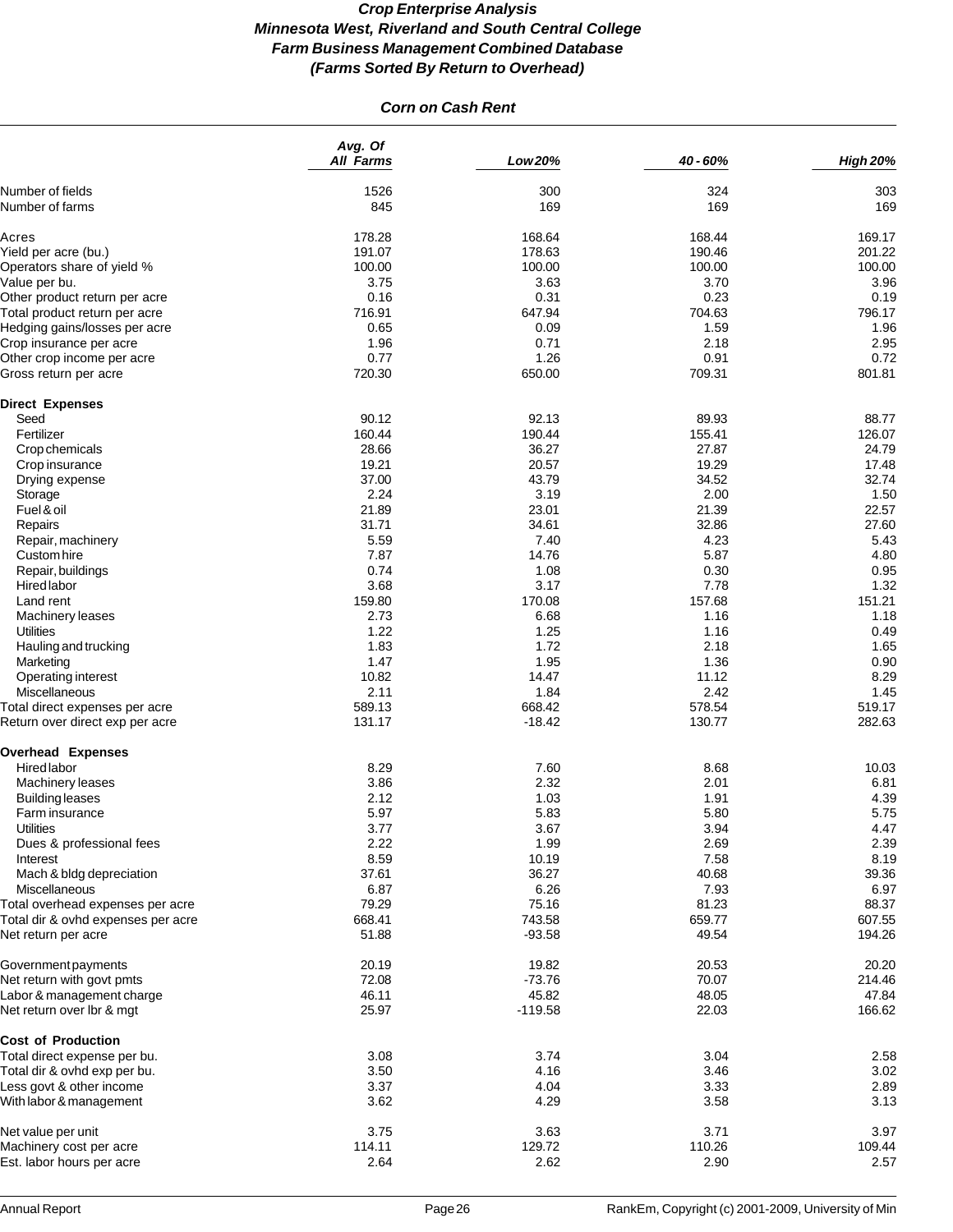# *Crop Enterprise Analysis*
# *Minnesota West, Riverland and South Central College*
# *Farm Business Management Combined Database*
# *(Farms Sorted By Return to Overhead)*

## *Corn on Cash Rent*

| | *Avg. Of All Farms* | *Low 20%* | *40 - 60%* | *High 20%* |
|---|---|---|---|---|
| Number of fields | 1526 | 300 | 324 | 303 |
| Number of farms | 845 | 169 | 169 | 169 |
| Acres | 178.28 | 168.64 | 168.44 | 169.17 |
| Yield per acre (bu.) | 191.07 | 178.63 | 190.46 | 201.22 |
| Operators share of yield % | 100.00 | 100.00 | 100.00 | 100.00 |
| Value per bu. | 3.75 | 3.63 | 3.70 | 3.96 |
| Other product return per acre | 0.16 | 0.31 | 0.23 | 0.19 |
| Total product return per acre | 716.91 | 647.94 | 704.63 | 796.17 |
| Hedging gains/losses per acre | 0.65 | 0.09 | 1.59 | 1.96 |
| Crop insurance per acre | 1.96 | 0.71 | 2.18 | 2.95 |
| Other crop income per acre | 0.77 | 1.26 | 0.91 | 0.72 |
| Gross return per acre | 720.30 | 650.00 | 709.31 | 801.81 |
| **Direct Expenses** | | | | |
| Seed | 90.12 | 92.13 | 89.93 | 88.77 |
| Fertilizer | 160.44 | 190.44 | 155.41 | 126.07 |
| Crop chemicals | 28.66 | 36.27 | 27.87 | 24.79 |
| Crop insurance | 19.21 | 20.57 | 19.29 | 17.48 |
| Drying expense | 37.00 | 43.79 | 34.52 | 32.74 |
| Storage | 2.24 | 3.19 | 2.00 | 1.50 |
| Fuel & oil | 21.89 | 23.01 | 21.39 | 22.57 |
| Repairs | 31.71 | 34.61 | 32.86 | 27.60 |
| Repair, machinery | 5.59 | 7.40 | 4.23 | 5.43 |
| Custom hire | 7.87 | 14.76 | 5.87 | 4.80 |
| Repair, buildings | 0.74 | 1.08 | 0.30 | 0.95 |
| Hired labor | 3.68 | 3.17 | 7.78 | 1.32 |
| Land rent | 159.80 | 170.08 | 157.68 | 151.21 |
| Machinery leases | 2.73 | 6.68 | 1.16 | 1.18 |
| Utilities | 1.22 | 1.25 | 1.16 | 0.49 |
| Hauling and trucking | 1.83 | 1.72 | 2.18 | 1.65 |
| Marketing | 1.47 | 1.95 | 1.36 | 0.90 |
| Operating interest | 10.82 | 14.47 | 11.12 | 8.29 |
| Miscellaneous | 2.11 | 1.84 | 2.42 | 1.45 |
| Total direct expenses per acre | 589.13 | 668.42 | 578.54 | 519.17 |
| Return over direct exp per acre | 131.17 | -18.42 | 130.77 | 282.63 |
| **Overhead Expenses** | | | | |
| Hired labor | 8.29 | 7.60 | 8.68 | 10.03 |
| Machinery leases | 3.86 | 2.32 | 2.01 | 6.81 |
| Building leases | 2.12 | 1.03 | 1.91 | 4.39 |
| Farm insurance | 5.97 | 5.83 | 5.80 | 5.75 |
| Utilities | 3.77 | 3.67 | 3.94 | 4.47 |
| Dues & professional fees | 2.22 | 1.99 | 2.69 | 2.39 |
| Interest | 8.59 | 10.19 | 7.58 | 8.19 |
| Mach & bldg depreciation | 37.61 | 36.27 | 40.68 | 39.36 |
| Miscellaneous | 6.87 | 6.26 | 7.93 | 6.97 |
| Total overhead expenses per acre | 79.29 | 75.16 | 81.23 | 88.37 |
| Total dir & ovhd expenses per acre | 668.41 | 743.58 | 659.77 | 607.55 |
| Net return per acre | 51.88 | -93.58 | 49.54 | 194.26 |
| Government payments | 20.19 | 19.82 | 20.53 | 20.20 |
| Net return with govt pmts | 72.08 | -73.76 | 70.07 | 214.46 |
| Labor & management charge | 46.11 | 45.82 | 48.05 | 47.84 |
| Net return over lbr & mgt | 25.97 | -119.58 | 22.03 | 166.62 |
| **Cost of Production** | | | | |
| Total direct expense per bu. | 3.08 | 3.74 | 3.04 | 2.58 |
| Total dir & ovhd exp per bu. | 3.50 | 4.16 | 3.46 | 3.02 |
| Less govt & other income | 3.37 | 4.04 | 3.33 | 2.89 |
| With labor & management | 3.62 | 4.29 | 3.58 | 3.13 |
| Net value per unit | 3.75 | 3.63 | 3.71 | 3.97 |
| Machinery cost per acre | 114.11 | 129.72 | 110.26 | 109.44 |
| Est. labor hours per acre | 2.64 | 2.62 | 2.90 | 2.57 |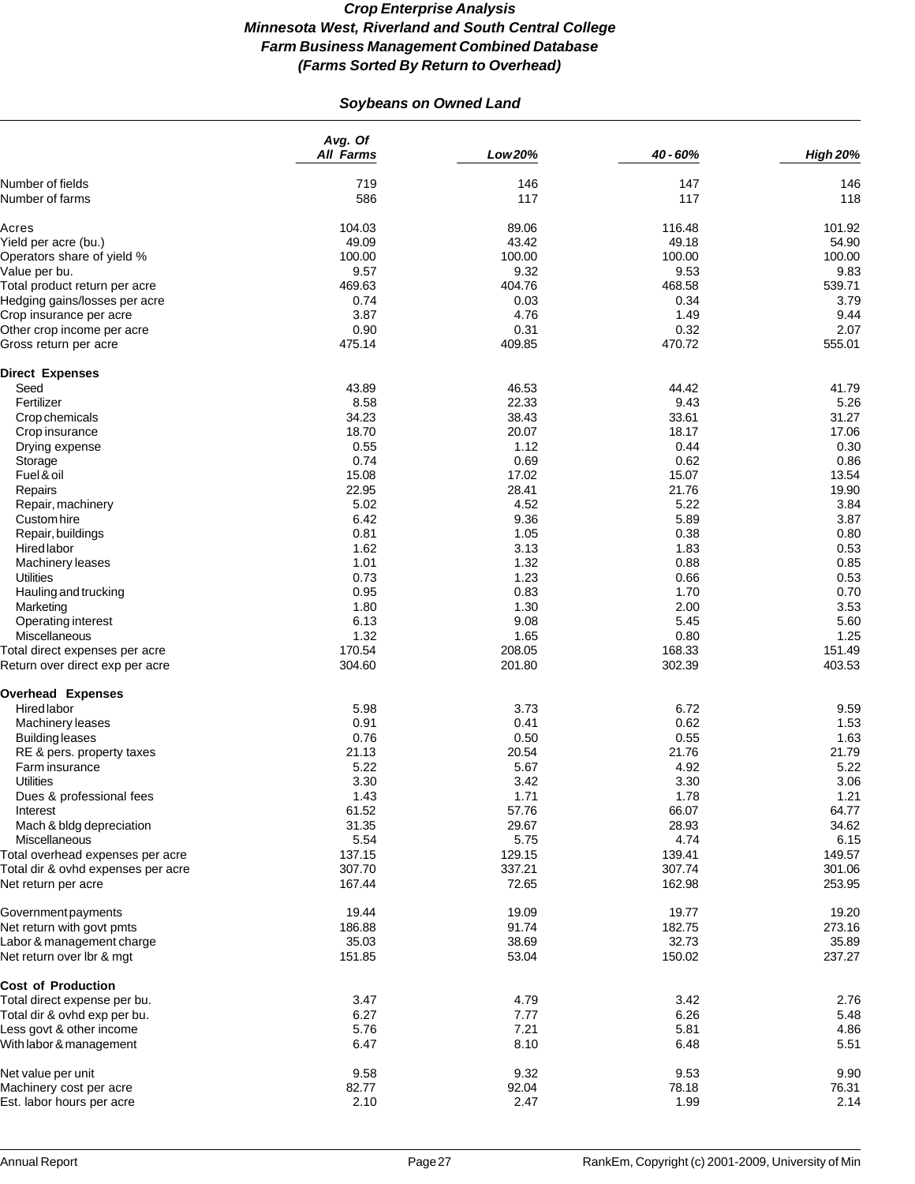# *Crop Enterprise Analysis*
# *Minnesota West, Riverland and South Central College*
# *Farm Business Management Combined Database*
# *(Farms Sorted By Return to Overhead)*

## *Soybeans on Owned Land*

| | *Avg. Of All Farms* | *Low 20%* | *40 - 60%* | *High 20%* |
|---|---|---|---|---|
| Number of fields | 719 | 146 | 147 | 146 |
| Number of farms | 586 | 117 | 117 | 118 |
| | | | | |
| Acres | 104.03 | 89.06 | 116.48 | 101.92 |
| Yield per acre (bu.) | 49.09 | 43.42 | 49.18 | 54.90 |
| Operators share of yield % | 100.00 | 100.00 | 100.00 | 100.00 |
| Value per bu. | 9.57 | 9.32 | 9.53 | 9.83 |
| Total product return per acre | 469.63 | 404.76 | 468.58 | 539.71 |
| Hedging gains/losses per acre | 0.74 | 0.03 | 0.34 | 3.79 |
| Crop insurance per acre | 3.87 | 4.76 | 1.49 | 9.44 |
| Other crop income per acre | 0.90 | 0.31 | 0.32 | 2.07 |
| Gross return per acre | 475.14 | 409.85 | 470.72 | 555.01 |
| | | | | |
| **Direct Expenses** | | | | |
| Seed | 43.89 | 46.53 | 44.42 | 41.79 |
| Fertilizer | 8.58 | 22.33 | 9.43 | 5.26 |
| Crop chemicals | 34.23 | 38.43 | 33.61 | 31.27 |
| Crop insurance | 18.70 | 20.07 | 18.17 | 17.06 |
| Drying expense | 0.55 | 1.12 | 0.44 | 0.30 |
| Storage | 0.74 | 0.69 | 0.62 | 0.86 |
| Fuel & oil | 15.08 | 17.02 | 15.07 | 13.54 |
| Repairs | 22.95 | 28.41 | 21.76 | 19.90 |
| Repair, machinery | 5.02 | 4.52 | 5.22 | 3.84 |
| Custom hire | 6.42 | 9.36 | 5.89 | 3.87 |
| Repair, buildings | 0.81 | 1.05 | 0.38 | 0.80 |
| Hired labor | 1.62 | 3.13 | 1.83 | 0.53 |
| Machinery leases | 1.01 | 1.32 | 0.88 | 0.85 |
| Utilities | 0.73 | 1.23 | 0.66 | 0.53 |
| Hauling and trucking | 0.95 | 0.83 | 1.70 | 0.70 |
| Marketing | 1.80 | 1.30 | 2.00 | 3.53 |
| Operating interest | 6.13 | 9.08 | 5.45 | 5.60 |
| Miscellaneous | 1.32 | 1.65 | 0.80 | 1.25 |
| Total direct expenses per acre | 170.54 | 208.05 | 168.33 | 151.49 |
| Return over direct exp per acre | 304.60 | 201.80 | 302.39 | 403.53 |
| | | | | |
| **Overhead Expenses** | | | | |
| Hired labor | 5.98 | 3.73 | 6.72 | 9.59 |
| Machinery leases | 0.91 | 0.41 | 0.62 | 1.53 |
| Building leases | 0.76 | 0.50 | 0.55 | 1.63 |
| RE & pers. property taxes | 21.13 | 20.54 | 21.76 | 21.79 |
| Farm insurance | 5.22 | 5.67 | 4.92 | 5.22 |
| Utilities | 3.30 | 3.42 | 3.30 | 3.06 |
| Dues & professional fees | 1.43 | 1.71 | 1.78 | 1.21 |
| Interest | 61.52 | 57.76 | 66.07 | 64.77 |
| Mach & bldg depreciation | 31.35 | 29.67 | 28.93 | 34.62 |
| Miscellaneous | 5.54 | 5.75 | 4.74 | 6.15 |
| Total overhead expenses per acre | 137.15 | 129.15 | 139.41 | 149.57 |
| Total dir & ovhd expenses per acre | 307.70 | 337.21 | 307.74 | 301.06 |
| Net return per acre | 167.44 | 72.65 | 162.98 | 253.95 |
| | | | | |
| Government payments | 19.44 | 19.09 | 19.77 | 19.20 |
| Net return with govt pmts | 186.88 | 91.74 | 182.75 | 273.16 |
| Labor & management charge | 35.03 | 38.69 | 32.73 | 35.89 |
| Net return over lbr & mgt | 151.85 | 53.04 | 150.02 | 237.27 |
| | | | | |
| **Cost of Production** | | | | |
| Total direct expense per bu. | 3.47 | 4.79 | 3.42 | 2.76 |
| Total dir & ovhd exp per bu. | 6.27 | 7.77 | 6.26 | 5.48 |
| Less govt & other income | 5.76 | 7.21 | 5.81 | 4.86 |
| With labor & management | 6.47 | 8.10 | 6.48 | 5.51 |
| | | | | |
| Net value per unit | 9.58 | 9.32 | 9.53 | 9.90 |
| Machinery cost per acre | 82.77 | 92.04 | 78.18 | 76.31 |
| Est. labor hours per acre | 2.10 | 2.47 | 1.99 | 2.14 |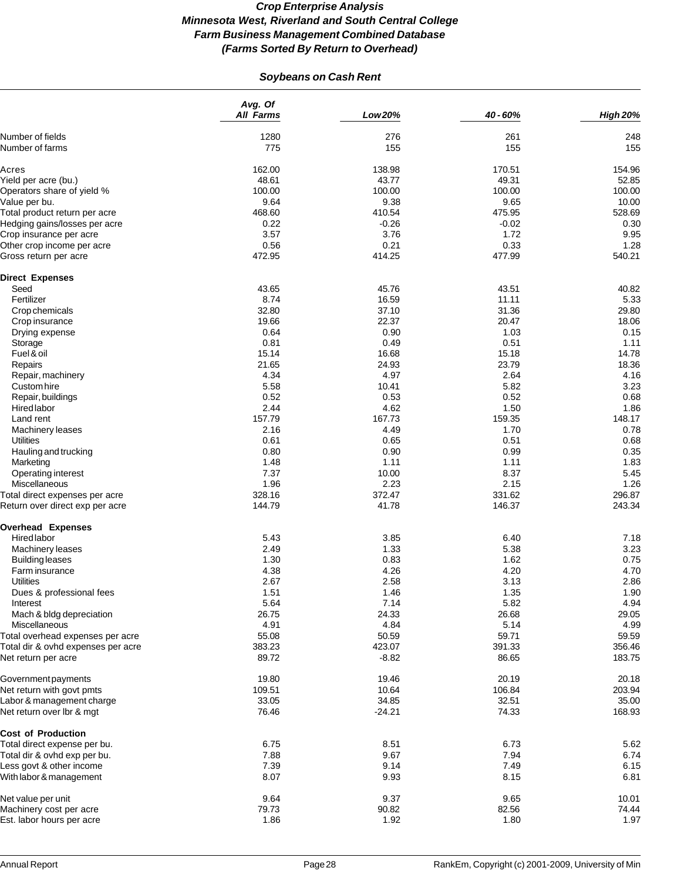# *Crop Enterprise Analysis*
# *Minnesota West, Riverland and South Central College*
# *Farm Business Management Combined Database*
# *(Farms Sorted By Return to Overhead)*

## *Soybeans on Cash Rent*

| | *Avg. Of All Farms* | *Low 20%* | *40 - 60%* | *High 20%* |
|---|---|---|---|---|
| Number of fields | 1280 | 276 | 261 | 248 |
| Number of farms | 775 | 155 | 155 | 155 |
| | | | | |
| Acres | 162.00 | 138.98 | 170.51 | 154.96 |
| Yield per acre (bu.) | 48.61 | 43.77 | 49.31 | 52.85 |
| Operators share of yield % | 100.00 | 100.00 | 100.00 | 100.00 |
| Value per bu. | 9.64 | 9.38 | 9.65 | 10.00 |
| Total product return per acre | 468.60 | 410.54 | 475.95 | 528.69 |
| Hedging gains/losses per acre | 0.22 | -0.26 | -0.02 | 0.30 |
| Crop insurance per acre | 3.57 | 3.76 | 1.72 | 9.95 |
| Other crop income per acre | 0.56 | 0.21 | 0.33 | 1.28 |
| Gross return per acre | 472.95 | 414.25 | 477.99 | 540.21 |
| | | | | |
| **Direct Expenses** | | | | |
| Seed | 43.65 | 45.76 | 43.51 | 40.82 |
| Fertilizer | 8.74 | 16.59 | 11.11 | 5.33 |
| Crop chemicals | 32.80 | 37.10 | 31.36 | 29.80 |
| Crop insurance | 19.66 | 22.37 | 20.47 | 18.06 |
| Drying expense | 0.64 | 0.90 | 1.03 | 0.15 |
| Storage | 0.81 | 0.49 | 0.51 | 1.11 |
| Fuel & oil | 15.14 | 16.68 | 15.18 | 14.78 |
| Repairs | 21.65 | 24.93 | 23.79 | 18.36 |
| Repair, machinery | 4.34 | 4.97 | 2.64 | 4.16 |
| Custom hire | 5.58 | 10.41 | 5.82 | 3.23 |
| Repair, buildings | 0.52 | 0.53 | 0.52 | 0.68 |
| Hired labor | 2.44 | 4.62 | 1.50 | 1.86 |
| Land rent | 157.79 | 167.73 | 159.35 | 148.17 |
| Machinery leases | 2.16 | 4.49 | 1.70 | 0.78 |
| Utilities | 0.61 | 0.65 | 0.51 | 0.68 |
| Hauling and trucking | 0.80 | 0.90 | 0.99 | 0.35 |
| Marketing | 1.48 | 1.11 | 1.11 | 1.83 |
| Operating interest | 7.37 | 10.00 | 8.37 | 5.45 |
| Miscellaneous | 1.96 | 2.23 | 2.15 | 1.26 |
| Total direct expenses per acre | 328.16 | 372.47 | 331.62 | 296.87 |
| Return over direct exp per acre | 144.79 | 41.78 | 146.37 | 243.34 |
| | | | | |
| **Overhead Expenses** | | | | |
| Hired labor | 5.43 | 3.85 | 6.40 | 7.18 |
| Machinery leases | 2.49 | 1.33 | 5.38 | 3.23 |
| Building leases | 1.30 | 0.83 | 1.62 | 0.75 |
| Farm insurance | 4.38 | 4.26 | 4.20 | 4.70 |
| Utilities | 2.67 | 2.58 | 3.13 | 2.86 |
| Dues & professional fees | 1.51 | 1.46 | 1.35 | 1.90 |
| Interest | 5.64 | 7.14 | 5.82 | 4.94 |
| Mach & bldg depreciation | 26.75 | 24.33 | 26.68 | 29.05 |
| Miscellaneous | 4.91 | 4.84 | 5.14 | 4.99 |
| Total overhead expenses per acre | 55.08 | 50.59 | 59.71 | 59.59 |
| Total dir & ovhd expenses per acre | 383.23 | 423.07 | 391.33 | 356.46 |
| Net return per acre | 89.72 | -8.82 | 86.65 | 183.75 |
| | | | | |
| Government payments | 19.80 | 19.46 | 20.19 | 20.18 |
| Net return with govt pmts | 109.51 | 10.64 | 106.84 | 203.94 |
| Labor & management charge | 33.05 | 34.85 | 32.51 | 35.00 |
| Net return over lbr & mgt | 76.46 | -24.21 | 74.33 | 168.93 |
| | | | | |
| **Cost of Production** | | | | |
| Total direct expense per bu. | 6.75 | 8.51 | 6.73 | 5.62 |
| Total dir & ovhd exp per bu. | 7.88 | 9.67 | 7.94 | 6.74 |
| Less govt & other income | 7.39 | 9.14 | 7.49 | 6.15 |
| With labor & management | 8.07 | 9.93 | 8.15 | 6.81 |
| | | | | |
| Net value per unit | 9.64 | 9.37 | 9.65 | 10.01 |
| Machinery cost per acre | 79.73 | 90.82 | 82.56 | 74.44 |
| Est. labor hours per acre | 1.86 | 1.92 | 1.80 | 1.97 |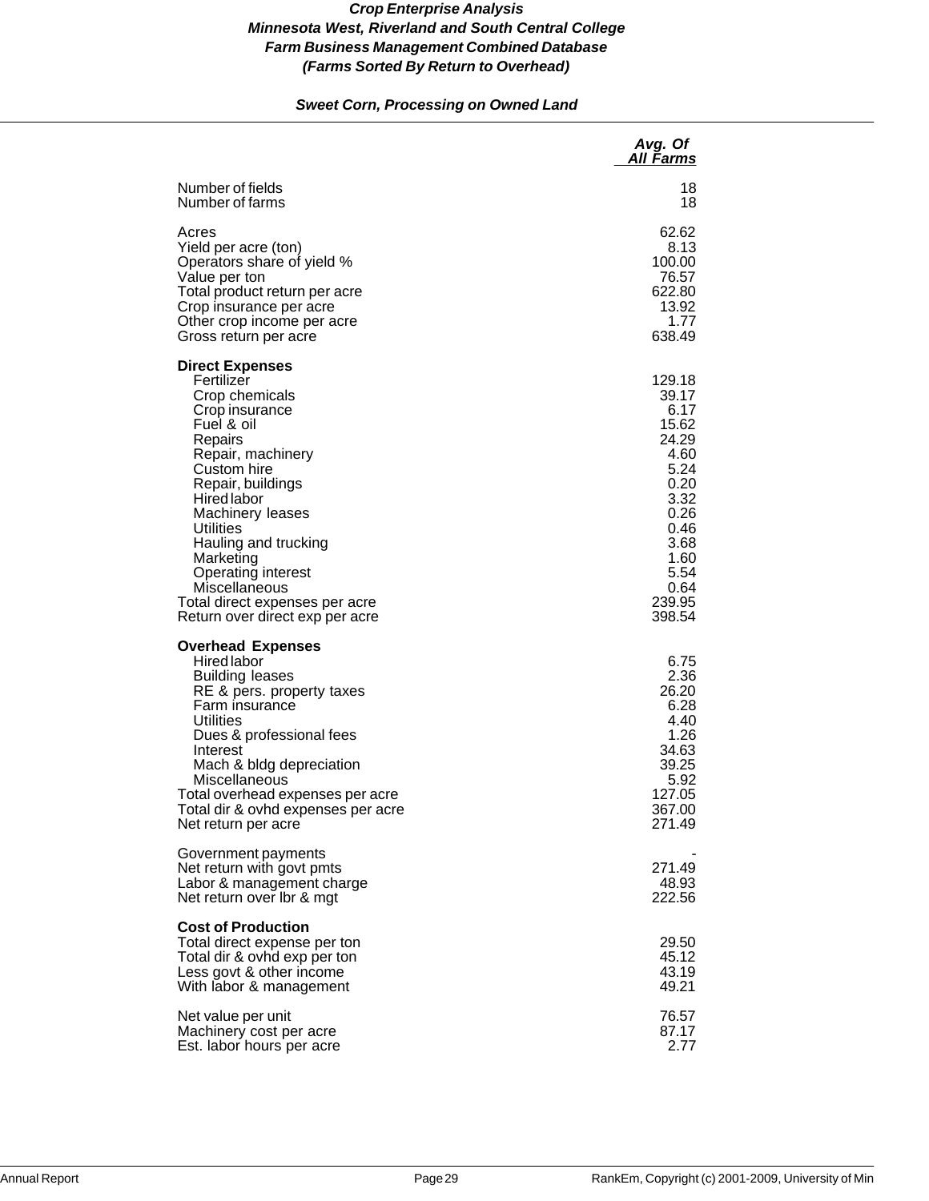***Crop Enterprise Analysis***
***Minnesota West, Riverland and South Central College***
***Farm Business Management Combined Database***
***(Farms Sorted By Return to Overhead)***

***Sweet Corn, Processing on Owned Land***

| | *Avg. Of All Farms* |
|---|---:|
| Number of fields | 18 |
| Number of farms | 18 |
| | |
| Acres | 62.62 |
| Yield per acre (ton) | 8.13 |
| Operators share of yield % | 100.00 |
| Value per ton | 76.57 |
| Total product return per acre | 622.80 |
| Crop insurance per acre | 13.92 |
| Other crop income per acre | 1.77 |
| Gross return per acre | 638.49 |
| | |
| **Direct Expenses** | |
| Fertilizer | 129.18 |
| Crop chemicals | 39.17 |
| Crop insurance | 6.17 |
| Fuel & oil | 15.62 |
| Repairs | 24.29 |
| Repair, machinery | 4.60 |
| Custom hire | 5.24 |
| Repair, buildings | 0.20 |
| Hired labor | 3.32 |
| Machinery leases | 0.26 |
| Utilities | 0.46 |
| Hauling and trucking | 3.68 |
| Marketing | 1.60 |
| Operating interest | 5.54 |
| Miscellaneous | 0.64 |
| Total direct expenses per acre | 239.95 |
| Return over direct exp per acre | 398.54 |
| | |
| **Overhead Expenses** | |
| Hired labor | 6.75 |
| Building leases | 2.36 |
| RE & pers. property taxes | 26.20 |
| Farm insurance | 6.28 |
| Utilities | 4.40 |
| Dues & professional fees | 1.26 |
| Interest | 34.63 |
| Mach & bldg depreciation | 39.25 |
| Miscellaneous | 5.92 |
| Total overhead expenses per acre | 127.05 |
| Total dir & ovhd expenses per acre | 367.00 |
| Net return per acre | 271.49 |
| | |
| Government payments | - |
| Net return with govt pmts | 271.49 |
| Labor & management charge | 48.93 |
| Net return over lbr & mgt | 222.56 |
| | |
| **Cost of Production** | |
| Total direct expense per ton | 29.50 |
| Total dir & ovhd exp per ton | 45.12 |
| Less govt & other income | 43.19 |
| With labor & management | 49.21 |
| | |
| Net value per unit | 76.57 |
| Machinery cost per acre | 87.17 |
| Est. labor hours per acre | 2.77 |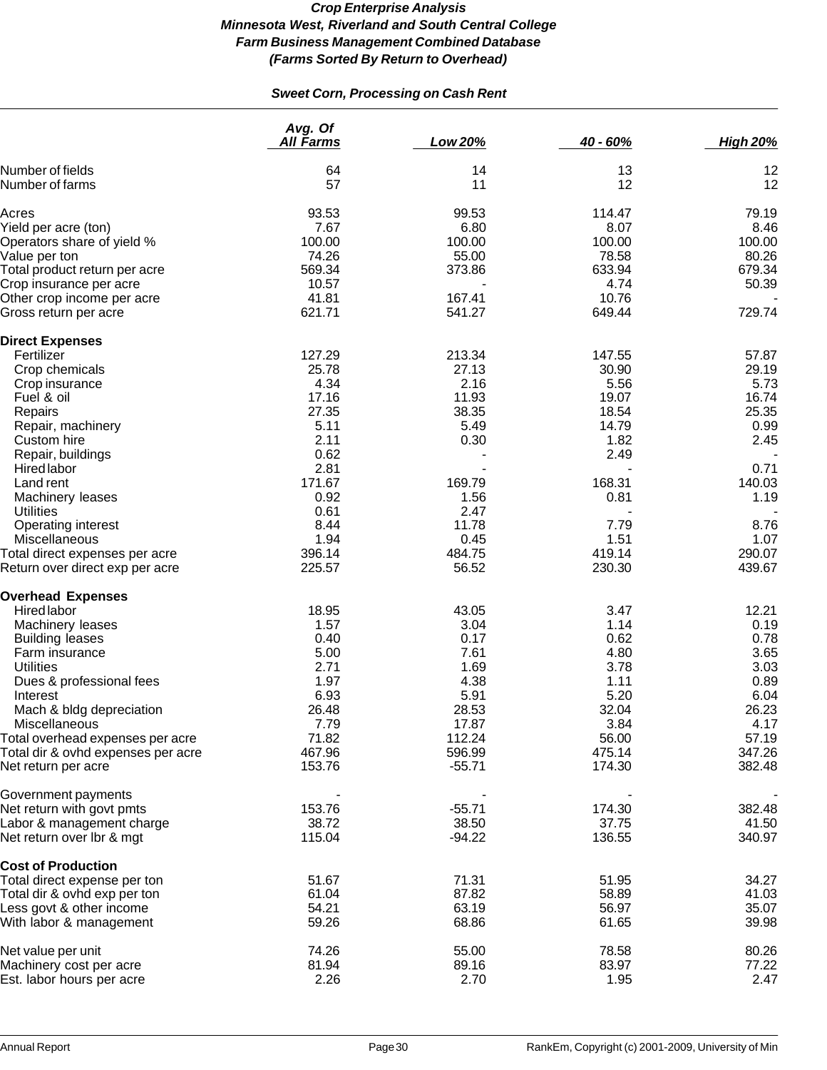# Crop Enterprise Analysis
## Minnesota West, Riverland and South Central College
## Farm Business Management Combined Database
## (Farms Sorted By Return to Overhead)

### Sweet Corn, Processing on Cash Rent

| | Avg. Of All Farms | Low 20% | 40 - 60% | High 20% |
|---|---|---|---|---|
| Number of fields | 64 | 14 | 13 | 12 |
| Number of farms | 57 | 11 | 12 | 12 |
| | | | | |
| Acres | 93.53 | 99.53 | 114.47 | 79.19 |
| Yield per acre (ton) | 7.67 | 6.80 | 8.07 | 8.46 |
| Operators share of yield % | 100.00 | 100.00 | 100.00 | 100.00 |
| Value per ton | 74.26 | 55.00 | 78.58 | 80.26 |
| Total product return per acre | 569.34 | 373.86 | 633.94 | 679.34 |
| Crop insurance per acre | 10.57 | - | 4.74 | 50.39 |
| Other crop income per acre | 41.81 | 167.41 | 10.76 | - |
| Gross return per acre | 621.71 | 541.27 | 649.44 | 729.74 |
| **Direct Expenses** | | | | |
| Fertilizer | 127.29 | 213.34 | 147.55 | 57.87 |
| Crop chemicals | 25.78 | 27.13 | 30.90 | 29.19 |
| Crop insurance | 4.34 | 2.16 | 5.56 | 5.73 |
| Fuel & oil | 17.16 | 11.93 | 19.07 | 16.74 |
| Repairs | 27.35 | 38.35 | 18.54 | 25.35 |
| Repair, machinery | 5.11 | 5.49 | 14.79 | 0.99 |
| Custom hire | 2.11 | 0.30 | 1.82 | 2.45 |
| Repair, buildings | 0.62 | - | 2.49 | - |
| Hired labor | 2.81 | - | - | 0.71 |
| Land rent | 171.67 | 169.79 | 168.31 | 140.03 |
| Machinery leases | 0.92 | 1.56 | 0.81 | 1.19 |
| Utilities | 0.61 | 2.47 | - | - |
| Operating interest | 8.44 | 11.78 | 7.79 | 8.76 |
| Miscellaneous | 1.94 | 0.45 | 1.51 | 1.07 |
| Total direct expenses per acre | 396.14 | 484.75 | 419.14 | 290.07 |
| Return over direct exp per acre | 225.57 | 56.52 | 230.30 | 439.67 |
| **Overhead Expenses** | | | | |
| Hired labor | 18.95 | 43.05 | 3.47 | 12.21 |
| Machinery leases | 1.57 | 3.04 | 1.14 | 0.19 |
| Building leases | 0.40 | 0.17 | 0.62 | 0.78 |
| Farm insurance | 5.00 | 7.61 | 4.80 | 3.65 |
| Utilities | 2.71 | 1.69 | 3.78 | 3.03 |
| Dues & professional fees | 1.97 | 4.38 | 1.11 | 0.89 |
| Interest | 6.93 | 5.91 | 5.20 | 6.04 |
| Mach & bldg depreciation | 26.48 | 28.53 | 32.04 | 26.23 |
| Miscellaneous | 7.79 | 17.87 | 3.84 | 4.17 |
| Total overhead expenses per acre | 71.82 | 112.24 | 56.00 | 57.19 |
| Total dir & ovhd expenses per acre | 467.96 | 596.99 | 475.14 | 347.26 |
| Net return per acre | 153.76 | -55.71 | 174.30 | 382.48 |
| | | | | |
| Government payments | - | - | - | - |
| Net return with govt pmts | 153.76 | -55.71 | 174.30 | 382.48 |
| Labor & management charge | 38.72 | 38.50 | 37.75 | 41.50 |
| Net return over lbr & mgt | 115.04 | -94.22 | 136.55 | 340.97 |
| **Cost of Production** | | | | |
| Total direct expense per ton | 51.67 | 71.31 | 51.95 | 34.27 |
| Total dir & ovhd exp per ton | 61.04 | 87.82 | 58.89 | 41.03 |
| Less govt & other income | 54.21 | 63.19 | 56.97 | 35.07 |
| With labor & management | 59.26 | 68.86 | 61.65 | 39.98 |
| | | | | |
| Net value per unit | 74.26 | 55.00 | 78.58 | 80.26 |
| Machinery cost per acre | 81.94 | 89.16 | 83.97 | 77.22 |
| Est. labor hours per acre | 2.26 | 2.70 | 1.95 | 2.47 |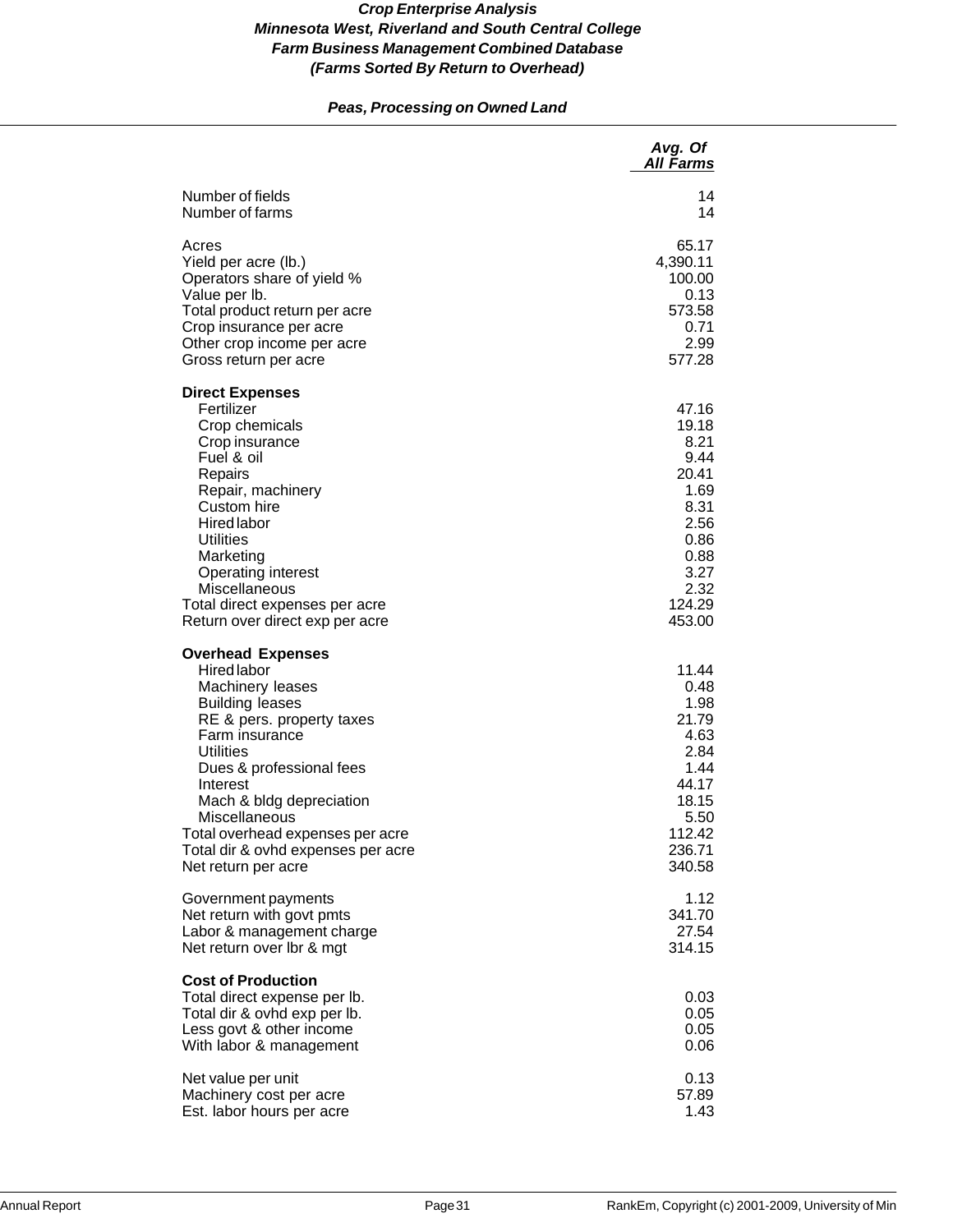***Crop Enterprise Analysis***
***Minnesota West, Riverland and South Central College***
***Farm Business Management Combined Database***
***(Farms Sorted By Return to Overhead)***

***Peas, Processing on Owned Land***

| | *Avg. Of All Farms* |
|---|---:|
| Number of fields | 14 |
| Number of farms | 14 |
| | |
| Acres | 65.17 |
| Yield per acre (lb.) | 4,390.11 |
| Operators share of yield % | 100.00 |
| Value per lb. | 0.13 |
| Total product return per acre | 573.58 |
| Crop insurance per acre | 0.71 |
| Other crop income per acre | 2.99 |
| Gross return per acre | 577.28 |
| | |
| **Direct Expenses** | |
| Fertilizer | 47.16 |
| Crop chemicals | 19.18 |
| Crop insurance | 8.21 |
| Fuel & oil | 9.44 |
| Repairs | 20.41 |
| Repair, machinery | 1.69 |
| Custom hire | 8.31 |
| Hired labor | 2.56 |
| Utilities | 0.86 |
| Marketing | 0.88 |
| Operating interest | 3.27 |
| Miscellaneous | 2.32 |
| Total direct expenses per acre | 124.29 |
| Return over direct exp per acre | 453.00 |
| | |
| **Overhead Expenses** | |
| Hired labor | 11.44 |
| Machinery leases | 0.48 |
| Building leases | 1.98 |
| RE & pers. property taxes | 21.79 |
| Farm insurance | 4.63 |
| Utilities | 2.84 |
| Dues & professional fees | 1.44 |
| Interest | 44.17 |
| Mach & bldg depreciation | 18.15 |
| Miscellaneous | 5.50 |
| Total overhead expenses per acre | 112.42 |
| Total dir & ovhd expenses per acre | 236.71 |
| Net return per acre | 340.58 |
| | |
| Government payments | 1.12 |
| Net return with govt pmts | 341.70 |
| Labor & management charge | 27.54 |
| Net return over lbr & mgt | 314.15 |
| | |
| **Cost of Production** | |
| Total direct expense per lb. | 0.03 |
| Total dir & ovhd exp per lb. | 0.05 |
| Less govt & other income | 0.05 |
| With labor & management | 0.06 |
| | |
| Net value per unit | 0.13 |
| Machinery cost per acre | 57.89 |
| Est. labor hours per acre | 1.43 |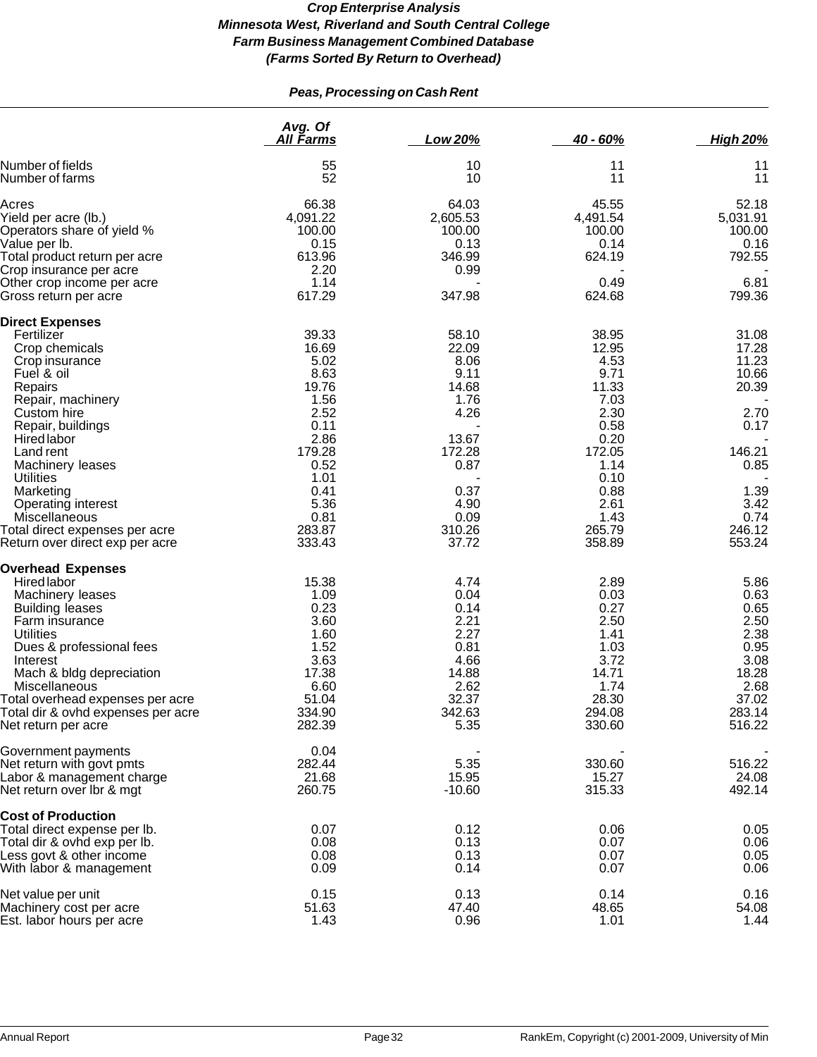***Crop Enterprise Analysis***
***Minnesota West, Riverland and South Central College***
***Farm Business Management Combined Database***
***(Farms Sorted By Return to Overhead)***

***Peas, Processing on Cash Rent***

| | Avg. Of All Farms | Low 20% | 40 - 60% | High 20% |
|---|---|---|---|---|
| Number of fields | 55 | 10 | 11 | 11 |
| Number of farms | 52 | 10 | 11 | 11 |
| | | | | |
| Acres | 66.38 | 64.03 | 45.55 | 52.18 |
| Yield per acre (lb.) | 4,091.22 | 2,605.53 | 4,491.54 | 5,031.91 |
| Operators share of yield % | 100.00 | 100.00 | 100.00 | 100.00 |
| Value per lb. | 0.15 | 0.13 | 0.14 | 0.16 |
| Total product return per acre | 613.96 | 346.99 | 624.19 | 792.55 |
| Crop insurance per acre | 2.20 | 0.99 | - | - |
| Other crop income per acre | 1.14 | - | 0.49 | 6.81 |
| Gross return per acre | 617.29 | 347.98 | 624.68 | 799.36 |
| | | | | |
| **Direct Expenses** | | | | |
| Fertilizer | 39.33 | 58.10 | 38.95 | 31.08 |
| Crop chemicals | 16.69 | 22.09 | 12.95 | 17.28 |
| Crop insurance | 5.02 | 8.06 | 4.53 | 11.23 |
| Fuel & oil | 8.63 | 9.11 | 9.71 | 10.66 |
| Repairs | 19.76 | 14.68 | 11.33 | 20.39 |
| Repair, machinery | 1.56 | 1.76 | 7.03 | - |
| Custom hire | 2.52 | 4.26 | 2.30 | 2.70 |
| Repair, buildings | 0.11 | - | 0.58 | 0.17 |
| Hired labor | 2.86 | 13.67 | 0.20 | - |
| Land rent | 179.28 | 172.28 | 172.05 | 146.21 |
| Machinery leases | 0.52 | 0.87 | 1.14 | 0.85 |
| Utilities | 1.01 | - | 0.10 | - |
| Marketing | 0.41 | 0.37 | 0.88 | 1.39 |
| Operating interest | 5.36 | 4.90 | 2.61 | 3.42 |
| Miscellaneous | 0.81 | 0.09 | 1.43 | 0.74 |
| Total direct expenses per acre | 283.87 | 310.26 | 265.79 | 246.12 |
| Return over direct exp per acre | 333.43 | 37.72 | 358.89 | 553.24 |
| | | | | |
| **Overhead Expenses** | | | | |
| Hired labor | 15.38 | 4.74 | 2.89 | 5.86 |
| Machinery leases | 1.09 | 0.04 | 0.03 | 0.63 |
| Building leases | 0.23 | 0.14 | 0.27 | 0.65 |
| Farm insurance | 3.60 | 2.21 | 2.50 | 2.50 |
| Utilities | 1.60 | 2.27 | 1.41 | 2.38 |
| Dues & professional fees | 1.52 | 0.81 | 1.03 | 0.95 |
| Interest | 3.63 | 4.66 | 3.72 | 3.08 |
| Mach & bldg depreciation | 17.38 | 14.88 | 14.71 | 18.28 |
| Miscellaneous | 6.60 | 2.62 | 1.74 | 2.68 |
| Total overhead expenses per acre | 51.04 | 32.37 | 28.30 | 37.02 |
| Total dir & ovhd expenses per acre | 334.90 | 342.63 | 294.08 | 283.14 |
| Net return per acre | 282.39 | 5.35 | 330.60 | 516.22 |
| | | | | |
| Government payments | 0.04 | - | - | - |
| Net return with govt pmts | 282.44 | 5.35 | 330.60 | 516.22 |
| Labor & management charge | 21.68 | 15.95 | 15.27 | 24.08 |
| Net return over lbr & mgt | 260.75 | -10.60 | 315.33 | 492.14 |
| | | | | |
| **Cost of Production** | | | | |
| Total direct expense per lb. | 0.07 | 0.12 | 0.06 | 0.05 |
| Total dir & ovhd exp per lb. | 0.08 | 0.13 | 0.07 | 0.06 |
| Less govt & other income | 0.08 | 0.13 | 0.07 | 0.05 |
| With labor & management | 0.09 | 0.14 | 0.07 | 0.06 |
| | | | | |
| Net value per unit | 0.15 | 0.13 | 0.14 | 0.16 |
| Machinery cost per acre | 51.63 | 47.40 | 48.65 | 54.08 |
| Est. labor hours per acre | 1.43 | 0.96 | 1.01 | 1.44 |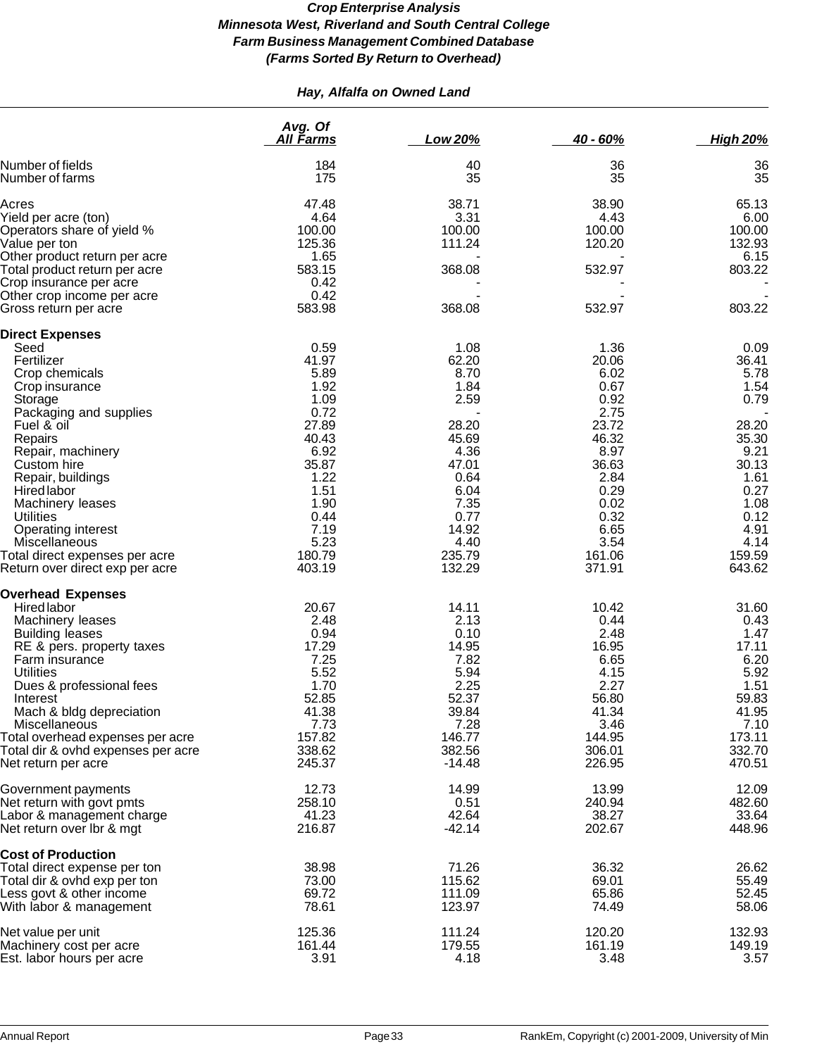***Crop Enterprise Analysis***
***Minnesota West, Riverland and South Central College***
***Farm Business Management Combined Database***
***(Farms Sorted By Return to Overhead)***

***Hay, Alfalfa on Owned Land***

| | *Avg. Of All Farms* | *Low 20%* | *40 - 60%* | *High 20%* |
|---|---|---|---|---|
| Number of fields | 184 | 40 | 36 | 36 |
| Number of farms | 175 | 35 | 35 | 35 |
| | | | | |
| Acres | 47.48 | 38.71 | 38.90 | 65.13 |
| Yield per acre (ton) | 4.64 | 3.31 | 4.43 | 6.00 |
| Operators share of yield % | 100.00 | 100.00 | 100.00 | 100.00 |
| Value per ton | 125.36 | 111.24 | 120.20 | 132.93 |
| Other product return per acre | 1.65 | - | - | 6.15 |
| Total product return per acre | 583.15 | 368.08 | 532.97 | 803.22 |
| Crop insurance per acre | 0.42 | - | - | - |
| Other crop income per acre | 0.42 | - | - | - |
| Gross return per acre | 583.98 | 368.08 | 532.97 | 803.22 |
| **Direct Expenses** | | | | |
| Seed | 0.59 | 1.08 | 1.36 | 0.09 |
| Fertilizer | 41.97 | 62.20 | 20.06 | 36.41 |
| Crop chemicals | 5.89 | 8.70 | 6.02 | 5.78 |
| Crop insurance | 1.92 | 1.84 | 0.67 | 1.54 |
| Storage | 1.09 | 2.59 | 0.92 | 0.79 |
| Packaging and supplies | 0.72 | - | 2.75 | - |
| Fuel & oil | 27.89 | 28.20 | 23.72 | 28.20 |
| Repairs | 40.43 | 45.69 | 46.32 | 35.30 |
| Repair, machinery | 6.92 | 4.36 | 8.97 | 9.21 |
| Custom hire | 35.87 | 47.01 | 36.63 | 30.13 |
| Repair, buildings | 1.22 | 0.64 | 2.84 | 1.61 |
| Hired labor | 1.51 | 6.04 | 0.29 | 0.27 |
| Machinery leases | 1.90 | 7.35 | 0.02 | 1.08 |
| Utilities | 0.44 | 0.77 | 0.32 | 0.12 |
| Operating interest | 7.19 | 14.92 | 6.65 | 4.91 |
| Miscellaneous | 5.23 | 4.40 | 3.54 | 4.14 |
| Total direct expenses per acre | 180.79 | 235.79 | 161.06 | 159.59 |
| Return over direct exp per acre | 403.19 | 132.29 | 371.91 | 643.62 |
| **Overhead Expenses** | | | | |
| Hired labor | 20.67 | 14.11 | 10.42 | 31.60 |
| Machinery leases | 2.48 | 2.13 | 0.44 | 0.43 |
| Building leases | 0.94 | 0.10 | 2.48 | 1.47 |
| RE & pers. property taxes | 17.29 | 14.95 | 16.95 | 17.11 |
| Farm insurance | 7.25 | 7.82 | 6.65 | 6.20 |
| Utilities | 5.52 | 5.94 | 4.15 | 5.92 |
| Dues & professional fees | 1.70 | 2.25 | 2.27 | 1.51 |
| Interest | 52.85 | 52.37 | 56.80 | 59.83 |
| Mach & bldg depreciation | 41.38 | 39.84 | 41.34 | 41.95 |
| Miscellaneous | 7.73 | 7.28 | 3.46 | 7.10 |
| Total overhead expenses per acre | 157.82 | 146.77 | 144.95 | 173.11 |
| Total dir & ovhd expenses per acre | 338.62 | 382.56 | 306.01 | 332.70 |
| Net return per acre | 245.37 | -14.48 | 226.95 | 470.51 |
| | | | | |
| Government payments | 12.73 | 14.99 | 13.99 | 12.09 |
| Net return with govt pmts | 258.10 | 0.51 | 240.94 | 482.60 |
| Labor & management charge | 41.23 | 42.64 | 38.27 | 33.64 |
| Net return over lbr & mgt | 216.87 | -42.14 | 202.67 | 448.96 |
| **Cost of Production** | | | | |
| Total direct expense per ton | 38.98 | 71.26 | 36.32 | 26.62 |
| Total dir & ovhd exp per ton | 73.00 | 115.62 | 69.01 | 55.49 |
| Less govt & other income | 69.72 | 111.09 | 65.86 | 52.45 |
| With labor & management | 78.61 | 123.97 | 74.49 | 58.06 |
| | | | | |
| Net value per unit | 125.36 | 111.24 | 120.20 | 132.93 |
| Machinery cost per acre | 161.44 | 179.55 | 161.19 | 149.19 |
| Est. labor hours per acre | 3.91 | 4.18 | 3.48 | 3.57 |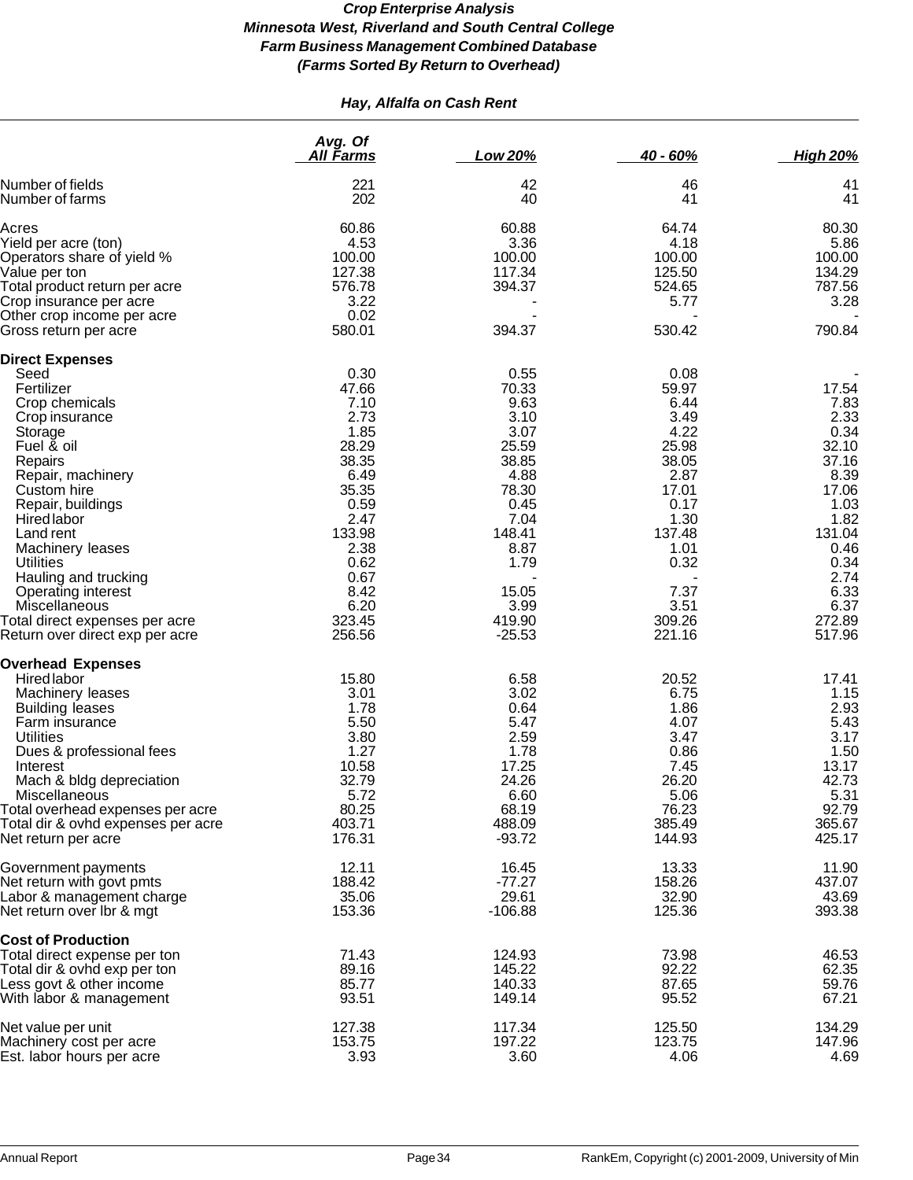***Crop Enterprise Analysis***
***Minnesota West, Riverland and South Central College***
***Farm Business Management Combined Database***
***(Farms Sorted By Return to Overhead)***

***Hay, Alfalfa on Cash Rent***

| | *Avg. Of All Farms* | *Low 20%* | *40 - 60%* | *High 20%* |
|---|---|---|---|---|
| Number of fields | 221 | 42 | 46 | 41 |
| Number of farms | 202 | 40 | 41 | 41 |
| Acres | 60.86 | 60.88 | 64.74 | 80.30 |
| Yield per acre (ton) | 4.53 | 3.36 | 4.18 | 5.86 |
| Operators share of yield % | 100.00 | 100.00 | 100.00 | 100.00 |
| Value per ton | 127.38 | 117.34 | 125.50 | 134.29 |
| Total product return per acre | 576.78 | 394.37 | 524.65 | 787.56 |
| Crop insurance per acre | 3.22 | - | 5.77 | 3.28 |
| Other crop income per acre | 0.02 | - | - | - |
| Gross return per acre | 580.01 | 394.37 | 530.42 | 790.84 |
| **Direct Expenses** | | | | |
| Seed | 0.30 | 0.55 | 0.08 | - |
| Fertilizer | 47.66 | 70.33 | 59.97 | 17.54 |
| Crop chemicals | 7.10 | 9.63 | 6.44 | 7.83 |
| Crop insurance | 2.73 | 3.10 | 3.49 | 2.33 |
| Storage | 1.85 | 3.07 | 4.22 | 0.34 |
| Fuel & oil | 28.29 | 25.59 | 25.98 | 32.10 |
| Repairs | 38.35 | 38.85 | 38.05 | 37.16 |
| Repair, machinery | 6.49 | 4.88 | 2.87 | 8.39 |
| Custom hire | 35.35 | 78.30 | 17.01 | 17.06 |
| Repair, buildings | 0.59 | 0.45 | 0.17 | 1.03 |
| Hired labor | 2.47 | 7.04 | 1.30 | 1.82 |
| Land rent | 133.98 | 148.41 | 137.48 | 131.04 |
| Machinery leases | 2.38 | 8.87 | 1.01 | 0.46 |
| Utilities | 0.62 | 1.79 | 0.32 | 0.34 |
| Hauling and trucking | 0.67 | - | - | 2.74 |
| Operating interest | 8.42 | 15.05 | 7.37 | 6.33 |
| Miscellaneous | 6.20 | 3.99 | 3.51 | 6.37 |
| Total direct expenses per acre | 323.45 | 419.90 | 309.26 | 272.89 |
| Return over direct exp per acre | 256.56 | -25.53 | 221.16 | 517.96 |
| **Overhead Expenses** | | | | |
| Hired labor | 15.80 | 6.58 | 20.52 | 17.41 |
| Machinery leases | 3.01 | 3.02 | 6.75 | 1.15 |
| Building leases | 1.78 | 0.64 | 1.86 | 2.93 |
| Farm insurance | 5.50 | 5.47 | 4.07 | 5.43 |
| Utilities | 3.80 | 2.59 | 3.47 | 3.17 |
| Dues & professional fees | 1.27 | 1.78 | 0.86 | 1.50 |
| Interest | 10.58 | 17.25 | 7.45 | 13.17 |
| Mach & bldg depreciation | 32.79 | 24.26 | 26.20 | 42.73 |
| Miscellaneous | 5.72 | 6.60 | 5.06 | 5.31 |
| Total overhead expenses per acre | 80.25 | 68.19 | 76.23 | 92.79 |
| Total dir & ovhd expenses per acre | 403.71 | 488.09 | 385.49 | 365.67 |
| Net return per acre | 176.31 | -93.72 | 144.93 | 425.17 |
| Government payments | 12.11 | 16.45 | 13.33 | 11.90 |
| Net return with govt pmts | 188.42 | -77.27 | 158.26 | 437.07 |
| Labor & management charge | 35.06 | 29.61 | 32.90 | 43.69 |
| Net return over lbr & mgt | 153.36 | -106.88 | 125.36 | 393.38 |
| **Cost of Production** | | | | |
| Total direct expense per ton | 71.43 | 124.93 | 73.98 | 46.53 |
| Total dir & ovhd exp per ton | 89.16 | 145.22 | 92.22 | 62.35 |
| Less govt & other income | 85.77 | 140.33 | 87.65 | 59.76 |
| With labor & management | 93.51 | 149.14 | 95.52 | 67.21 |
| Net value per unit | 127.38 | 117.34 | 125.50 | 134.29 |
| Machinery cost per acre | 153.75 | 197.22 | 123.75 | 147.96 |
| Est. labor hours per acre | 3.93 | 3.60 | 4.06 | 4.69 |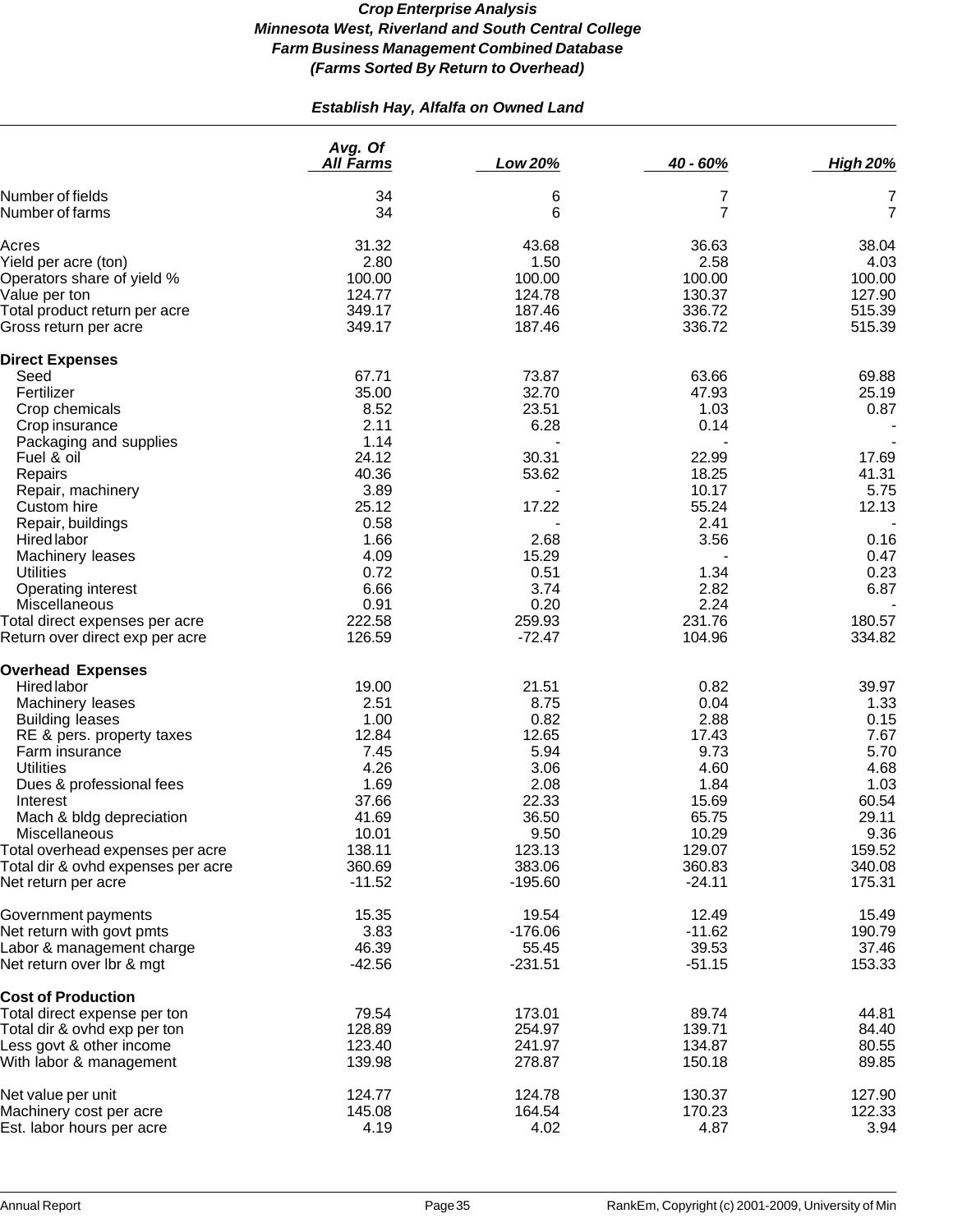***Crop Enterprise Analysis***
***Minnesota West, Riverland and South Central College***
***Farm Business Management Combined Database***
***(Farms Sorted By Return to Overhead)***

***Establish Hay, Alfalfa on Owned Land***

| | *Avg. Of All Farms* | *Low 20%* | *40 - 60%* | *High 20%* |
|---|---|---|---|---|
| Number of fields | 34 | 6 | 7 | 7 |
| Number of farms | 34 | 6 | 7 | 7 |
| | | | | |
| Acres | 31.32 | 43.68 | 36.63 | 38.04 |
| Yield per acre (ton) | 2.80 | 1.50 | 2.58 | 4.03 |
| Operators share of yield % | 100.00 | 100.00 | 100.00 | 100.00 |
| Value per ton | 124.77 | 124.78 | 130.37 | 127.90 |
| Total product return per acre | 349.17 | 187.46 | 336.72 | 515.39 |
| Gross return per acre | 349.17 | 187.46 | 336.72 | 515.39 |
| | | | | |
| **Direct Expenses** | | | | |
| Seed | 67.71 | 73.87 | 63.66 | 69.88 |
| Fertilizer | 35.00 | 32.70 | 47.93 | 25.19 |
| Crop chemicals | 8.52 | 23.51 | 1.03 | 0.87 |
| Crop insurance | 2.11 | 6.28 | 0.14 | - |
| Packaging and supplies | 1.14 | - | - | - |
| Fuel & oil | 24.12 | 30.31 | 22.99 | 17.69 |
| Repairs | 40.36 | 53.62 | 18.25 | 41.31 |
| Repair, machinery | 3.89 | - | 10.17 | 5.75 |
| Custom hire | 25.12 | 17.22 | 55.24 | 12.13 |
| Repair, buildings | 0.58 | - | 2.41 | - |
| Hired labor | 1.66 | 2.68 | 3.56 | 0.16 |
| Machinery leases | 4.09 | 15.29 | - | 0.47 |
| Utilities | 0.72 | 0.51 | 1.34 | 0.23 |
| Operating interest | 6.66 | 3.74 | 2.82 | 6.87 |
| Miscellaneous | 0.91 | 0.20 | 2.24 | - |
| Total direct expenses per acre | 222.58 | 259.93 | 231.76 | 180.57 |
| Return over direct exp per acre | 126.59 | -72.47 | 104.96 | 334.82 |
| | | | | |
| **Overhead Expenses** | | | | |
| Hired labor | 19.00 | 21.51 | 0.82 | 39.97 |
| Machinery leases | 2.51 | 8.75 | 0.04 | 1.33 |
| Building leases | 1.00 | 0.82 | 2.88 | 0.15 |
| RE & pers. property taxes | 12.84 | 12.65 | 17.43 | 7.67 |
| Farm insurance | 7.45 | 5.94 | 9.73 | 5.70 |
| Utilities | 4.26 | 3.06 | 4.60 | 4.68 |
| Dues & professional fees | 1.69 | 2.08 | 1.84 | 1.03 |
| Interest | 37.66 | 22.33 | 15.69 | 60.54 |
| Mach & bldg depreciation | 41.69 | 36.50 | 65.75 | 29.11 |
| Miscellaneous | 10.01 | 9.50 | 10.29 | 9.36 |
| Total overhead expenses per acre | 138.11 | 123.13 | 129.07 | 159.52 |
| Total dir & ovhd expenses per acre | 360.69 | 383.06 | 360.83 | 340.08 |
| Net return per acre | -11.52 | -195.60 | -24.11 | 175.31 |
| | | | | |
| Government payments | 15.35 | 19.54 | 12.49 | 15.49 |
| Net return with govt pmts | 3.83 | -176.06 | -11.62 | 190.79 |
| Labor & management charge | 46.39 | 55.45 | 39.53 | 37.46 |
| Net return over lbr & mgt | -42.56 | -231.51 | -51.15 | 153.33 |
| | | | | |
| **Cost of Production** | | | | |
| Total direct expense per ton | 79.54 | 173.01 | 89.74 | 44.81 |
| Total dir & ovhd exp per ton | 128.89 | 254.97 | 139.71 | 84.40 |
| Less govt & other income | 123.40 | 241.97 | 134.87 | 80.55 |
| With labor & management | 139.98 | 278.87 | 150.18 | 89.85 |
| | | | | |
| Net value per unit | 124.77 | 124.78 | 130.37 | 127.90 |
| Machinery cost per acre | 145.08 | 164.54 | 170.23 | 122.33 |
| Est. labor hours per acre | 4.19 | 4.02 | 4.87 | 3.94 |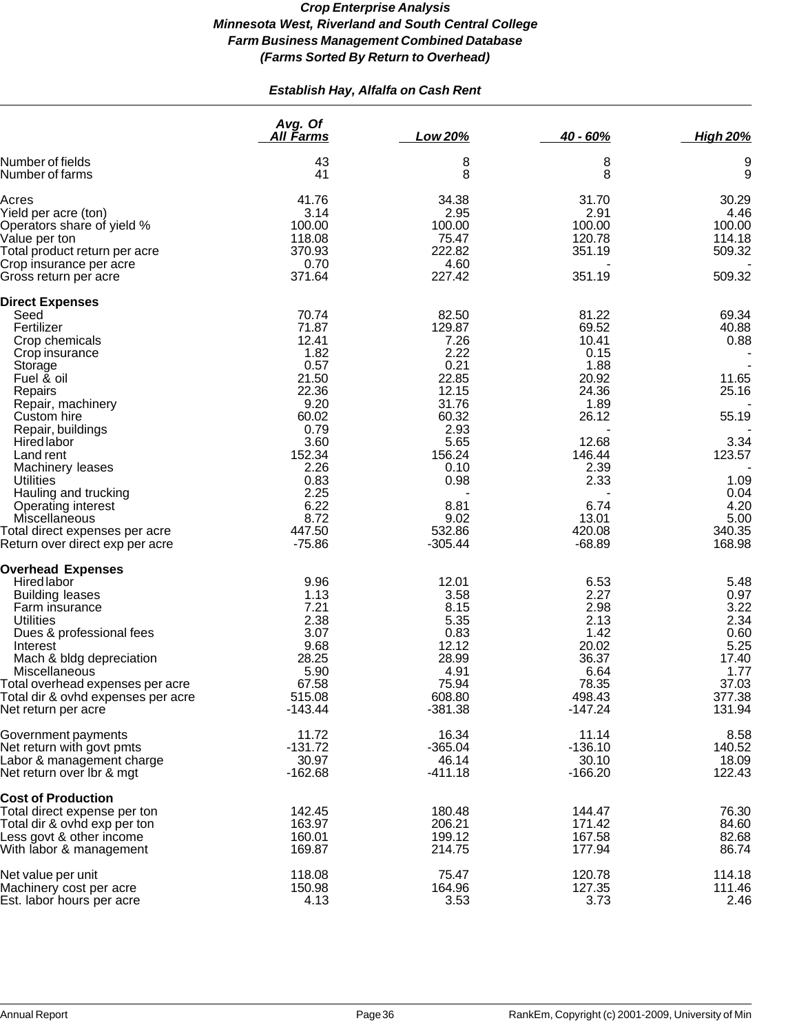***Crop Enterprise Analysis***
***Minnesota West, Riverland and South Central College***
***Farm Business Management Combined Database***
***(Farms Sorted By Return to Overhead)***

***Establish Hay, Alfalfa on Cash Rent***

| | *Avg. Of All Farms* | *Low 20%* | *40 - 60%* | *High 20%* |
|---|---|---|---|---|
| Number of fields | 43 | 8 | 8 | 9 |
| Number of farms | 41 | 8 | 8 | 9 |
| Acres | 41.76 | 34.38 | 31.70 | 30.29 |
| Yield per acre (ton) | 3.14 | 2.95 | 2.91 | 4.46 |
| Operators share of yield % | 100.00 | 100.00 | 100.00 | 100.00 |
| Value per ton | 118.08 | 75.47 | 120.78 | 114.18 |
| Total product return per acre | 370.93 | 222.82 | 351.19 | 509.32 |
| Crop insurance per acre | 0.70 | 4.60 | - | - |
| Gross return per acre | 371.64 | 227.42 | 351.19 | 509.32 |
| **Direct Expenses** | | | | |
| Seed | 70.74 | 82.50 | 81.22 | 69.34 |
| Fertilizer | 71.87 | 129.87 | 69.52 | 40.88 |
| Crop chemicals | 12.41 | 7.26 | 10.41 | 0.88 |
| Crop insurance | 1.82 | 2.22 | 0.15 | - |
| Storage | 0.57 | 0.21 | 1.88 | - |
| Fuel & oil | 21.50 | 22.85 | 20.92 | 11.65 |
| Repairs | 22.36 | 12.15 | 24.36 | 25.16 |
| Repair, machinery | 9.20 | 31.76 | 1.89 | - |
| Custom hire | 60.02 | 60.32 | 26.12 | 55.19 |
| Repair, buildings | 0.79 | 2.93 | - | - |
| Hired labor | 3.60 | 5.65 | 12.68 | 3.34 |
| Land rent | 152.34 | 156.24 | 146.44 | 123.57 |
| Machinery leases | 2.26 | 0.10 | 2.39 | - |
| Utilities | 0.83 | 0.98 | 2.33 | 1.09 |
| Hauling and trucking | 2.25 | - | - | 0.04 |
| Operating interest | 6.22 | 8.81 | 6.74 | 4.20 |
| Miscellaneous | 8.72 | 9.02 | 13.01 | 5.00 |
| Total direct expenses per acre | 447.50 | 532.86 | 420.08 | 340.35 |
| Return over direct exp per acre | -75.86 | -305.44 | -68.89 | 168.98 |
| **Overhead Expenses** | | | | |
| Hired labor | 9.96 | 12.01 | 6.53 | 5.48 |
| Building leases | 1.13 | 3.58 | 2.27 | 0.97 |
| Farm insurance | 7.21 | 8.15 | 2.98 | 3.22 |
| Utilities | 2.38 | 5.35 | 2.13 | 2.34 |
| Dues & professional fees | 3.07 | 0.83 | 1.42 | 0.60 |
| Interest | 9.68 | 12.12 | 20.02 | 5.25 |
| Mach & bldg depreciation | 28.25 | 28.99 | 36.37 | 17.40 |
| Miscellaneous | 5.90 | 4.91 | 6.64 | 1.77 |
| Total overhead expenses per acre | 67.58 | 75.94 | 78.35 | 37.03 |
| Total dir & ovhd expenses per acre | 515.08 | 608.80 | 498.43 | 377.38 |
| Net return per acre | -143.44 | -381.38 | -147.24 | 131.94 |
| Government payments | 11.72 | 16.34 | 11.14 | 8.58 |
| Net return with govt pmts | -131.72 | -365.04 | -136.10 | 140.52 |
| Labor & management charge | 30.97 | 46.14 | 30.10 | 18.09 |
| Net return over lbr & mgt | -162.68 | -411.18 | -166.20 | 122.43 |
| **Cost of Production** | | | | |
| Total direct expense per ton | 142.45 | 180.48 | 144.47 | 76.30 |
| Total dir & ovhd exp per ton | 163.97 | 206.21 | 171.42 | 84.60 |
| Less govt & other income | 160.01 | 199.12 | 167.58 | 82.68 |
| With labor & management | 169.87 | 214.75 | 177.94 | 86.74 |
| Net value per unit | 118.08 | 75.47 | 120.78 | 114.18 |
| Machinery cost per acre | 150.98 | 164.96 | 127.35 | 111.46 |
| Est. labor hours per acre | 4.13 | 3.53 | 3.73 | 2.46 |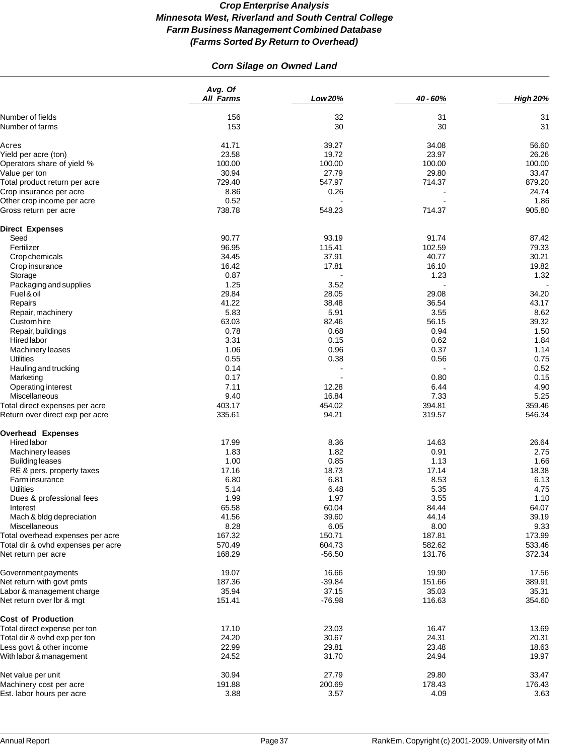# *Crop Enterprise Analysis*
# *Minnesota West, Riverland and South Central College*
# *Farm Business Management Combined Database*
# *(Farms Sorted By Return to Overhead)*

## *Corn Silage on Owned Land*

| | *Avg. Of All Farms* | *Low 20%* | *40 - 60%* | *High 20%* |
|---|---|---|---|---|
| Number of fields | 156 | 32 | 31 | 31 |
| Number of farms | 153 | 30 | 30 | 31 |
| | | | | |
| Acres | 41.71 | 39.27 | 34.08 | 56.60 |
| Yield per acre (ton) | 23.58 | 19.72 | 23.97 | 26.26 |
| Operators share of yield % | 100.00 | 100.00 | 100.00 | 100.00 |
| Value per ton | 30.94 | 27.79 | 29.80 | 33.47 |
| Total product return per acre | 729.40 | 547.97 | 714.37 | 879.20 |
| Crop insurance per acre | 8.86 | 0.26 | - | 24.74 |
| Other crop income per acre | 0.52 | - | - | 1.86 |
| Gross return per acre | 738.78 | 548.23 | 714.37 | 905.80 |
| **Direct Expenses** | | | | |
| Seed | 90.77 | 93.19 | 91.74 | 87.42 |
| Fertilizer | 96.95 | 115.41 | 102.59 | 79.33 |
| Crop chemicals | 34.45 | 37.91 | 40.77 | 30.21 |
| Crop insurance | 16.42 | 17.81 | 16.10 | 19.82 |
| Storage | 0.87 | - | 1.23 | 1.32 |
| Packaging and supplies | 1.25 | 3.52 | - | - |
| Fuel & oil | 29.84 | 28.05 | 29.08 | 34.20 |
| Repairs | 41.22 | 38.48 | 36.54 | 43.17 |
| Repair, machinery | 5.83 | 5.91 | 3.55 | 8.62 |
| Custom hire | 63.03 | 82.46 | 56.15 | 39.32 |
| Repair, buildings | 0.78 | 0.68 | 0.94 | 1.50 |
| Hired labor | 3.31 | 0.15 | 0.62 | 1.84 |
| Machinery leases | 1.06 | 0.96 | 0.37 | 1.14 |
| Utilities | 0.55 | 0.38 | 0.56 | 0.75 |
| Hauling and trucking | 0.14 | - | - | 0.52 |
| Marketing | 0.17 | - | 0.80 | 0.15 |
| Operating interest | 7.11 | 12.28 | 6.44 | 4.90 |
| Miscellaneous | 9.40 | 16.84 | 7.33 | 5.25 |
| Total direct expenses per acre | 403.17 | 454.02 | 394.81 | 359.46 |
| Return over direct exp per acre | 335.61 | 94.21 | 319.57 | 546.34 |
| **Overhead Expenses** | | | | |
| Hired labor | 17.99 | 8.36 | 14.63 | 26.64 |
| Machinery leases | 1.83 | 1.82 | 0.91 | 2.75 |
| Building leases | 1.00 | 0.85 | 1.13 | 1.66 |
| RE & pers. property taxes | 17.16 | 18.73 | 17.14 | 18.38 |
| Farm insurance | 6.80 | 6.81 | 8.53 | 6.13 |
| Utilities | 5.14 | 6.48 | 5.35 | 4.75 |
| Dues & professional fees | 1.99 | 1.97 | 3.55 | 1.10 |
| Interest | 65.58 | 60.04 | 84.44 | 64.07 |
| Mach & bldg depreciation | 41.56 | 39.60 | 44.14 | 39.19 |
| Miscellaneous | 8.28 | 6.05 | 8.00 | 9.33 |
| Total overhead expenses per acre | 167.32 | 150.71 | 187.81 | 173.99 |
| Total dir & ovhd expenses per acre | 570.49 | 604.73 | 582.62 | 533.46 |
| Net return per acre | 168.29 | -56.50 | 131.76 | 372.34 |
| | | | | |
| Government payments | 19.07 | 16.66 | 19.90 | 17.56 |
| Net return with govt pmts | 187.36 | -39.84 | 151.66 | 389.91 |
| Labor & management charge | 35.94 | 37.15 | 35.03 | 35.31 |
| Net return over lbr & mgt | 151.41 | -76.98 | 116.63 | 354.60 |
| **Cost of Production** | | | | |
| Total direct expense per ton | 17.10 | 23.03 | 16.47 | 13.69 |
| Total dir & ovhd exp per ton | 24.20 | 30.67 | 24.31 | 20.31 |
| Less govt & other income | 22.99 | 29.81 | 23.48 | 18.63 |
| With labor & management | 24.52 | 31.70 | 24.94 | 19.97 |
| | | | | |
| Net value per unit | 30.94 | 27.79 | 29.80 | 33.47 |
| Machinery cost per acre | 191.88 | 200.69 | 178.43 | 176.43 |
| Est. labor hours per acre | 3.88 | 3.57 | 4.09 | 3.63 |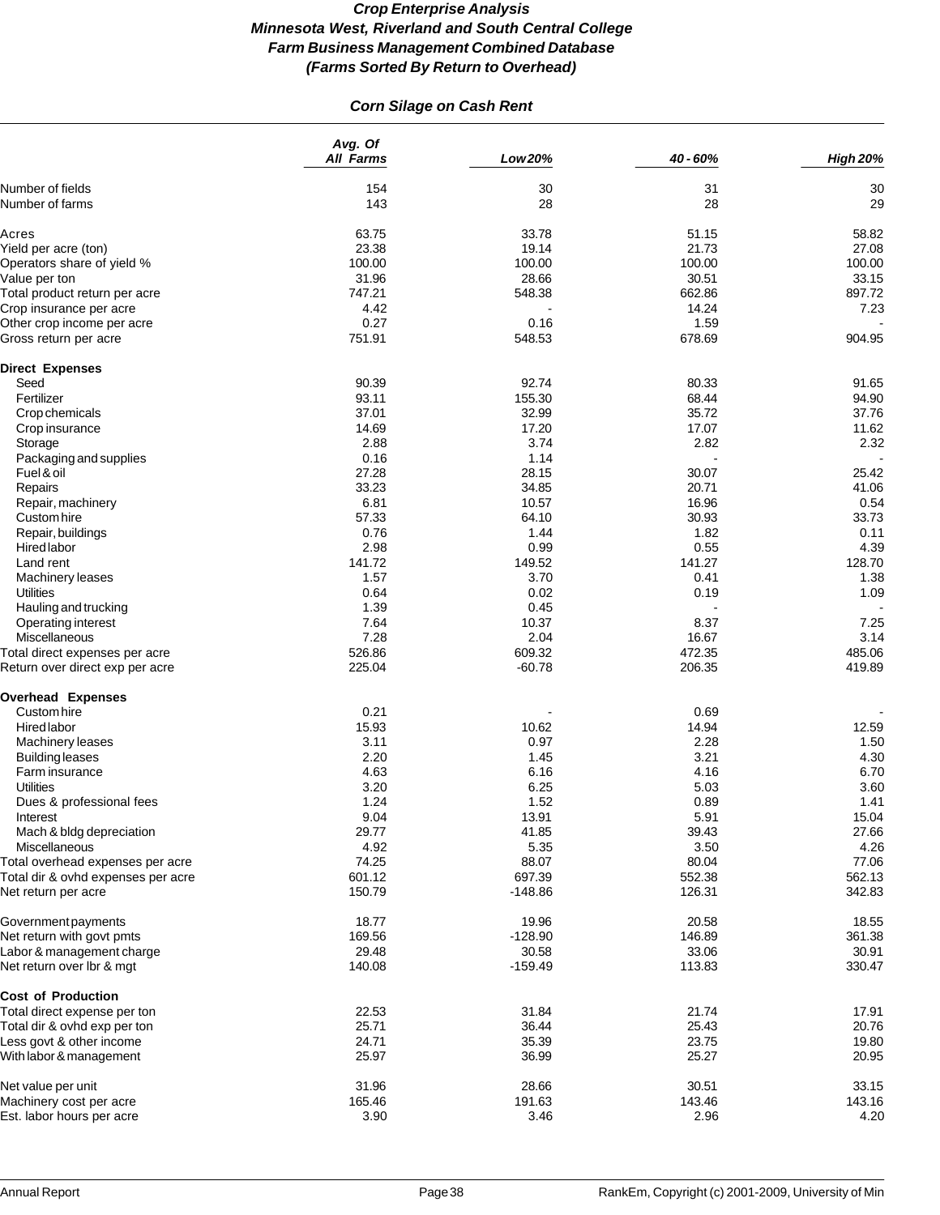# *Crop Enterprise Analysis*
## *Minnesota West, Riverland and South Central College*
## *Farm Business Management Combined Database*
## *(Farms Sorted By Return to Overhead)*

### *Corn Silage on Cash Rent*

| | *Avg. Of All Farms* | *Low 20%* | *40 - 60%* | *High 20%* |
|---|---|---|---|---|
| Number of fields | 154 | 30 | 31 | 30 |
| Number of farms | 143 | 28 | 28 | 29 |
| | | | | |
| Acres | 63.75 | 33.78 | 51.15 | 58.82 |
| Yield per acre (ton) | 23.38 | 19.14 | 21.73 | 27.08 |
| Operators share of yield % | 100.00 | 100.00 | 100.00 | 100.00 |
| Value per ton | 31.96 | 28.66 | 30.51 | 33.15 |
| Total product return per acre | 747.21 | 548.38 | 662.86 | 897.72 |
| Crop insurance per acre | 4.42 | - | 14.24 | 7.23 |
| Other crop income per acre | 0.27 | 0.16 | 1.59 | - |
| Gross return per acre | 751.91 | 548.53 | 678.69 | 904.95 |
| | | | | |
| **Direct Expenses** | | | | |
| Seed | 90.39 | 92.74 | 80.33 | 91.65 |
| Fertilizer | 93.11 | 155.30 | 68.44 | 94.90 |
| Crop chemicals | 37.01 | 32.99 | 35.72 | 37.76 |
| Crop insurance | 14.69 | 17.20 | 17.07 | 11.62 |
| Storage | 2.88 | 3.74 | 2.82 | 2.32 |
| Packaging and supplies | 0.16 | 1.14 | - | - |
| Fuel & oil | 27.28 | 28.15 | 30.07 | 25.42 |
| Repairs | 33.23 | 34.85 | 20.71 | 41.06 |
| Repair, machinery | 6.81 | 10.57 | 16.96 | 0.54 |
| Custom hire | 57.33 | 64.10 | 30.93 | 33.73 |
| Repair, buildings | 0.76 | 1.44 | 1.82 | 0.11 |
| Hired labor | 2.98 | 0.99 | 0.55 | 4.39 |
| Land rent | 141.72 | 149.52 | 141.27 | 128.70 |
| Machinery leases | 1.57 | 3.70 | 0.41 | 1.38 |
| Utilities | 0.64 | 0.02 | 0.19 | 1.09 |
| Hauling and trucking | 1.39 | 0.45 | - | - |
| Operating interest | 7.64 | 10.37 | 8.37 | 7.25 |
| Miscellaneous | 7.28 | 2.04 | 16.67 | 3.14 |
| Total direct expenses per acre | 526.86 | 609.32 | 472.35 | 485.06 |
| Return over direct exp per acre | 225.04 | -60.78 | 206.35 | 419.89 |
| | | | | |
| **Overhead Expenses** | | | | |
| Custom hire | 0.21 | - | 0.69 | - |
| Hired labor | 15.93 | 10.62 | 14.94 | 12.59 |
| Machinery leases | 3.11 | 0.97 | 2.28 | 1.50 |
| Building leases | 2.20 | 1.45 | 3.21 | 4.30 |
| Farm insurance | 4.63 | 6.16 | 4.16 | 6.70 |
| Utilities | 3.20 | 6.25 | 5.03 | 3.60 |
| Dues & professional fees | 1.24 | 1.52 | 0.89 | 1.41 |
| Interest | 9.04 | 13.91 | 5.91 | 15.04 |
| Mach & bldg depreciation | 29.77 | 41.85 | 39.43 | 27.66 |
| Miscellaneous | 4.92 | 5.35 | 3.50 | 4.26 |
| Total overhead expenses per acre | 74.25 | 88.07 | 80.04 | 77.06 |
| Total dir & ovhd expenses per acre | 601.12 | 697.39 | 552.38 | 562.13 |
| Net return per acre | 150.79 | -148.86 | 126.31 | 342.83 |
| | | | | |
| Government payments | 18.77 | 19.96 | 20.58 | 18.55 |
| Net return with govt pmts | 169.56 | -128.90 | 146.89 | 361.38 |
| Labor & management charge | 29.48 | 30.58 | 33.06 | 30.91 |
| Net return over lbr & mgt | 140.08 | -159.49 | 113.83 | 330.47 |
| | | | | |
| **Cost of Production** | | | | |
| Total direct expense per ton | 22.53 | 31.84 | 21.74 | 17.91 |
| Total dir & ovhd exp per ton | 25.71 | 36.44 | 25.43 | 20.76 |
| Less govt & other income | 24.71 | 35.39 | 23.75 | 19.80 |
| With labor & management | 25.97 | 36.99 | 25.27 | 20.95 |
| | | | | |
| Net value per unit | 31.96 | 28.66 | 30.51 | 33.15 |
| Machinery cost per acre | 165.46 | 191.63 | 143.46 | 143.16 |
| Est. labor hours per acre | 3.90 | 3.46 | 2.96 | 4.20 |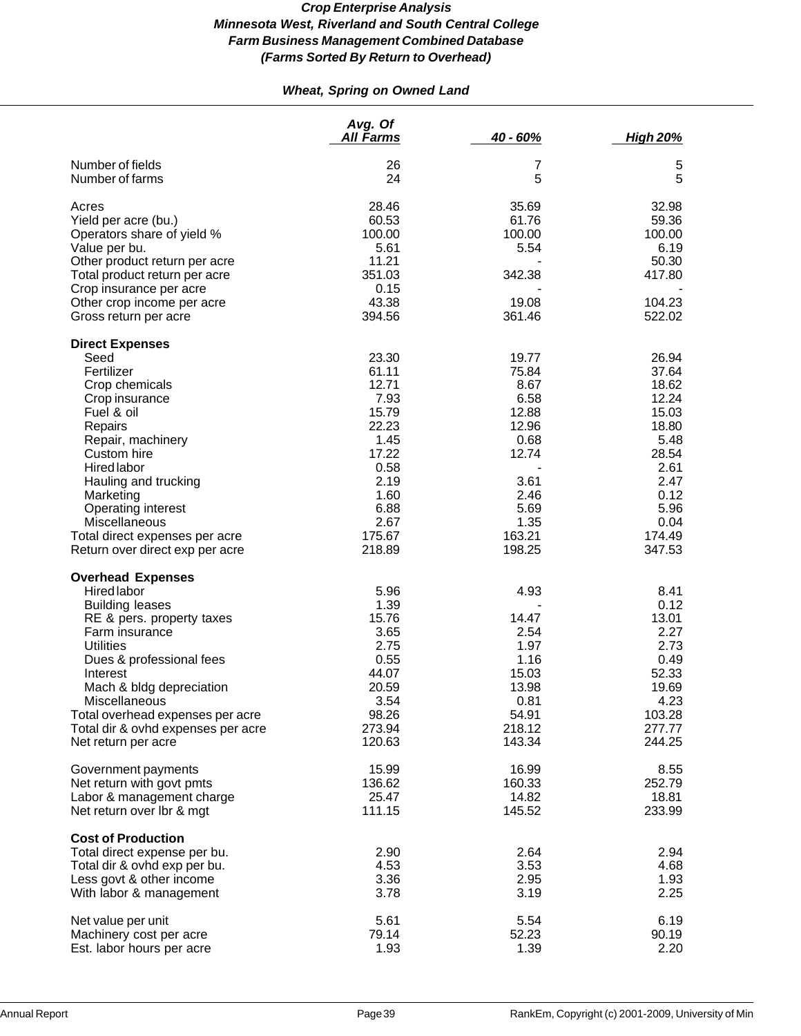***Crop Enterprise Analysis***
***Minnesota West, Riverland and South Central College***
***Farm Business Management Combined Database***
***(Farms Sorted By Return to Overhead)***

***Wheat, Spring on Owned Land***

| | *Avg. Of All Farms* | *40 - 60%* | *High 20%* |
|---|---|---|---|
| Number of fields | 26 | 7 | 5 |
| Number of farms | 24 | 5 | 5 |
| | | | |
| Acres | 28.46 | 35.69 | 32.98 |
| Yield per acre (bu.) | 60.53 | 61.76 | 59.36 |
| Operators share of yield % | 100.00 | 100.00 | 100.00 |
| Value per bu. | 5.61 | 5.54 | 6.19 |
| Other product return per acre | 11.21 | - | 50.30 |
| Total product return per acre | 351.03 | 342.38 | 417.80 |
| Crop insurance per acre | 0.15 | - | - |
| Other crop income per acre | 43.38 | 19.08 | 104.23 |
| Gross return per acre | 394.56 | 361.46 | 522.02 |
| | | | |
| **Direct Expenses** | | | |
| Seed | 23.30 | 19.77 | 26.94 |
| Fertilizer | 61.11 | 75.84 | 37.64 |
| Crop chemicals | 12.71 | 8.67 | 18.62 |
| Crop insurance | 7.93 | 6.58 | 12.24 |
| Fuel & oil | 15.79 | 12.88 | 15.03 |
| Repairs | 22.23 | 12.96 | 18.80 |
| Repair, machinery | 1.45 | 0.68 | 5.48 |
| Custom hire | 17.22 | 12.74 | 28.54 |
| Hired labor | 0.58 | - | 2.61 |
| Hauling and trucking | 2.19 | 3.61 | 2.47 |
| Marketing | 1.60 | 2.46 | 0.12 |
| Operating interest | 6.88 | 5.69 | 5.96 |
| Miscellaneous | 2.67 | 1.35 | 0.04 |
| Total direct expenses per acre | 175.67 | 163.21 | 174.49 |
| Return over direct exp per acre | 218.89 | 198.25 | 347.53 |
| | | | |
| **Overhead Expenses** | | | |
| Hired labor | 5.96 | 4.93 | 8.41 |
| Building leases | 1.39 | - | 0.12 |
| RE & pers. property taxes | 15.76 | 14.47 | 13.01 |
| Farm insurance | 3.65 | 2.54 | 2.27 |
| Utilities | 2.75 | 1.97 | 2.73 |
| Dues & professional fees | 0.55 | 1.16 | 0.49 |
| Interest | 44.07 | 15.03 | 52.33 |
| Mach & bldg depreciation | 20.59 | 13.98 | 19.69 |
| Miscellaneous | 3.54 | 0.81 | 4.23 |
| Total overhead expenses per acre | 98.26 | 54.91 | 103.28 |
| Total dir & ovhd expenses per acre | 273.94 | 218.12 | 277.77 |
| Net return per acre | 120.63 | 143.34 | 244.25 |
| | | | |
| Government payments | 15.99 | 16.99 | 8.55 |
| Net return with govt pmts | 136.62 | 160.33 | 252.79 |
| Labor & management charge | 25.47 | 14.82 | 18.81 |
| Net return over lbr & mgt | 111.15 | 145.52 | 233.99 |
| | | | |
| **Cost of Production** | | | |
| Total direct expense per bu. | 2.90 | 2.64 | 2.94 |
| Total dir & ovhd exp per bu. | 4.53 | 3.53 | 4.68 |
| Less govt & other income | 3.36 | 2.95 | 1.93 |
| With labor & management | 3.78 | 3.19 | 2.25 |
| | | | |
| Net value per unit | 5.61 | 5.54 | 6.19 |
| Machinery cost per acre | 79.14 | 52.23 | 90.19 |
| Est. labor hours per acre | 1.93 | 1.39 | 2.20 |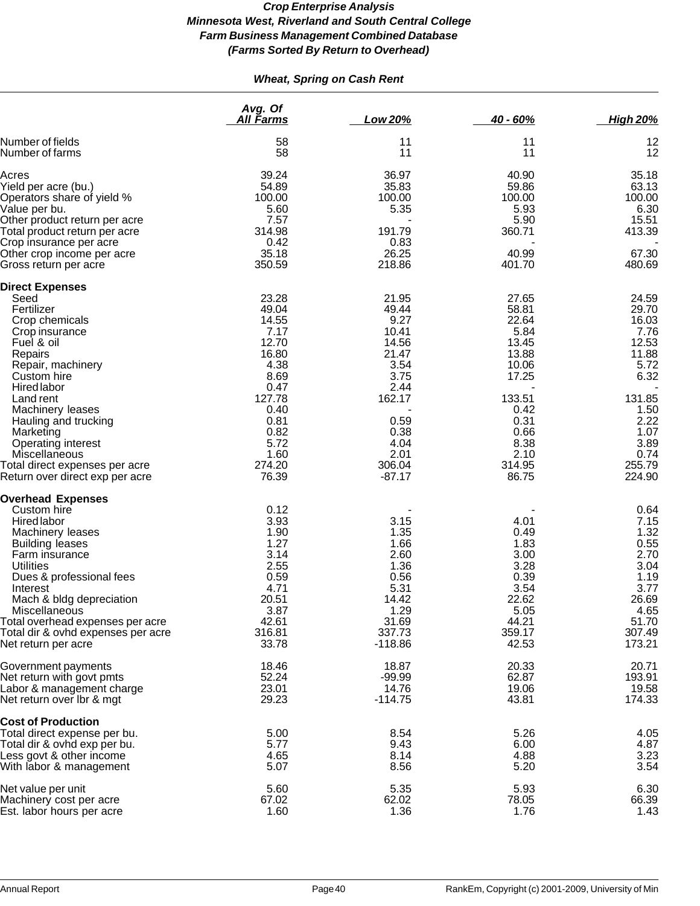***Crop Enterprise Analysis***
***Minnesota West, Riverland and South Central College***
***Farm Business Management Combined Database***
***(Farms Sorted By Return to Overhead)***

***Wheat, Spring on Cash Rent***

| | Avg. Of All Farms | Low 20% | 40 - 60% | High 20% |
|---|---|---|---|---|
| Number of fields | 58 | 11 | 11 | 12 |
| Number of farms | 58 | 11 | 11 | 12 |
| Acres | 39.24 | 36.97 | 40.90 | 35.18 |
| Yield per acre (bu.) | 54.89 | 35.83 | 59.86 | 63.13 |
| Operators share of yield % | 100.00 | 100.00 | 100.00 | 100.00 |
| Value per bu. | 5.60 | 5.35 | 5.93 | 6.30 |
| Other product return per acre | 7.57 | - | 5.90 | 15.51 |
| Total product return per acre | 314.98 | 191.79 | 360.71 | 413.39 |
| Crop insurance per acre | 0.42 | 0.83 | - | - |
| Other crop income per acre | 35.18 | 26.25 | 40.99 | 67.30 |
| Gross return per acre | 350.59 | 218.86 | 401.70 | 480.69 |
| **Direct Expenses** | | | | |
| Seed | 23.28 | 21.95 | 27.65 | 24.59 |
| Fertilizer | 49.04 | 49.44 | 58.81 | 29.70 |
| Crop chemicals | 14.55 | 9.27 | 22.64 | 16.03 |
| Crop insurance | 7.17 | 10.41 | 5.84 | 7.76 |
| Fuel & oil | 12.70 | 14.56 | 13.45 | 12.53 |
| Repairs | 16.80 | 21.47 | 13.88 | 11.88 |
| Repair, machinery | 4.38 | 3.54 | 10.06 | 5.72 |
| Custom hire | 8.69 | 3.75 | 17.25 | 6.32 |
| Hired labor | 0.47 | 2.44 | - | - |
| Land rent | 127.78 | 162.17 | 133.51 | 131.85 |
| Machinery leases | 0.40 | - | 0.42 | 1.50 |
| Hauling and trucking | 0.81 | 0.59 | 0.31 | 2.22 |
| Marketing | 0.82 | 0.38 | 0.66 | 1.07 |
| Operating interest | 5.72 | 4.04 | 8.38 | 3.89 |
| Miscellaneous | 1.60 | 2.01 | 2.10 | 0.74 |
| Total direct expenses per acre | 274.20 | 306.04 | 314.95 | 255.79 |
| Return over direct exp per acre | 76.39 | -87.17 | 86.75 | 224.90 |
| **Overhead Expenses** | | | | |
| Custom hire | 0.12 | - | - | 0.64 |
| Hired labor | 3.93 | 3.15 | 4.01 | 7.15 |
| Machinery leases | 1.90 | 1.35 | 0.49 | 1.32 |
| Building leases | 1.27 | 1.66 | 1.83 | 0.55 |
| Farm insurance | 3.14 | 2.60 | 3.00 | 2.70 |
| Utilities | 2.55 | 1.36 | 3.28 | 3.04 |
| Dues & professional fees | 0.59 | 0.56 | 0.39 | 1.19 |
| Interest | 4.71 | 5.31 | 3.54 | 3.77 |
| Mach & bldg depreciation | 20.51 | 14.42 | 22.62 | 26.69 |
| Miscellaneous | 3.87 | 1.29 | 5.05 | 4.65 |
| Total overhead expenses per acre | 42.61 | 31.69 | 44.21 | 51.70 |
| Total dir & ovhd expenses per acre | 316.81 | 337.73 | 359.17 | 307.49 |
| Net return per acre | 33.78 | -118.86 | 42.53 | 173.21 |
| Government payments | 18.46 | 18.87 | 20.33 | 20.71 |
| Net return with govt pmts | 52.24 | -99.99 | 62.87 | 193.91 |
| Labor & management charge | 23.01 | 14.76 | 19.06 | 19.58 |
| Net return over lbr & mgt | 29.23 | -114.75 | 43.81 | 174.33 |
| **Cost of Production** | | | | |
| Total direct expense per bu. | 5.00 | 8.54 | 5.26 | 4.05 |
| Total dir & ovhd exp per bu. | 5.77 | 9.43 | 6.00 | 4.87 |
| Less govt & other income | 4.65 | 8.14 | 4.88 | 3.23 |
| With labor & management | 5.07 | 8.56 | 5.20 | 3.54 |
| Net value per unit | 5.60 | 5.35 | 5.93 | 6.30 |
| Machinery cost per acre | 67.02 | 62.02 | 78.05 | 66.39 |
| Est. labor hours per acre | 1.60 | 1.36 | 1.76 | 1.43 |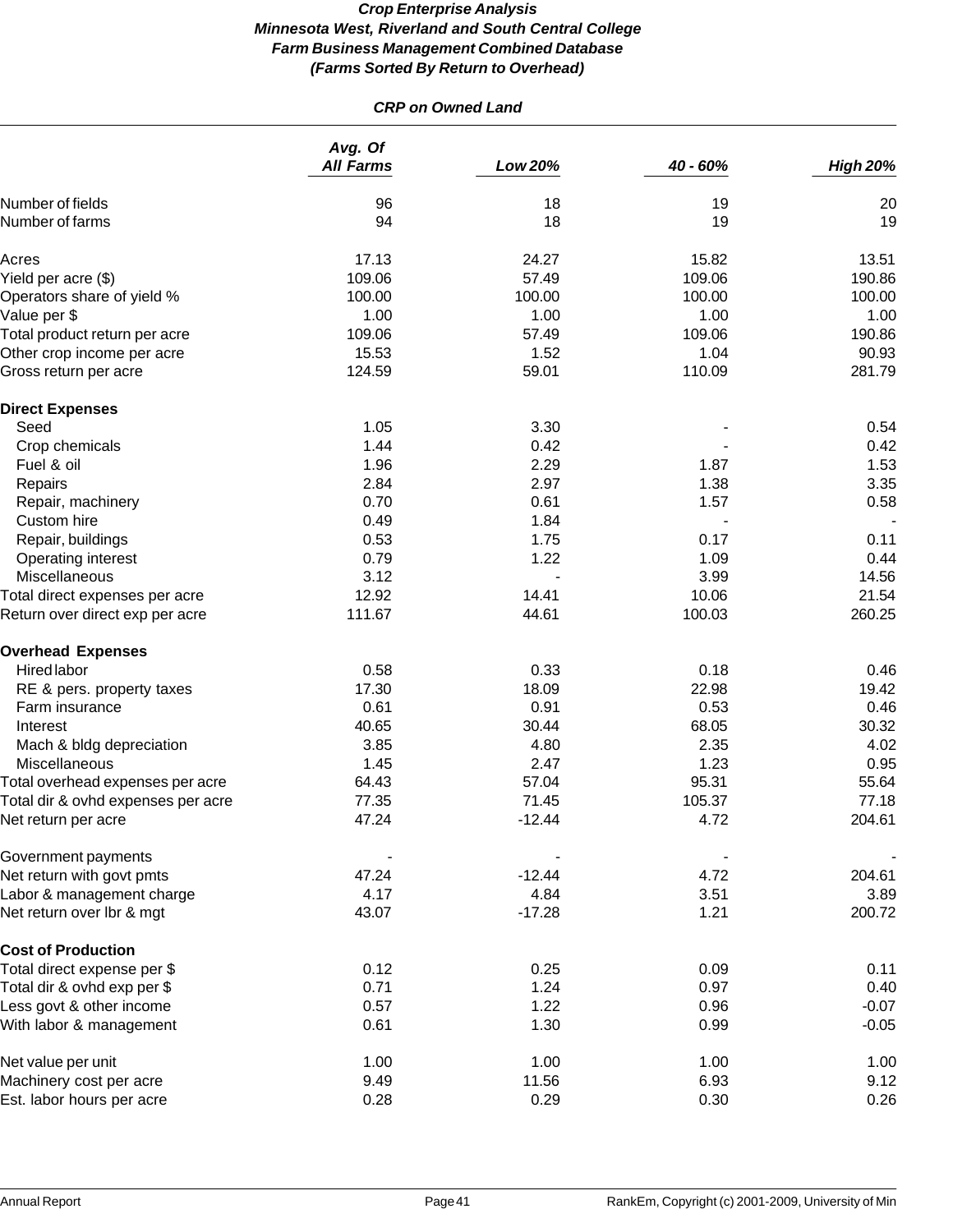***Crop Enterprise Analysis***
***Minnesota West, Riverland and South Central College***
***Farm Business Management Combined Database***
***(Farms Sorted By Return to Overhead)***

***CRP on Owned Land***

| | *Avg. Of All Farms* | *Low 20%* | *40 - 60%* | *High 20%* |
|---|---|---|---|---|
| Number of fields | 96 | 18 | 19 | 20 |
| Number of farms | 94 | 18 | 19 | 19 |
| | | | | |
| Acres | 17.13 | 24.27 | 15.82 | 13.51 |
| Yield per acre ($) | 109.06 | 57.49 | 109.06 | 190.86 |
| Operators share of yield % | 100.00 | 100.00 | 100.00 | 100.00 |
| Value per $ | 1.00 | 1.00 | 1.00 | 1.00 |
| Total product return per acre | 109.06 | 57.49 | 109.06 | 190.86 |
| Other crop income per acre | 15.53 | 1.52 | 1.04 | 90.93 |
| Gross return per acre | 124.59 | 59.01 | 110.09 | 281.79 |
| | | | | |
| **Direct Expenses** | | | | |
| Seed | 1.05 | 3.30 | - | 0.54 |
| Crop chemicals | 1.44 | 0.42 | - | 0.42 |
| Fuel & oil | 1.96 | 2.29 | 1.87 | 1.53 |
| Repairs | 2.84 | 2.97 | 1.38 | 3.35 |
| Repair, machinery | 0.70 | 0.61 | 1.57 | 0.58 |
| Custom hire | 0.49 | 1.84 | - | - |
| Repair, buildings | 0.53 | 1.75 | 0.17 | 0.11 |
| Operating interest | 0.79 | 1.22 | 1.09 | 0.44 |
| Miscellaneous | 3.12 | - | 3.99 | 14.56 |
| Total direct expenses per acre | 12.92 | 14.41 | 10.06 | 21.54 |
| Return over direct exp per acre | 111.67 | 44.61 | 100.03 | 260.25 |
| | | | | |
| **Overhead Expenses** | | | | |
| Hired labor | 0.58 | 0.33 | 0.18 | 0.46 |
| RE & pers. property taxes | 17.30 | 18.09 | 22.98 | 19.42 |
| Farm insurance | 0.61 | 0.91 | 0.53 | 0.46 |
| Interest | 40.65 | 30.44 | 68.05 | 30.32 |
| Mach & bldg depreciation | 3.85 | 4.80 | 2.35 | 4.02 |
| Miscellaneous | 1.45 | 2.47 | 1.23 | 0.95 |
| Total overhead expenses per acre | 64.43 | 57.04 | 95.31 | 55.64 |
| Total dir & ovhd expenses per acre | 77.35 | 71.45 | 105.37 | 77.18 |
| Net return per acre | 47.24 | -12.44 | 4.72 | 204.61 |
| | | | | |
| Government payments | - | - | - | - |
| Net return with govt pmts | 47.24 | -12.44 | 4.72 | 204.61 |
| Labor & management charge | 4.17 | 4.84 | 3.51 | 3.89 |
| Net return over lbr & mgt | 43.07 | -17.28 | 1.21 | 200.72 |
| | | | | |
| **Cost of Production** | | | | |
| Total direct expense per $ | 0.12 | 0.25 | 0.09 | 0.11 |
| Total dir & ovhd exp per $ | 0.71 | 1.24 | 0.97 | 0.40 |
| Less govt & other income | 0.57 | 1.22 | 0.96 | -0.07 |
| With labor & management | 0.61 | 1.30 | 0.99 | -0.05 |
| | | | | |
| Net value per unit | 1.00 | 1.00 | 1.00 | 1.00 |
| Machinery cost per acre | 9.49 | 11.56 | 6.93 | 9.12 |
| Est. labor hours per acre | 0.28 | 0.29 | 0.30 | 0.26 |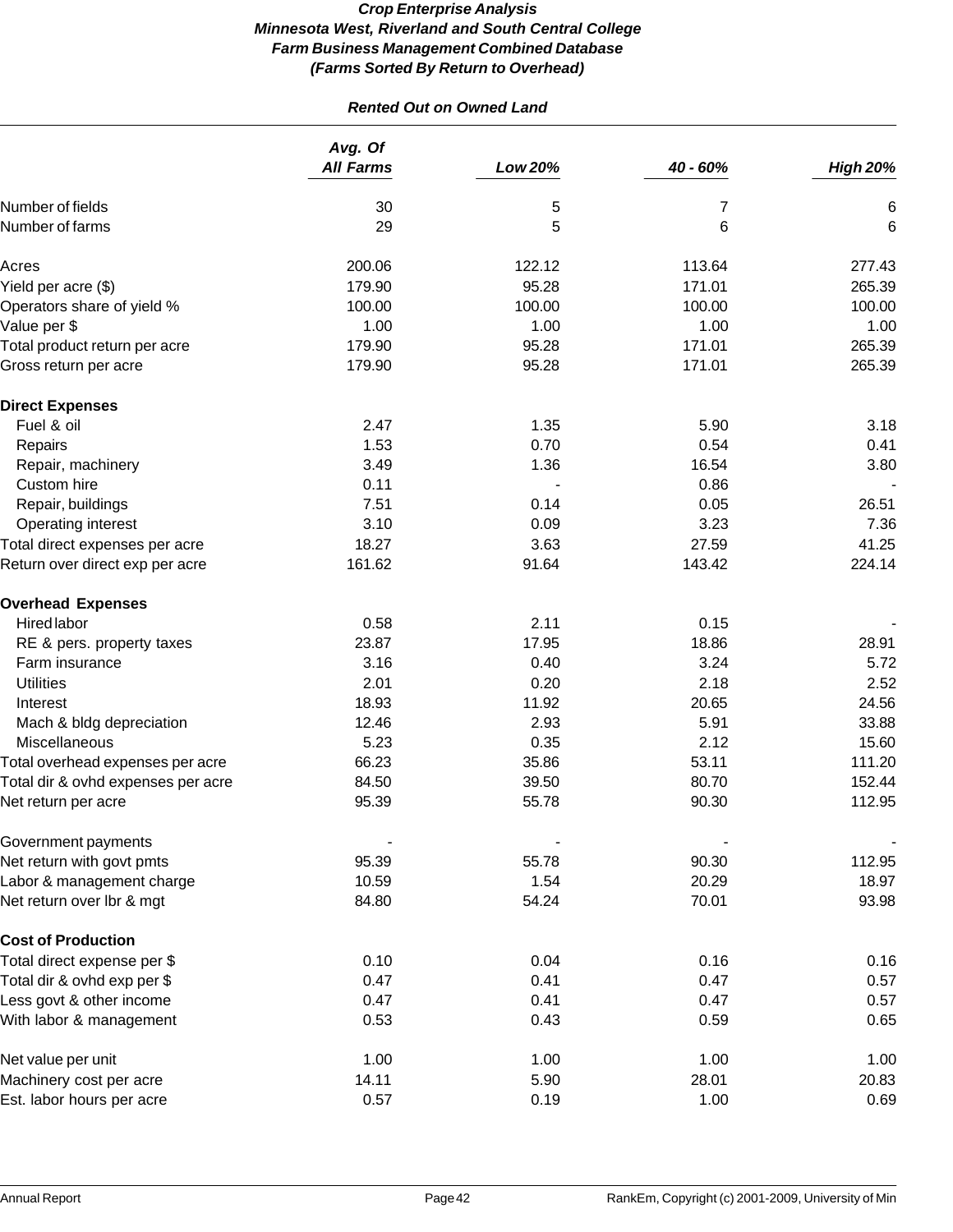***Crop Enterprise Analysis***
***Minnesota West, Riverland and South Central College***
***Farm Business Management Combined Database***
***(Farms Sorted By Return to Overhead)***

***Rented Out on Owned Land***

| | *Avg. Of All Farms* | *Low 20%* | *40 - 60%* | *High 20%* |
|---|---|---|---|---|
| Number of fields | 30 | 5 | 7 | 6 |
| Number of farms | 29 | 5 | 6 | 6 |
| | | | | |
| Acres | 200.06 | 122.12 | 113.64 | 277.43 |
| Yield per acre ($) | 179.90 | 95.28 | 171.01 | 265.39 |
| Operators share of yield % | 100.00 | 100.00 | 100.00 | 100.00 |
| Value per $ | 1.00 | 1.00 | 1.00 | 1.00 |
| Total product return per acre | 179.90 | 95.28 | 171.01 | 265.39 |
| Gross return per acre | 179.90 | 95.28 | 171.01 | 265.39 |
| | | | | |
| **Direct Expenses** | | | | |
| Fuel & oil | 2.47 | 1.35 | 5.90 | 3.18 |
| Repairs | 1.53 | 0.70 | 0.54 | 0.41 |
| Repair, machinery | 3.49 | 1.36 | 16.54 | 3.80 |
| Custom hire | 0.11 | - | 0.86 | - |
| Repair, buildings | 7.51 | 0.14 | 0.05 | 26.51 |
| Operating interest | 3.10 | 0.09 | 3.23 | 7.36 |
| Total direct expenses per acre | 18.27 | 3.63 | 27.59 | 41.25 |
| Return over direct exp per acre | 161.62 | 91.64 | 143.42 | 224.14 |
| | | | | |
| **Overhead Expenses** | | | | |
| Hired labor | 0.58 | 2.11 | 0.15 | - |
| RE & pers. property taxes | 23.87 | 17.95 | 18.86 | 28.91 |
| Farm insurance | 3.16 | 0.40 | 3.24 | 5.72 |
| Utilities | 2.01 | 0.20 | 2.18 | 2.52 |
| Interest | 18.93 | 11.92 | 20.65 | 24.56 |
| Mach & bldg depreciation | 12.46 | 2.93 | 5.91 | 33.88 |
| Miscellaneous | 5.23 | 0.35 | 2.12 | 15.60 |
| Total overhead expenses per acre | 66.23 | 35.86 | 53.11 | 111.20 |
| Total dir & ovhd expenses per acre | 84.50 | 39.50 | 80.70 | 152.44 |
| Net return per acre | 95.39 | 55.78 | 90.30 | 112.95 |
| | | | | |
| Government payments | - | - | - | - |
| Net return with govt pmts | 95.39 | 55.78 | 90.30 | 112.95 |
| Labor & management charge | 10.59 | 1.54 | 20.29 | 18.97 |
| Net return over lbr & mgt | 84.80 | 54.24 | 70.01 | 93.98 |
| | | | | |
| **Cost of Production** | | | | |
| Total direct expense per $ | 0.10 | 0.04 | 0.16 | 0.16 |
| Total dir & ovhd exp per $ | 0.47 | 0.41 | 0.47 | 0.57 |
| Less govt & other income | 0.47 | 0.41 | 0.47 | 0.57 |
| With labor & management | 0.53 | 0.43 | 0.59 | 0.65 |
| | | | | |
| Net value per unit | 1.00 | 1.00 | 1.00 | 1.00 |
| Machinery cost per acre | 14.11 | 5.90 | 28.01 | 20.83 |
| Est. labor hours per acre | 0.57 | 0.19 | 1.00 | 0.69 |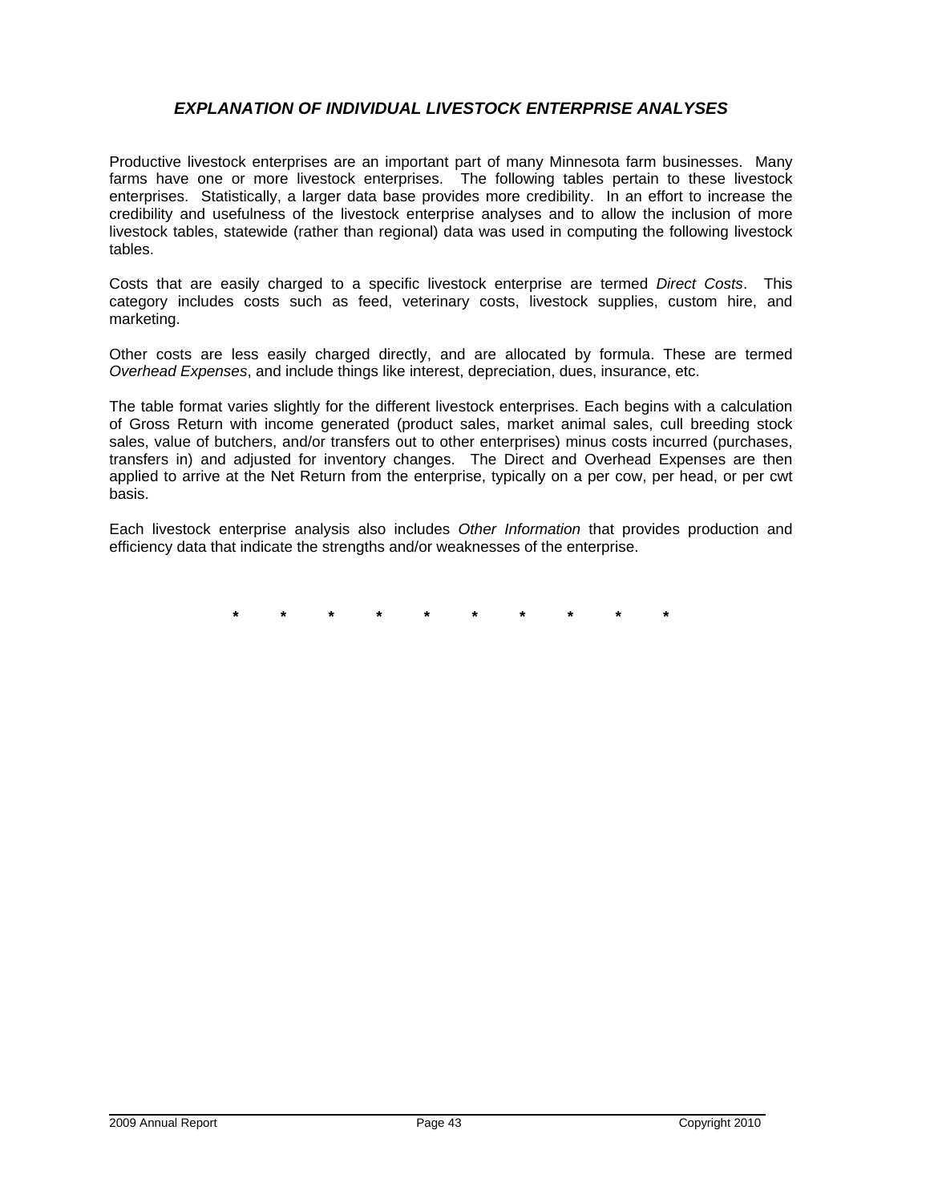## *EXPLANATION OF INDIVIDUAL LIVESTOCK ENTERPRISE ANALYSES*

Productive livestock enterprises are an important part of many Minnesota farm businesses. Many farms have one or more livestock enterprises. The following tables pertain to these livestock enterprises. Statistically, a larger data base provides more credibility. In an effort to increase the credibility and usefulness of the livestock enterprise analyses and to allow the inclusion of more livestock tables, statewide (rather than regional) data was used in computing the following livestock tables.

Costs that are easily charged to a specific livestock enterprise are termed *Direct Costs*. This category includes costs such as feed, veterinary costs, livestock supplies, custom hire, and marketing.

Other costs are less easily charged directly, and are allocated by formula. These are termed *Overhead Expenses*, and include things like interest, depreciation, dues, insurance, etc.

The table format varies slightly for the different livestock enterprises. Each begins with a calculation of Gross Return with income generated (product sales, market animal sales, cull breeding stock sales, value of butchers, and/or transfers out to other enterprises) minus costs incurred (purchases, transfers in) and adjusted for inventory changes. The Direct and Overhead Expenses are then applied to arrive at the Net Return from the enterprise, typically on a per cow, per head, or per cwt basis.

Each livestock enterprise analysis also includes *Other Information* that provides production and efficiency data that indicate the strengths and/or weaknesses of the enterprise.

\* \* \* \* \* \* \* \* \* \*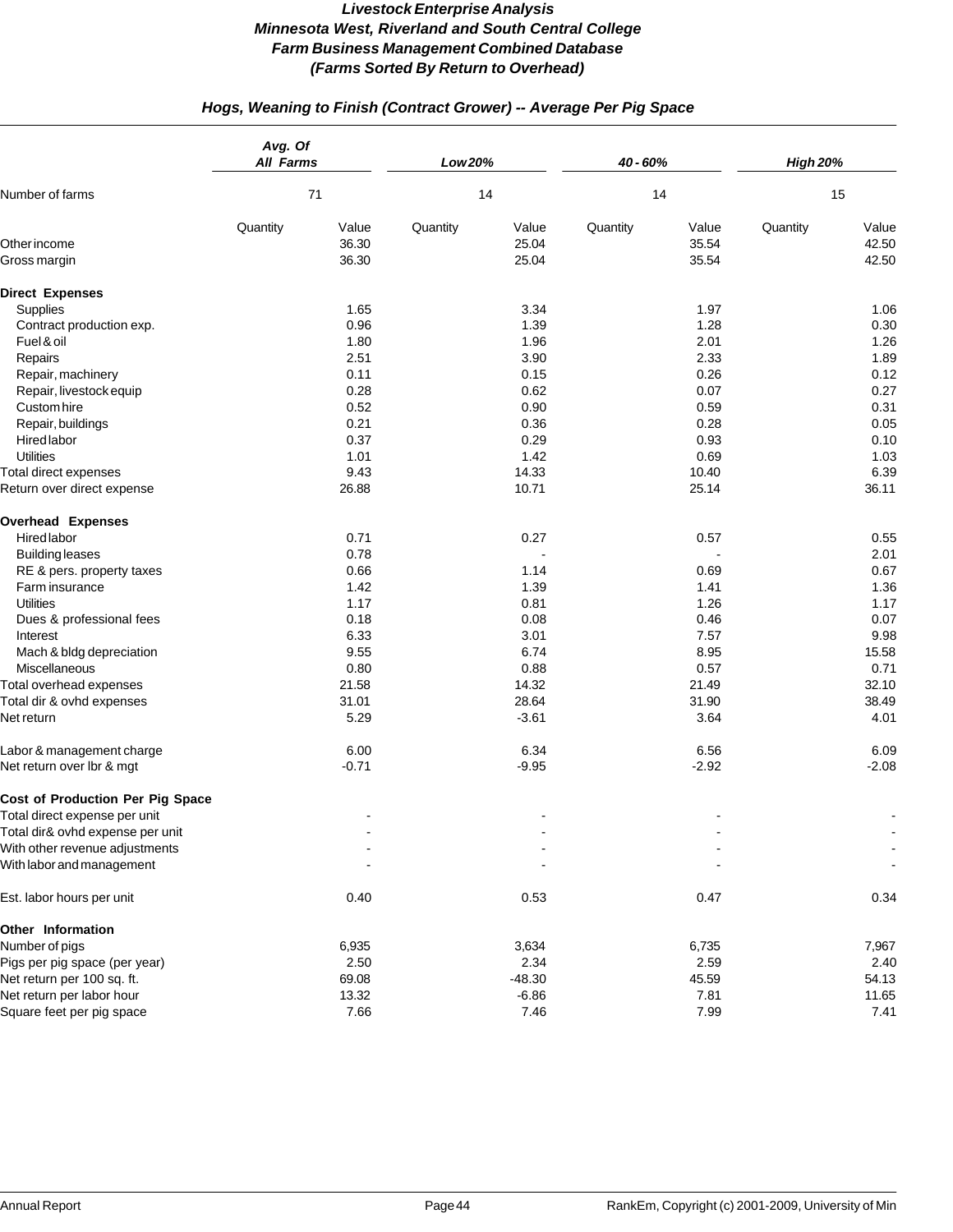***Livestock Enterprise Analysis***
***Minnesota West, Riverland and South Central College***
***Farm Business Management Combined Database***
***(Farms Sorted By Return to Overhead)***

## *Hogs, Weaning to Finish (Contract Grower) -- Average Per Pig Space*

| | *Avg. Of All Farms* | | *Low 20%* | | *40 - 60%* | | *High 20%* | |
|---|---|---|---|---|---|---|---|---|
| Number of farms | 71 | | 14 | | 14 | | 15 | |
| | Quantity | Value | Quantity | Value | Quantity | Value | Quantity | Value |
| Other income | | 36.30 | | 25.04 | | 35.54 | | 42.50 |
| Gross margin | | 36.30 | | 25.04 | | 35.54 | | 42.50 |
| **Direct Expenses** | | | | | | | | |
| Supplies | | 1.65 | | 3.34 | | 1.97 | | 1.06 |
| Contract production exp. | | 0.96 | | 1.39 | | 1.28 | | 0.30 |
| Fuel & oil | | 1.80 | | 1.96 | | 2.01 | | 1.26 |
| Repairs | | 2.51 | | 3.90 | | 2.33 | | 1.89 |
| Repair, machinery | | 0.11 | | 0.15 | | 0.26 | | 0.12 |
| Repair, livestock equip | | 0.28 | | 0.62 | | 0.07 | | 0.27 |
| Custom hire | | 0.52 | | 0.90 | | 0.59 | | 0.31 |
| Repair, buildings | | 0.21 | | 0.36 | | 0.28 | | 0.05 |
| Hired labor | | 0.37 | | 0.29 | | 0.93 | | 0.10 |
| Utilities | | 1.01 | | 1.42 | | 0.69 | | 1.03 |
| Total direct expenses | | 9.43 | | 14.33 | | 10.40 | | 6.39 |
| Return over direct expense | | 26.88 | | 10.71 | | 25.14 | | 36.11 |
| **Overhead Expenses** | | | | | | | | |
| Hired labor | | 0.71 | | 0.27 | | 0.57 | | 0.55 |
| Building leases | | 0.78 | | - | | - | | 2.01 |
| RE & pers. property taxes | | 0.66 | | 1.14 | | 0.69 | | 0.67 |
| Farm insurance | | 1.42 | | 1.39 | | 1.41 | | 1.36 |
| Utilities | | 1.17 | | 0.81 | | 1.26 | | 1.17 |
| Dues & professional fees | | 0.18 | | 0.08 | | 0.46 | | 0.07 |
| Interest | | 6.33 | | 3.01 | | 7.57 | | 9.98 |
| Mach & bldg depreciation | | 9.55 | | 6.74 | | 8.95 | | 15.58 |
| Miscellaneous | | 0.80 | | 0.88 | | 0.57 | | 0.71 |
| Total overhead expenses | | 21.58 | | 14.32 | | 21.49 | | 32.10 |
| Total dir & ovhd expenses | | 31.01 | | 28.64 | | 31.90 | | 38.49 |
| Net return | | 5.29 | | -3.61 | | 3.64 | | 4.01 |
| Labor & management charge | | 6.00 | | 6.34 | | 6.56 | | 6.09 |
| Net return over lbr & mgt | | -0.71 | | -9.95 | | -2.92 | | -2.08 |
| **Cost of Production Per Pig Space** | | | | | | | | |
| Total direct expense per unit | | - | | - | | - | | - |
| Total dir& ovhd expense per unit | | - | | - | | - | | - |
| With other revenue adjustments | | - | | - | | - | | - |
| With labor and management | | - | | - | | - | | - |
| Est. labor hours per unit | | 0.40 | | 0.53 | | 0.47 | | 0.34 |
| **Other Information** | | | | | | | | |
| Number of pigs | | 6,935 | | 3,634 | | 6,735 | | 7,967 |
| Pigs per pig space (per year) | | 2.50 | | 2.34 | | 2.59 | | 2.40 |
| Net return per 100 sq. ft. | | 69.08 | | -48.30 | | 45.59 | | 54.13 |
| Net return per labor hour | | 13.32 | | -6.86 | | 7.81 | | 11.65 |
| Square feet per pig space | | 7.66 | | 7.46 | | 7.99 | | 7.41 |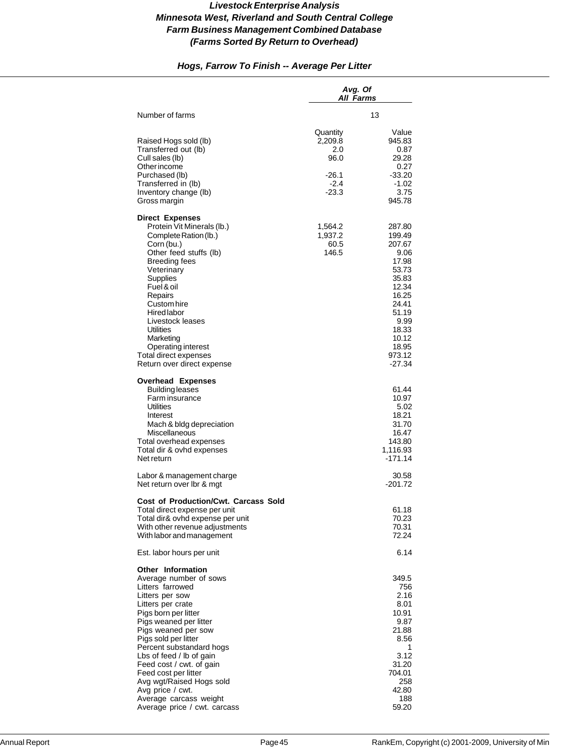# *Livestock Enterprise Analysis*
# *Minnesota West, Riverland and South Central College*
# *Farm Business Management Combined Database*
# *(Farms Sorted By Return to Overhead)*

### *Hogs, Farrow To Finish -- Average Per Litter*

| | *Avg. Of All Farms* | |
|---|---|---|
| Number of farms | 13 | |
| | Quantity | Value |
| Raised Hogs sold (lb) | 2,209.8 | 945.83 |
| Transferred out (lb) | 2.0 | 0.87 |
| Cull sales (lb) | 96.0 | 29.28 |
| Other income | | 0.27 |
| Purchased (lb) | -26.1 | -33.20 |
| Transferred in (lb) | -2.4 | -1.02 |
| Inventory change (lb) | -23.3 | 3.75 |
| Gross margin | | 945.78 |
| **Direct Expenses** | | |
| Protein Vit Minerals (lb.) | 1,564.2 | 287.80 |
| Complete Ration (lb.) | 1,937.2 | 199.49 |
| Corn (bu.) | 60.5 | 207.67 |
| Other feed stuffs (lb) | 146.5 | 9.06 |
| Breeding fees | | 17.98 |
| Veterinary | | 53.73 |
| Supplies | | 35.83 |
| Fuel & oil | | 12.34 |
| Repairs | | 16.25 |
| Custom hire | | 24.41 |
| Hired labor | | 51.19 |
| Livestock leases | | 9.99 |
| Utilities | | 18.33 |
| Marketing | | 10.12 |
| Operating interest | | 18.95 |
| Total direct expenses | | 973.12 |
| Return over direct expense | | -27.34 |
| **Overhead Expenses** | | |
| Building leases | | 61.44 |
| Farm insurance | | 10.97 |
| Utilities | | 5.02 |
| Interest | | 18.21 |
| Mach & bldg depreciation | | 31.70 |
| Miscellaneous | | 16.47 |
| Total overhead expenses | | 143.80 |
| Total dir & ovhd expenses | | 1,116.93 |
| Net return | | -171.14 |
| Labor & management charge | | 30.58 |
| Net return over lbr & mgt | | -201.72 |
| **Cost of Production/Cwt. Carcass Sold** | | |
| Total direct expense per unit | | 61.18 |
| Total dir& ovhd expense per unit | | 70.23 |
| With other revenue adjustments | | 70.31 |
| With labor and management | | 72.24 |
| Est. labor hours per unit | | 6.14 |
| **Other Information** | | |
| Average number of sows | | 349.5 |
| Litters farrowed | | 756 |
| Litters per sow | | 2.16 |
| Litters per crate | | 8.01 |
| Pigs born per litter | | 10.91 |
| Pigs weaned per litter | | 9.87 |
| Pigs weaned per sow | | 21.88 |
| Pigs sold per litter | | 8.56 |
| Percent substandard hogs | | 1 |
| Lbs of feed / lb of gain | | 3.12 |
| Feed cost / cwt. of gain | | 31.20 |
| Feed cost per litter | | 704.01 |
| Avg wgt/Raised Hogs sold | | 258 |
| Avg price / cwt. | | 42.80 |
| Average carcass weight | | 188 |
| Average price / cwt. carcass | | 59.20 |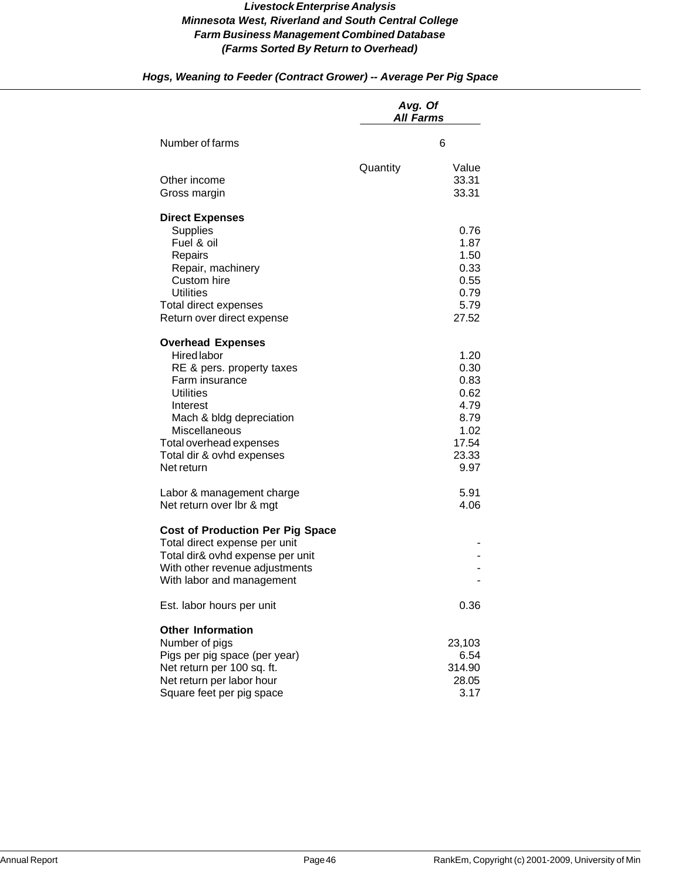***Livestock Enterprise Analysis***
***Minnesota West, Riverland and South Central College***
***Farm Business Management Combined Database***
***(Farms Sorted By Return to Overhead)***

***Hogs, Weaning to Feeder (Contract Grower) -- Average Per Pig Space***

| | *Avg. Of All Farms* | |
|---|---|---|
| Number of farms | 6 | |
| | Quantity | Value |
| Other income | | 33.31 |
| Gross margin | | 33.31 |
| **Direct Expenses** | | |
| Supplies | | 0.76 |
| Fuel & oil | | 1.87 |
| Repairs | | 1.50 |
| Repair, machinery | | 0.33 |
| Custom hire | | 0.55 |
| Utilities | | 0.79 |
| Total direct expenses | | 5.79 |
| Return over direct expense | | 27.52 |
| **Overhead Expenses** | | |
| Hired labor | | 1.20 |
| RE & pers. property taxes | | 0.30 |
| Farm insurance | | 0.83 |
| Utilities | | 0.62 |
| Interest | | 4.79 |
| Mach & bldg depreciation | | 8.79 |
| Miscellaneous | | 1.02 |
| Total overhead expenses | | 17.54 |
| Total dir & ovhd expenses | | 23.33 |
| Net return | | 9.97 |
| Labor & management charge | | 5.91 |
| Net return over lbr & mgt | | 4.06 |
| **Cost of Production Per Pig Space** | | |
| Total direct expense per unit | | - |
| Total dir& ovhd expense per unit | | - |
| With other revenue adjustments | | - |
| With labor and management | | - |
| Est. labor hours per unit | | 0.36 |
| **Other Information** | | |
| Number of pigs | | 23,103 |
| Pigs per pig space (per year) | | 6.54 |
| Net return per 100 sq. ft. | | 314.90 |
| Net return per labor hour | | 28.05 |
| Square feet per pig space | | 3.17 |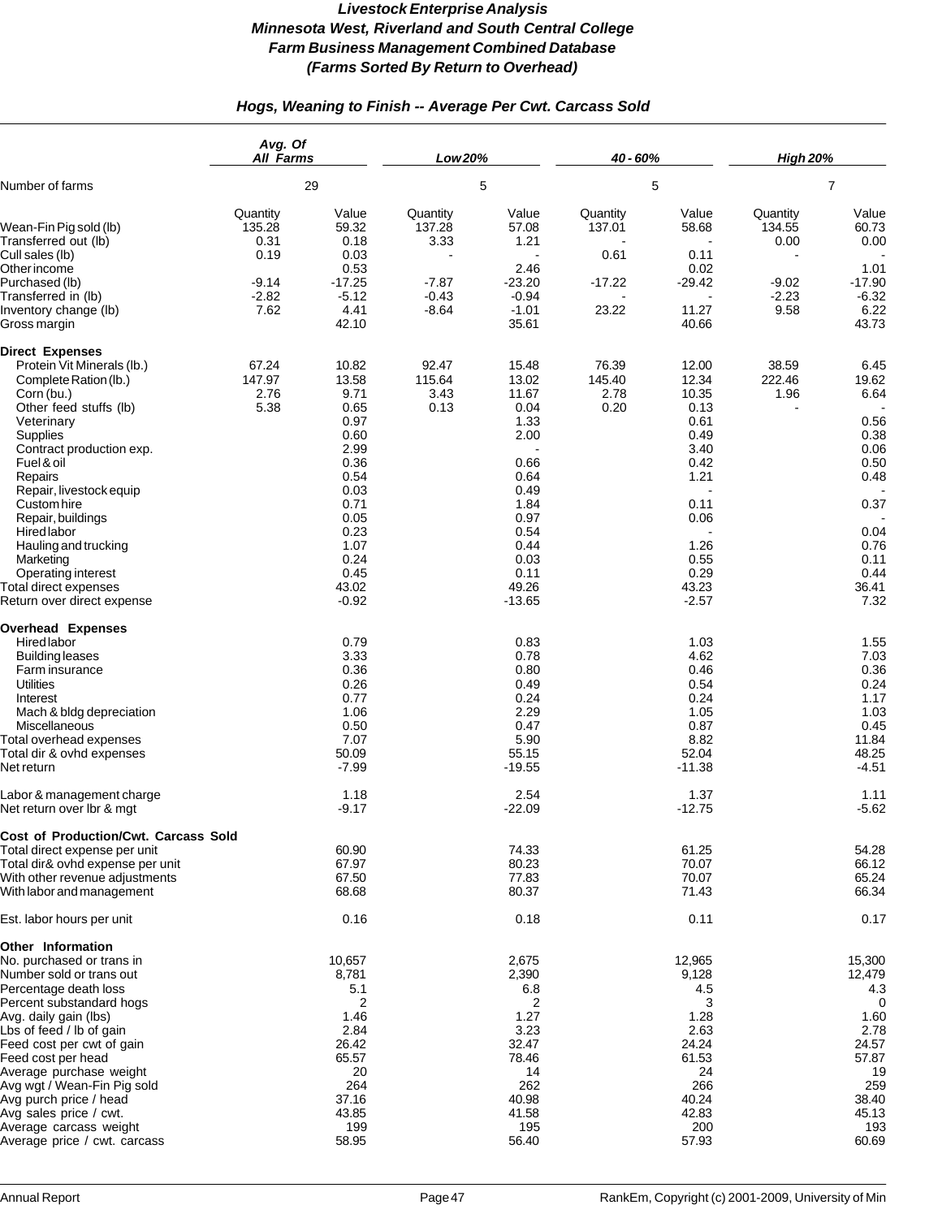# *Livestock Enterprise Analysis*
# *Minnesota West, Riverland and South Central College*
# *Farm Business Management Combined Database*
# *(Farms Sorted By Return to Overhead)*

## *Hogs, Weaning to Finish -- Average Per Cwt. Carcass Sold*

| | *Avg. Of All Farms* | | *Low 20%* | | *40 - 60%* | | *High 20%* | |
|---|---|---|---|---|---|---|---|---|
| Number of farms | 29 | | 5 | | 5 | | 7 | |
| | Quantity | Value | Quantity | Value | Quantity | Value | Quantity | Value |
| Wean-Fin Pig sold (lb) | 135.28 | 59.32 | 137.28 | 57.08 | 137.01 | 58.68 | 134.55 | 60.73 |
| Transferred out (lb) | 0.31 | 0.18 | 3.33 | 1.21 | - | - | 0.00 | 0.00 |
| Cull sales (lb) | 0.19 | 0.03 | - | - | 0.61 | 0.11 | - | - |
| Other income | | 0.53 | | 2.46 | | 0.02 | | 1.01 |
| Purchased (lb) | -9.14 | -17.25 | -7.87 | -23.20 | -17.22 | -29.42 | -9.02 | -17.90 |
| Transferred in (lb) | -2.82 | -5.12 | -0.43 | -0.94 | - | - | -2.23 | -6.32 |
| Inventory change (lb) | 7.62 | 4.41 | -8.64 | -1.01 | 23.22 | 11.27 | 9.58 | 6.22 |
| Gross margin | | 42.10 | | 35.61 | | 40.66 | | 43.73 |
| **Direct Expenses** | | | | | | | | |
| Protein Vit Minerals (lb.) | 67.24 | 10.82 | 92.47 | 15.48 | 76.39 | 12.00 | 38.59 | 6.45 |
| Complete Ration (lb.) | 147.97 | 13.58 | 115.64 | 13.02 | 145.40 | 12.34 | 222.46 | 19.62 |
| Corn (bu.) | 2.76 | 9.71 | 3.43 | 11.67 | 2.78 | 10.35 | 1.96 | 6.64 |
| Other feed stuffs (lb) | 5.38 | 0.65 | 0.13 | 0.04 | 0.20 | 0.13 | - | - |
| Veterinary | | 0.97 | | 1.33 | | 0.61 | | 0.56 |
| Supplies | | 0.60 | | 2.00 | | 0.49 | | 0.38 |
| Contract production exp. | | 2.99 | | - | | 3.40 | | 0.06 |
| Fuel & oil | | 0.36 | | 0.66 | | 0.42 | | 0.50 |
| Repairs | | 0.54 | | 0.64 | | 1.21 | | 0.48 |
| Repair, livestock equip | | 0.03 | | 0.49 | | - | | - |
| Custom hire | | 0.71 | | 1.84 | | 0.11 | | 0.37 |
| Repair, buildings | | 0.05 | | 0.97 | | 0.06 | | - |
| Hired labor | | 0.23 | | 0.54 | | - | | 0.04 |
| Hauling and trucking | | 1.07 | | 0.44 | | 1.26 | | 0.76 |
| Marketing | | 0.24 | | 0.03 | | 0.55 | | 0.11 |
| Operating interest | | 0.45 | | 0.11 | | 0.29 | | 0.44 |
| Total direct expenses | | 43.02 | | 49.26 | | 43.23 | | 36.41 |
| Return over direct expense | | -0.92 | | -13.65 | | -2.57 | | 7.32 |
| **Overhead Expenses** | | | | | | | | |
| Hired labor | | 0.79 | | 0.83 | | 1.03 | | 1.55 |
| Building leases | | 3.33 | | 0.78 | | 4.62 | | 7.03 |
| Farm insurance | | 0.36 | | 0.80 | | 0.46 | | 0.36 |
| Utilities | | 0.26 | | 0.49 | | 0.54 | | 0.24 |
| Interest | | 0.77 | | 0.24 | | 0.24 | | 1.17 |
| Mach & bldg depreciation | | 1.06 | | 2.29 | | 1.05 | | 1.03 |
| Miscellaneous | | 0.50 | | 0.47 | | 0.87 | | 0.45 |
| Total overhead expenses | | 7.07 | | 5.90 | | 8.82 | | 11.84 |
| Total dir & ovhd expenses | | 50.09 | | 55.15 | | 52.04 | | 48.25 |
| Net return | | -7.99 | | -19.55 | | -11.38 | | -4.51 |
| Labor & management charge | | 1.18 | | 2.54 | | 1.37 | | 1.11 |
| Net return over lbr & mgt | | -9.17 | | -22.09 | | -12.75 | | -5.62 |
| **Cost of Production/Cwt. Carcass Sold** | | | | | | | | |
| Total direct expense per unit | | 60.90 | | 74.33 | | 61.25 | | 54.28 |
| Total dir& ovhd expense per unit | | 67.97 | | 80.23 | | 70.07 | | 66.12 |
| With other revenue adjustments | | 67.50 | | 77.83 | | 70.07 | | 65.24 |
| With labor and management | | 68.68 | | 80.37 | | 71.43 | | 66.34 |
| Est. labor hours per unit | | 0.16 | | 0.18 | | 0.11 | | 0.17 |
| **Other Information** | | | | | | | | |
| No. purchased or trans in | | 10,657 | | 2,675 | | 12,965 | | 15,300 |
| Number sold or trans out | | 8,781 | | 2,390 | | 9,128 | | 12,479 |
| Percentage death loss | | 5.1 | | 6.8 | | 4.5 | | 4.3 |
| Percent substandard hogs | | 2 | | 2 | | 3 | | 0 |
| Avg. daily gain (lbs) | | 1.46 | | 1.27 | | 1.28 | | 1.60 |
| Lbs of feed / lb of gain | | 2.84 | | 3.23 | | 2.63 | | 2.78 |
| Feed cost per cwt of gain | | 26.42 | | 32.47 | | 24.24 | | 24.57 |
| Feed cost per head | | 65.57 | | 78.46 | | 61.53 | | 57.87 |
| Average purchase weight | | 20 | | 14 | | 24 | | 19 |
| Avg wgt / Wean-Fin Pig sold | | 264 | | 262 | | 266 | | 259 |
| Avg purch price / head | | 37.16 | | 40.98 | | 40.24 | | 38.40 |
| Avg sales price / cwt. | | 43.85 | | 41.58 | | 42.83 | | 45.13 |
| Average carcass weight | | 199 | | 195 | | 200 | | 193 |
| Average price / cwt. carcass | | 58.95 | | 56.40 | | 57.93 | | 60.69 |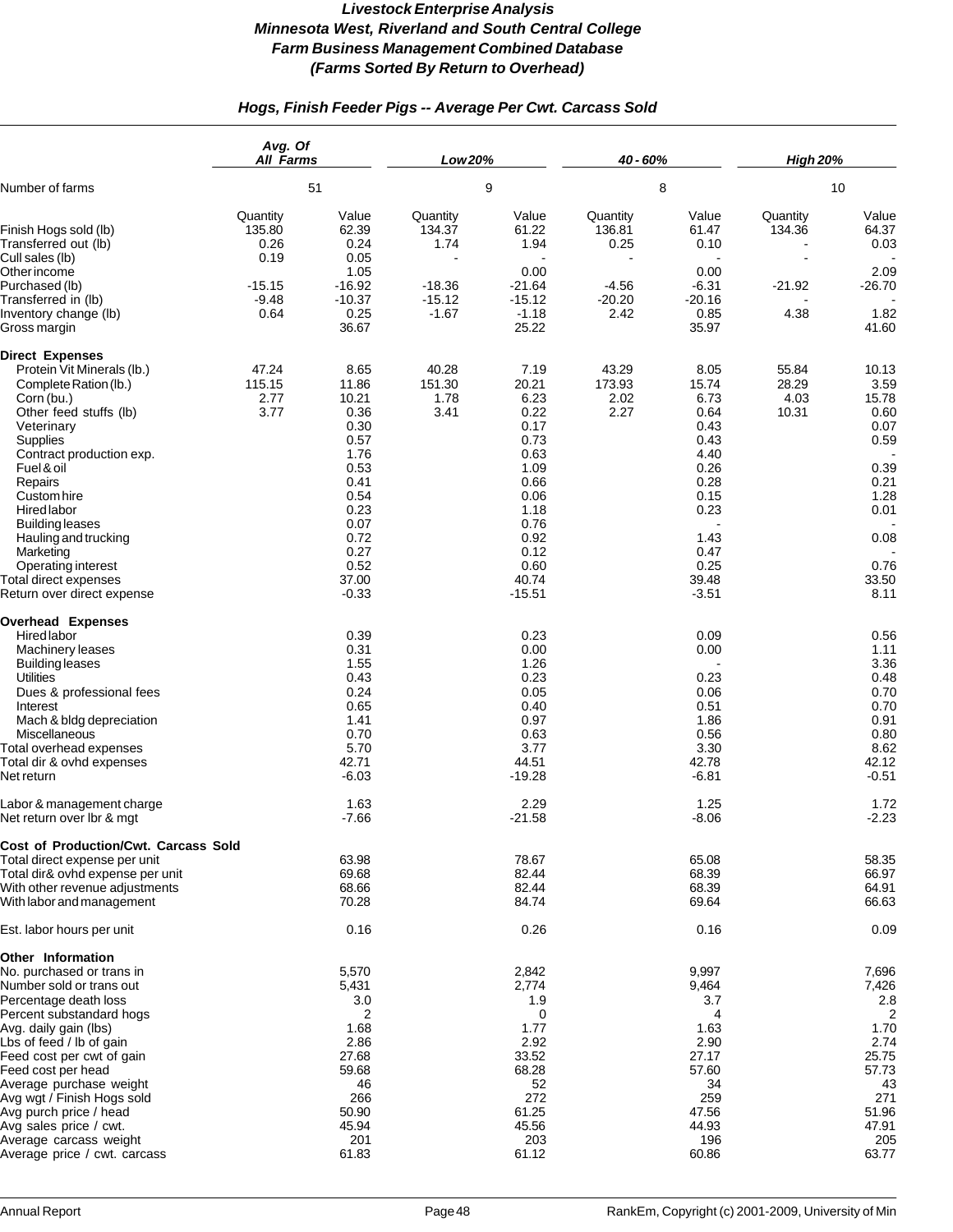# *Livestock Enterprise Analysis*
# *Minnesota West, Riverland and South Central College*
# *Farm Business Management Combined Database*
# *(Farms Sorted By Return to Overhead)*

## *Hogs, Finish Feeder Pigs -- Average Per Cwt. Carcass Sold*

| | *Avg. Of All Farms* | | *Low 20%* | | *40 - 60%* | | *High 20%* | |
|---|---|---|---|---|---|---|---|---|
| Number of farms | 51 | | 9 | | 8 | | 10 | |
| | Quantity | Value | Quantity | Value | Quantity | Value | Quantity | Value |
| Finish Hogs sold (lb) | 135.80 | 62.39 | 134.37 | 61.22 | 136.81 | 61.47 | 134.36 | 64.37 |
| Transferred out (lb) | 0.26 | 0.24 | 1.74 | 1.94 | 0.25 | 0.10 | - | 0.03 |
| Cull sales (lb) | 0.19 | 0.05 | - | - | - | - | - | - |
| Other income | | 1.05 | | 0.00 | | 0.00 | | 2.09 |
| Purchased (lb) | -15.15 | -16.92 | -18.36 | -21.64 | -4.56 | -6.31 | -21.92 | -26.70 |
| Transferred in (lb) | -9.48 | -10.37 | -15.12 | -15.12 | -20.20 | -20.16 | - | - |
| Inventory change (lb) | 0.64 | 0.25 | -1.67 | -1.18 | 2.42 | 0.85 | 4.38 | 1.82 |
| Gross margin | | 36.67 | | 25.22 | | 35.97 | | 41.60 |
| **Direct Expenses** | | | | | | | | |
| Protein Vit Minerals (lb.) | 47.24 | 8.65 | 40.28 | 7.19 | 43.29 | 8.05 | 55.84 | 10.13 |
| Complete Ration (lb.) | 115.15 | 11.86 | 151.30 | 20.21 | 173.93 | 15.74 | 28.29 | 3.59 |
| Corn (bu.) | 2.77 | 10.21 | 1.78 | 6.23 | 2.02 | 6.73 | 4.03 | 15.78 |
| Other feed stuffs (lb) | 3.77 | 0.36 | 3.41 | 0.22 | 2.27 | 0.64 | 10.31 | 0.60 |
| Veterinary | | 0.30 | | 0.17 | | 0.43 | | 0.07 |
| Supplies | | 0.57 | | 0.73 | | 0.43 | | 0.59 |
| Contract production exp. | | 1.76 | | 0.63 | | 4.40 | | - |
| Fuel & oil | | 0.53 | | 1.09 | | 0.26 | | 0.39 |
| Repairs | | 0.41 | | 0.66 | | 0.28 | | 0.21 |
| Custom hire | | 0.54 | | 0.06 | | 0.15 | | 1.28 |
| Hired labor | | 0.23 | | 1.18 | | 0.23 | | 0.01 |
| Building leases | | 0.07 | | 0.76 | | - | | - |
| Hauling and trucking | | 0.72 | | 0.92 | | 1.43 | | 0.08 |
| Marketing | | 0.27 | | 0.12 | | 0.47 | | - |
| Operating interest | | 0.52 | | 0.60 | | 0.25 | | 0.76 |
| Total direct expenses | | 37.00 | | 40.74 | | 39.48 | | 33.50 |
| Return over direct expense | | -0.33 | | -15.51 | | -3.51 | | 8.11 |
| **Overhead Expenses** | | | | | | | | |
| Hired labor | | 0.39 | | 0.23 | | 0.09 | | 0.56 |
| Machinery leases | | 0.31 | | 0.00 | | 0.00 | | 1.11 |
| Building leases | | 1.55 | | 1.26 | | - | | 3.36 |
| Utilities | | 0.43 | | 0.23 | | 0.23 | | 0.48 |
| Dues & professional fees | | 0.24 | | 0.05 | | 0.06 | | 0.70 |
| Interest | | 0.65 | | 0.40 | | 0.51 | | 0.70 |
| Mach & bldg depreciation | | 1.41 | | 0.97 | | 1.86 | | 0.91 |
| Miscellaneous | | 0.70 | | 0.63 | | 0.56 | | 0.80 |
| Total overhead expenses | | 5.70 | | 3.77 | | 3.30 | | 8.62 |
| Total dir & ovhd expenses | | 42.71 | | 44.51 | | 42.78 | | 42.12 |
| Net return | | -6.03 | | -19.28 | | -6.81 | | -0.51 |
| Labor & management charge | | 1.63 | | 2.29 | | 1.25 | | 1.72 |
| Net return over lbr & mgt | | -7.66 | | -21.58 | | -8.06 | | -2.23 |
| **Cost of Production/Cwt. Carcass Sold** | | | | | | | | |
| Total direct expense per unit | | 63.98 | | 78.67 | | 65.08 | | 58.35 |
| Total dir& ovhd expense per unit | | 69.68 | | 82.44 | | 68.39 | | 66.97 |
| With other revenue adjustments | | 68.66 | | 82.44 | | 68.39 | | 64.91 |
| With labor and management | | 70.28 | | 84.74 | | 69.64 | | 66.63 |
| Est. labor hours per unit | | 0.16 | | 0.26 | | 0.16 | | 0.09 |
| **Other Information** | | | | | | | | |
| No. purchased or trans in | | 5,570 | | 2,842 | | 9,997 | | 7,696 |
| Number sold or trans out | | 5,431 | | 2,774 | | 9,464 | | 7,426 |
| Percentage death loss | | 3.0 | | 1.9 | | 3.7 | | 2.8 |
| Percent substandard hogs | | 2 | | 0 | | 4 | | 2 |
| Avg. daily gain (lbs) | | 1.68 | | 1.77 | | 1.63 | | 1.70 |
| Lbs of feed / lb of gain | | 2.86 | | 2.92 | | 2.90 | | 2.74 |
| Feed cost per cwt of gain | | 27.68 | | 33.52 | | 27.17 | | 25.75 |
| Feed cost per head | | 59.68 | | 68.28 | | 57.60 | | 57.73 |
| Average purchase weight | | 46 | | 52 | | 34 | | 43 |
| Avg wgt / Finish Hogs sold | | 266 | | 272 | | 259 | | 271 |
| Avg purch price / head | | 50.90 | | 61.25 | | 47.56 | | 51.96 |
| Avg sales price / cwt. | | 45.94 | | 45.56 | | 44.93 | | 47.91 |
| Average carcass weight | | 201 | | 203 | | 196 | | 205 |
| Average price / cwt. carcass | | 61.83 | | 61.12 | | 60.86 | | 63.77 |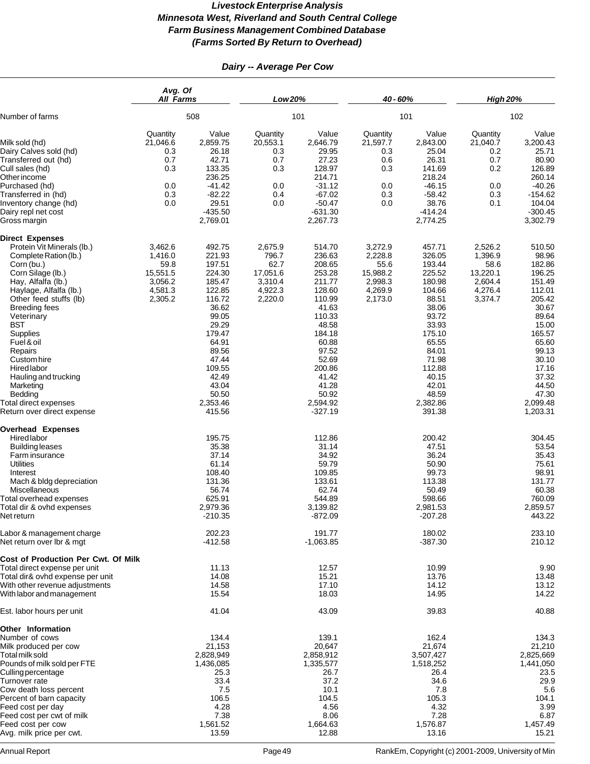# *Livestock Enterprise Analysis*
# *Minnesota West, Riverland and South Central College*
# *Farm Business Management Combined Database*
# *(Farms Sorted By Return to Overhead)*

## *Dairy -- Average Per Cow*

| | *Avg. Of All Farms* | | *Low 20%* | | *40 - 60%* | | *High 20%* | |
|---|---|---|---|---|---|---|---|---|
| Number of farms | | 508 | | 101 | | 101 | | 102 |
| | Quantity | Value | Quantity | Value | Quantity | Value | Quantity | Value |
| Milk sold (hd) | 21,046.6 | 2,859.75 | 20,553.1 | 2,646.79 | 21,597.7 | 2,843.00 | 21,040.7 | 3,200.43 |
| Dairy Calves sold (hd) | 0.3 | 26.18 | 0.3 | 29.95 | 0.3 | 25.04 | 0.2 | 25.71 |
| Transferred out (hd) | 0.7 | 42.71 | 0.7 | 27.23 | 0.6 | 26.31 | 0.7 | 80.90 |
| Cull sales (hd) | 0.3 | 133.35 | 0.3 | 128.97 | 0.3 | 141.69 | 0.2 | 126.89 |
| Other income | | 236.25 | | 214.71 | | 218.24 | | 260.14 |
| Purchased (hd) | 0.0 | -41.42 | 0.0 | -31.12 | 0.0 | -46.15 | 0.0 | -40.26 |
| Transferred in (hd) | 0.3 | -82.22 | 0.4 | -67.02 | 0.3 | -58.42 | 0.3 | -154.62 |
| Inventory change (hd) | 0.0 | 29.51 | 0.0 | -50.47 | 0.0 | 38.76 | 0.1 | 104.04 |
| Dairy repl net cost | | -435.50 | | -631.30 | | -414.24 | | -300.45 |
| Gross margin | | 2,769.01 | | 2,267.73 | | 2,774.25 | | 3,302.79 |
| **Direct Expenses** | | | | | | | | |
| Protein Vit Minerals (lb.) | 3,462.6 | 492.75 | 2,675.9 | 514.70 | 3,272.9 | 457.71 | 2,526.2 | 510.50 |
| Complete Ration (lb.) | 1,416.0 | 221.93 | 796.7 | 236.63 | 2,228.8 | 326.05 | 1,396.9 | 98.96 |
| Corn (bu.) | 59.8 | 197.51 | 62.7 | 208.65 | 55.6 | 193.44 | 58.6 | 182.86 |
| Corn Silage (lb.) | 15,551.5 | 224.30 | 17,051.6 | 253.28 | 15,988.2 | 225.52 | 13,220.1 | 196.25 |
| Hay, Alfalfa (lb.) | 3,056.2 | 185.47 | 3,310.4 | 211.77 | 2,998.3 | 180.98 | 2,604.4 | 151.49 |
| Haylage, Alfalfa (lb.) | 4,581.3 | 122.85 | 4,922.3 | 128.60 | 4,269.9 | 104.66 | 4,276.4 | 112.01 |
| Other feed stuffs (lb) | 2,305.2 | 116.72 | 2,220.0 | 110.99 | 2,173.0 | 88.51 | 3,374.7 | 205.42 |
| Breeding fees | | 36.62 | | 41.63 | | 38.06 | | 30.67 |
| Veterinary | | 99.05 | | 110.33 | | 93.72 | | 89.64 |
| BST | | 29.29 | | 48.58 | | 33.93 | | 15.00 |
| Supplies | | 179.47 | | 184.18 | | 175.10 | | 165.57 |
| Fuel & oil | | 64.91 | | 60.88 | | 65.55 | | 65.60 |
| Repairs | | 89.56 | | 97.52 | | 84.01 | | 99.13 |
| Custom hire | | 47.44 | | 52.69 | | 71.98 | | 30.10 |
| Hired labor | | 109.55 | | 200.86 | | 112.88 | | 17.16 |
| Hauling and trucking | | 42.49 | | 41.42 | | 40.15 | | 37.32 |
| Marketing | | 43.04 | | 41.28 | | 42.01 | | 44.50 |
| Bedding | | 50.50 | | 50.92 | | 48.59 | | 47.30 |
| Total direct expenses | | 2,353.46 | | 2,594.92 | | 2,382.86 | | 2,099.48 |
| Return over direct expense | | 415.56 | | -327.19 | | 391.38 | | 1,203.31 |
| **Overhead Expenses** | | | | | | | | |
| Hired labor | | 195.75 | | 112.86 | | 200.42 | | 304.45 |
| Building leases | | 35.38 | | 31.14 | | 47.51 | | 53.54 |
| Farm insurance | | 37.14 | | 34.92 | | 36.24 | | 35.43 |
| Utilities | | 61.14 | | 59.79 | | 50.90 | | 75.61 |
| Interest | | 108.40 | | 109.85 | | 99.73 | | 98.91 |
| Mach & bldg depreciation | | 131.36 | | 133.61 | | 113.38 | | 131.77 |
| Miscellaneous | | 56.74 | | 62.74 | | 50.49 | | 60.38 |
| Total overhead expenses | | 625.91 | | 544.89 | | 598.66 | | 760.09 |
| Total dir & ovhd expenses | | 2,979.36 | | 3,139.82 | | 2,981.53 | | 2,859.57 |
| Net return | | -210.35 | | -872.09 | | -207.28 | | 443.22 |
| Labor & management charge | | 202.23 | | 191.77 | | 180.02 | | 233.10 |
| Net return over lbr & mgt | | -412.58 | | -1,063.85 | | -387.30 | | 210.12 |
| **Cost of Production Per Cwt. Of Milk** | | | | | | | | |
| Total direct expense per unit | | 11.13 | | 12.57 | | 10.99 | | 9.90 |
| Total dir& ovhd expense per unit | | 14.08 | | 15.21 | | 13.76 | | 13.48 |
| With other revenue adjustments | | 14.58 | | 17.10 | | 14.12 | | 13.12 |
| With labor and management | | 15.54 | | 18.03 | | 14.95 | | 14.22 |
| Est. labor hours per unit | | 41.04 | | 43.09 | | 39.83 | | 40.88 |
| **Other Information** | | | | | | | | |
| Number of cows | | 134.4 | | 139.1 | | 162.4 | | 134.3 |
| Milk produced per cow | | 21,153 | | 20,647 | | 21,674 | | 21,210 |
| Total milk sold | | 2,828,949 | | 2,858,912 | | 3,507,427 | | 2,825,669 |
| Pounds of milk sold per FTE | | 1,436,085 | | 1,335,577 | | 1,518,252 | | 1,441,050 |
| Culling percentage | | 25.3 | | 26.7 | | 26.4 | | 23.5 |
| Turnover rate | | 33.4 | | 37.2 | | 34.6 | | 29.9 |
| Cow death loss percent | | 7.5 | | 10.1 | | 7.8 | | 5.6 |
| Percent of barn capacity | | 106.5 | | 104.5 | | 105.3 | | 104.1 |
| Feed cost per day | | 4.28 | | 4.56 | | 4.32 | | 3.99 |
| Feed cost per cwt of milk | | 7.38 | | 8.06 | | 7.28 | | 6.87 |
| Feed cost per cow | | 1,561.52 | | 1,664.63 | | 1,576.87 | | 1,457.49 |
| Avg. milk price per cwt. | | 13.59 | | 12.88 | | 13.16 | | 15.21 |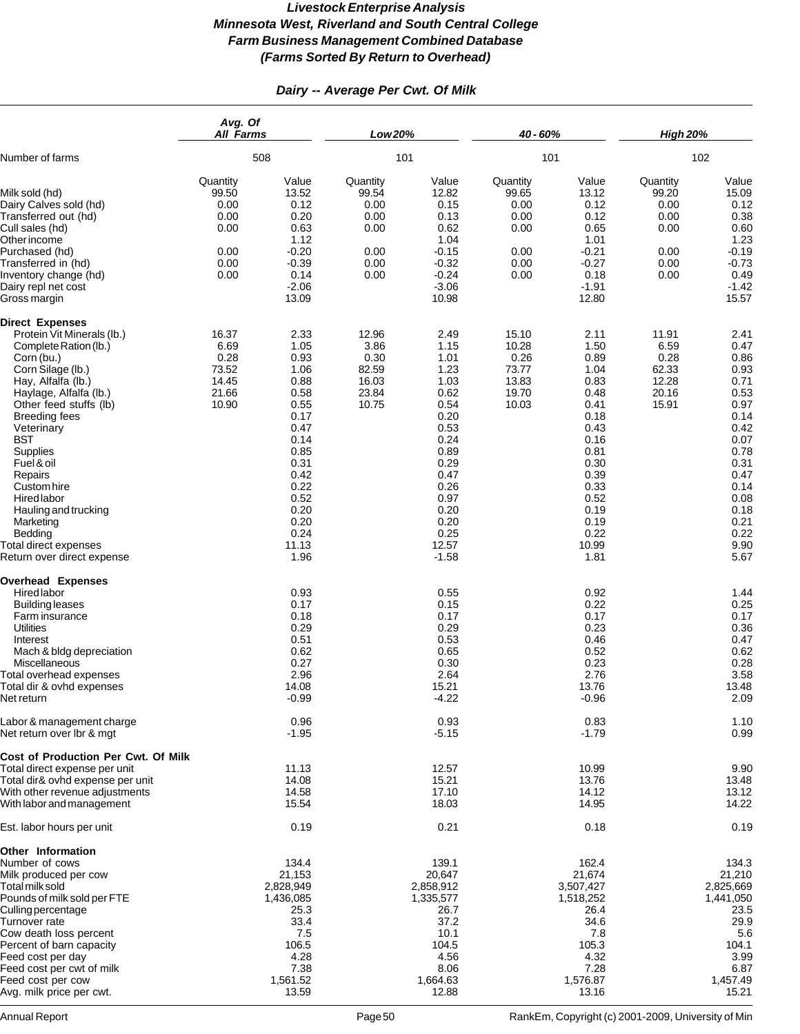# Livestock Enterprise Analysis
## Minnesota West, Riverland and South Central College
## Farm Business Management Combined Database
## (Farms Sorted By Return to Overhead)

### Dairy -- Average Per Cwt. Of Milk

| | Avg. Of All Farms | | Low 20% | | 40 - 60% | | High 20% | |
|---|---|---|---|---|---|---|---|---|
| Number of farms | 508 | | 101 | | 101 | | 102 | |
| | Quantity | Value | Quantity | Value | Quantity | Value | Quantity | Value |
| Milk sold (hd) | 99.50 | 13.52 | 99.54 | 12.82 | 99.65 | 13.12 | 99.20 | 15.09 |
| Dairy Calves sold (hd) | 0.00 | 0.12 | 0.00 | 0.15 | 0.00 | 0.12 | 0.00 | 0.12 |
| Transferred out (hd) | 0.00 | 0.20 | 0.00 | 0.13 | 0.00 | 0.12 | 0.00 | 0.38 |
| Cull sales (hd) | 0.00 | 0.63 | 0.00 | 0.62 | 0.00 | 0.65 | 0.00 | 0.60 |
| Other income | | 1.12 | | 1.04 | | 1.01 | | 1.23 |
| Purchased (hd) | 0.00 | -0.20 | 0.00 | -0.15 | 0.00 | -0.21 | 0.00 | -0.19 |
| Transferred in (hd) | 0.00 | -0.39 | 0.00 | -0.32 | 0.00 | -0.27 | 0.00 | -0.73 |
| Inventory change (hd) | 0.00 | 0.14 | 0.00 | -0.24 | 0.00 | 0.18 | 0.00 | 0.49 |
| Dairy repl net cost | | -2.06 | | -3.06 | | -1.91 | | -1.42 |
| Gross margin | | 13.09 | | 10.98 | | 12.80 | | 15.57 |
| **Direct Expenses** | | | | | | | | |
| Protein Vit Minerals (lb.) | 16.37 | 2.33 | 12.96 | 2.49 | 15.10 | 2.11 | 11.91 | 2.41 |
| Complete Ration (lb.) | 6.69 | 1.05 | 3.86 | 1.15 | 10.28 | 1.50 | 6.59 | 0.47 |
| Corn (bu.) | 0.28 | 0.93 | 0.30 | 1.01 | 0.26 | 0.89 | 0.28 | 0.86 |
| Corn Silage (lb.) | 73.52 | 1.06 | 82.59 | 1.23 | 73.77 | 1.04 | 62.33 | 0.93 |
| Hay, Alfalfa (lb.) | 14.45 | 0.88 | 16.03 | 1.03 | 13.83 | 0.83 | 12.28 | 0.71 |
| Haylage, Alfalfa (lb.) | 21.66 | 0.58 | 23.84 | 0.62 | 19.70 | 0.48 | 20.16 | 0.53 |
| Other feed stuffs (lb) | 10.90 | 0.55 | 10.75 | 0.54 | 10.03 | 0.41 | 15.91 | 0.97 |
| Breeding fees | | 0.17 | | 0.20 | | 0.18 | | 0.14 |
| Veterinary | | 0.47 | | 0.53 | | 0.43 | | 0.42 |
| BST | | 0.14 | | 0.24 | | 0.16 | | 0.07 |
| Supplies | | 0.85 | | 0.89 | | 0.81 | | 0.78 |
| Fuel & oil | | 0.31 | | 0.29 | | 0.30 | | 0.31 |
| Repairs | | 0.42 | | 0.47 | | 0.39 | | 0.47 |
| Custom hire | | 0.22 | | 0.26 | | 0.33 | | 0.14 |
| Hired labor | | 0.52 | | 0.97 | | 0.52 | | 0.08 |
| Hauling and trucking | | 0.20 | | 0.20 | | 0.19 | | 0.18 |
| Marketing | | 0.20 | | 0.20 | | 0.19 | | 0.21 |
| Bedding | | 0.24 | | 0.25 | | 0.22 | | 0.22 |
| Total direct expenses | | 11.13 | | 12.57 | | 10.99 | | 9.90 |
| Return over direct expense | | 1.96 | | -1.58 | | 1.81 | | 5.67 |
| **Overhead Expenses** | | | | | | | | |
| Hired labor | | 0.93 | | 0.55 | | 0.92 | | 1.44 |
| Building leases | | 0.17 | | 0.15 | | 0.22 | | 0.25 |
| Farm insurance | | 0.18 | | 0.17 | | 0.17 | | 0.17 |
| Utilities | | 0.29 | | 0.29 | | 0.23 | | 0.36 |
| Interest | | 0.51 | | 0.53 | | 0.46 | | 0.47 |
| Mach & bldg depreciation | | 0.62 | | 0.65 | | 0.52 | | 0.62 |
| Miscellaneous | | 0.27 | | 0.30 | | 0.23 | | 0.28 |
| Total overhead expenses | | 2.96 | | 2.64 | | 2.76 | | 3.58 |
| Total dir & ovhd expenses | | 14.08 | | 15.21 | | 13.76 | | 13.48 |
| Net return | | -0.99 | | -4.22 | | -0.96 | | 2.09 |
| Labor & management charge | | 0.96 | | 0.93 | | 0.83 | | 1.10 |
| Net return over lbr & mgt | | -1.95 | | -5.15 | | -1.79 | | 0.99 |
| **Cost of Production Per Cwt. Of Milk** | | | | | | | | |
| Total direct expense per unit | | 11.13 | | 12.57 | | 10.99 | | 9.90 |
| Total dir& ovhd expense per unit | | 14.08 | | 15.21 | | 13.76 | | 13.48 |
| With other revenue adjustments | | 14.58 | | 17.10 | | 14.12 | | 13.12 |
| With labor and management | | 15.54 | | 18.03 | | 14.95 | | 14.22 |
| Est. labor hours per unit | | 0.19 | | 0.21 | | 0.18 | | 0.19 |
| **Other Information** | | | | | | | | |
| Number of cows | | 134.4 | | 139.1 | | 162.4 | | 134.3 |
| Milk produced per cow | | 21,153 | | 20,647 | | 21,674 | | 21,210 |
| Total milk sold | | 2,828,949 | | 2,858,912 | | 3,507,427 | | 2,825,669 |
| Pounds of milk sold per FTE | | 1,436,085 | | 1,335,577 | | 1,518,252 | | 1,441,050 |
| Culling percentage | | 25.3 | | 26.7 | | 26.4 | | 23.5 |
| Turnover rate | | 33.4 | | 37.2 | | 34.6 | | 29.9 |
| Cow death loss percent | | 7.5 | | 10.1 | | 7.8 | | 5.6 |
| Percent of barn capacity | | 106.5 | | 104.5 | | 105.3 | | 104.1 |
| Feed cost per day | | 4.28 | | 4.56 | | 4.32 | | 3.99 |
| Feed cost per cwt of milk | | 7.38 | | 8.06 | | 7.28 | | 6.87 |
| Feed cost per cow | | 1,561.52 | | 1,664.63 | | 1,576.87 | | 1,457.49 |
| Avg. milk price per cwt. | | 13.59 | | 12.88 | | 13.16 | | 15.21 |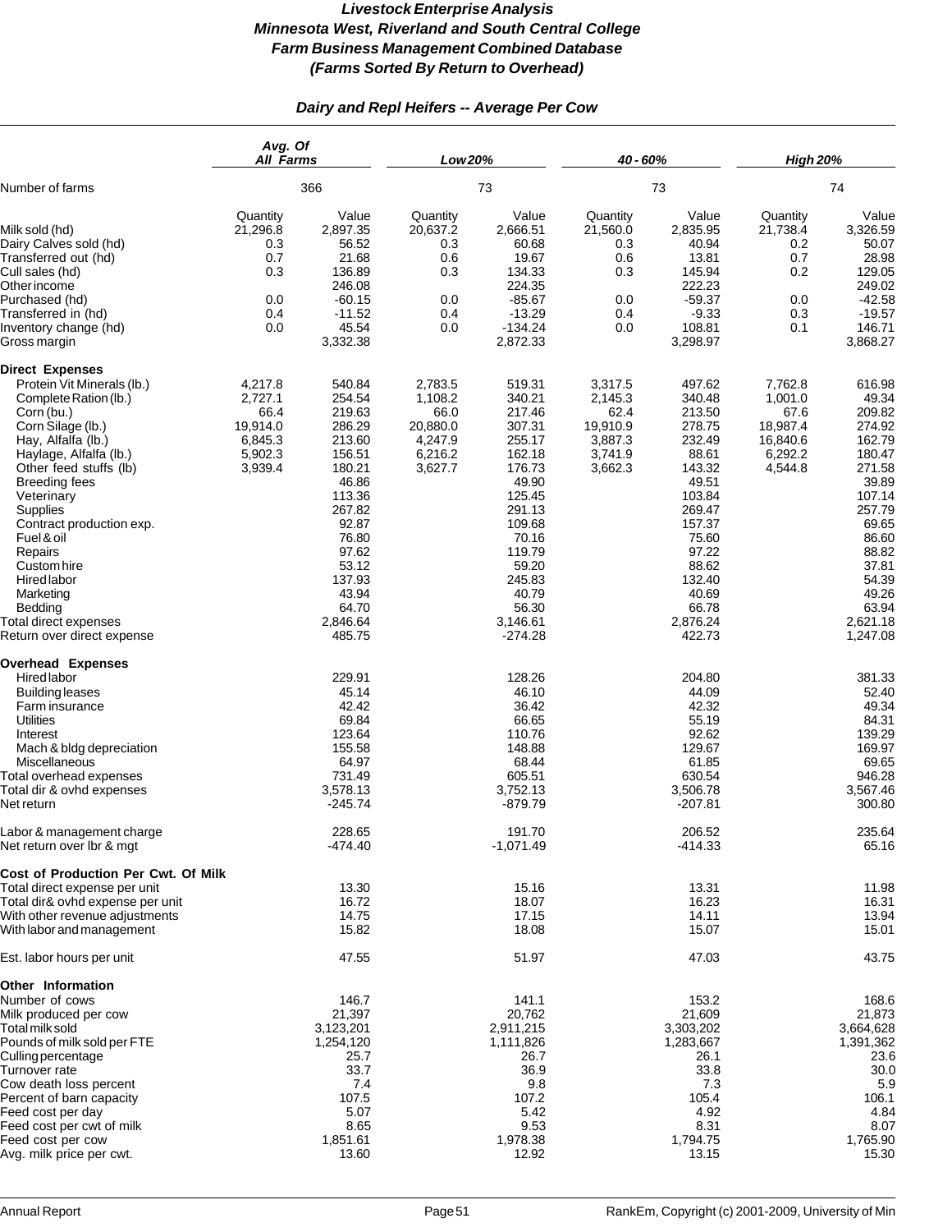***Livestock Enterprise Analysis***
***Minnesota West, Riverland and South Central College***
***Farm Business Management Combined Database***
***(Farms Sorted By Return to Overhead)***

***Dairy and Repl Heifers -- Average Per Cow***

| | *Avg. Of All Farms* | | *Low 20%* | | *40 - 60%* | | *High 20%* | |
|---|---|---|---|---|---|---|---|---|
| Number of farms | 366 | | 73 | | 73 | | 74 | |
| | Quantity | Value | Quantity | Value | Quantity | Value | Quantity | Value |
| Milk sold (hd) | 21,296.8 | 2,897.35 | 20,637.2 | 2,666.51 | 21,560.0 | 2,835.95 | 21,738.4 | 3,326.59 |
| Dairy Calves sold (hd) | 0.3 | 56.52 | 0.3 | 60.68 | 0.3 | 40.94 | 0.2 | 50.07 |
| Transferred out (hd) | 0.7 | 21.68 | 0.6 | 19.67 | 0.6 | 13.81 | 0.7 | 28.98 |
| Cull sales (hd) | 0.3 | 136.89 | 0.3 | 134.33 | 0.3 | 145.94 | 0.2 | 129.05 |
| Other income | | 246.08 | | 224.35 | | 222.23 | | 249.02 |
| Purchased (hd) | 0.0 | -60.15 | 0.0 | -85.67 | 0.0 | -59.37 | 0.0 | -42.58 |
| Transferred in (hd) | 0.4 | -11.52 | 0.4 | -13.29 | 0.4 | -9.33 | 0.3 | -19.57 |
| Inventory change (hd) | 0.0 | 45.54 | 0.0 | -134.24 | 0.0 | 108.81 | 0.1 | 146.71 |
| Gross margin | | 3,332.38 | | 2,872.33 | | 3,298.97 | | 3,868.27 |
| **Direct Expenses** | | | | | | | | |
| Protein Vit Minerals (lb.) | 4,217.8 | 540.84 | 2,783.5 | 519.31 | 3,317.5 | 497.62 | 7,762.8 | 616.98 |
| Complete Ration (lb.) | 2,727.1 | 254.54 | 1,108.2 | 340.21 | 2,145.3 | 340.48 | 1,001.0 | 49.34 |
| Corn (bu.) | 66.4 | 219.63 | 66.0 | 217.46 | 62.4 | 213.50 | 67.6 | 209.82 |
| Corn Silage (lb.) | 19,914.0 | 286.29 | 20,880.0 | 307.31 | 19,910.9 | 278.75 | 18,987.4 | 274.92 |
| Hay, Alfalfa (lb.) | 6,845.3 | 213.60 | 4,247.9 | 255.17 | 3,887.3 | 232.49 | 16,840.6 | 162.79 |
| Haylage, Alfalfa (lb.) | 5,902.3 | 156.51 | 6,216.2 | 162.18 | 3,741.9 | 88.61 | 6,292.2 | 180.47 |
| Other feed stuffs (lb) | 3,939.4 | 180.21 | 3,627.7 | 176.73 | 3,662.3 | 143.32 | 4,544.8 | 271.58 |
| Breeding fees | | 46.86 | | 49.90 | | 49.51 | | 39.89 |
| Veterinary | | 113.36 | | 125.45 | | 103.84 | | 107.14 |
| Supplies | | 267.82 | | 291.13 | | 269.47 | | 257.79 |
| Contract production exp. | | 92.87 | | 109.68 | | 157.37 | | 69.65 |
| Fuel & oil | | 76.80 | | 70.16 | | 75.60 | | 86.60 |
| Repairs | | 97.62 | | 119.79 | | 97.22 | | 88.82 |
| Custom hire | | 53.12 | | 59.20 | | 88.62 | | 37.81 |
| Hired labor | | 137.93 | | 245.83 | | 132.40 | | 54.39 |
| Marketing | | 43.94 | | 40.79 | | 40.69 | | 49.26 |
| Bedding | | 64.70 | | 56.30 | | 66.78 | | 63.94 |
| Total direct expenses | | 2,846.64 | | 3,146.61 | | 2,876.24 | | 2,621.18 |
| Return over direct expense | | 485.75 | | -274.28 | | 422.73 | | 1,247.08 |
| **Overhead Expenses** | | | | | | | | |
| Hired labor | | 229.91 | | 128.26 | | 204.80 | | 381.33 |
| Building leases | | 45.14 | | 46.10 | | 44.09 | | 52.40 |
| Farm insurance | | 42.42 | | 36.42 | | 42.32 | | 49.34 |
| Utilities | | 69.84 | | 66.65 | | 55.19 | | 84.31 |
| Interest | | 123.64 | | 110.76 | | 92.62 | | 139.29 |
| Mach & bldg depreciation | | 155.58 | | 148.88 | | 129.67 | | 169.97 |
| Miscellaneous | | 64.97 | | 68.44 | | 61.85 | | 69.65 |
| Total overhead expenses | | 731.49 | | 605.51 | | 630.54 | | 946.28 |
| Total dir & ovhd expenses | | 3,578.13 | | 3,752.13 | | 3,506.78 | | 3,567.46 |
| Net return | | -245.74 | | -879.79 | | -207.81 | | 300.80 |
| Labor & management charge | | 228.65 | | 191.70 | | 206.52 | | 235.64 |
| Net return over lbr & mgt | | -474.40 | | -1,071.49 | | -414.33 | | 65.16 |
| **Cost of Production Per Cwt. Of Milk** | | | | | | | | |
| Total direct expense per unit | | 13.30 | | 15.16 | | 13.31 | | 11.98 |
| Total dir& ovhd expense per unit | | 16.72 | | 18.07 | | 16.23 | | 16.31 |
| With other revenue adjustments | | 14.75 | | 17.15 | | 14.11 | | 13.94 |
| With labor and management | | 15.82 | | 18.08 | | 15.07 | | 15.01 |
| Est. labor hours per unit | | 47.55 | | 51.97 | | 47.03 | | 43.75 |
| **Other Information** | | | | | | | | |
| Number of cows | | 146.7 | | 141.1 | | 153.2 | | 168.6 |
| Milk produced per cow | | 21,397 | | 20,762 | | 21,609 | | 21,873 |
| Total milk sold | | 3,123,201 | | 2,911,215 | | 3,303,202 | | 3,664,628 |
| Pounds of milk sold per FTE | | 1,254,120 | | 1,111,826 | | 1,283,667 | | 1,391,362 |
| Culling percentage | | 25.7 | | 26.7 | | 26.1 | | 23.6 |
| Turnover rate | | 33.7 | | 36.9 | | 33.8 | | 30.0 |
| Cow death loss percent | | 7.4 | | 9.8 | | 7.3 | | 5.9 |
| Percent of barn capacity | | 107.5 | | 107.2 | | 105.4 | | 106.1 |
| Feed cost per day | | 5.07 | | 5.42 | | 4.92 | | 4.84 |
| Feed cost per cwt of milk | | 8.65 | | 9.53 | | 8.31 | | 8.07 |
| Feed cost per cow | | 1,851.61 | | 1,978.38 | | 1,794.75 | | 1,765.90 |
| Avg. milk price per cwt. | | 13.60 | | 12.92 | | 13.15 | | 15.30 |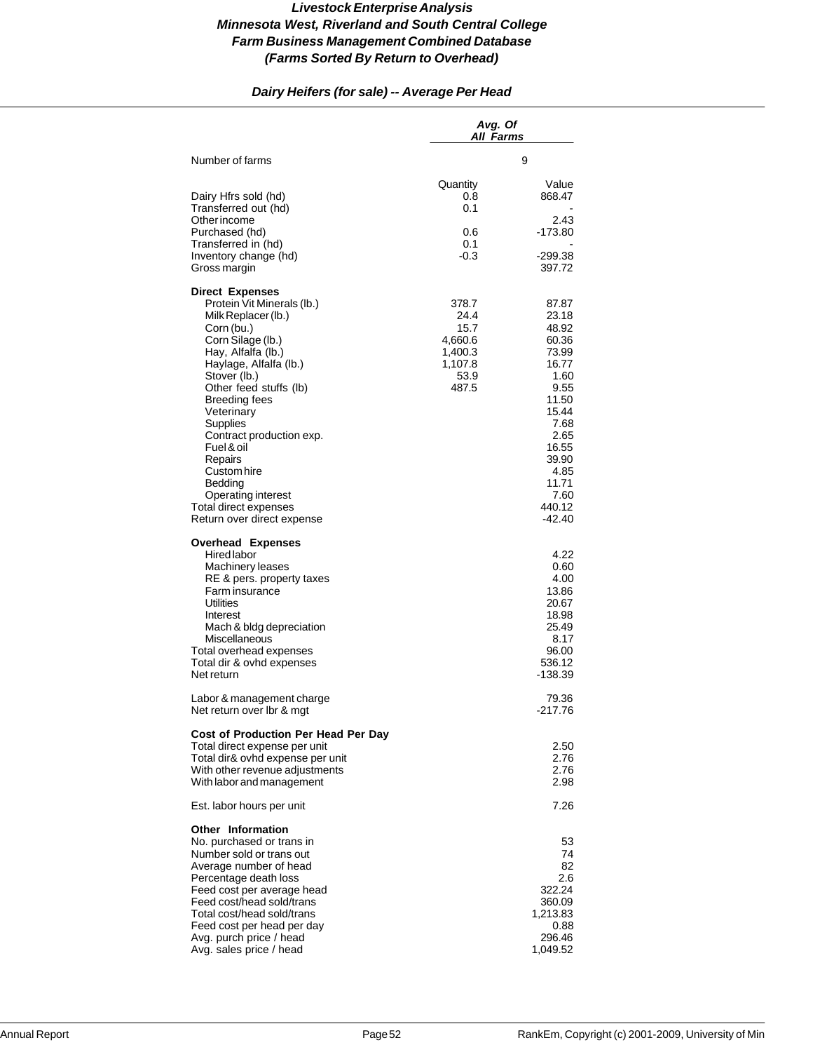# Livestock Enterprise Analysis
## Minnesota West, Riverland and South Central College
## Farm Business Management Combined Database
## (Farms Sorted By Return to Overhead)

### Dairy Heifers (for sale) -- Average Per Head

| | Avg. Of All Farms | |
|---|---|---|
| Number of farms | | 9 |
| | Quantity | Value |
| Dairy Hfrs sold (hd) | 0.8 | 868.47 |
| Transferred out (hd) | 0.1 | - |
| Other income | | 2.43 |
| Purchased (hd) | 0.6 | -173.80 |
| Transferred in (hd) | 0.1 | - |
| Inventory change (hd) | -0.3 | -299.38 |
| Gross margin | | 397.72 |
| **Direct Expenses** | | |
| Protein Vit Minerals (lb.) | 378.7 | 87.87 |
| Milk Replacer (lb.) | 24.4 | 23.18 |
| Corn (bu.) | 15.7 | 48.92 |
| Corn Silage (lb.) | 4,660.6 | 60.36 |
| Hay, Alfalfa (lb.) | 1,400.3 | 73.99 |
| Haylage, Alfalfa (lb.) | 1,107.8 | 16.77 |
| Stover (lb.) | 53.9 | 1.60 |
| Other feed stuffs (lb) | 487.5 | 9.55 |
| Breeding fees | | 11.50 |
| Veterinary | | 15.44 |
| Supplies | | 7.68 |
| Contract production exp. | | 2.65 |
| Fuel & oil | | 16.55 |
| Repairs | | 39.90 |
| Custom hire | | 4.85 |
| Bedding | | 11.71 |
| Operating interest | | 7.60 |
| Total direct expenses | | 440.12 |
| Return over direct expense | | -42.40 |
| **Overhead Expenses** | | |
| Hired labor | | 4.22 |
| Machinery leases | | 0.60 |
| RE & pers. property taxes | | 4.00 |
| Farm insurance | | 13.86 |
| Utilities | | 20.67 |
| Interest | | 18.98 |
| Mach & bldg depreciation | | 25.49 |
| Miscellaneous | | 8.17 |
| Total overhead expenses | | 96.00 |
| Total dir & ovhd expenses | | 536.12 |
| Net return | | -138.39 |
| Labor & management charge | | 79.36 |
| Net return over lbr & mgt | | -217.76 |
| **Cost of Production Per Head Per Day** | | |
| Total direct expense per unit | | 2.50 |
| Total dir& ovhd expense per unit | | 2.76 |
| With other revenue adjustments | | 2.76 |
| With labor and management | | 2.98 |
| Est. labor hours per unit | | 7.26 |
| **Other Information** | | |
| No. purchased or trans in | | 53 |
| Number sold or trans out | | 74 |
| Average number of head | | 82 |
| Percentage death loss | | 2.6 |
| Feed cost per average head | | 322.24 |
| Feed cost/head sold/trans | | 360.09 |
| Total cost/head sold/trans | | 1,213.83 |
| Feed cost per head per day | | 0.88 |
| Avg. purch price / head | | 296.46 |
| Avg. sales price / head | | 1,049.52 |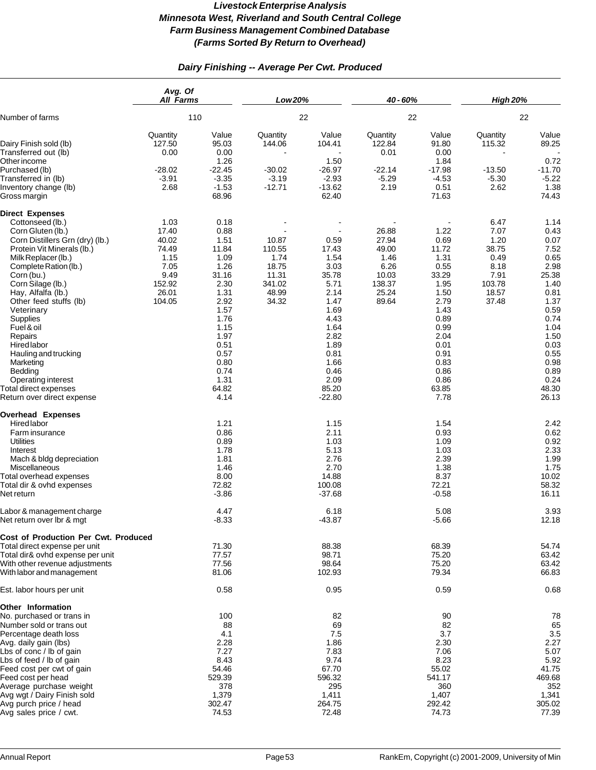# *Livestock Enterprise Analysis*
# *Minnesota West, Riverland and South Central College*
# *Farm Business Management Combined Database*
# *(Farms Sorted By Return to Overhead)*

## *Dairy Finishing -- Average Per Cwt. Produced*

| | *Avg. Of All Farms* | | *Low 20%* | | *40 - 60%* | | *High 20%* | |
|---|---|---|---|---|---|---|---|---|
| Number of farms | 110 | | 22 | | 22 | | 22 | |
| | Quantity | Value | Quantity | Value | Quantity | Value | Quantity | Value |
| Dairy Finish sold (lb) | 127.50 | 95.03 | 144.06 | 104.41 | 122.84 | 91.80 | 115.32 | 89.25 |
| Transferred out (lb) | 0.00 | 0.00 | - | - | 0.01 | 0.00 | - | - |
| Other income | | 1.26 | | 1.50 | | 1.84 | | 0.72 |
| Purchased (lb) | -28.02 | -22.45 | -30.02 | -26.97 | -22.14 | -17.98 | -13.50 | -11.70 |
| Transferred in (lb) | -3.91 | -3.35 | -3.19 | -2.93 | -5.29 | -4.53 | -5.30 | -5.22 |
| Inventory change (lb) | 2.68 | -1.53 | -12.71 | -13.62 | 2.19 | 0.51 | 2.62 | 1.38 |
| Gross margin | | 68.96 | | 62.40 | | 71.63 | | 74.43 |
| **Direct Expenses** | | | | | | | | |
| Cottonseed (lb.) | 1.03 | 0.18 | - | - | - | - | 6.47 | 1.14 |
| Corn Gluten (lb.) | 17.40 | 0.88 | - | - | 26.88 | 1.22 | 7.07 | 0.43 |
| Corn Distillers Grn (dry) (lb.) | 40.02 | 1.51 | 10.87 | 0.59 | 27.94 | 0.69 | 1.20 | 0.07 |
| Protein Vit Minerals (lb.) | 74.49 | 11.84 | 110.55 | 17.43 | 49.00 | 11.72 | 38.75 | 7.52 |
| Milk Replacer (lb.) | 1.15 | 1.09 | 1.74 | 1.54 | 1.46 | 1.31 | 0.49 | 0.65 |
| Complete Ration (lb.) | 7.05 | 1.26 | 18.75 | 3.03 | 6.26 | 0.55 | 8.18 | 2.98 |
| Corn (bu.) | 9.49 | 31.16 | 11.31 | 35.78 | 10.03 | 33.29 | 7.91 | 25.38 |
| Corn Silage (lb.) | 152.92 | 2.30 | 341.02 | 5.71 | 138.37 | 1.95 | 103.78 | 1.40 |
| Hay, Alfalfa (lb.) | 26.01 | 1.31 | 48.99 | 2.14 | 25.24 | 1.50 | 18.57 | 0.81 |
| Other feed stuffs (lb) | 104.05 | 2.92 | 34.32 | 1.47 | 89.64 | 2.79 | 37.48 | 1.37 |
| Veterinary | | 1.57 | | 1.69 | | 1.43 | | 0.59 |
| Supplies | | 1.76 | | 4.43 | | 0.89 | | 0.74 |
| Fuel & oil | | 1.15 | | 1.64 | | 0.99 | | 1.04 |
| Repairs | | 1.97 | | 2.82 | | 2.04 | | 1.50 |
| Hired labor | | 0.51 | | 1.89 | | 0.01 | | 0.03 |
| Hauling and trucking | | 0.57 | | 0.81 | | 0.91 | | 0.55 |
| Marketing | | 0.80 | | 1.66 | | 0.83 | | 0.98 |
| Bedding | | 0.74 | | 0.46 | | 0.86 | | 0.89 |
| Operating interest | | 1.31 | | 2.09 | | 0.86 | | 0.24 |
| Total direct expenses | | 64.82 | | 85.20 | | 63.85 | | 48.30 |
| Return over direct expense | | 4.14 | | -22.80 | | 7.78 | | 26.13 |
| **Overhead Expenses** | | | | | | | | |
| Hired labor | | 1.21 | | 1.15 | | 1.54 | | 2.42 |
| Farm insurance | | 0.86 | | 2.11 | | 0.93 | | 0.62 |
| Utilities | | 0.89 | | 1.03 | | 1.09 | | 0.92 |
| Interest | | 1.78 | | 5.13 | | 1.03 | | 2.33 |
| Mach & bldg depreciation | | 1.81 | | 2.76 | | 2.39 | | 1.99 |
| Miscellaneous | | 1.46 | | 2.70 | | 1.38 | | 1.75 |
| Total overhead expenses | | 8.00 | | 14.88 | | 8.37 | | 10.02 |
| Total dir & ovhd expenses | | 72.82 | | 100.08 | | 72.21 | | 58.32 |
| Net return | | -3.86 | | -37.68 | | -0.58 | | 16.11 |
| Labor & management charge | | 4.47 | | 6.18 | | 5.08 | | 3.93 |
| Net return over lbr & mgt | | -8.33 | | -43.87 | | -5.66 | | 12.18 |
| **Cost of Production Per Cwt. Produced** | | | | | | | | |
| Total direct expense per unit | | 71.30 | | 88.38 | | 68.39 | | 54.74 |
| Total dir& ovhd expense per unit | | 77.57 | | 98.71 | | 75.20 | | 63.42 |
| With other revenue adjustments | | 77.56 | | 98.64 | | 75.20 | | 63.42 |
| With labor and management | | 81.06 | | 102.93 | | 79.34 | | 66.83 |
| Est. labor hours per unit | | 0.58 | | 0.95 | | 0.59 | | 0.68 |
| **Other Information** | | | | | | | | |
| No. purchased or trans in | | 100 | | 82 | | 90 | | 78 |
| Number sold or trans out | | 88 | | 69 | | 82 | | 65 |
| Percentage death loss | | 4.1 | | 7.5 | | 3.7 | | 3.5 |
| Avg. daily gain (lbs) | | 2.28 | | 1.86 | | 2.30 | | 2.27 |
| Lbs of conc / lb of gain | | 7.27 | | 7.83 | | 7.06 | | 5.07 |
| Lbs of feed / lb of gain | | 8.43 | | 9.74 | | 8.23 | | 5.92 |
| Feed cost per cwt of gain | | 54.46 | | 67.70 | | 55.02 | | 41.75 |
| Feed cost per head | | 529.39 | | 596.32 | | 541.17 | | 469.68 |
| Average purchase weight | | 378 | | 295 | | 360 | | 352 |
| Avg wgt / Dairy Finish sold | | 1,379 | | 1,411 | | 1,407 | | 1,341 |
| Avg purch price / head | | 302.47 | | 264.75 | | 292.42 | | 305.02 |
| Avg sales price / cwt. | | 74.53 | | 72.48 | | 74.73 | | 77.39 |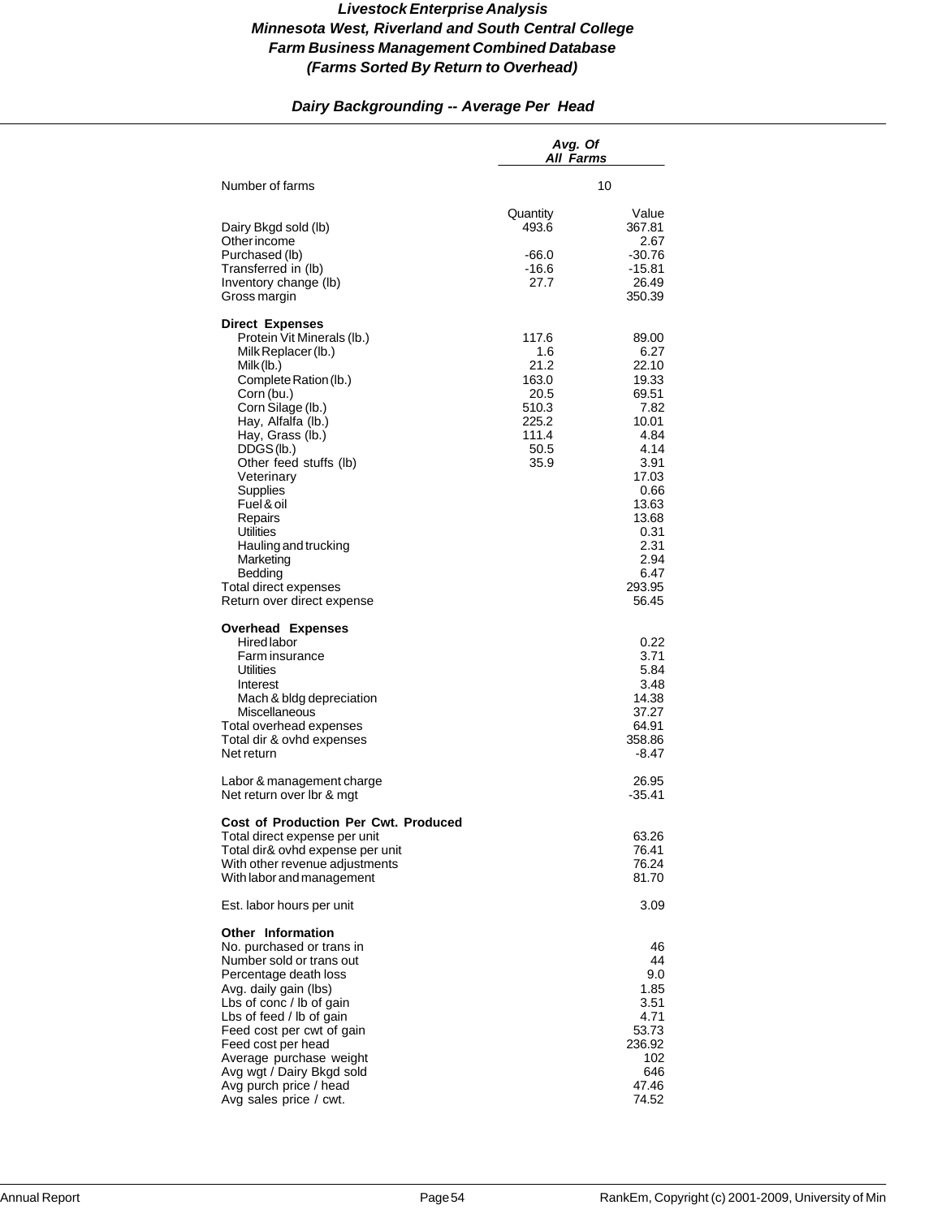# *Livestock Enterprise Analysis*
# *Minnesota West, Riverland and South Central College*
# *Farm Business Management Combined Database*
# *(Farms Sorted By Return to Overhead)*

## *Dairy Backgrounding -- Average Per Head*

| | *Avg. Of All Farms* | |
|---|---|---|
| Number of farms | | 10 |
| | Quantity | Value |
| Dairy Bkgd sold (lb) | 493.6 | 367.81 |
| Other income | | 2.67 |
| Purchased (lb) | -66.0 | -30.76 |
| Transferred in (lb) | -16.6 | -15.81 |
| Inventory change (lb) | 27.7 | 26.49 |
| Gross margin | | 350.39 |
| **Direct Expenses** | | |
| Protein Vit Minerals (lb.) | 117.6 | 89.00 |
| Milk Replacer (lb.) | 1.6 | 6.27 |
| Milk (lb.) | 21.2 | 22.10 |
| Complete Ration (lb.) | 163.0 | 19.33 |
| Corn (bu.) | 20.5 | 69.51 |
| Corn Silage (lb.) | 510.3 | 7.82 |
| Hay, Alfalfa (lb.) | 225.2 | 10.01 |
| Hay, Grass (lb.) | 111.4 | 4.84 |
| DDGS (lb.) | 50.5 | 4.14 |
| Other feed stuffs (lb) | 35.9 | 3.91 |
| Veterinary | | 17.03 |
| Supplies | | 0.66 |
| Fuel & oil | | 13.63 |
| Repairs | | 13.68 |
| Utilities | | 0.31 |
| Hauling and trucking | | 2.31 |
| Marketing | | 2.94 |
| Bedding | | 6.47 |
| Total direct expenses | | 293.95 |
| Return over direct expense | | 56.45 |
| **Overhead Expenses** | | |
| Hired labor | | 0.22 |
| Farm insurance | | 3.71 |
| Utilities | | 5.84 |
| Interest | | 3.48 |
| Mach & bldg depreciation | | 14.38 |
| Miscellaneous | | 37.27 |
| Total overhead expenses | | 64.91 |
| Total dir & ovhd expenses | | 358.86 |
| Net return | | -8.47 |
| Labor & management charge | | 26.95 |
| Net return over lbr & mgt | | -35.41 |
| **Cost of Production Per Cwt. Produced** | | |
| Total direct expense per unit | | 63.26 |
| Total dir& ovhd expense per unit | | 76.41 |
| With other revenue adjustments | | 76.24 |
| With labor and management | | 81.70 |
| Est. labor hours per unit | | 3.09 |
| **Other Information** | | |
| No. purchased or trans in | | 46 |
| Number sold or trans out | | 44 |
| Percentage death loss | | 9.0 |
| Avg. daily gain (lbs) | | 1.85 |
| Lbs of conc / lb of gain | | 3.51 |
| Lbs of feed / lb of gain | | 4.71 |
| Feed cost per cwt of gain | | 53.73 |
| Feed cost per head | | 236.92 |
| Average purchase weight | | 102 |
| Avg wgt / Dairy Bkgd sold | | 646 |
| Avg purch price / head | | 47.46 |
| Avg sales price / cwt. | | 74.52 |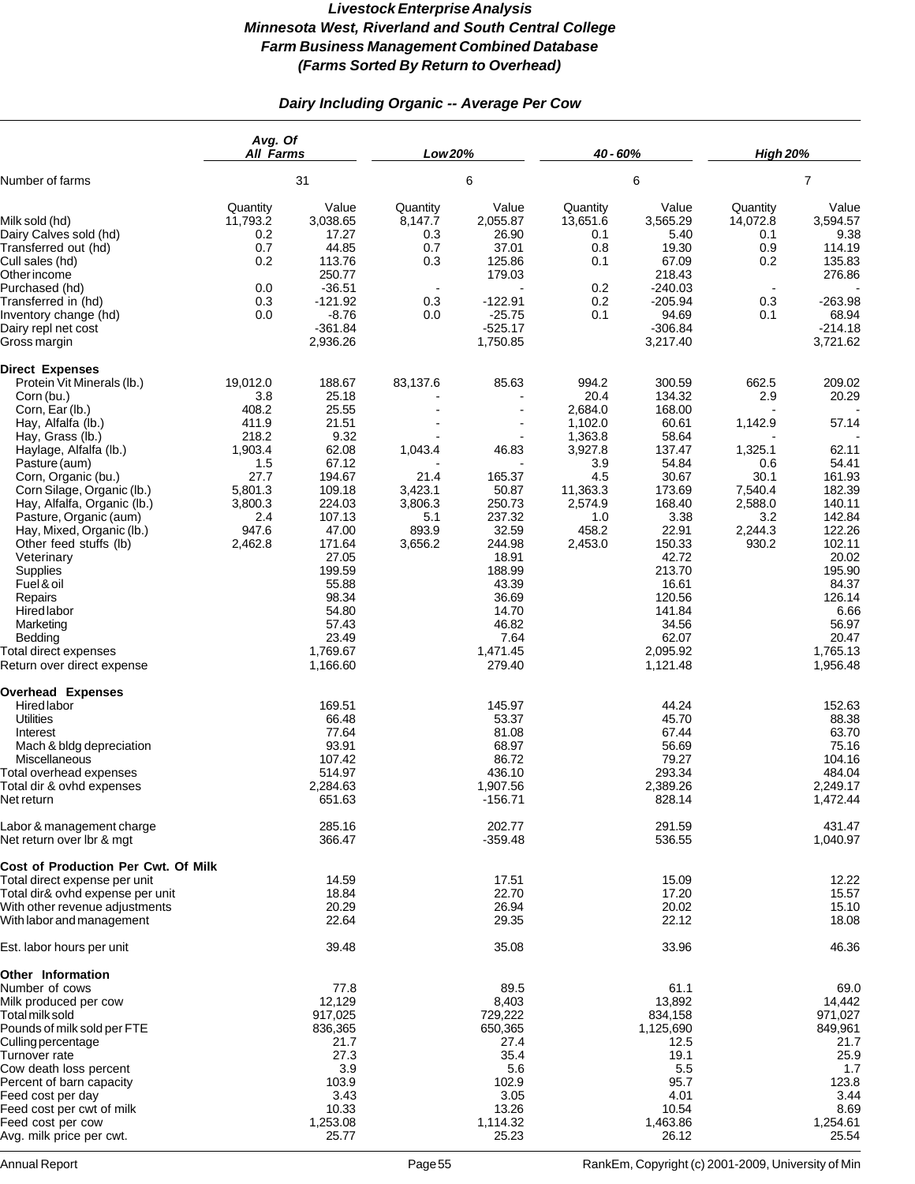# Livestock Enterprise Analysis
# Minnesota West, Riverland and South Central College
# Farm Business Management Combined Database
# (Farms Sorted By Return to Overhead)

## Dairy Including Organic -- Average Per Cow

| | Avg. Of All Farms | | Low 20% | | 40 - 60% | | High 20% | |
|---|---|---|---|---|---|---|---|---|
| Number of farms | 31 | | 6 | | 6 | | 7 | |
| | Quantity | Value | Quantity | Value | Quantity | Value | Quantity | Value |
| Milk sold (hd) | 11,793.2 | 3,038.65 | 8,147.7 | 2,055.87 | 13,651.6 | 3,565.29 | 14,072.8 | 3,594.57 |
| Dairy Calves sold (hd) | 0.2 | 17.27 | 0.3 | 26.90 | 0.1 | 5.40 | 0.1 | 9.38 |
| Transferred out (hd) | 0.7 | 44.85 | 0.7 | 37.01 | 0.8 | 19.30 | 0.9 | 114.19 |
| Cull sales (hd) | 0.2 | 113.76 | 0.3 | 125.86 | 0.1 | 67.09 | 0.2 | 135.83 |
| Other income | | 250.77 | | 179.03 | | 218.43 | | 276.86 |
| Purchased (hd) | 0.0 | -36.51 | - | - | 0.2 | -240.03 | - | - |
| Transferred in (hd) | 0.3 | -121.92 | 0.3 | -122.91 | 0.2 | -205.94 | 0.3 | -263.98 |
| Inventory change (hd) | 0.0 | -8.76 | 0.0 | -25.75 | 0.1 | 94.69 | 0.1 | 68.94 |
| Dairy repl net cost | | -361.84 | | -525.17 | | -306.84 | | -214.18 |
| Gross margin | | 2,936.26 | | 1,750.85 | | 3,217.40 | | 3,721.62 |
| **Direct Expenses** | | | | | | | | |
| Protein Vit Minerals (lb.) | 19,012.0 | 188.67 | 83,137.6 | 85.63 | 994.2 | 300.59 | 662.5 | 209.02 |
| Corn (bu.) | 3.8 | 25.18 | - | - | 20.4 | 134.32 | 2.9 | 20.29 |
| Corn, Ear (lb.) | 408.2 | 25.55 | - | - | 2,684.0 | 168.00 | - | - |
| Hay, Alfalfa (lb.) | 411.9 | 21.51 | - | - | 1,102.0 | 60.61 | 1,142.9 | 57.14 |
| Hay, Grass (lb.) | 218.2 | 9.32 | - | - | 1,363.8 | 58.64 | - | - |
| Haylage, Alfalfa (lb.) | 1,903.4 | 62.08 | 1,043.4 | 46.83 | 3,927.8 | 137.47 | 1,325.1 | 62.11 |
| Pasture (aum) | 1.5 | 67.12 | - | - | 3.9 | 54.84 | 0.6 | 54.41 |
| Corn, Organic (bu.) | 27.7 | 194.67 | 21.4 | 165.37 | 4.5 | 30.67 | 30.1 | 161.93 |
| Corn Silage, Organic (lb.) | 5,801.3 | 109.18 | 3,423.1 | 50.87 | 11,363.3 | 173.69 | 7,540.4 | 182.39 |
| Hay, Alfalfa, Organic (lb.) | 3,800.3 | 224.03 | 3,806.3 | 250.73 | 2,574.9 | 168.40 | 2,588.0 | 140.11 |
| Pasture, Organic (aum) | 2.4 | 107.13 | 5.1 | 237.32 | 1.0 | 3.38 | 3.2 | 142.84 |
| Hay, Mixed, Organic (lb.) | 947.6 | 47.00 | 893.9 | 32.59 | 458.2 | 22.91 | 2,244.3 | 122.26 |
| Other feed stuffs (lb) | 2,462.8 | 171.64 | 3,656.2 | 244.98 | 2,453.0 | 150.33 | 930.2 | 102.11 |
| Veterinary | | 27.05 | | 18.91 | | 42.72 | | 20.02 |
| Supplies | | 199.59 | | 188.99 | | 213.70 | | 195.90 |
| Fuel & oil | | 55.88 | | 43.39 | | 16.61 | | 84.37 |
| Repairs | | 98.34 | | 36.69 | | 120.56 | | 126.14 |
| Hired labor | | 54.80 | | 14.70 | | 141.84 | | 6.66 |
| Marketing | | 57.43 | | 46.82 | | 34.56 | | 56.97 |
| Bedding | | 23.49 | | 7.64 | | 62.07 | | 20.47 |
| Total direct expenses | | 1,769.67 | | 1,471.45 | | 2,095.92 | | 1,765.13 |
| Return over direct expense | | 1,166.60 | | 279.40 | | 1,121.48 | | 1,956.48 |
| **Overhead Expenses** | | | | | | | | |
| Hired labor | | 169.51 | | 145.97 | | 44.24 | | 152.63 |
| Utilities | | 66.48 | | 53.37 | | 45.70 | | 88.38 |
| Interest | | 77.64 | | 81.08 | | 67.44 | | 63.70 |
| Mach & bldg depreciation | | 93.91 | | 68.97 | | 56.69 | | 75.16 |
| Miscellaneous | | 107.42 | | 86.72 | | 79.27 | | 104.16 |
| Total overhead expenses | | 514.97 | | 436.10 | | 293.34 | | 484.04 |
| Total dir & ovhd expenses | | 2,284.63 | | 1,907.56 | | 2,389.26 | | 2,249.17 |
| Net return | | 651.63 | | -156.71 | | 828.14 | | 1,472.44 |
| Labor & management charge | | 285.16 | | 202.77 | | 291.59 | | 431.47 |
| Net return over lbr & mgt | | 366.47 | | -359.48 | | 536.55 | | 1,040.97 |
| **Cost of Production Per Cwt. Of Milk** | | | | | | | | |
| Total direct expense per unit | | 14.59 | | 17.51 | | 15.09 | | 12.22 |
| Total dir& ovhd expense per unit | | 18.84 | | 22.70 | | 17.20 | | 15.57 |
| With other revenue adjustments | | 20.29 | | 26.94 | | 20.02 | | 15.10 |
| With labor and management | | 22.64 | | 29.35 | | 22.12 | | 18.08 |
| Est. labor hours per unit | | 39.48 | | 35.08 | | 33.96 | | 46.36 |
| **Other Information** | | | | | | | | |
| Number of cows | | 77.8 | | 89.5 | | 61.1 | | 69.0 |
| Milk produced per cow | | 12,129 | | 8,403 | | 13,892 | | 14,442 |
| Total milk sold | | 917,025 | | 729,222 | | 834,158 | | 971,027 |
| Pounds of milk sold per FTE | | 836,365 | | 650,365 | | 1,125,690 | | 849,961 |
| Culling percentage | | 21.7 | | 27.4 | | 12.5 | | 21.7 |
| Turnover rate | | 27.3 | | 35.4 | | 19.1 | | 25.9 |
| Cow death loss percent | | 3.9 | | 5.6 | | 5.5 | | 1.7 |
| Percent of barn capacity | | 103.9 | | 102.9 | | 95.7 | | 123.8 |
| Feed cost per day | | 3.43 | | 3.05 | | 4.01 | | 3.44 |
| Feed cost per cwt of milk | | 10.33 | | 13.26 | | 10.54 | | 8.69 |
| Feed cost per cow | | 1,253.08 | | 1,114.32 | | 1,463.86 | | 1,254.61 |
| Avg. milk price per cwt. | | 25.77 | | 25.23 | | 26.12 | | 25.54 |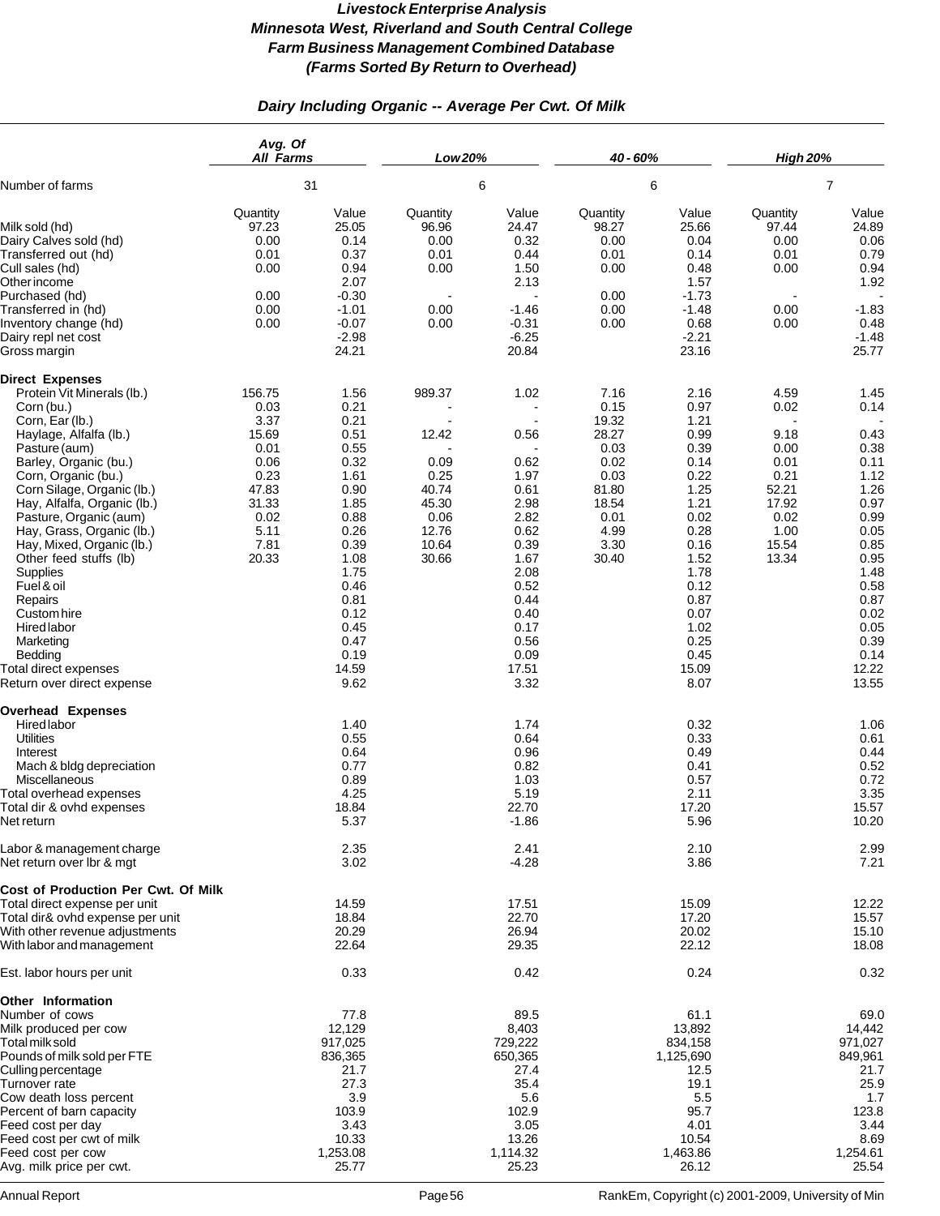# *Livestock Enterprise Analysis*
# *Minnesota West, Riverland and South Central College*
# *Farm Business Management Combined Database*
# *(Farms Sorted By Return to Overhead)*

## *Dairy Including Organic -- Average Per Cwt. Of Milk*

| | *Avg. Of All Farms* | | *Low 20%* | | *40 - 60%* | | *High 20%* | |
|---|---|---|---|---|---|---|---|---|
| Number of farms | 31 | | 6 | | 6 | | 7 | |
| | Quantity | Value | Quantity | Value | Quantity | Value | Quantity | Value |
| Milk sold (hd) | 97.23 | 25.05 | 96.96 | 24.47 | 98.27 | 25.66 | 97.44 | 24.89 |
| Dairy Calves sold (hd) | 0.00 | 0.14 | 0.00 | 0.32 | 0.00 | 0.04 | 0.00 | 0.06 |
| Transferred out (hd) | 0.01 | 0.37 | 0.01 | 0.44 | 0.01 | 0.14 | 0.01 | 0.79 |
| Cull sales (hd) | 0.00 | 0.94 | 0.00 | 1.50 | 0.00 | 0.48 | 0.00 | 0.94 |
| Other income | | 2.07 | | 2.13 | | 1.57 | | 1.92 |
| Purchased (hd) | 0.00 | -0.30 | - | - | 0.00 | -1.73 | - | - |
| Transferred in (hd) | 0.00 | -1.01 | 0.00 | -1.46 | 0.00 | -1.48 | 0.00 | -1.83 |
| Inventory change (hd) | 0.00 | -0.07 | 0.00 | -0.31 | 0.00 | 0.68 | 0.00 | 0.48 |
| Dairy repl net cost | | -2.98 | | -6.25 | | -2.21 | | -1.48 |
| Gross margin | | 24.21 | | 20.84 | | 23.16 | | 25.77 |
| **Direct Expenses** | | | | | | | | |
| Protein Vit Minerals (lb.) | 156.75 | 1.56 | 989.37 | 1.02 | 7.16 | 2.16 | 4.59 | 1.45 |
| Corn (bu.) | 0.03 | 0.21 | - | - | 0.15 | 0.97 | 0.02 | 0.14 |
| Corn, Ear (lb.) | 3.37 | 0.21 | - | - | 19.32 | 1.21 | - | - |
| Haylage, Alfalfa (lb.) | 15.69 | 0.51 | 12.42 | 0.56 | 28.27 | 0.99 | 9.18 | 0.43 |
| Pasture (aum) | 0.01 | 0.55 | - | - | 0.03 | 0.39 | 0.00 | 0.38 |
| Barley, Organic (bu.) | 0.06 | 0.32 | 0.09 | 0.62 | 0.02 | 0.14 | 0.01 | 0.11 |
| Corn, Organic (bu.) | 0.23 | 1.61 | 0.25 | 1.97 | 0.03 | 0.22 | 0.21 | 1.12 |
| Corn Silage, Organic (lb.) | 47.83 | 0.90 | 40.74 | 0.61 | 81.80 | 1.25 | 52.21 | 1.26 |
| Hay, Alfalfa, Organic (lb.) | 31.33 | 1.85 | 45.30 | 2.98 | 18.54 | 1.21 | 17.92 | 0.97 |
| Pasture, Organic (aum) | 0.02 | 0.88 | 0.06 | 2.82 | 0.01 | 0.02 | 0.02 | 0.99 |
| Hay, Grass, Organic (lb.) | 5.11 | 0.26 | 12.76 | 0.62 | 4.99 | 0.28 | 1.00 | 0.05 |
| Hay, Mixed, Organic (lb.) | 7.81 | 0.39 | 10.64 | 0.39 | 3.30 | 0.16 | 15.54 | 0.85 |
| Other feed stuffs (lb) | 20.33 | 1.08 | 30.66 | 1.67 | 30.40 | 1.52 | 13.34 | 0.95 |
| Supplies | | 1.75 | | 2.08 | | 1.78 | | 1.48 |
| Fuel & oil | | 0.46 | | 0.52 | | 0.12 | | 0.58 |
| Repairs | | 0.81 | | 0.44 | | 0.87 | | 0.87 |
| Custom hire | | 0.12 | | 0.40 | | 0.07 | | 0.02 |
| Hired labor | | 0.45 | | 0.17 | | 1.02 | | 0.05 |
| Marketing | | 0.47 | | 0.56 | | 0.25 | | 0.39 |
| Bedding | | 0.19 | | 0.09 | | 0.45 | | 0.14 |
| Total direct expenses | | 14.59 | | 17.51 | | 15.09 | | 12.22 |
| Return over direct expense | | 9.62 | | 3.32 | | 8.07 | | 13.55 |
| **Overhead Expenses** | | | | | | | | |
| Hired labor | | 1.40 | | 1.74 | | 0.32 | | 1.06 |
| Utilities | | 0.55 | | 0.64 | | 0.33 | | 0.61 |
| Interest | | 0.64 | | 0.96 | | 0.49 | | 0.44 |
| Mach & bldg depreciation | | 0.77 | | 0.82 | | 0.41 | | 0.52 |
| Miscellaneous | | 0.89 | | 1.03 | | 0.57 | | 0.72 |
| Total overhead expenses | | 4.25 | | 5.19 | | 2.11 | | 3.35 |
| Total dir & ovhd expenses | | 18.84 | | 22.70 | | 17.20 | | 15.57 |
| Net return | | 5.37 | | -1.86 | | 5.96 | | 10.20 |
| Labor & management charge | | 2.35 | | 2.41 | | 2.10 | | 2.99 |
| Net return over lbr & mgt | | 3.02 | | -4.28 | | 3.86 | | 7.21 |
| **Cost of Production Per Cwt. Of Milk** | | | | | | | | |
| Total direct expense per unit | | 14.59 | | 17.51 | | 15.09 | | 12.22 |
| Total dir& ovhd expense per unit | | 18.84 | | 22.70 | | 17.20 | | 15.57 |
| With other revenue adjustments | | 20.29 | | 26.94 | | 20.02 | | 15.10 |
| With labor and management | | 22.64 | | 29.35 | | 22.12 | | 18.08 |
| Est. labor hours per unit | | 0.33 | | 0.42 | | 0.24 | | 0.32 |
| **Other Information** | | | | | | | | |
| Number of cows | | 77.8 | | 89.5 | | 61.1 | | 69.0 |
| Milk produced per cow | | 12,129 | | 8,403 | | 13,892 | | 14,442 |
| Total milk sold | | 917,025 | | 729,222 | | 834,158 | | 971,027 |
| Pounds of milk sold per FTE | | 836,365 | | 650,365 | | 1,125,690 | | 849,961 |
| Culling percentage | | 21.7 | | 27.4 | | 12.5 | | 21.7 |
| Turnover rate | | 27.3 | | 35.4 | | 19.1 | | 25.9 |
| Cow death loss percent | | 3.9 | | 5.6 | | 5.5 | | 1.7 |
| Percent of barn capacity | | 103.9 | | 102.9 | | 95.7 | | 123.8 |
| Feed cost per day | | 3.43 | | 3.05 | | 4.01 | | 3.44 |
| Feed cost per cwt of milk | | 10.33 | | 13.26 | | 10.54 | | 8.69 |
| Feed cost per cow | | 1,253.08 | | 1,114.32 | | 1,463.86 | | 1,254.61 |
| Avg. milk price per cwt. | | 25.77 | | 25.23 | | 26.12 | | 25.54 |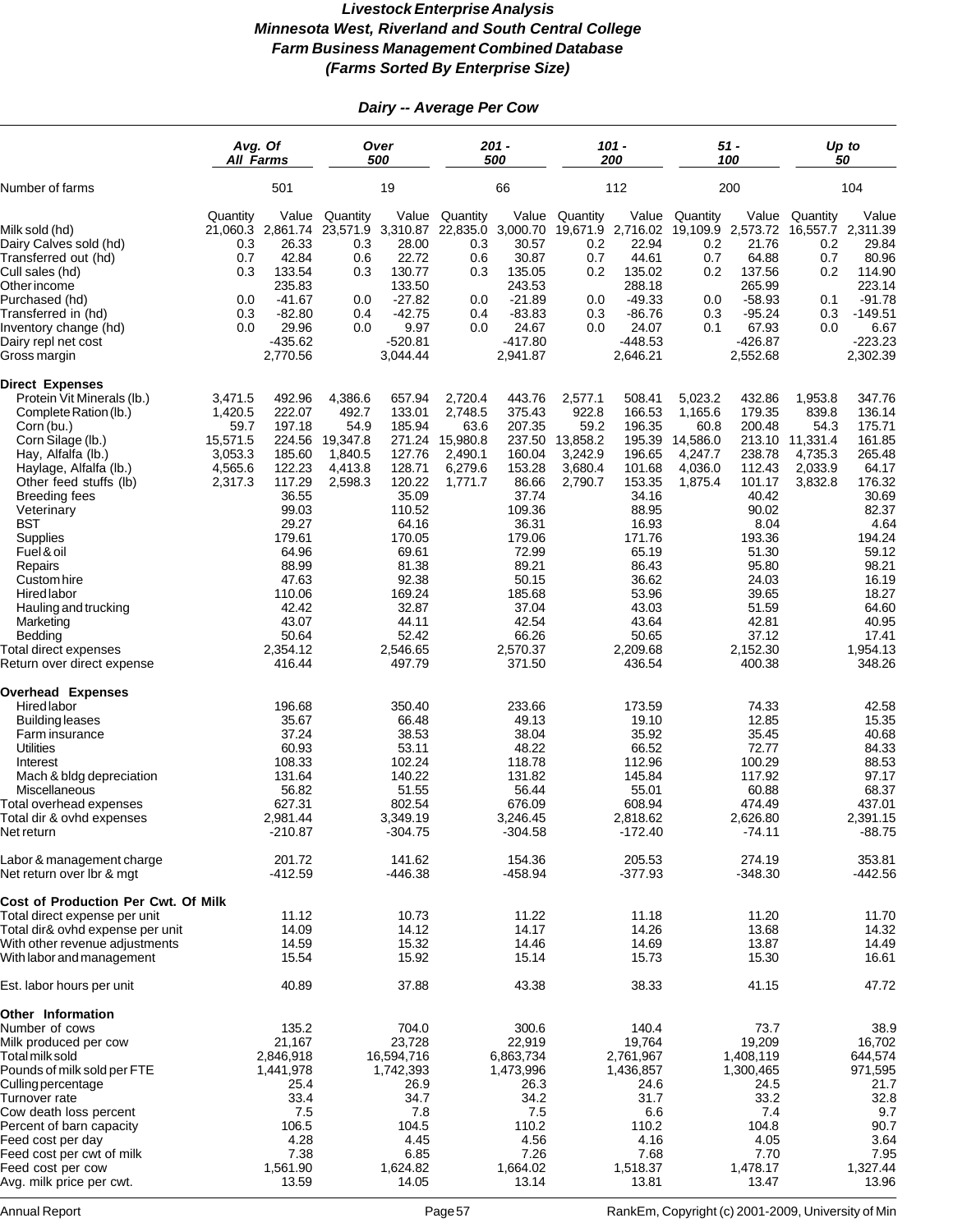# Livestock Enterprise Analysis
# Minnesota West, Riverland and South Central College
# Farm Business Management Combined Database
# (Farms Sorted By Enterprise Size)

## Dairy -- Average Per Cow

| | Avg. Of All Farms | | Over 500 | | 201 - 500 | | 101 - 200 | | 51 - 100 | | Up to 50 | |
|---|---|---|---|---|---|---|---|---|---|---|---|---|
| Number of farms | | 501 | | 19 | | 66 | | 112 | | 200 | | 104 |
| | Quantity | Value | Quantity | Value | Quantity | Value | Quantity | Value | Quantity | Value | Quantity | Value |
| Milk sold (hd) | 21,060.3 | 2,861.74 | 23,571.9 | 3,310.87 | 22,835.0 | 3,000.70 | 19,671.9 | 2,716.02 | 19,109.9 | 2,573.72 | 16,557.7 | 2,311.39 |
| Dairy Calves sold (hd) | 0.3 | 26.33 | 0.3 | 28.00 | 0.3 | 30.57 | 0.2 | 22.94 | 0.2 | 21.76 | 0.2 | 29.84 |
| Transferred out (hd) | 0.7 | 42.84 | 0.6 | 22.72 | 0.6 | 30.87 | 0.7 | 44.61 | 0.7 | 64.88 | 0.7 | 80.96 |
| Cull sales (hd) | 0.3 | 133.54 | 0.3 | 130.77 | 0.3 | 135.05 | 0.2 | 135.02 | 0.2 | 137.56 | 0.2 | 114.90 |
| Other income | | 235.83 | | 133.50 | | 243.53 | | 288.18 | | 265.99 | | 223.14 |
| Purchased (hd) | 0.0 | -41.67 | 0.0 | -27.82 | 0.0 | -21.89 | 0.0 | -49.33 | 0.0 | -58.93 | 0.1 | -91.78 |
| Transferred in (hd) | 0.3 | -82.80 | 0.4 | -42.75 | 0.4 | -83.83 | 0.3 | -86.76 | 0.3 | -95.24 | 0.3 | -149.51 |
| Inventory change (hd) | 0.0 | 29.96 | 0.0 | 9.97 | 0.0 | 24.67 | 0.0 | 24.07 | 0.1 | 67.93 | 0.0 | 6.67 |
| Dairy repl net cost | | -435.62 | | -520.81 | | -417.80 | | -448.53 | | -426.87 | | -223.23 |
| Gross margin | | 2,770.56 | | 3,044.44 | | 2,941.87 | | 2,646.21 | | 2,552.68 | | 2,302.39 |
| **Direct Expenses** | | | | | | | | | | | | |
| Protein Vit Minerals (lb.) | 3,471.5 | 492.96 | 4,386.6 | 657.94 | 2,720.4 | 443.76 | 2,577.1 | 508.41 | 5,023.2 | 432.86 | 1,953.8 | 347.76 |
| Complete Ration (lb.) | 1,420.5 | 222.07 | 492.7 | 133.01 | 2,748.5 | 375.43 | 922.8 | 166.53 | 1,165.6 | 179.35 | 839.8 | 136.14 |
| Corn (bu.) | 59.7 | 197.18 | 54.9 | 185.94 | 63.6 | 207.35 | 59.2 | 196.35 | 60.8 | 200.48 | 54.3 | 175.71 |
| Corn Silage (lb.) | 15,571.5 | 224.56 | 19,347.8 | 271.24 | 15,980.8 | 237.50 | 13,858.2 | 195.39 | 14,586.0 | 213.10 | 11,331.4 | 161.85 |
| Hay, Alfalfa (lb.) | 3,053.3 | 185.60 | 1,840.5 | 127.76 | 2,490.1 | 160.04 | 3,242.9 | 196.65 | 4,247.7 | 238.78 | 4,735.3 | 265.48 |
| Haylage, Alfalfa (lb.) | 4,565.6 | 122.23 | 4,413.8 | 128.71 | 6,279.6 | 153.28 | 3,680.4 | 101.68 | 4,036.0 | 112.43 | 2,033.9 | 64.17 |
| Other feed stuffs (lb) | 2,317.3 | 117.29 | 2,598.3 | 120.22 | 1,771.7 | 86.66 | 2,790.7 | 153.35 | 1,875.4 | 101.17 | 3,832.8 | 176.32 |
| Breeding fees | | 36.55 | | 35.09 | | 37.74 | | 34.16 | | 40.42 | | 30.69 |
| Veterinary | | 99.03 | | 110.52 | | 109.36 | | 88.95 | | 90.02 | | 82.37 |
| BST | | 29.27 | | 64.16 | | 36.31 | | 16.93 | | 8.04 | | 4.64 |
| Supplies | | 179.61 | | 170.05 | | 179.06 | | 171.76 | | 193.36 | | 194.24 |
| Fuel & oil | | 64.96 | | 69.61 | | 72.99 | | 65.19 | | 51.30 | | 59.12 |
| Repairs | | 88.99 | | 81.38 | | 89.21 | | 86.43 | | 95.80 | | 98.21 |
| Custom hire | | 47.63 | | 92.38 | | 50.15 | | 36.62 | | 24.03 | | 16.19 |
| Hired labor | | 110.06 | | 169.24 | | 185.68 | | 53.96 | | 39.65 | | 18.27 |
| Hauling and trucking | | 42.42 | | 32.87 | | 37.04 | | 43.03 | | 51.59 | | 64.60 |
| Marketing | | 43.07 | | 44.11 | | 42.54 | | 43.64 | | 42.81 | | 40.95 |
| Bedding | | 50.64 | | 52.42 | | 66.26 | | 50.65 | | 37.12 | | 17.41 |
| Total direct expenses | | 2,354.12 | | 2,546.65 | | 2,570.37 | | 2,209.68 | | 2,152.30 | | 1,954.13 |
| Return over direct expense | | 416.44 | | 497.79 | | 371.50 | | 436.54 | | 400.38 | | 348.26 |
| **Overhead Expenses** | | | | | | | | | | | | |
| Hired labor | | 196.68 | | 350.40 | | 233.66 | | 173.59 | | 74.33 | | 42.58 |
| Building leases | | 35.67 | | 66.48 | | 49.13 | | 19.10 | | 12.85 | | 15.35 |
| Farm insurance | | 37.24 | | 38.53 | | 38.04 | | 35.92 | | 35.45 | | 40.68 |
| Utilities | | 60.93 | | 53.11 | | 48.22 | | 66.52 | | 72.77 | | 84.33 |
| Interest | | 108.33 | | 102.24 | | 118.78 | | 112.96 | | 100.29 | | 88.53 |
| Mach & bldg depreciation | | 131.64 | | 140.22 | | 131.82 | | 145.84 | | 117.92 | | 97.17 |
| Miscellaneous | | 56.82 | | 51.55 | | 56.44 | | 55.01 | | 60.88 | | 68.37 |
| Total overhead expenses | | 627.31 | | 802.54 | | 676.09 | | 608.94 | | 474.49 | | 437.01 |
| Total dir & ovhd expenses | | 2,981.44 | | 3,349.19 | | 3,246.45 | | 2,818.62 | | 2,626.80 | | 2,391.15 |
| Net return | | -210.87 | | -304.75 | | -304.58 | | -172.40 | | -74.11 | | -88.75 |
| Labor & management charge | | 201.72 | | 141.62 | | 154.36 | | 205.53 | | 274.19 | | 353.81 |
| Net return over lbr & mgt | | -412.59 | | -446.38 | | -458.94 | | -377.93 | | -348.30 | | -442.56 |
| **Cost of Production Per Cwt. Of Milk** | | | | | | | | | | | | |
| Total direct expense per unit | | 11.12 | | 10.73 | | 11.22 | | 11.18 | | 11.20 | | 11.70 |
| Total dir& ovhd expense per unit | | 14.09 | | 14.12 | | 14.17 | | 14.26 | | 13.68 | | 14.32 |
| With other revenue adjustments | | 14.59 | | 15.32 | | 14.46 | | 14.69 | | 13.87 | | 14.49 |
| With labor and management | | 15.54 | | 15.92 | | 15.14 | | 15.73 | | 15.30 | | 16.61 |
| Est. labor hours per unit | | 40.89 | | 37.88 | | 43.38 | | 38.33 | | 41.15 | | 47.72 |
| **Other Information** | | | | | | | | | | | | |
| Number of cows | | 135.2 | | 704.0 | | 300.6 | | 140.4 | | 73.7 | | 38.9 |
| Milk produced per cow | | 21,167 | | 23,728 | | 22,919 | | 19,764 | | 19,209 | | 16,702 |
| Total milk sold | | 2,846,918 | | 16,594,716 | | 6,863,734 | | 2,761,967 | | 1,408,119 | | 644,574 |
| Pounds of milk sold per FTE | | 1,441,978 | | 1,742,393 | | 1,473,996 | | 1,436,857 | | 1,300,465 | | 971,595 |
| Culling percentage | | 25.4 | | 26.9 | | 26.3 | | 24.6 | | 24.5 | | 21.7 |
| Turnover rate | | 33.4 | | 34.7 | | 34.2 | | 31.7 | | 33.2 | | 32.8 |
| Cow death loss percent | | 7.5 | | 7.8 | | 7.5 | | 6.6 | | 7.4 | | 9.7 |
| Percent of barn capacity | | 106.5 | | 104.5 | | 110.2 | | 110.2 | | 104.8 | | 90.7 |
| Feed cost per day | | 4.28 | | 4.45 | | 4.56 | | 4.16 | | 4.05 | | 3.64 |
| Feed cost per cwt of milk | | 7.38 | | 6.85 | | 7.26 | | 7.68 | | 7.70 | | 7.95 |
| Feed cost per cow | | 1,561.90 | | 1,624.82 | | 1,664.02 | | 1,518.37 | | 1,478.17 | | 1,327.44 |
| Avg. milk price per cwt. | | 13.59 | | 14.05 | | 13.14 | | 13.81 | | 13.47 | | 13.96 |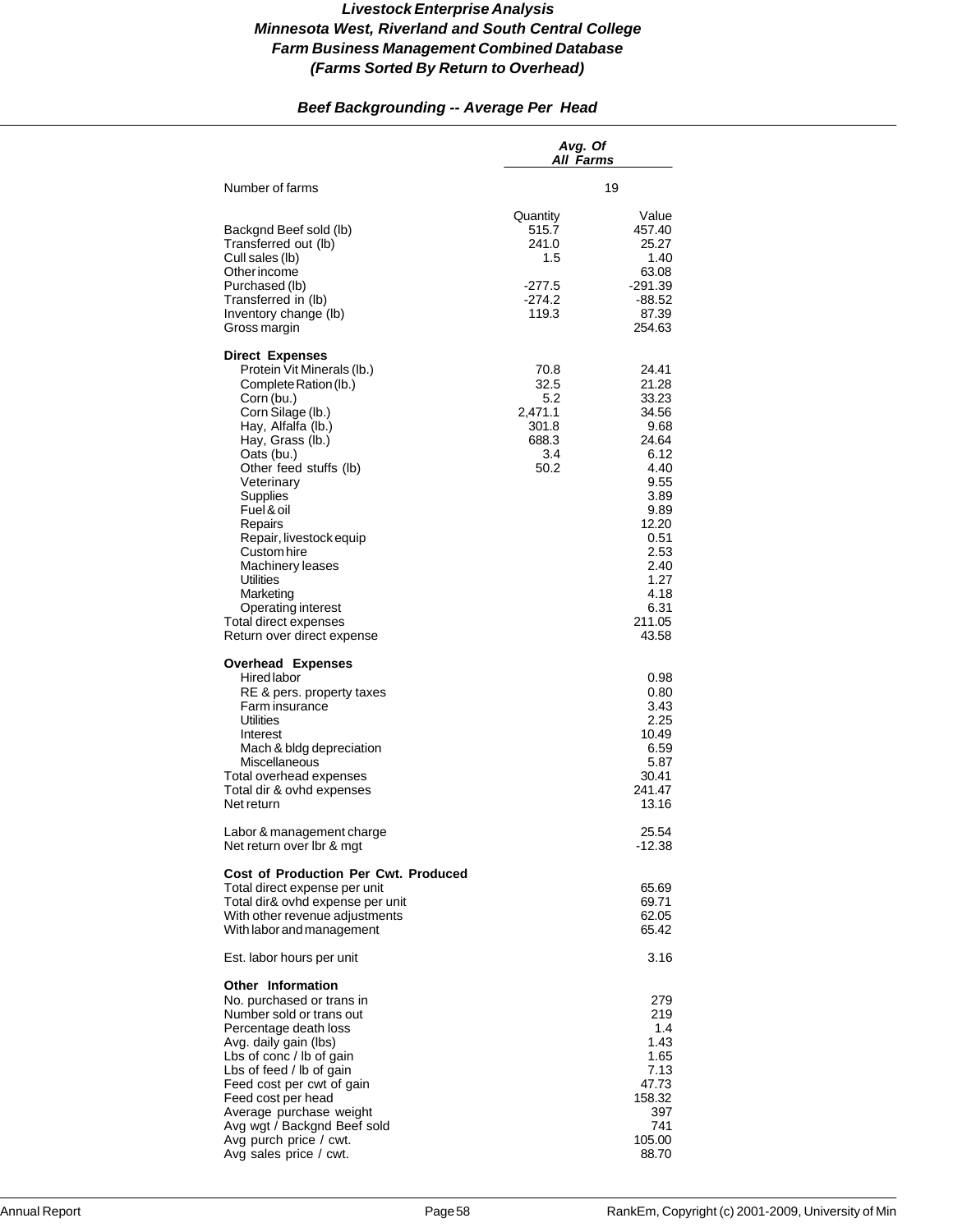# Livestock Enterprise Analysis
# Minnesota West, Riverland and South Central College
# Farm Business Management Combined Database
# (Farms Sorted By Return to Overhead)

## Beef Backgrounding -- Average Per Head

| | Avg. Of All Farms | |
|---|---|---|
| Number of farms | | 19 |
| | Quantity | Value |
| Backgnd Beef sold (lb) | 515.7 | 457.40 |
| Transferred out (lb) | 241.0 | 25.27 |
| Cull sales (lb) | 1.5 | 1.40 |
| Other income | | 63.08 |
| Purchased (lb) | -277.5 | -291.39 |
| Transferred in (lb) | -274.2 | -88.52 |
| Inventory change (lb) | 119.3 | 87.39 |
| Gross margin | | 254.63 |
| **Direct Expenses** | | |
| Protein Vit Minerals (lb.) | 70.8 | 24.41 |
| Complete Ration (lb.) | 32.5 | 21.28 |
| Corn (bu.) | 5.2 | 33.23 |
| Corn Silage (lb.) | 2,471.1 | 34.56 |
| Hay, Alfalfa (lb.) | 301.8 | 9.68 |
| Hay, Grass (lb.) | 688.3 | 24.64 |
| Oats (bu.) | 3.4 | 6.12 |
| Other feed stuffs (lb) | 50.2 | 4.40 |
| Veterinary | | 9.55 |
| Supplies | | 3.89 |
| Fuel & oil | | 9.89 |
| Repairs | | 12.20 |
| Repair, livestock equip | | 0.51 |
| Custom hire | | 2.53 |
| Machinery leases | | 2.40 |
| Utilities | | 1.27 |
| Marketing | | 4.18 |
| Operating interest | | 6.31 |
| Total direct expenses | | 211.05 |
| Return over direct expense | | 43.58 |
| **Overhead Expenses** | | |
| Hired labor | | 0.98 |
| RE & pers. property taxes | | 0.80 |
| Farm insurance | | 3.43 |
| Utilities | | 2.25 |
| Interest | | 10.49 |
| Mach & bldg depreciation | | 6.59 |
| Miscellaneous | | 5.87 |
| Total overhead expenses | | 30.41 |
| Total dir & ovhd expenses | | 241.47 |
| Net return | | 13.16 |
| Labor & management charge | | 25.54 |
| Net return over lbr & mgt | | -12.38 |
| **Cost of Production Per Cwt. Produced** | | |
| Total direct expense per unit | | 65.69 |
| Total dir& ovhd expense per unit | | 69.71 |
| With other revenue adjustments | | 62.05 |
| With labor and management | | 65.42 |
| Est. labor hours per unit | | 3.16 |
| **Other Information** | | |
| No. purchased or trans in | | 279 |
| Number sold or trans out | | 219 |
| Percentage death loss | | 1.4 |
| Avg. daily gain (lbs) | | 1.43 |
| Lbs of conc / lb of gain | | 1.65 |
| Lbs of feed / lb of gain | | 7.13 |
| Feed cost per cwt of gain | | 47.73 |
| Feed cost per head | | 158.32 |
| Average purchase weight | | 397 |
| Avg wgt / Backgnd Beef sold | | 741 |
| Avg purch price / cwt. | | 105.00 |
| Avg sales price / cwt. | | 88.70 |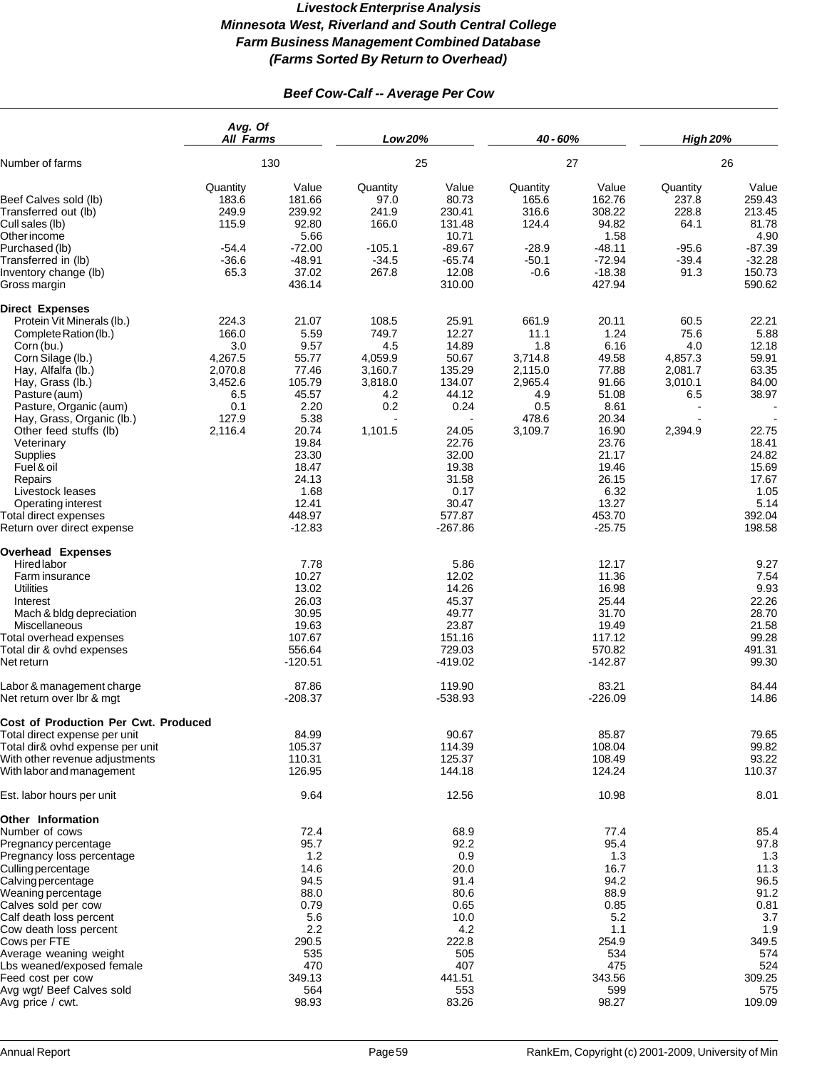## *Livestock Enterprise Analysis*
## *Minnesota West, Riverland and South Central College*
## *Farm Business Management Combined Database*
## *(Farms Sorted By Return to Overhead)*

### *Beef Cow-Calf -- Average Per Cow*

| | *Avg. Of All Farms* | | *Low 20%* | | *40 - 60%* | | *High 20%* | |
|---|---|---|---|---|---|---|---|---|
| Number of farms | 130 | | 25 | | 27 | | 26 | |
| | Quantity | Value | Quantity | Value | Quantity | Value | Quantity | Value |
| Beef Calves sold (lb) | 183.6 | 181.66 | 97.0 | 80.73 | 165.6 | 162.76 | 237.8 | 259.43 |
| Transferred out (lb) | 249.9 | 239.92 | 241.9 | 230.41 | 316.6 | 308.22 | 228.8 | 213.45 |
| Cull sales (lb) | 115.9 | 92.80 | 166.0 | 131.48 | 124.4 | 94.82 | 64.1 | 81.78 |
| Other income | | 5.66 | | 10.71 | | 1.58 | | 4.90 |
| Purchased (lb) | -54.4 | -72.00 | -105.1 | -89.67 | -28.9 | -48.11 | -95.6 | -87.39 |
| Transferred in (lb) | -36.6 | -48.91 | -34.5 | -65.74 | -50.1 | -72.94 | -39.4 | -32.28 |
| Inventory change (lb) | 65.3 | 37.02 | 267.8 | 12.08 | -0.6 | -18.38 | 91.3 | 150.73 |
| Gross margin | | 436.14 | | 310.00 | | 427.94 | | 590.62 |
| **Direct Expenses** | | | | | | | | |
| Protein Vit Minerals (lb.) | 224.3 | 21.07 | 108.5 | 25.91 | 661.9 | 20.11 | 60.5 | 22.21 |
| Complete Ration (lb.) | 166.0 | 5.59 | 749.7 | 12.27 | 11.1 | 1.24 | 75.6 | 5.88 |
| Corn (bu.) | 3.0 | 9.57 | 4.5 | 14.89 | 1.8 | 6.16 | 4.0 | 12.18 |
| Corn Silage (lb.) | 4,267.5 | 55.77 | 4,059.9 | 50.67 | 3,714.8 | 49.58 | 4,857.3 | 59.91 |
| Hay, Alfalfa (lb.) | 2,070.8 | 77.46 | 3,160.7 | 135.29 | 2,115.0 | 77.88 | 2,081.7 | 63.35 |
| Hay, Grass (lb.) | 3,452.6 | 105.79 | 3,818.0 | 134.07 | 2,965.4 | 91.66 | 3,010.1 | 84.00 |
| Pasture (aum) | 6.5 | 45.57 | 4.2 | 44.12 | 4.9 | 51.08 | 6.5 | 38.97 |
| Pasture, Organic (aum) | 0.1 | 2.20 | 0.2 | 0.24 | 0.5 | 8.61 | - | - |
| Hay, Grass, Organic (lb.) | 127.9 | 5.38 | - | - | 478.6 | 20.34 | - | - |
| Other feed stuffs (lb) | 2,116.4 | 20.74 | 1,101.5 | 24.05 | 3,109.7 | 16.90 | 2,394.9 | 22.75 |
| Veterinary | | 19.84 | | 22.76 | | 23.76 | | 18.41 |
| Supplies | | 23.30 | | 32.00 | | 21.17 | | 24.82 |
| Fuel & oil | | 18.47 | | 19.38 | | 19.46 | | 15.69 |
| Repairs | | 24.13 | | 31.58 | | 26.15 | | 17.67 |
| Livestock leases | | 1.68 | | 0.17 | | 6.32 | | 1.05 |
| Operating interest | | 12.41 | | 30.47 | | 13.27 | | 5.14 |
| Total direct expenses | | 448.97 | | 577.87 | | 453.70 | | 392.04 |
| Return over direct expense | | -12.83 | | -267.86 | | -25.75 | | 198.58 |
| **Overhead Expenses** | | | | | | | | |
| Hired labor | | 7.78 | | 5.86 | | 12.17 | | 9.27 |
| Farm insurance | | 10.27 | | 12.02 | | 11.36 | | 7.54 |
| Utilities | | 13.02 | | 14.26 | | 16.98 | | 9.93 |
| Interest | | 26.03 | | 45.37 | | 25.44 | | 22.26 |
| Mach & bldg depreciation | | 30.95 | | 49.77 | | 31.70 | | 28.70 |
| Miscellaneous | | 19.63 | | 23.87 | | 19.49 | | 21.58 |
| Total overhead expenses | | 107.67 | | 151.16 | | 117.12 | | 99.28 |
| Total dir & ovhd expenses | | 556.64 | | 729.03 | | 570.82 | | 491.31 |
| Net return | | -120.51 | | -419.02 | | -142.87 | | 99.30 |
| Labor & management charge | | 87.86 | | 119.90 | | 83.21 | | 84.44 |
| Net return over lbr & mgt | | -208.37 | | -538.93 | | -226.09 | | 14.86 |
| **Cost of Production Per Cwt. Produced** | | | | | | | | |
| Total direct expense per unit | | 84.99 | | 90.67 | | 85.87 | | 79.65 |
| Total dir& ovhd expense per unit | | 105.37 | | 114.39 | | 108.04 | | 99.82 |
| With other revenue adjustments | | 110.31 | | 125.37 | | 108.49 | | 93.22 |
| With labor and management | | 126.95 | | 144.18 | | 124.24 | | 110.37 |
| Est. labor hours per unit | | 9.64 | | 12.56 | | 10.98 | | 8.01 |
| **Other Information** | | | | | | | | |
| Number of cows | | 72.4 | | 68.9 | | 77.4 | | 85.4 |
| Pregnancy percentage | | 95.7 | | 92.2 | | 95.4 | | 97.8 |
| Pregnancy loss percentage | | 1.2 | | 0.9 | | 1.3 | | 1.3 |
| Culling percentage | | 14.6 | | 20.0 | | 16.7 | | 11.3 |
| Calving percentage | | 94.5 | | 91.4 | | 94.2 | | 96.5 |
| Weaning percentage | | 88.0 | | 80.6 | | 88.9 | | 91.2 |
| Calves sold per cow | | 0.79 | | 0.65 | | 0.85 | | 0.81 |
| Calf death loss percent | | 5.6 | | 10.0 | | 5.2 | | 3.7 |
| Cow death loss percent | | 2.2 | | 4.2 | | 1.1 | | 1.9 |
| Cows per FTE | | 290.5 | | 222.8 | | 254.9 | | 349.5 |
| Average weaning weight | | 535 | | 505 | | 534 | | 574 |
| Lbs weaned/exposed female | | 470 | | 407 | | 475 | | 524 |
| Feed cost per cow | | 349.13 | | 441.51 | | 343.56 | | 309.25 |
| Avg wgt/ Beef Calves sold | | 564 | | 553 | | 599 | | 575 |
| Avg price / cwt. | | 98.93 | | 83.26 | | 98.27 | | 109.09 |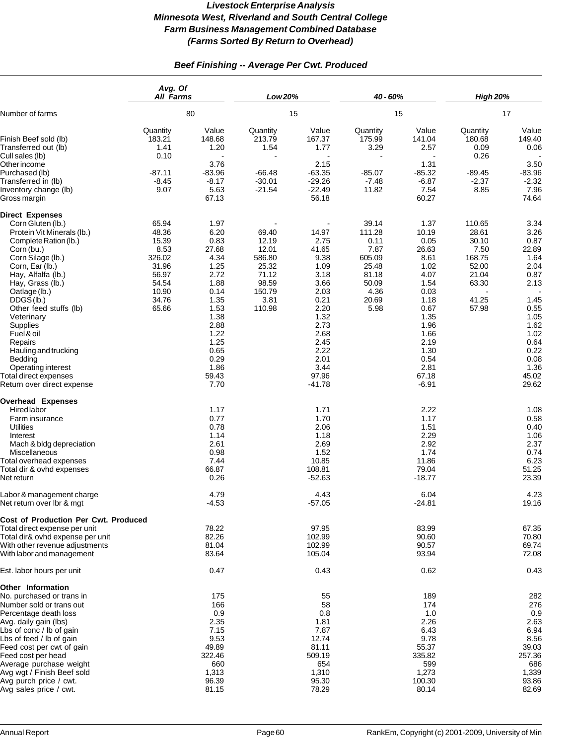# *Livestock Enterprise Analysis*
# *Minnesota West, Riverland and South Central College*
# *Farm Business Management Combined Database*
# *(Farms Sorted By Return to Overhead)*

## *Beef Finishing -- Average Per Cwt. Produced*

| | *Avg. Of All Farms* | | *Low 20%* | | *40 - 60%* | | *High 20%* | |
|---|---|---|---|---|---|---|---|---|
| Number of farms | 80 | | 15 | | 15 | | 17 | |
| | Quantity | Value | Quantity | Value | Quantity | Value | Quantity | Value |
| Finish Beef sold (lb) | 183.21 | 148.68 | 213.79 | 167.37 | 175.99 | 141.04 | 180.68 | 149.40 |
| Transferred out (lb) | 1.41 | 1.20 | 1.54 | 1.77 | 3.29 | 2.57 | 0.09 | 0.06 |
| Cull sales (lb) | 0.10 | - | - | - | - | - | 0.26 | - |
| Other income | | 3.76 | | 2.15 | | 1.31 | | 3.50 |
| Purchased (lb) | -87.11 | -83.96 | -66.48 | -63.35 | -85.07 | -85.32 | -89.45 | -83.96 |
| Transferred in (lb) | -8.45 | -8.17 | -30.01 | -29.26 | -7.48 | -6.87 | -2.37 | -2.32 |
| Inventory change (lb) | 9.07 | 5.63 | -21.54 | -22.49 | 11.82 | 7.54 | 8.85 | 7.96 |
| Gross margin | | 67.13 | | 56.18 | | 60.27 | | 74.64 |
| **Direct Expenses** | | | | | | | | |
| Corn Gluten (lb.) | 65.94 | 1.97 | - | - | 39.14 | 1.37 | 110.65 | 3.34 |
| Protein Vit Minerals (lb.) | 48.36 | 6.20 | 69.40 | 14.97 | 111.28 | 10.19 | 28.61 | 3.26 |
| Complete Ration (lb.) | 15.39 | 0.83 | 12.19 | 2.75 | 0.11 | 0.05 | 30.10 | 0.87 |
| Corn (bu.) | 8.53 | 27.68 | 12.01 | 41.65 | 7.87 | 26.63 | 7.50 | 22.89 |
| Corn Silage (lb.) | 326.02 | 4.34 | 586.80 | 9.38 | 605.09 | 8.61 | 168.75 | 1.64 |
| Corn, Ear (lb.) | 31.96 | 1.25 | 25.32 | 1.09 | 25.48 | 1.02 | 52.00 | 2.04 |
| Hay, Alfalfa (lb.) | 56.97 | 2.72 | 71.12 | 3.18 | 81.18 | 4.07 | 21.04 | 0.87 |
| Hay, Grass (lb.) | 54.54 | 1.88 | 98.59 | 3.66 | 50.09 | 1.54 | 63.30 | 2.13 |
| Oatlage (lb.) | 10.90 | 0.14 | 150.79 | 2.03 | 4.36 | 0.03 | - | - |
| DDGS (lb.) | 34.76 | 1.35 | 3.81 | 0.21 | 20.69 | 1.18 | 41.25 | 1.45 |
| Other feed stuffs (lb) | 65.66 | 1.53 | 110.98 | 2.20 | 5.98 | 0.67 | 57.98 | 0.55 |
| Veterinary | | 1.38 | | 1.32 | | 1.35 | | 1.05 |
| Supplies | | 2.88 | | 2.73 | | 1.96 | | 1.62 |
| Fuel & oil | | 1.22 | | 2.68 | | 1.66 | | 1.02 |
| Repairs | | 1.25 | | 2.45 | | 2.19 | | 0.64 |
| Hauling and trucking | | 0.65 | | 2.22 | | 1.30 | | 0.22 |
| Bedding | | 0.29 | | 2.01 | | 0.54 | | 0.08 |
| Operating interest | | 1.86 | | 3.44 | | 2.81 | | 1.36 |
| Total direct expenses | | 59.43 | | 97.96 | | 67.18 | | 45.02 |
| Return over direct expense | | 7.70 | | -41.78 | | -6.91 | | 29.62 |
| **Overhead Expenses** | | | | | | | | |
| Hired labor | | 1.17 | | 1.71 | | 2.22 | | 1.08 |
| Farm insurance | | 0.77 | | 1.70 | | 1.17 | | 0.58 |
| Utilities | | 0.78 | | 2.06 | | 1.51 | | 0.40 |
| Interest | | 1.14 | | 1.18 | | 2.29 | | 1.06 |
| Mach & bldg depreciation | | 2.61 | | 2.69 | | 2.92 | | 2.37 |
| Miscellaneous | | 0.98 | | 1.52 | | 1.74 | | 0.74 |
| Total overhead expenses | | 7.44 | | 10.85 | | 11.86 | | 6.23 |
| Total dir & ovhd expenses | | 66.87 | | 108.81 | | 79.04 | | 51.25 |
| Net return | | 0.26 | | -52.63 | | -18.77 | | 23.39 |
| Labor & management charge | | 4.79 | | 4.43 | | 6.04 | | 4.23 |
| Net return over lbr & mgt | | -4.53 | | -57.05 | | -24.81 | | 19.16 |
| **Cost of Production Per Cwt. Produced** | | | | | | | | |
| Total direct expense per unit | | 78.22 | | 97.95 | | 83.99 | | 67.35 |
| Total dir& ovhd expense per unit | | 82.26 | | 102.99 | | 90.60 | | 70.80 |
| With other revenue adjustments | | 81.04 | | 102.99 | | 90.57 | | 69.74 |
| With labor and management | | 83.64 | | 105.04 | | 93.94 | | 72.08 |
| Est. labor hours per unit | | 0.47 | | 0.43 | | 0.62 | | 0.43 |
| **Other Information** | | | | | | | | |
| No. purchased or trans in | | 175 | | 55 | | 189 | | 282 |
| Number sold or trans out | | 166 | | 58 | | 174 | | 276 |
| Percentage death loss | | 0.9 | | 0.8 | | 1.0 | | 0.9 |
| Avg. daily gain (lbs) | | 2.35 | | 1.81 | | 2.26 | | 2.63 |
| Lbs of conc / lb of gain | | 7.15 | | 7.87 | | 6.43 | | 6.94 |
| Lbs of feed / lb of gain | | 9.53 | | 12.74 | | 9.78 | | 8.56 |
| Feed cost per cwt of gain | | 49.89 | | 81.11 | | 55.37 | | 39.03 |
| Feed cost per head | | 322.46 | | 509.19 | | 335.82 | | 257.36 |
| Average purchase weight | | 660 | | 654 | | 599 | | 686 |
| Avg wgt / Finish Beef sold | | 1,313 | | 1,310 | | 1,273 | | 1,339 |
| Avg purch price / cwt. | | 96.39 | | 95.30 | | 100.30 | | 93.86 |
| Avg sales price / cwt. | | 81.15 | | 78.29 | | 80.14 | | 82.69 |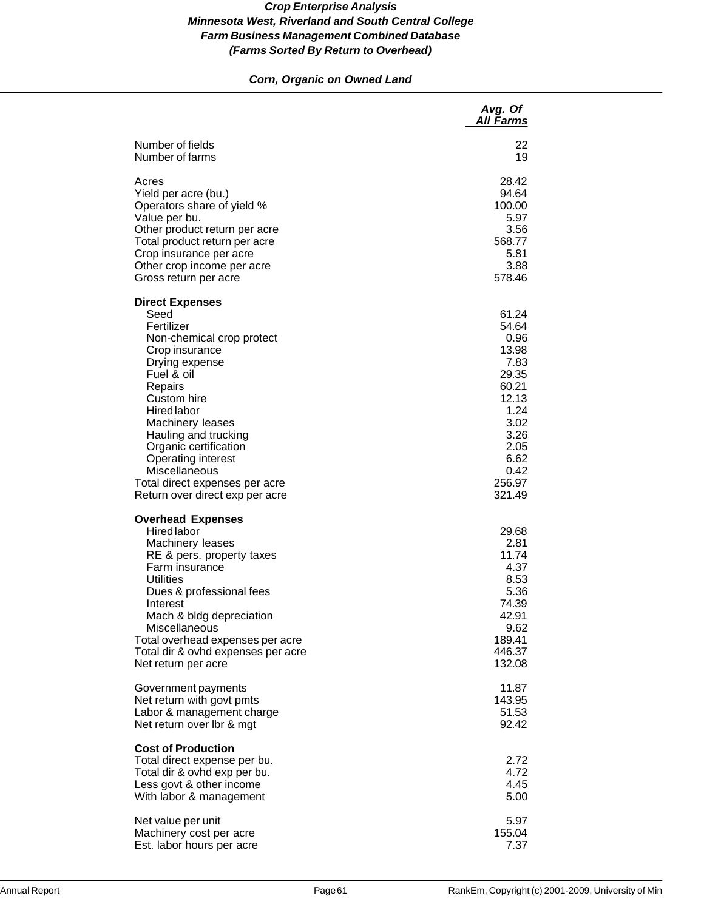***Crop Enterprise Analysis***
***Minnesota West, Riverland and South Central College***
***Farm Business Management Combined Database***
***(Farms Sorted By Return to Overhead)***

***Corn, Organic on Owned Land***

| | *Avg. Of All Farms* |
|---|---:|
| Number of fields | 22 |
| Number of farms | 19 |
| | |
| Acres | 28.42 |
| Yield per acre (bu.) | 94.64 |
| Operators share of yield % | 100.00 |
| Value per bu. | 5.97 |
| Other product return per acre | 3.56 |
| Total product return per acre | 568.77 |
| Crop insurance per acre | 5.81 |
| Other crop income per acre | 3.88 |
| Gross return per acre | 578.46 |
| | |
| **Direct Expenses** | |
| Seed | 61.24 |
| Fertilizer | 54.64 |
| Non-chemical crop protect | 0.96 |
| Crop insurance | 13.98 |
| Drying expense | 7.83 |
| Fuel & oil | 29.35 |
| Repairs | 60.21 |
| Custom hire | 12.13 |
| Hired labor | 1.24 |
| Machinery leases | 3.02 |
| Hauling and trucking | 3.26 |
| Organic certification | 2.05 |
| Operating interest | 6.62 |
| Miscellaneous | 0.42 |
| Total direct expenses per acre | 256.97 |
| Return over direct exp per acre | 321.49 |
| | |
| **Overhead Expenses** | |
| Hired labor | 29.68 |
| Machinery leases | 2.81 |
| RE & pers. property taxes | 11.74 |
| Farm insurance | 4.37 |
| Utilities | 8.53 |
| Dues & professional fees | 5.36 |
| Interest | 74.39 |
| Mach & bldg depreciation | 42.91 |
| Miscellaneous | 9.62 |
| Total overhead expenses per acre | 189.41 |
| Total dir & ovhd expenses per acre | 446.37 |
| Net return per acre | 132.08 |
| | |
| Government payments | 11.87 |
| Net return with govt pmts | 143.95 |
| Labor & management charge | 51.53 |
| Net return over lbr & mgt | 92.42 |
| | |
| **Cost of Production** | |
| Total direct expense per bu. | 2.72 |
| Total dir & ovhd exp per bu. | 4.72 |
| Less govt & other income | 4.45 |
| With labor & management | 5.00 |
| | |
| Net value per unit | 5.97 |
| Machinery cost per acre | 155.04 |
| Est. labor hours per acre | 7.37 |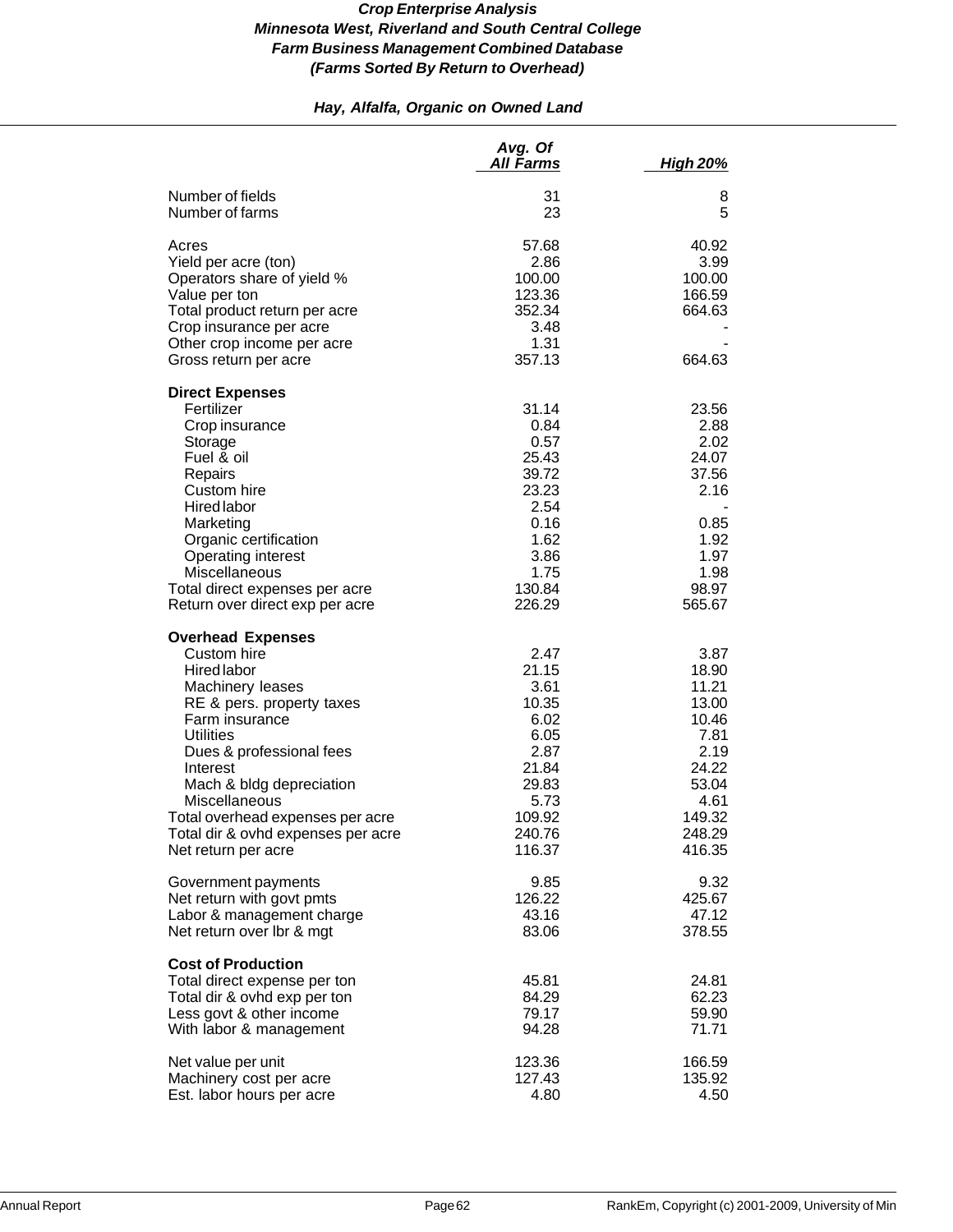# Crop Enterprise Analysis
## Minnesota West, Riverland and South Central College
## Farm Business Management Combined Database
## (Farms Sorted By Return to Overhead)

### Hay, Alfalfa, Organic on Owned Land

| | Avg. Of All Farms | High 20% |
|---|---|---|
| Number of fields | 31 | 8 |
| Number of farms | 23 | 5 |
| | | |
| Acres | 57.68 | 40.92 |
| Yield per acre (ton) | 2.86 | 3.99 |
| Operators share of yield % | 100.00 | 100.00 |
| Value per ton | 123.36 | 166.59 |
| Total product return per acre | 352.34 | 664.63 |
| Crop insurance per acre | 3.48 | - |
| Other crop income per acre | 1.31 | - |
| Gross return per acre | 357.13 | 664.63 |
| | | |
| **Direct Expenses** | | |
| Fertilizer | 31.14 | 23.56 |
| Crop insurance | 0.84 | 2.88 |
| Storage | 0.57 | 2.02 |
| Fuel & oil | 25.43 | 24.07 |
| Repairs | 39.72 | 37.56 |
| Custom hire | 23.23 | 2.16 |
| Hired labor | 2.54 | - |
| Marketing | 0.16 | 0.85 |
| Organic certification | 1.62 | 1.92 |
| Operating interest | 3.86 | 1.97 |
| Miscellaneous | 1.75 | 1.98 |
| Total direct expenses per acre | 130.84 | 98.97 |
| Return over direct exp per acre | 226.29 | 565.67 |
| | | |
| **Overhead Expenses** | | |
| Custom hire | 2.47 | 3.87 |
| Hired labor | 21.15 | 18.90 |
| Machinery leases | 3.61 | 11.21 |
| RE & pers. property taxes | 10.35 | 13.00 |
| Farm insurance | 6.02 | 10.46 |
| Utilities | 6.05 | 7.81 |
| Dues & professional fees | 2.87 | 2.19 |
| Interest | 21.84 | 24.22 |
| Mach & bldg depreciation | 29.83 | 53.04 |
| Miscellaneous | 5.73 | 4.61 |
| Total overhead expenses per acre | 109.92 | 149.32 |
| Total dir & ovhd expenses per acre | 240.76 | 248.29 |
| Net return per acre | 116.37 | 416.35 |
| | | |
| Government payments | 9.85 | 9.32 |
| Net return with govt pmts | 126.22 | 425.67 |
| Labor & management charge | 43.16 | 47.12 |
| Net return over lbr & mgt | 83.06 | 378.55 |
| | | |
| **Cost of Production** | | |
| Total direct expense per ton | 45.81 | 24.81 |
| Total dir & ovhd exp per ton | 84.29 | 62.23 |
| Less govt & other income | 79.17 | 59.90 |
| With labor & management | 94.28 | 71.71 |
| | | |
| Net value per unit | 123.36 | 166.59 |
| Machinery cost per acre | 127.43 | 135.92 |
| Est. labor hours per acre | 4.80 | 4.50 |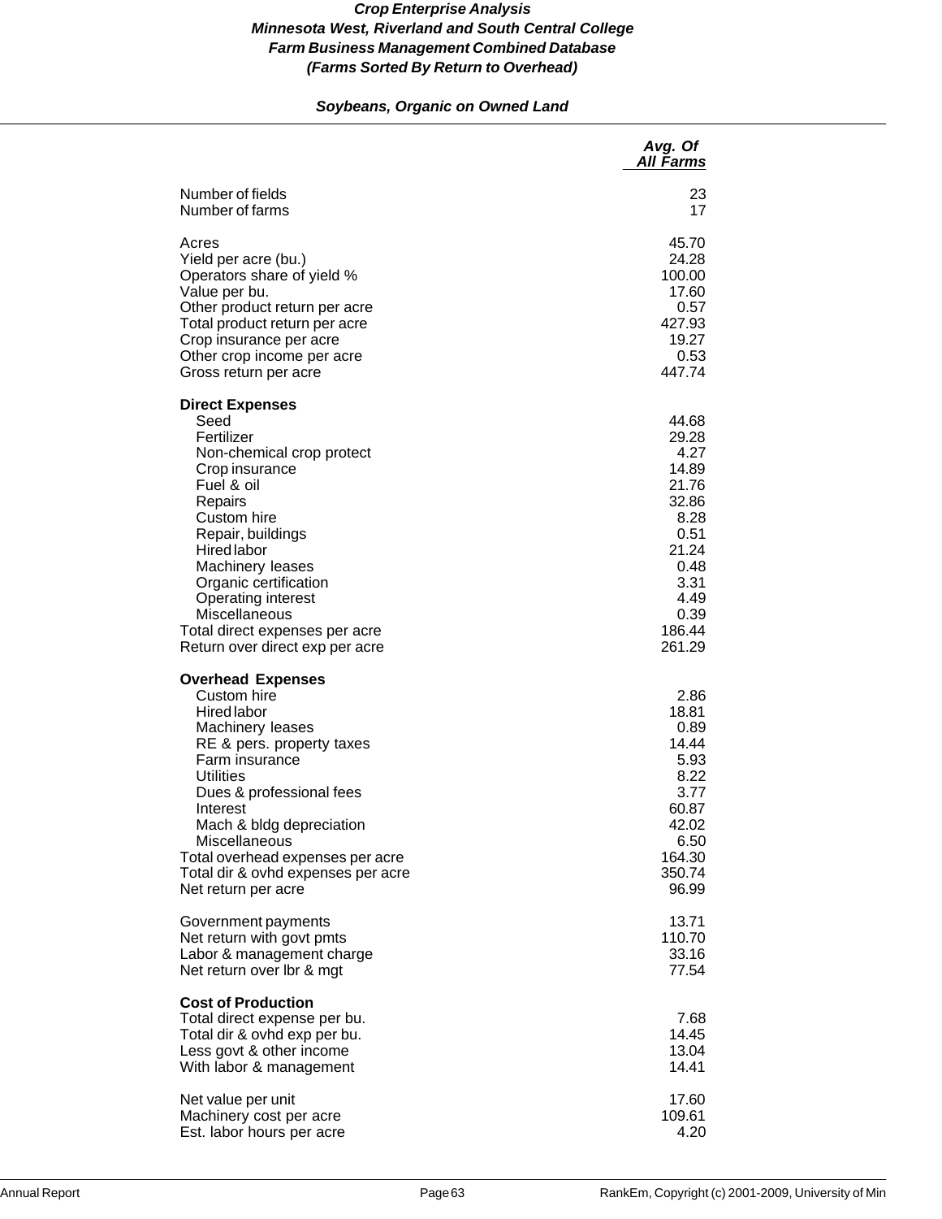***Crop Enterprise Analysis***
***Minnesota West, Riverland and South Central College***
***Farm Business Management Combined Database***
***(Farms Sorted By Return to Overhead)***

***Soybeans, Organic on Owned Land***

| | *Avg. Of All Farms* |
|---|---|
| Number of fields | 23 |
| Number of farms | 17 |
| | |
| Acres | 45.70 |
| Yield per acre (bu.) | 24.28 |
| Operators share of yield % | 100.00 |
| Value per bu. | 17.60 |
| Other product return per acre | 0.57 |
| Total product return per acre | 427.93 |
| Crop insurance per acre | 19.27 |
| Other crop income per acre | 0.53 |
| Gross return per acre | 447.74 |
| | |
| **Direct Expenses** | |
| Seed | 44.68 |
| Fertilizer | 29.28 |
| Non-chemical crop protect | 4.27 |
| Crop insurance | 14.89 |
| Fuel & oil | 21.76 |
| Repairs | 32.86 |
| Custom hire | 8.28 |
| Repair, buildings | 0.51 |
| Hired labor | 21.24 |
| Machinery leases | 0.48 |
| Organic certification | 3.31 |
| Operating interest | 4.49 |
| Miscellaneous | 0.39 |
| Total direct expenses per acre | 186.44 |
| Return over direct exp per acre | 261.29 |
| | |
| **Overhead Expenses** | |
| Custom hire | 2.86 |
| Hired labor | 18.81 |
| Machinery leases | 0.89 |
| RE & pers. property taxes | 14.44 |
| Farm insurance | 5.93 |
| Utilities | 8.22 |
| Dues & professional fees | 3.77 |
| Interest | 60.87 |
| Mach & bldg depreciation | 42.02 |
| Miscellaneous | 6.50 |
| Total overhead expenses per acre | 164.30 |
| Total dir & ovhd expenses per acre | 350.74 |
| Net return per acre | 96.99 |
| | |
| Government payments | 13.71 |
| Net return with govt pmts | 110.70 |
| Labor & management charge | 33.16 |
| Net return over lbr & mgt | 77.54 |
| | |
| **Cost of Production** | |
| Total direct expense per bu. | 7.68 |
| Total dir & ovhd exp per bu. | 14.45 |
| Less govt & other income | 13.04 |
| With labor & management | 14.41 |
| | |
| Net value per unit | 17.60 |
| Machinery cost per acre | 109.61 |
| Est. labor hours per acre | 4.20 |